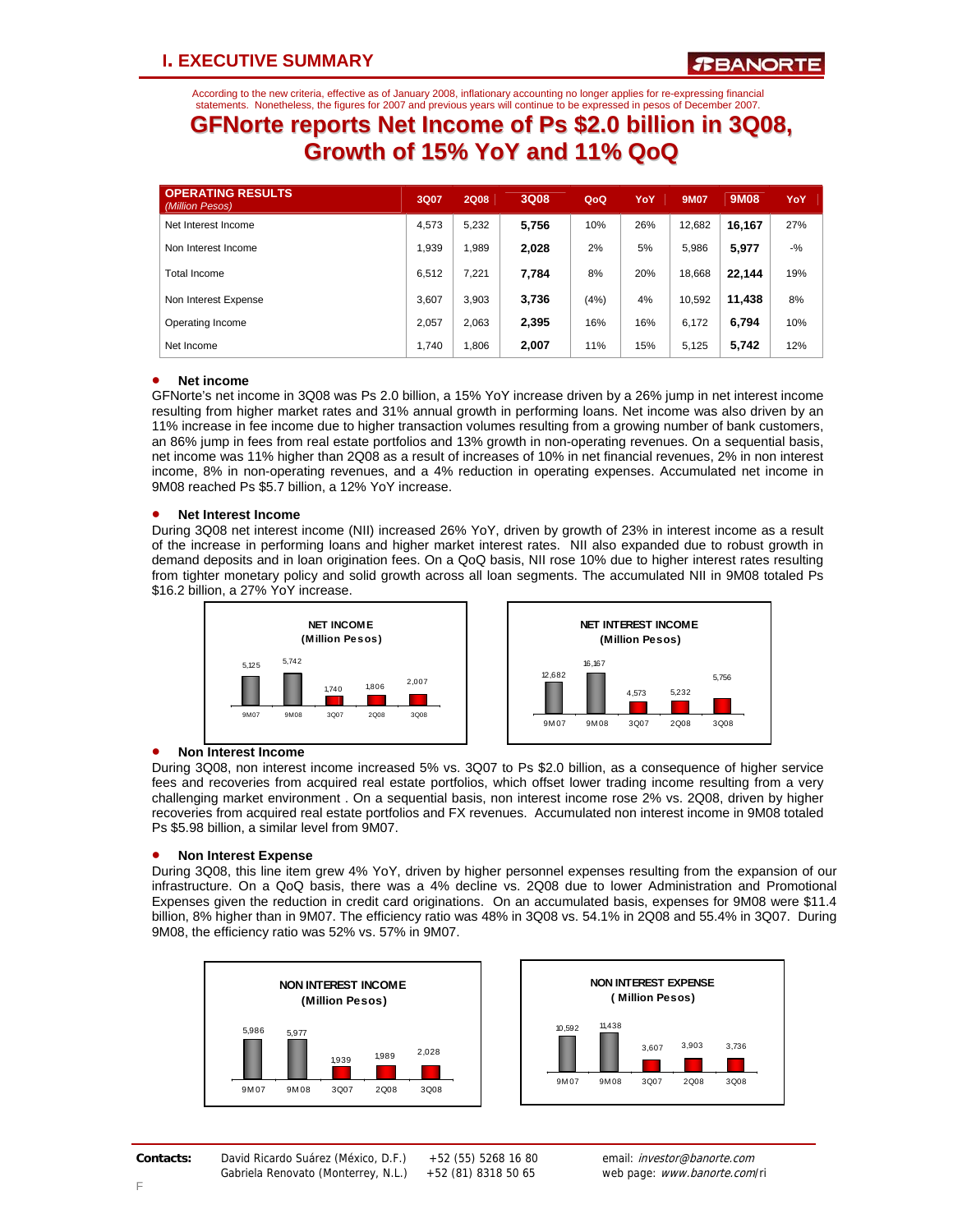# I. EXECUTIVE SUMMARY

According to the new criteria, effective as of January 2008, inflationary accounting no longer applies for re-expressing financial statements. Nonetheless, the figures for 2007 and previous years will continue to be expressed in pesos of December 2007.

## GFNorte reports Net Income of Ps $2.0 billion in 3Q08, Growth of 15% YoY and 11% QoQ

| OPERATING RESULTS *(Million Pesos)* | 3Q07 | 2Q08 | 3Q08 | QoQ | YoY | 9M07 | 9M08 | YoY |
|---|---|---|---|---|---|---|---|---|
| Net Interest Income | 4,573 | 5,232 | **5,756** | 10% | 26% | 12,682 | **16,167** | 27% |
| Non Interest Income | 1,939 | 1,989 | **2,028** | 2% | 5% | 5,986 | **5,977** | -% |
| Total Income | 6,512 | 7,221 | **7,784** | 8% | 20% | 18,668 | **22,144** | 19% |
| Non Interest Expense | 3,607 | 3,903 | **3,736** | (4%) | 4% | 10,592 | **11,438** | 8% |
| Operating Income | 2,057 | 2,063 | **2,395** | 16% | 16% | 6,172 | **6,794** | 10% |
| Net Income | 1,740 | 1,806 | **2,007** | 11% | 15% | 5,125 | **5,742** | 12% |

- **Net income**

GFNorte's net income in 3Q08 was Ps 2.0 billion, a 15% YoY increase driven by a 26% jump in net interest income resulting from higher market rates and 31% annual growth in performing loans. Net income was also driven by an 11% increase in fee income due to higher transaction volumes resulting from a growing number of bank customers, an 86% jump in fees from real estate portfolios and 13% growth in non-operating revenues. On a sequential basis, net income was 11% higher than 2Q08 as a result of increases of 10% in net financial revenues, 2% in non interest income, 8% in non-operating revenues, and a 4% reduction in operating expenses. Accumulated net income in 9M08 reached Ps $5.7 billion, a 12% YoY increase.

- **Net Interest Income**

During 3Q08 net interest income (NII) increased 26% YoY, driven by growth of 23% in interest income as a result of the increase in performing loans and higher market interest rates. NII also expanded due to robust growth in demand deposits and in loan origination fees. On a QoQ basis, NII rose 10% due to higher interest rates resulting from tighter monetary policy and solid growth across all loan segments. The accumulated NII in 9M08 totaled Ps $16.2 billion, a 27% YoY increase.

**NET INCOME (Million Pesos)**

| 9M07 | 9M08 | 3Q07 | 2Q08 | 3Q08 |
|---|---|---|---|---|
| 5,125 | 5,742 | 1,740 | 1806 | 2,007 |

**NET INTEREST INCOME (Million Pesos)**

| 9M07 | 9M08 | 3Q07 | 2Q08 | 3Q08 |
|---|---|---|---|---|
| 12,682 | 16,167 | 4,573 | 5,232 | 5,756 |

- **Non Interest Income**

During 3Q08, non interest income increased 5% vs. 3Q07 to Ps $2.0 billion, as a consequence of higher service fees and recoveries from acquired real estate portfolios, which offset lower trading income resulting from a very challenging market environment . On a sequential basis, non interest income rose 2% vs. 2Q08, driven by higher recoveries from acquired real estate portfolios and FX revenues. Accumulated non interest income in 9M08 totaled Ps $5.98 billion, a similar level from 9M07.

- **Non Interest Expense**

During 3Q08, this line item grew 4% YoY, driven by higher personnel expenses resulting from the expansion of our infrastructure. On a QoQ basis, there was a 4% decline vs. 2Q08 due to lower Administration and Promotional Expenses given the reduction in credit card originations. On an accumulated basis, expenses for 9M08 were $11.4 billion, 8% higher than in 9M07. The efficiency ratio was 48% in 3Q08 vs. 54.1% in 2Q08 and 55.4% in 3Q07. During 9M08, the efficiency ratio was 52% vs. 57% in 9M07.

**NON INTEREST INCOME (Million Pesos)**

| 9M07 | 9M08 | 3Q07 | 2Q08 | 3Q08 |
|---|---|---|---|---|
| 5,986 | 5,977 | 1,939 | 1,989 | 2,028 |

**NON INTEREST EXPENSE ( Million Pesos)**

| 9M07 | 9M08 | 3Q07 | 2Q08 | 3Q08 |
|---|---|---|---|---|
| 10,592 | 11,438 | 3,607 | 3,903 | 3,736 |

**Contacts:** David Ricardo Suárez (México, D.F.) +52 (55) 5268 16 80 email: *investor@banorte.com*
Gabriela Renovato (Monterrey, N.L.) +52 (81) 8318 50 65 web page: *www.banorte.com*/ri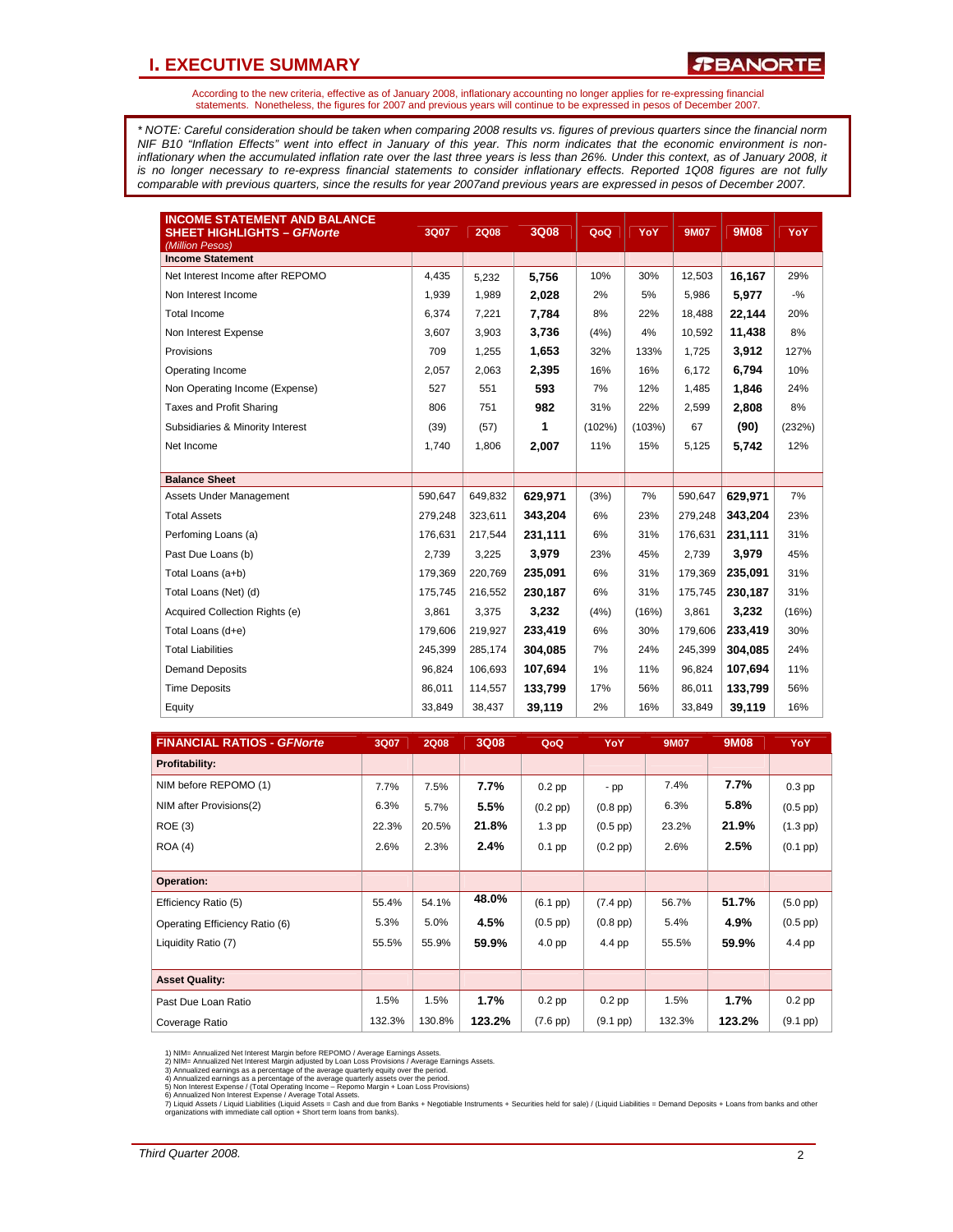## I. EXECUTIVE SUMMARY

According to the new criteria, effective as of January 2008, inflationary accounting no longer applies for re-expressing financial statements. Nonetheless, the figures for 2007 and previous years will continue to be expressed in pesos of December 2007.

*\* NOTE: Careful consideration should be taken when comparing 2008 results vs. figures of previous quarters since the financial norm NIF B10 "Inflation Effects" went into effect in January of this year. This norm indicates that the economic environment is non-inflationary when the accumulated inflation rate over the last three years is less than 26%. Under this context, as of January 2008, it is no longer necessary to re-express financial statements to consider inflationary effects. Reported 1Q08 figures are not fully comparable with previous quarters, since the results for year 2007and previous years are expressed in pesos of December 2007.*

| INCOME STATEMENT AND BALANCE SHEET HIGHLIGHTS – *GFNorte* *(Million Pesos)* | 3Q07 | 2Q08 | 3Q08 | QoQ | YoY | 9M07 | 9M08 | YoY |
|---|---|---|---|---|---|---|---|---|
| **Income Statement** | | | | | | | | |
| Net Interest Income after REPOMO | 4,435 | 5,232 | **5,756** | 10% | 30% | 12,503 | **16,167** | 29% |
| Non Interest Income | 1,939 | 1,989 | **2,028** | 2% | 5% | 5,986 | **5,977** | -% |
| Total Income | 6,374 | 7,221 | **7,784** | 8% | 22% | 18,488 | **22,144** | 20% |
| Non Interest Expense | 3,607 | 3,903 | **3,736** | (4%) | 4% | 10,592 | **11,438** | 8% |
| Provisions | 709 | 1,255 | **1,653** | 32% | 133% | 1,725 | **3,912** | 127% |
| Operating Income | 2,057 | 2,063 | **2,395** | 16% | 16% | 6,172 | **6,794** | 10% |
| Non Operating Income (Expense) | 527 | 551 | **593** | 7% | 12% | 1,485 | **1,846** | 24% |
| Taxes and Profit Sharing | 806 | 751 | **982** | 31% | 22% | 2,599 | **2,808** | 8% |
| Subsidiaries & Minority Interest | (39) | (57) | **1** | (102%) | (103%) | 67 | **(90)** | (232%) |
| Net Income | 1,740 | 1,806 | **2,007** | 11% | 15% | 5,125 | **5,742** | 12% |
| **Balance Sheet** | | | | | | | | |
| Assets Under Management | 590,647 | 649,832 | **629,971** | (3%) | 7% | 590,647 | **629,971** | 7% |
| Total Assets | 279,248 | 323,611 | **343,204** | 6% | 23% | 279,248 | **343,204** | 23% |
| Perfoming Loans (a) | 176,631 | 217,544 | **231,111** | 6% | 31% | 176,631 | **231,111** | 31% |
| Past Due Loans (b) | 2,739 | 3,225 | **3,979** | 23% | 45% | 2,739 | **3,979** | 45% |
| Total Loans (a+b) | 179,369 | 220,769 | **235,091** | 6% | 31% | 179,369 | **235,091** | 31% |
| Total Loans (Net) (d) | 175,745 | 216,552 | **230,187** | 6% | 31% | 175,745 | **230,187** | 31% |
| Acquired Collection Rights (e) | 3,861 | 3,375 | **3,232** | (4%) | (16%) | 3,861 | **3,232** | (16%) |
| Total Loans (d+e) | 179,606 | 219,927 | **233,419** | 6% | 30% | 179,606 | **233,419** | 30% |
| Total Liabilities | 245,399 | 285,174 | **304,085** | 7% | 24% | 245,399 | **304,085** | 24% |
| Demand Deposits | 96,824 | 106,693 | **107,694** | 1% | 11% | 96,824 | **107,694** | 11% |
| Time Deposits | 86,011 | 114,557 | **133,799** | 17% | 56% | 86,011 | **133,799** | 56% |
| Equity | 33,849 | 38,437 | **39,119** | 2% | 16% | 33,849 | **39,119** | 16% |

| FINANCIAL RATIOS - *GFNorte* | 3Q07 | 2Q08 | 3Q08 | QoQ | YoY | 9M07 | 9M08 | YoY |
|---|---|---|---|---|---|---|---|---|
| **Profitability:** | | | | | | | | |
| NIM before REPOMO (1) | 7.7% | 7.5% | **7.7%** | 0.2 pp | - pp | 7.4% | **7.7%** | 0.3 pp |
| NIM after Provisions(2) | 6.3% | 5.7% | **5.5%** | (0.2 pp) | (0.8 pp) | 6.3% | **5.8%** | (0.5 pp) |
| ROE (3) | 22.3% | 20.5% | **21.8%** | 1.3 pp | (0.5 pp) | 23.2% | **21.9%** | (1.3 pp) |
| ROA (4) | 2.6% | 2.3% | **2.4%** | 0.1 pp | (0.2 pp) | 2.6% | **2.5%** | (0.1 pp) |
| **Operation:** | | | | | | | | |
| Efficiency Ratio (5) | 55.4% | 54.1% | **48.0%** | (6.1 pp) | (7.4 pp) | 56.7% | **51.7%** | (5.0 pp) |
| Operating Efficiency Ratio (6) | 5.3% | 5.0% | **4.5%** | (0.5 pp) | (0.8 pp) | 5.4% | **4.9%** | (0.5 pp) |
| Liquidity Ratio (7) | 55.5% | 55.9% | **59.9%** | 4.0 pp | 4.4 pp | 55.5% | **59.9%** | 4.4 pp |
| **Asset Quality:** | | | | | | | | |
| Past Due Loan Ratio | 1.5% | 1.5% | **1.7%** | 0.2 pp | 0.2 pp | 1.5% | **1.7%** | 0.2 pp |
| Coverage Ratio | 132.3% | 130.8% | **123.2%** | (7.6 pp) | (9.1 pp) | 132.3% | **123.2%** | (9.1 pp) |

1) NIM= Annualized Net Interest Margin before REPOMO / Average Earnings Assets.
2) NIM= Annualized Net Interest Margin adjusted by Loan Loss Provisions / Average Earnings Assets.
3) Annualized earnings as a percentage of the average quarterly equity over the period.
4) Annualized earnings as a percentage of the average quarterly assets over the period.
5) Non Interest Expense / (Total Operating Income – Repomo Margin + Loan Loss Provisions)
6) Annualized Non Interest Expense / Average Total Assets.
7) Liquid Assets / Liquid Liabilities (Liquid Assets = Cash and due from Banks + Negotiable Instruments + Securities held for sale) / (Liquid Liabilities = Demand Deposits + Loans from banks and other organizations with immediate call option + Short term loans from banks).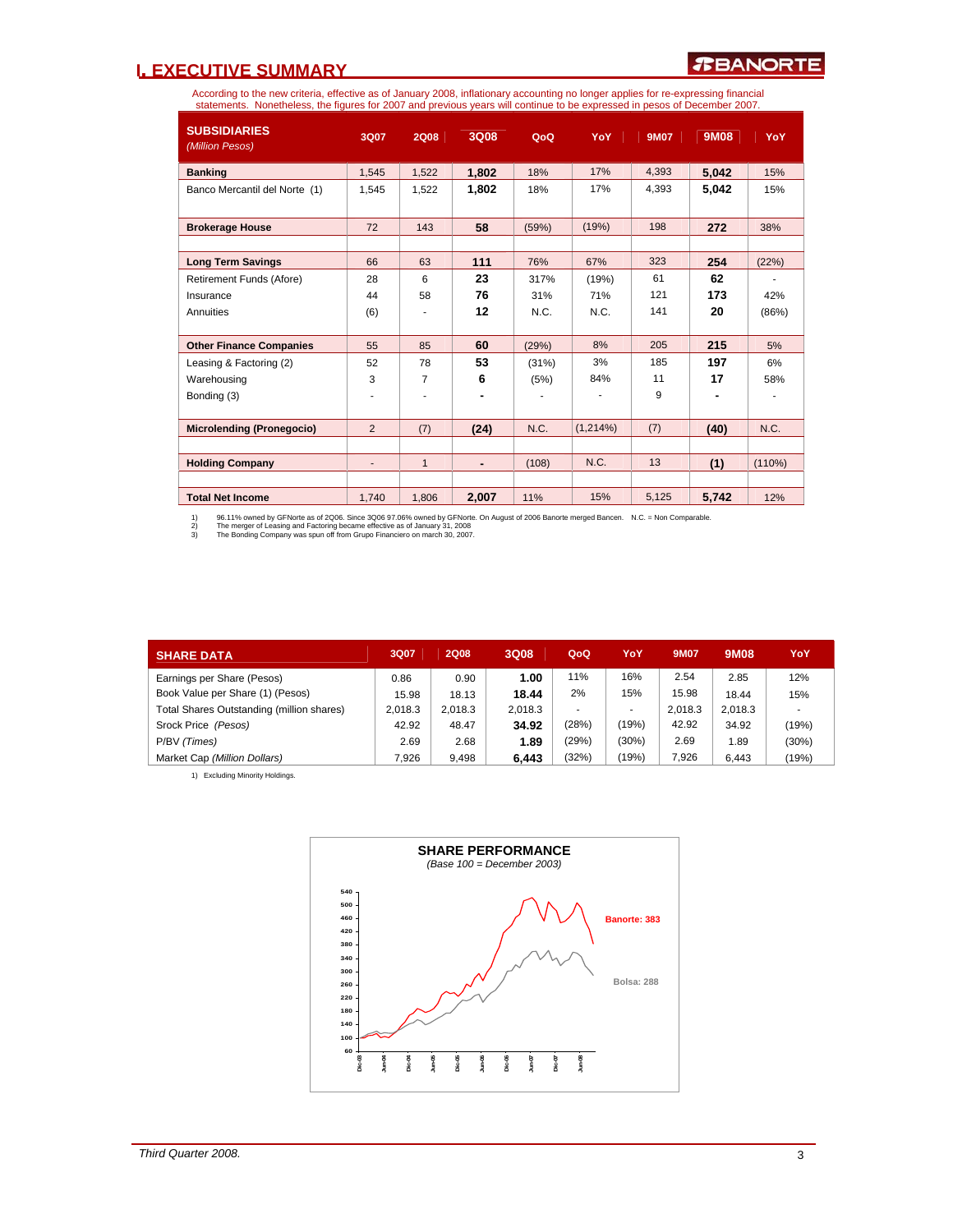# I. EXECUTIVE SUMMARY

According to the new criteria, effective as of January 2008, inflationary accounting no longer applies for re-expressing financial statements. Nonetheless, the figures for 2007 and previous years will continue to be expressed in pesos of December 2007.

| SUBSIDIARIES *(Million Pesos)* | 3Q07 | 2Q08 | 3Q08 | QoQ | YoY | 9M07 | 9M08 | YoY |
|---|---|---|---|---|---|---|---|---|
| **Banking** | 1,545 | 1,522 | **1,802** | 18% | 17% | 4,393 | **5,042** | 15% |
| Banco Mercantil del Norte (1) | 1,545 | 1,522 | **1,802** | 18% | 17% | 4,393 | **5,042** | 15% |
| **Brokerage House** | 72 | 143 | **58** | (59%) | (19%) | 198 | **272** | 38% |
| **Long Term Savings** | 66 | 63 | **111** | 76% | 67% | 323 | **254** | (22%) |
| Retirement Funds (Afore) | 28 | 6 | **23** | 317% | (19%) | 61 | **62** | - |
| Insurance | 44 | 58 | **76** | 31% | 71% | 121 | **173** | 42% |
| Annuities | (6) | - | **12** | N.C. | N.C. | 141 | **20** | (86%) |
| **Other Finance Companies** | 55 | 85 | **60** | (29%) | 8% | 205 | **215** | 5% |
| Leasing & Factoring (2) | 52 | 78 | **53** | (31%) | 3% | 185 | **197** | 6% |
| Warehousing | 3 | 7 | **6** | (5%) | 84% | 11 | **17** | 58% |
| Bonding (3) | - | - | **-** | - | - | 9 | **-** | - |
| **Microlending (Pronegocio)** | 2 | (7) | **(24)** | N.C. | (1,214%) | (7) | **(40)** | N.C. |
| **Holding Company** | - | 1 | **-** | (108) | N.C. | 13 | **(1)** | (110%) |
| **Total Net Income** | 1,740 | 1,806 | **2,007** | 11% | 15% | 5,125 | **5,742** | 12% |

1) 96.11% owned by GFNorte as of 2Q06. Since 3Q06 97.06% owned by GFNorte. On August of 2006 Banorte merged Bancen. N.C. = Non Comparable.
2) The merger of Leasing and Factoring became effective as of January 31, 2008
3) The Bonding Company was spun off from Grupo Financiero on march 30, 2007.

| SHARE DATA | 3Q07 | 2Q08 | 3Q08 | QoQ | YoY | 9M07 | 9M08 | YoY |
|---|---|---|---|---|---|---|---|---|
| Earnings per Share (Pesos) | 0.86 | 0.90 | **1.00** | 11% | 16% | 2.54 | 2.85 | 12% |
| Book Value per Share (1) (Pesos) | 15.98 | 18.13 | **18.44** | 2% | 15% | 15.98 | 18.44 | 15% |
| Total Shares Outstanding (million shares) | 2,018.3 | 2,018.3 | 2,018.3 | - | - | 2,018.3 | 2,018.3 | - |
| Srock Price *(Pesos)* | 42.92 | 48.47 | **34.92** | (28%) | (19%) | 42.92 | 34.92 | (19%) |
| P/BV *(Times)* | 2.69 | 2.68 | **1.89** | (29%) | (30%) | 2.69 | 1.89 | (30%) |
| Market Cap *(Million Dollars)* | 7,926 | 9,498 | **6,443** | (32%) | (19%) | 7,926 | 6,443 | (19%) |

1) Excluding Minority Holdings.

**SHARE PERFORMANCE**
*(Base 100 = December 2003)*

Banorte: 383
Bolsa: 288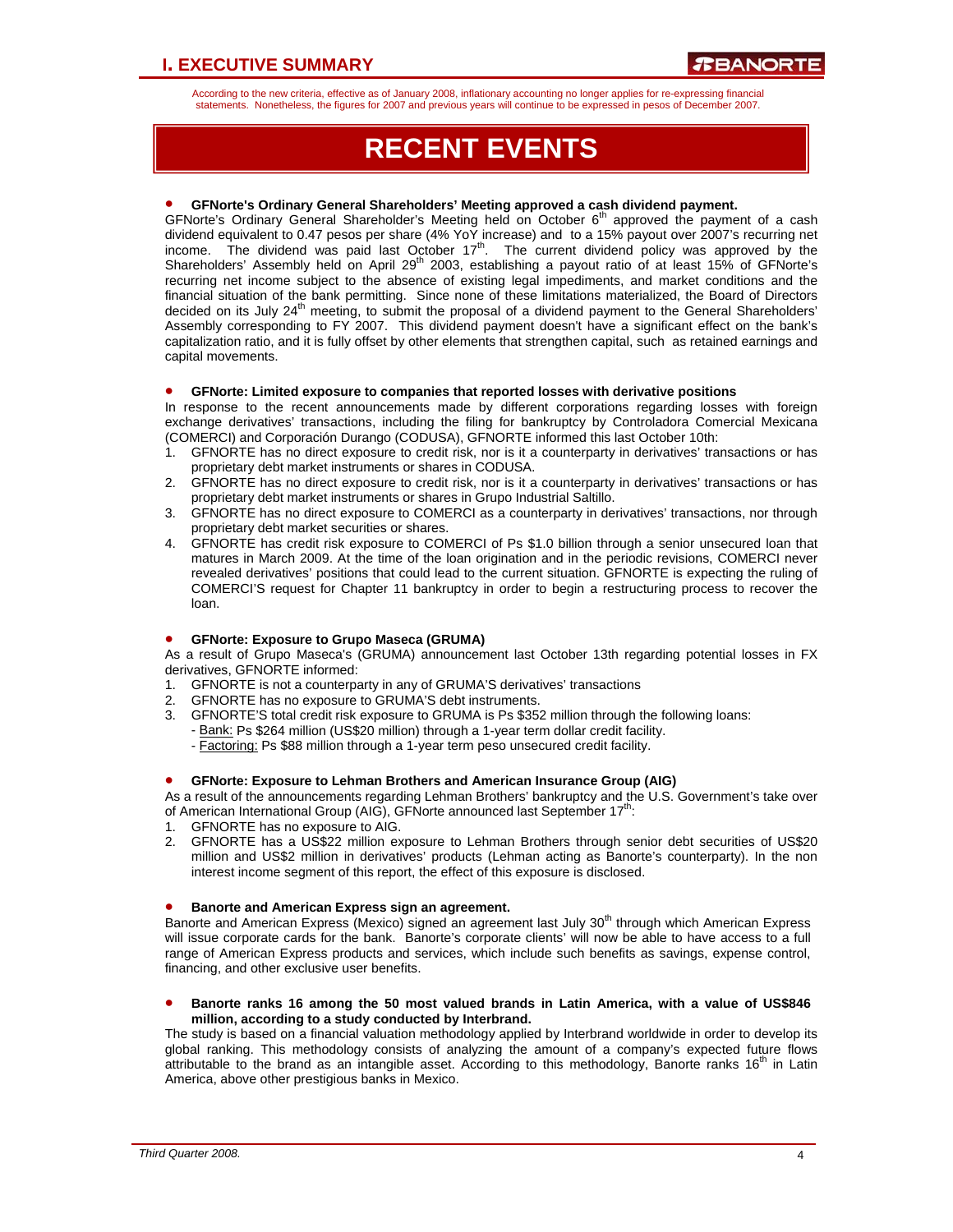According to the new criteria, effective as of January 2008, inflationary accounting no longer applies for re-expressing financial statements. Nonetheless, the figures for 2007 and previous years will continue to be expressed in pesos of December 2007.

# RECENT EVENTS

- **GFNorte's Ordinary General Shareholders' Meeting approved a cash dividend payment.**

GFNorte's Ordinary General Shareholder's Meeting held on October 6th approved the payment of a cash dividend equivalent to 0.47 pesos per share (4% YoY increase) and to a 15% payout over 2007's recurring net income. The dividend was paid last October 17th. The current dividend policy was approved by the Shareholders' Assembly held on April 29th 2003, establishing a payout ratio of at least 15% of GFNorte's recurring net income subject to the absence of existing legal impediments, and market conditions and the financial situation of the bank permitting. Since none of these limitations materialized, the Board of Directors decided on its July 24th meeting, to submit the proposal of a dividend payment to the General Shareholders' Assembly corresponding to FY 2007. This dividend payment doesn't have a significant effect on the bank's capitalization ratio, and it is fully offset by other elements that strengthen capital, such as retained earnings and capital movements.

- **GFNorte: Limited exposure to companies that reported losses with derivative positions**

In response to the recent announcements made by different corporations regarding losses with foreign exchange derivatives' transactions, including the filing for bankruptcy by Controladora Comercial Mexicana (COMERCI) and Corporación Durango (CODUSA), GFNORTE informed this last October 10th:

1. GFNORTE has no direct exposure to credit risk, nor is it a counterparty in derivatives' transactions or has proprietary debt market instruments or shares in CODUSA.
2. GFNORTE has no direct exposure to credit risk, nor is it a counterparty in derivatives' transactions or has proprietary debt market instruments or shares in Grupo Industrial Saltillo.
3. GFNORTE has no direct exposure to COMERCI as a counterparty in derivatives' transactions, nor through proprietary debt market securities or shares.
4. GFNORTE has credit risk exposure to COMERCI of Ps $1.0 billion through a senior unsecured loan that matures in March 2009. At the time of the loan origination and in the periodic revisions, COMERCI never revealed derivatives' positions that could lead to the current situation. GFNORTE is expecting the ruling of COMERCI'S request for Chapter 11 bankruptcy in order to begin a restructuring process to recover the loan.

- **GFNorte: Exposure to Grupo Maseca (GRUMA)**

As a result of Grupo Maseca's (GRUMA) announcement last October 13th regarding potential losses in FX derivatives, GFNORTE informed:

1. GFNORTE is not a counterparty in any of GRUMA'S derivatives' transactions
2. GFNORTE has no exposure to GRUMA'S debt instruments.
3. GFNORTE'S total credit risk exposure to GRUMA is Ps $352 million through the following loans:
   - Bank: Ps $264 million (US$20 million) through a 1-year term dollar credit facility.
   - Factoring: Ps $88 million through a 1-year term peso unsecured credit facility.

- **GFNorte: Exposure to Lehman Brothers and American Insurance Group (AIG)**

As a result of the announcements regarding Lehman Brothers' bankruptcy and the U.S. Government's take over of American International Group (AIG), GFNorte announced last September 17th:

1. GFNORTE has no exposure to AIG.
2. GFNORTE has a US$22 million exposure to Lehman Brothers through senior debt securities of US$20 million and US$2 million in derivatives' products (Lehman acting as Banorte's counterparty). In the non interest income segment of this report, the effect of this exposure is disclosed.

- **Banorte and American Express sign an agreement.**

Banorte and American Express (Mexico) signed an agreement last July 30th through which American Express will issue corporate cards for the bank. Banorte's corporate clients' will now be able to have access to a full range of American Express products and services, which include such benefits as savings, expense control, financing, and other exclusive user benefits.

- **Banorte ranks 16 among the 50 most valued brands in Latin America, with a value of US$846 million, according to a study conducted by Interbrand.**

The study is based on a financial valuation methodology applied by Interbrand worldwide in order to develop its global ranking. This methodology consists of analyzing the amount of a company's expected future flows attributable to the brand as an intangible asset. According to this methodology, Banorte ranks 16th in Latin America, above other prestigious banks in Mexico.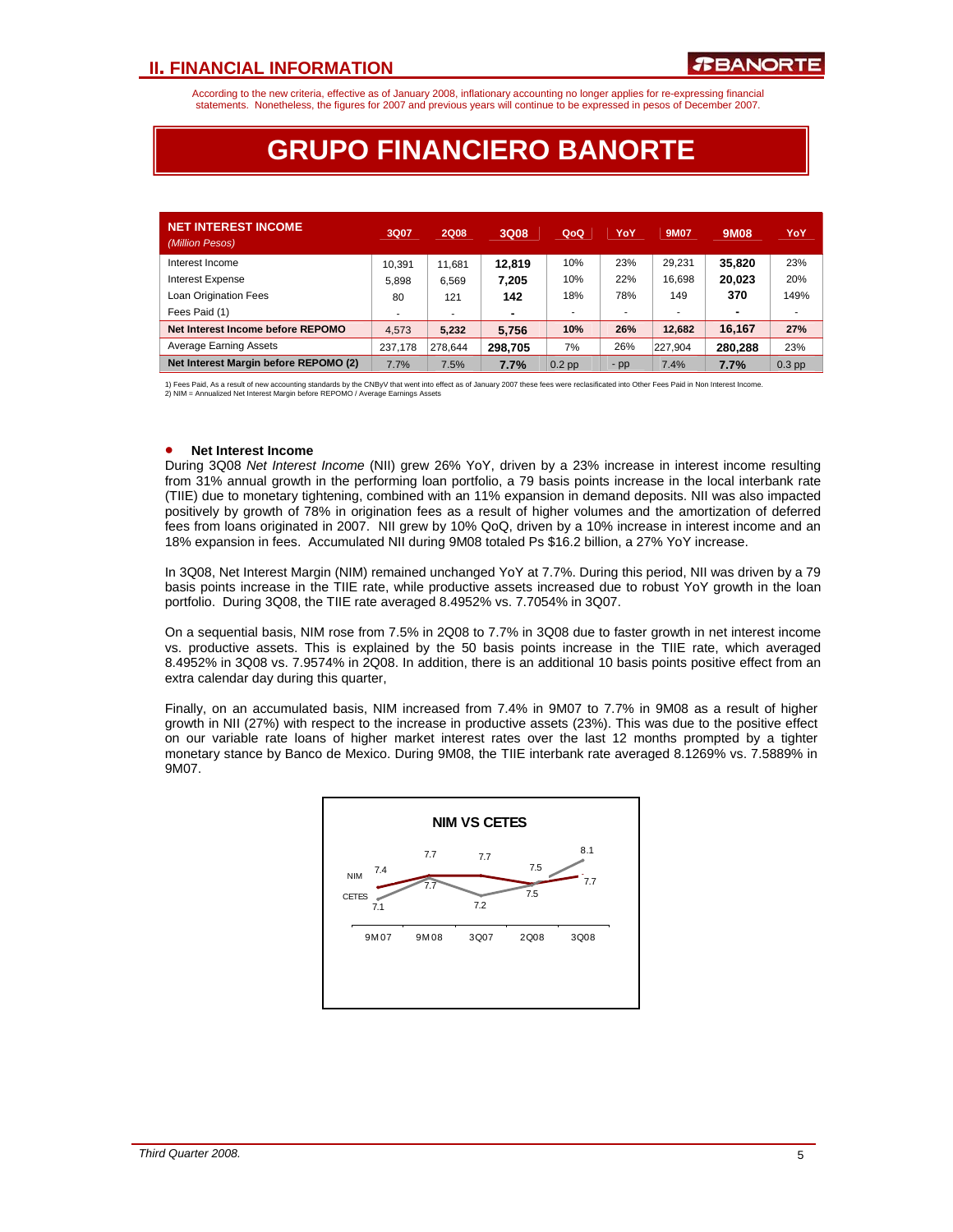## II. FINANCIAL INFORMATION

According to the new criteria, effective as of January 2008, inflationary accounting no longer applies for re-expressing financial statements. Nonetheless, the figures for 2007 and previous years will continue to be expressed in pesos of December 2007.

# GRUPO FINANCIERO BANORTE

| NET INTEREST INCOME *(Million Pesos)* | 3Q07 | 2Q08 | 3Q08 | QoQ | YoY | 9M07 | 9M08 | YoY |
|---|---|---|---|---|---|---|---|---|
| Interest Income | 10,391 | 11,681 | **12,819** | 10% | 23% | 29,231 | **35,820** | 23% |
| Interest Expense | 5,898 | 6,569 | **7,205** | 10% | 22% | 16,698 | **20,023** | 20% |
| Loan Origination Fees | 80 | 121 | **142** | 18% | 78% | 149 | **370** | 149% |
| Fees Paid (1) | - | - | **-** | - | - | - | **-** | - |
| **Net Interest Income before REPOMO** | 4,573 | **5,232** | **5,756** | **10%** | **26%** | **12,682** | **16,167** | **27%** |
| Average Earning Assets | 237,178 | 278,644 | **298,705** | 7% | 26% | 227,904 | **280,288** | 23% |
| **Net Interest Margin before REPOMO (2)** | 7.7% | 7.5% | **7.7%** | 0.2 pp | - pp | 7.4% | **7.7%** | 0.3 pp |

1) Fees Paid, As a result of new accounting standards by the CNByV that went into effect as of January 2007 these fees were reclasificated into Other Fees Paid in Non Interest Income.
2) NIM = Annualized Net Interest Margin before REPOMO / Average Earnings Assets

- **Net Interest Income**

During 3Q08 *Net Interest Income* (NII) grew 26% YoY, driven by a 23% increase in interest income resulting from 31% annual growth in the performing loan portfolio, a 79 basis points increase in the local interbank rate (TIIE) due to monetary tightening, combined with an 11% expansion in demand deposits. NII was also impacted positively by growth of 78% in origination fees as a result of higher volumes and the amortization of deferred fees from loans originated in 2007. NII grew by 10% QoQ, driven by a 10% increase in interest income and an 18% expansion in fees. Accumulated NII during 9M08 totaled Ps $16.2 billion, a 27% YoY increase.

In 3Q08, Net Interest Margin (NIM) remained unchanged YoY at 7.7%. During this period, NII was driven by a 79 basis points increase in the TIIE rate, while productive assets increased due to robust YoY growth in the loan portfolio. During 3Q08, the TIIE rate averaged 8.4952% vs. 7.7054% in 3Q07.

On a sequential basis, NIM rose from 7.5% in 2Q08 to 7.7% in 3Q08 due to faster growth in net interest income vs. productive assets. This is explained by the 50 basis points increase in the TIIE rate, which averaged 8.4952% in 3Q08 vs. 7.9574% in 2Q08. In addition, there is an additional 10 basis points positive effect from an extra calendar day during this quarter,

Finally, on an accumulated basis, NIM increased from 7.4% in 9M07 to 7.7% in 9M08 as a result of higher growth in NII (27%) with respect to the increase in productive assets (23%). This was due to the positive effect on our variable rate loans of higher market interest rates over the last 12 months prompted by a tighter monetary stance by Banco de Mexico. During 9M08, the TIIE interbank rate averaged 8.1269% vs. 7.5889% in 9M07.

**NIM VS CETES**

| | 9M07 | 9M08 | 3Q07 | 2Q08 | 3Q08 |
|---|---|---|---|---|---|
| NIM | 7.4 | 7.7 | 7.7 | 7.5 | 7.7 |
| CETES | 7.1 | 7.7 | 7.2 | 7.5 | 8.1 |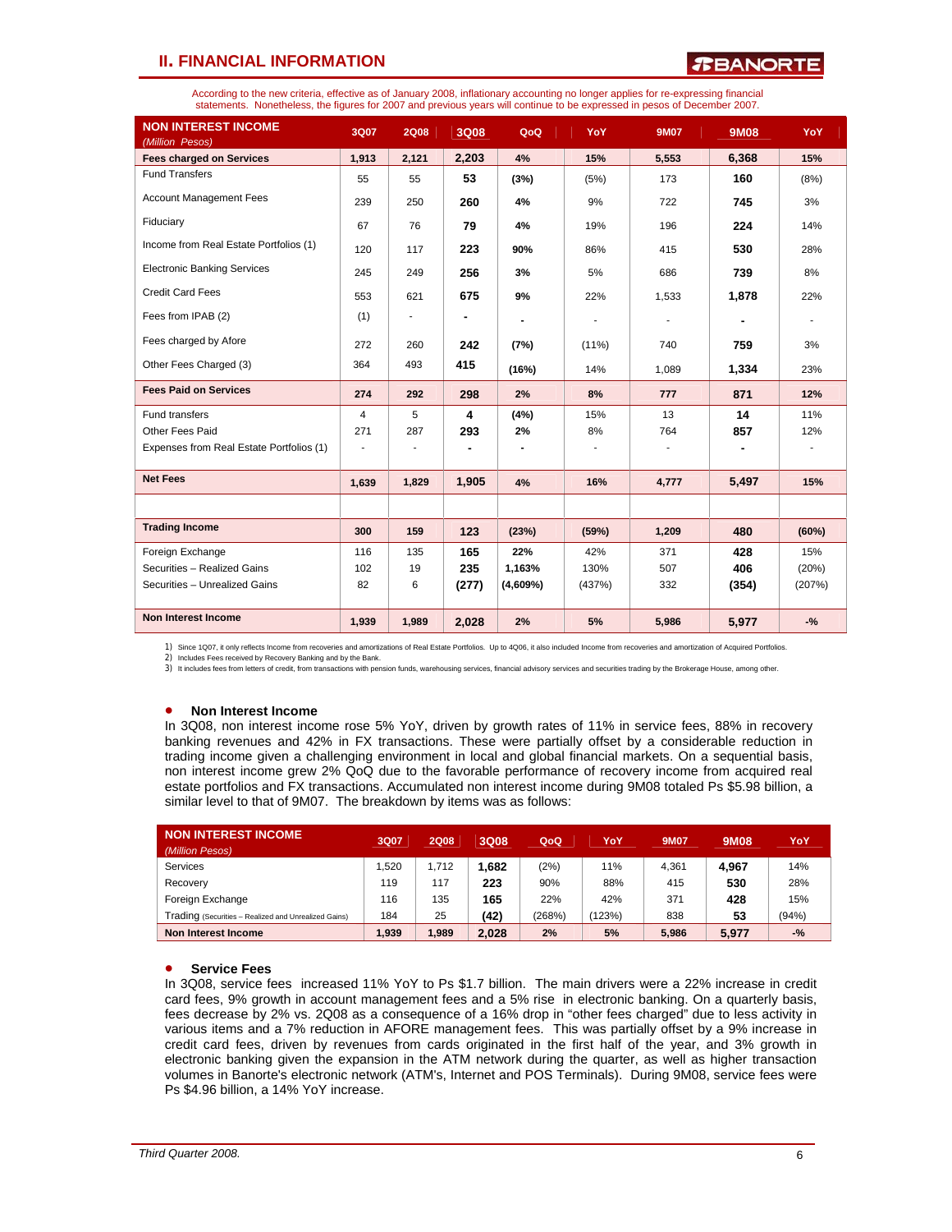## II. FINANCIAL INFORMATION

According to the new criteria, effective as of January 2008, inflationary accounting no longer applies for re-expressing financial statements. Nonetheless, the figures for 2007 and previous years will continue to be expressed in pesos of December 2007.

| NON INTEREST INCOME *(Million Pesos)* | 3Q07 | 2Q08 | 3Q08 | QoQ | YoY | 9M07 | 9M08 | YoY |
|---|---|---|---|---|---|---|---|---|
| **Fees charged on Services** | **1,913** | **2,121** | **2,203** | **4%** | **15%** | **5,553** | **6,368** | **15%** |
| Fund Transfers | 55 | 55 | 53 | (3%) | (5%) | 173 | 160 | (8%) |
| Account Management Fees | 239 | 250 | 260 | 4% | 9% | 722 | 745 | 3% |
| Fiduciary | 67 | 76 | 79 | 4% | 19% | 196 | 224 | 14% |
| Income from Real Estate Portfolios (1) | 120 | 117 | 223 | 90% | 86% | 415 | 530 | 28% |
| Electronic Banking Services | 245 | 249 | 256 | 3% | 5% | 686 | 739 | 8% |
| Credit Card Fees | 553 | 621 | 675 | 9% | 22% | 1,533 | 1,878 | 22% |
| Fees from IPAB (2) | (1) | - | - | - | - | - | - | - |
| Fees charged by Afore | 272 | 260 | 242 | (7%) | (11%) | 740 | 759 | 3% |
| Other Fees Charged (3) | 364 | 493 | 415 | (16%) | 14% | 1,089 | 1,334 | 23% |
| **Fees Paid on Services** | **274** | **292** | **298** | **2%** | **8%** | **777** | **871** | **12%** |
| Fund transfers | 4 | 5 | 4 | (4%) | 15% | 13 | 14 | 11% |
| Other Fees Paid | 271 | 287 | 293 | 2% | 8% | 764 | 857 | 12% |
| Expenses from Real Estate Portfolios (1) | - | - | - | - | - | - | - | - |
| **Net Fees** | **1,639** | **1,829** | **1,905** | **4%** | **16%** | **4,777** | **5,497** | **15%** |
| | | | | | | | | |
| **Trading Income** | **300** | **159** | **123** | **(23%)** | **(59%)** | **1,209** | **480** | **(60%)** |
| Foreign Exchange | 116 | 135 | 165 | 22% | 42% | 371 | 428 | 15% |
| Securities – Realized Gains | 102 | 19 | 235 | 1,163% | 130% | 507 | 406 | (20%) |
| Securities – Unrealized Gains | 82 | 6 | (277) | (4,609%) | (437%) | 332 | (354) | (207%) |
| **Non Interest Income** | **1,939** | **1,989** | **2,028** | **2%** | **5%** | **5,986** | **5,977** | **-%** |

1) Since 1Q07, it only reflects Income from recoveries and amortizations of Real Estate Portfolios. Up to 4Q06, it also included Income from recoveries and amortization of Acquired Portfolios.
2) Includes Fees received by Recovery Banking and by the Bank.
3) It includes fees from letters of credit, from transactions with pension funds, warehousing services, financial advisory services and securities trading by the Brokerage House, among other.

- **Non Interest Income**

In 3Q08, non interest income rose 5% YoY, driven by growth rates of 11% in service fees, 88% in recovery banking revenues and 42% in FX transactions. These were partially offset by a considerable reduction in trading income given a challenging environment in local and global financial markets. On a sequential basis, non interest income grew 2% QoQ due to the favorable performance of recovery income from acquired real estate portfolios and FX transactions. Accumulated non interest income during 9M08 totaled Ps $5.98 billion, a similar level to that of 9M07. The breakdown by items was as follows:

| NON INTEREST INCOME *(Million Pesos)* | 3Q07 | 2Q08 | 3Q08 | QoQ | YoY | 9M07 | 9M08 | YoY |
|---|---|---|---|---|---|---|---|---|
| Services | 1,520 | 1,712 | 1,682 | (2%) | 11% | 4,361 | 4,967 | 14% |
| Recovery | 119 | 117 | 223 | 90% | 88% | 415 | 530 | 28% |
| Foreign Exchange | 116 | 135 | 165 | 22% | 42% | 371 | 428 | 15% |
| Trading (Securities – Realized and Unrealized Gains) | 184 | 25 | (42) | (268%) | (123%) | 838 | 53 | (94%) |
| **Non Interest Income** | **1,939** | **1,989** | **2,028** | **2%** | **5%** | **5,986** | **5,977** | **-%** |

- **Service Fees**

In 3Q08, service fees increased 11% YoY to Ps $1.7 billion. The main drivers were a 22% increase in credit card fees, 9% growth in account management fees and a 5% rise in electronic banking. On a quarterly basis, fees decrease by 2% vs. 2Q08 as a consequence of a 16% drop in "other fees charged" due to less activity in various items and a 7% reduction in AFORE management fees. This was partially offset by a 9% increase in credit card fees, driven by revenues from cards originated in the first half of the year, and 3% growth in electronic banking given the expansion in the ATM network during the quarter, as well as higher transaction volumes in Banorte's electronic network (ATM's, Internet and POS Terminals). During 9M08, service fees were Ps $4.96 billion, a 14% YoY increase.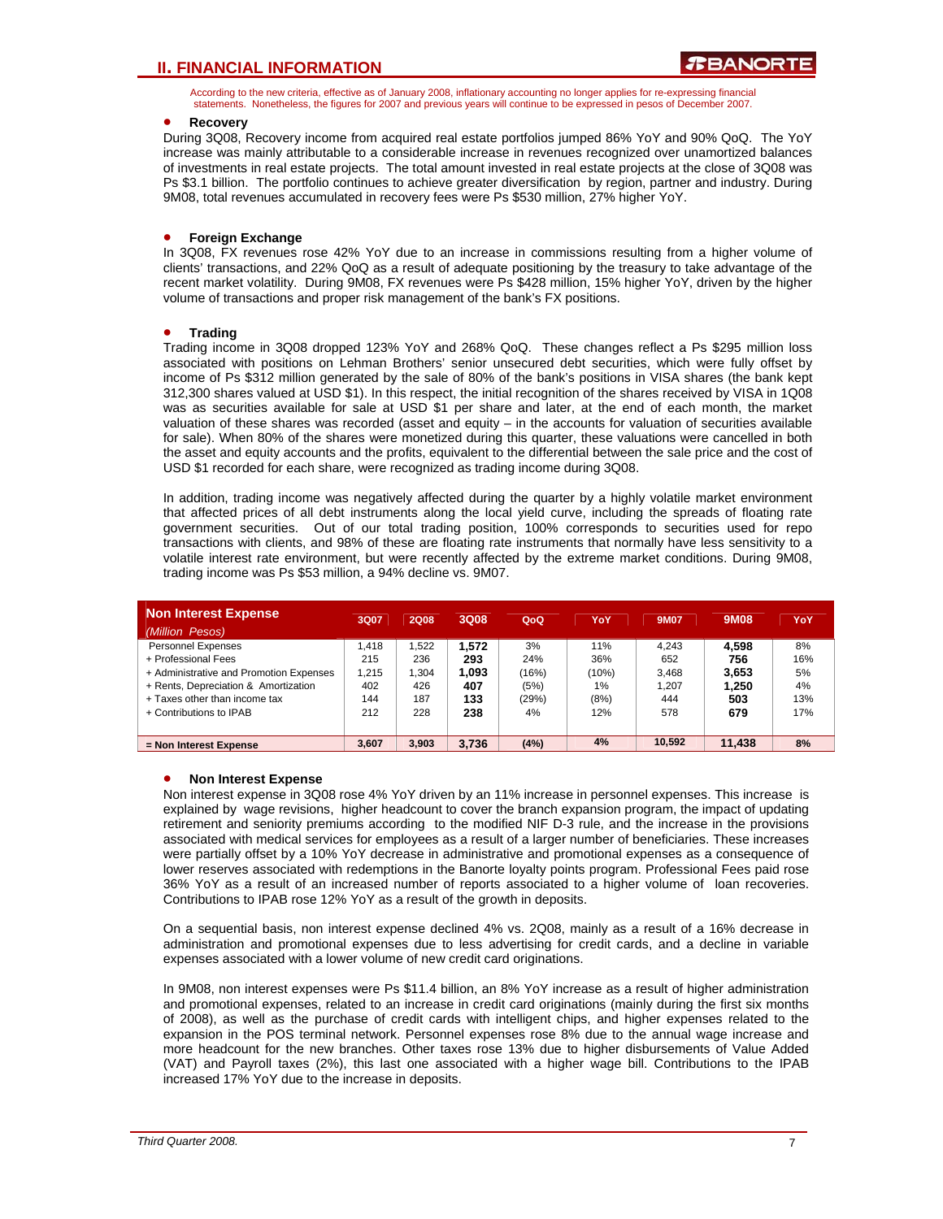## II. FINANCIAL INFORMATION

According to the new criteria, effective as of January 2008, inflationary accounting no longer applies for re-expressing financial statements. Nonetheless, the figures for 2007 and previous years will continue to be expressed in pesos of December 2007.

- **Recovery**

During 3Q08, Recovery income from acquired real estate portfolios jumped 86% YoY and 90% QoQ. The YoY increase was mainly attributable to a considerable increase in revenues recognized over unamortized balances of investments in real estate projects. The total amount invested in real estate projects at the close of 3Q08 was Ps $3.1 billion. The portfolio continues to achieve greater diversification by region, partner and industry. During 9M08, total revenues accumulated in recovery fees were Ps $530 million, 27% higher YoY.

- **Foreign Exchange**

In 3Q08, FX revenues rose 42% YoY due to an increase in commissions resulting from a higher volume of clients' transactions, and 22% QoQ as a result of adequate positioning by the treasury to take advantage of the recent market volatility. During 9M08, FX revenues were Ps $428 million, 15% higher YoY, driven by the higher volume of transactions and proper risk management of the bank's FX positions.

- **Trading**

Trading income in 3Q08 dropped 123% YoY and 268% QoQ. These changes reflect a Ps $295 million loss associated with positions on Lehman Brothers' senior unsecured debt securities, which were fully offset by income of Ps $312 million generated by the sale of 80% of the bank's positions in VISA shares (the bank kept 312,300 shares valued at USD $1). In this respect, the initial recognition of the shares received by VISA in 1Q08 was as securities available for sale at USD $1 per share and later, at the end of each month, the market valuation of these shares was recorded (asset and equity – in the accounts for valuation of securities available for sale). When 80% of the shares were monetized during this quarter, these valuations were cancelled in both the asset and equity accounts and the profits, equivalent to the differential between the sale price and the cost of USD $1 recorded for each share, were recognized as trading income during 3Q08.

In addition, trading income was negatively affected during the quarter by a highly volatile market environment that affected prices of all debt instruments along the local yield curve, including the spreads of floating rate government securities. Out of our total trading position, 100% corresponds to securities used for repo transactions with clients, and 98% of these are floating rate instruments that normally have less sensitivity to a volatile interest rate environment, but were recently affected by the extreme market conditions. During 9M08, trading income was Ps $53 million, a 94% decline vs. 9M07.

| **Non Interest Expense** *(Million Pesos)* | 3Q07 | 2Q08 | 3Q08 | QoQ | YoY | 9M07 | 9M08 | YoY |
|---|---|---|---|---|---|---|---|---|
| Personnel Expenses | 1,418 | 1,522 | **1,572** | 3% | 11% | 4,243 | **4,598** | 8% |
| + Professional Fees | 215 | 236 | **293** | 24% | 36% | 652 | **756** | 16% |
| + Administrative and Promotion Expenses | 1,215 | 1,304 | **1,093** | (16%) | (10%) | 3,468 | **3,653** | 5% |
| + Rents, Depreciation & Amortization | 402 | 426 | **407** | (5%) | 1% | 1,207 | **1,250** | 4% |
| + Taxes other than income tax | 144 | 187 | **133** | (29%) | (8%) | 444 | **503** | 13% |
| + Contributions to IPAB | 212 | 228 | **238** | 4% | 12% | 578 | **679** | 17% |
| **= Non Interest Expense** | **3,607** | **3,903** | **3,736** | **(4%)** | **4%** | **10,592** | **11,438** | **8%** |

- **Non Interest Expense**

Non interest expense in 3Q08 rose 4% YoY driven by an 11% increase in personnel expenses. This increase is explained by wage revisions, higher headcount to cover the branch expansion program, the impact of updating retirement and seniority premiums according to the modified NIF D-3 rule, and the increase in the provisions associated with medical services for employees as a result of a larger number of beneficiaries. These increases were partially offset by a 10% YoY decrease in administrative and promotional expenses as a consequence of lower reserves associated with redemptions in the Banorte loyalty points program. Professional Fees paid rose 36% YoY as a result of an increased number of reports associated to a higher volume of loan recoveries. Contributions to IPAB rose 12% YoY as a result of the growth in deposits.

On a sequential basis, non interest expense declined 4% vs. 2Q08, mainly as a result of a 16% decrease in administration and promotional expenses due to less advertising for credit cards, and a decline in variable expenses associated with a lower volume of new credit card originations.

In 9M08, non interest expenses were Ps $11.4 billion, an 8% YoY increase as a result of higher administration and promotional expenses, related to an increase in credit card originations (mainly during the first six months of 2008), as well as the purchase of credit cards with intelligent chips, and higher expenses related to the expansion in the POS terminal network. Personnel expenses rose 8% due to the annual wage increase and more headcount for the new branches. Other taxes rose 13% due to higher disbursements of Value Added (VAT) and Payroll taxes (2%), this last one associated with a higher wage bill. Contributions to the IPAB increased 17% YoY due to the increase in deposits.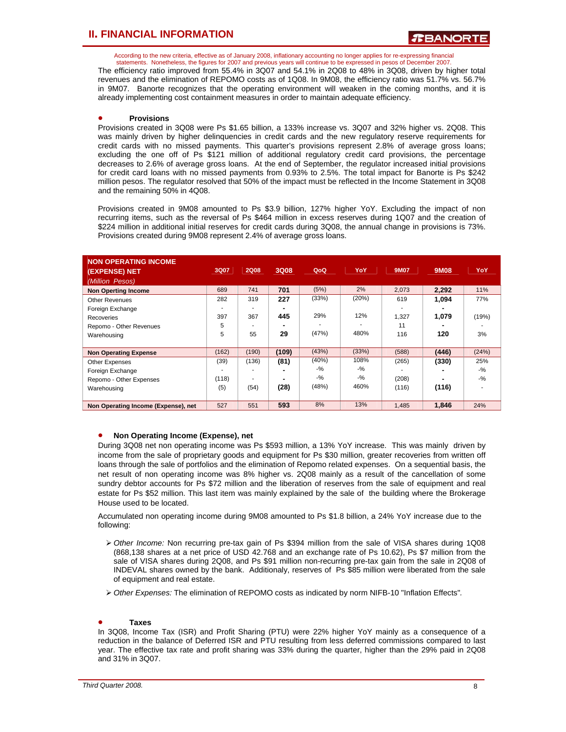## II. FINANCIAL INFORMATION

According to the new criteria, effective as of January 2008, inflationary accounting no longer applies for re-expressing financial statements. Nonetheless, the figures for 2007 and previous years will continue to be expressed in pesos of December 2007.

The efficiency ratio improved from 55.4% in 3Q07 and 54.1% in 2Q08 to 48% in 3Q08, driven by higher total revenues and the elimination of REPOMO costs as of 1Q08. In 9M08, the efficiency ratio was 51.7% vs. 56.7% in 9M07. Banorte recognizes that the operating environment will weaken in the coming months, and it is already implementing cost containment measures in order to maintain adequate efficiency.

- **Provisions**

Provisions created in 3Q08 were Ps $1.65 billion, a 133% increase vs. 3Q07 and 32% higher vs. 2Q08. This was mainly driven by higher delinquencies in credit cards and the new regulatory reserve requirements for credit cards with no missed payments. This quarter's provisions represent 2.8% of average gross loans; excluding the one off of Ps $121 million of additional regulatory credit card provisions, the percentage decreases to 2.6% of average gross loans. At the end of September, the regulator increased initial provisions for credit card loans with no missed payments from 0.93% to 2.5%. The total impact for Banorte is Ps $242 million pesos. The regulator resolved that 50% of the impact must be reflected in the Income Statement in 3Q08 and the remaining 50% in 4Q08.

Provisions created in 9M08 amounted to Ps $3.9 billion, 127% higher YoY. Excluding the impact of non recurring items, such as the reversal of Ps $464 million in excess reserves during 1Q07 and the creation of $224 million in additional initial reserves for credit cards during 3Q08, the annual change in provisions is 73%. Provisions created during 9M08 represent 2.4% of average gross loans.

| NON OPERATING INCOME (EXPENSE) NET *(Million Pesos)* | 3Q07 | 2Q08 | 3Q08 | QoQ | YoY | 9M07 | 9M08 | YoY |
|---|---|---|---|---|---|---|---|---|
| **Non Operting Income** | 689 | 741 | **701** | (5%) | 2% | 2,073 | **2,292** | 11% |
| Other Revenues | 282 | 319 | **227** | (33%) | (20%) | 619 | **1,094** | 77% |
| Foreign Exchange | - | - | **-** | | | - | **-** | |
| Recoveries | 397 | 367 | **445** | 29% | 12% | 1,327 | **1,079** | (19%) |
| Repomo - Other Revenues | 5 | - | **-** | - | - | 11 | **-** | - |
| Warehousing | 5 | 55 | **29** | (47%) | 480% | 116 | **120** | 3% |
| **Non Operating Expense** | (162) | (190) | **(109)** | (43%) | (33%) | (588) | **(446)** | (24%) |
| Other Expenses | (39) | (136) | **(81)** | (40%) | 108% | (265) | **(330)** | 25% |
| Foreign Exchange | - | - | **-** | -% | -% | - | **-** | -% |
| Repomo - Other Expenses | (118) | - | **-** | -% | -% | (208) | **-** | -% |
| Warehousing | (5) | (54) | **(28)** | (48%) | 460% | (116) | **(116)** | - |
| **Non Operating Income (Expense), net** | 527 | 551 | **593** | 8% | 13% | 1,485 | **1,846** | 24% |

- **Non Operating Income (Expense), net**

During 3Q08 net non operating income was Ps $593 million, a 13% YoY increase. This was mainly driven by income from the sale of proprietary goods and equipment for Ps $30 million, greater recoveries from written off loans through the sale of portfolios and the elimination of Repomo related expenses. On a sequential basis, the net result of non operating income was 8% higher vs. 2Q08 mainly as a result of the cancellation of some sundry debtor accounts for Ps $72 million and the liberation of reserves from the sale of equipment and real estate for Ps $52 million. This last item was mainly explained by the sale of the building where the Brokerage House used to be located.

Accumulated non operating income during 9M08 amounted to Ps $1.8 billion, a 24% YoY increase due to the following:

- *Other Income:* Non recurring pre-tax gain of Ps $394 million from the sale of VISA shares during 1Q08 (868,138 shares at a net price of USD 42.768 and an exchange rate of Ps 10.62), Ps $7 million from the sale of VISA shares during 2Q08, and Ps $91 million non-recurring pre-tax gain from the sale in 2Q08 of INDEVAL shares owned by the bank. Additionaly, reserves of Ps $85 million were liberated from the sale of equipment and real estate.
- *Other Expenses:* The elimination of REPOMO costs as indicated by norm NIFB-10 "Inflation Effects".

- **Taxes**

In 3Q08, Income Tax (ISR) and Profit Sharing (PTU) were 22% higher YoY mainly as a consequence of a reduction in the balance of Deferred ISR and PTU resulting from less deferred commissions compared to last year. The effective tax rate and profit sharing was 33% during the quarter, higher than the 29% paid in 2Q08 and 31% in 3Q07.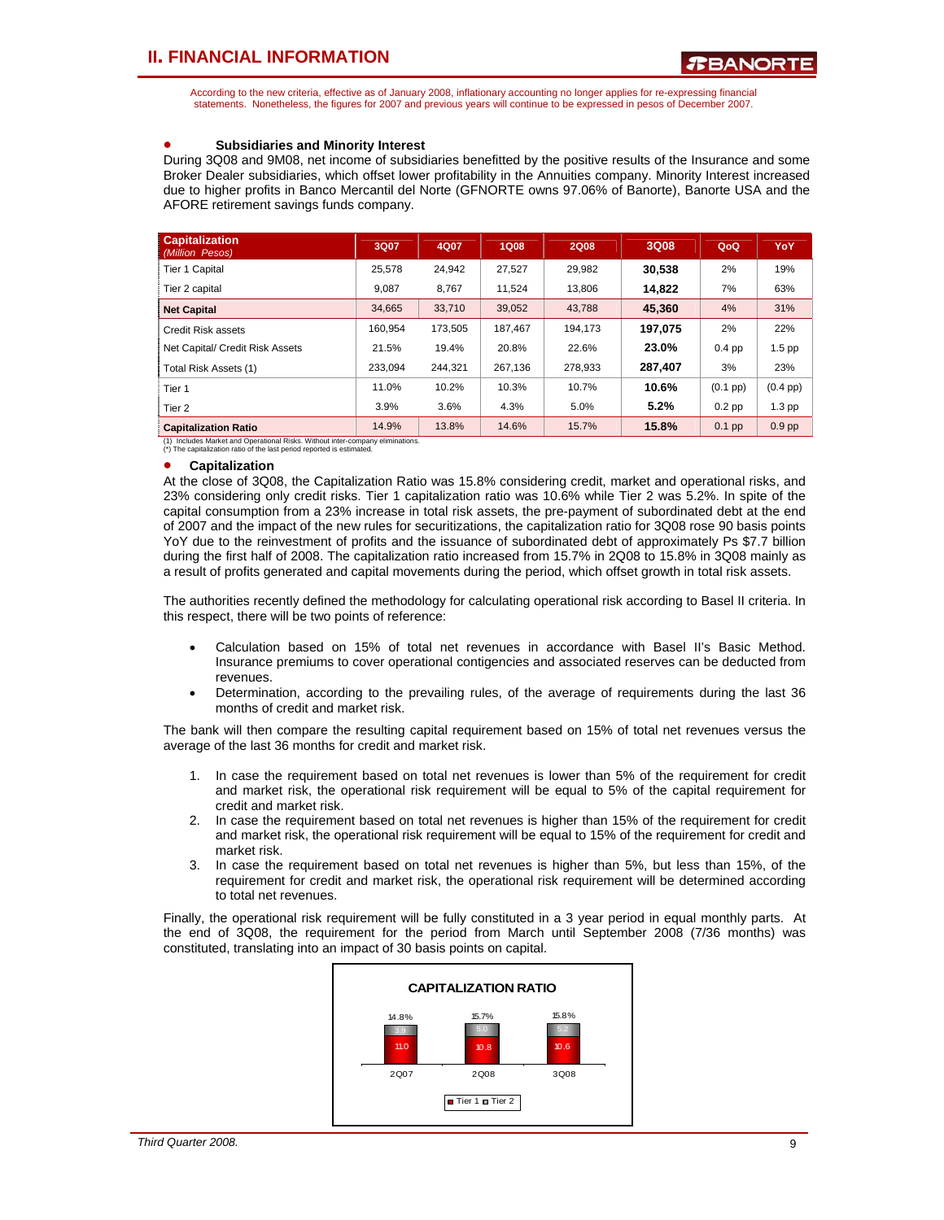According to the new criteria, effective as of January 2008, inflationary accounting no longer applies for re-expressing financial statements. Nonetheless, the figures for 2007 and previous years will continue to be expressed in pesos of December 2007.

- **Subsidiaries and Minority Interest**

During 3Q08 and 9M08, net income of subsidiaries benefitted by the positive results of the Insurance and some Broker Dealer subsidiaries, which offset lower profitability in the Annuities company. Minority Interest increased due to higher profits in Banco Mercantil del Norte (GFNORTE owns 97.06% of Banorte), Banorte USA and the AFORE retirement savings funds company.

| Capitalization *(Million Pesos)* | 3Q07 | 4Q07 | 1Q08 | 2Q08 | 3Q08 | QoQ | YoY |
|---|---|---|---|---|---|---|---|
| Tier 1 Capital | 25,578 | 24,942 | 27,527 | 29,982 | **30,538** | 2% | 19% |
| Tier 2 capital | 9,087 | 8,767 | 11,524 | 13,806 | **14,822** | 7% | 63% |
| **Net Capital** | 34,665 | 33,710 | 39,052 | 43,788 | **45,360** | 4% | 31% |
| Credit Risk assets | 160,954 | 173,505 | 187,467 | 194,173 | **197,075** | 2% | 22% |
| Net Capital/ Credit Risk Assets | 21.5% | 19.4% | 20.8% | 22.6% | **23.0%** | 0.4 pp | 1.5 pp |
| Total Risk Assets (1) | 233,094 | 244,321 | 267,136 | 278,933 | **287,407** | 3% | 23% |
| Tier 1 | 11.0% | 10.2% | 10.3% | 10.7% | **10.6%** | (0.1 pp) | (0.4 pp) |
| Tier 2 | 3.9% | 3.6% | 4.3% | 5.0% | **5.2%** | 0.2 pp | 1.3 pp |
| **Capitalization Ratio** | 14.9% | 13.8% | 14.6% | 15.7% | **15.8%** | 0.1 pp | 0.9 pp |

(1) Includes Market and Operational Risks. Without inter-company eliminations.
(*) The capitalization ratio of the last period reported is estimated.

- **Capitalization**

At the close of 3Q08, the Capitalization Ratio was 15.8% considering credit, market and operational risks, and 23% considering only credit risks. Tier 1 capitalization ratio was 10.6% while Tier 2 was 5.2%. In spite of the capital consumption from a 23% increase in total risk assets, the pre-payment of subordinated debt at the end of 2007 and the impact of the new rules for securitizations, the capitalization ratio for 3Q08 rose 90 basis points YoY due to the reinvestment of profits and the issuance of subordinated debt of approximately Ps $7.7 billion during the first half of 2008. The capitalization ratio increased from 15.7% in 2Q08 to 15.8% in 3Q08 mainly as a result of profits generated and capital movements during the period, which offset growth in total risk assets.

The authorities recently defined the methodology for calculating operational risk according to Basel II criteria. In this respect, there will be two points of reference:

- Calculation based on 15% of total net revenues in accordance with Basel II's Basic Method. Insurance premiums to cover operational contigencies and associated reserves can be deducted from revenues.
- Determination, according to the prevailing rules, of the average of requirements during the last 36 months of credit and market risk.

The bank will then compare the resulting capital requirement based on 15% of total net revenues versus the average of the last 36 months for credit and market risk.

1. In case the requirement based on total net revenues is lower than 5% of the requirement for credit and market risk, the operational risk requirement will be equal to 5% of the capital requirement for credit and market risk.
2. In case the requirement based on total net revenues is higher than 15% of the requirement for credit and market risk, the operational risk requirement will be equal to 15% of the requirement for credit and market risk.
3. In case the requirement based on total net revenues is higher than 5%, but less than 15%, of the requirement for credit and market risk, the operational risk requirement will be determined according to total net revenues.

Finally, the operational risk requirement will be fully constituted in a 3 year period in equal monthly parts. At the end of 3Q08, the requirement for the period from March until September 2008 (7/36 months) was constituted, translating into an impact of 30 basis points on capital.

**CAPITALIZATION RATIO**

| | 2Q07 | 2Q08 | 3Q08 |
|---|---|---|---|
| Tier 1 | 11.0 | 10.8 | 10.6 |
| Tier 2 | 3.9 | 5.0 | 5.2 |
| Total | 14.8% | 15.7% | 15.8% |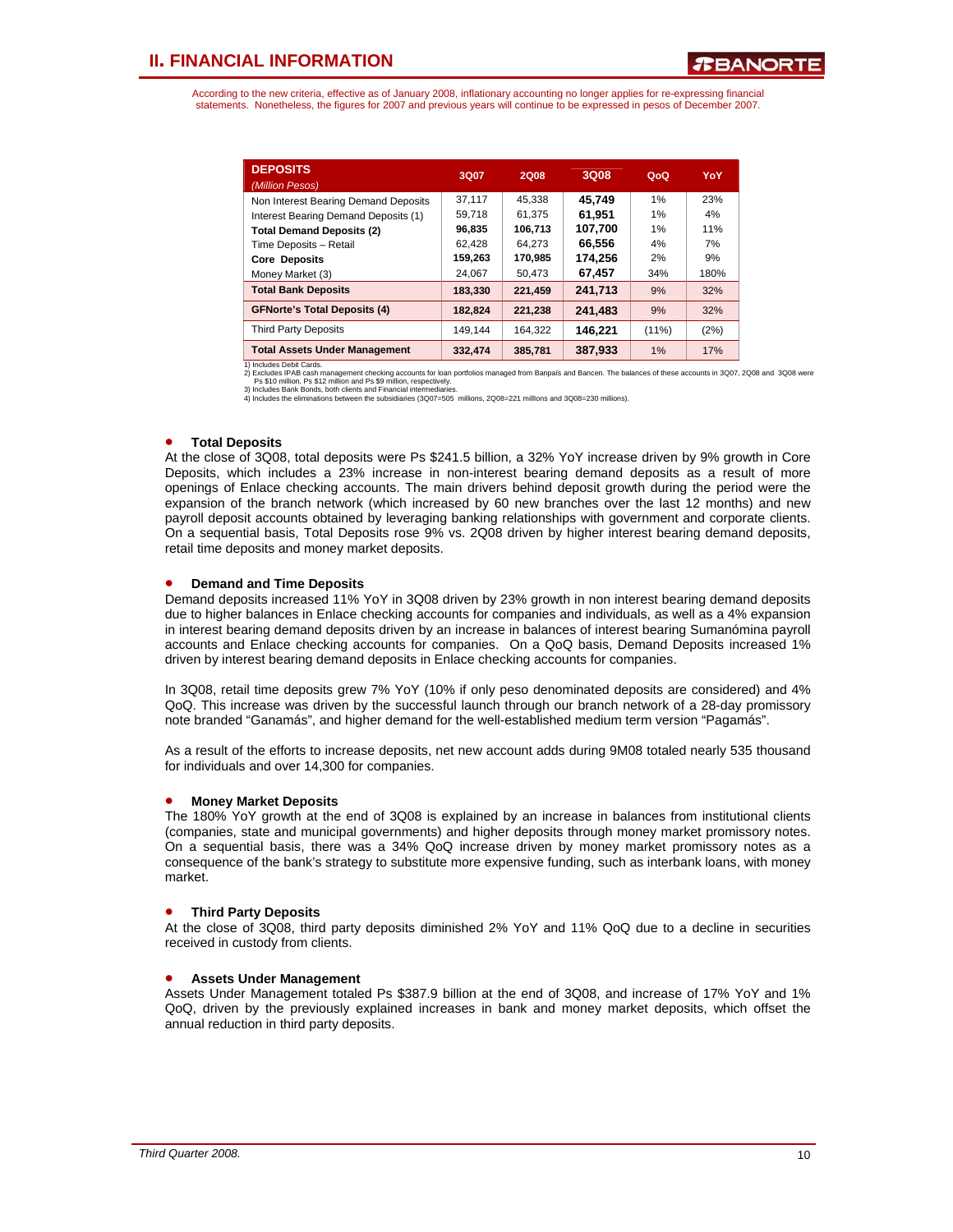## II. FINANCIAL INFORMATION

According to the new criteria, effective as of January 2008, inflationary accounting no longer applies for re-expressing financial statements. Nonetheless, the figures for 2007 and previous years will continue to be expressed in pesos of December 2007.

| **DEPOSITS** *(Million Pesos)* | 3Q07 | 2Q08 | 3Q08 | QoQ | YoY |
|---|---|---|---|---|---|
| Non Interest Bearing Demand Deposits | 37,117 | 45,338 | **45,749** | 1% | 23% |
| Interest Bearing Demand Deposits (1) | 59,718 | 61,375 | **61,951** | 1% | 4% |
| **Total Demand Deposits (2)** | **96,835** | **106,713** | **107,700** | 1% | 11% |
| Time Deposits – Retail | 62,428 | 64,273 | **66,556** | 4% | 7% |
| **Core Deposits** | **159,263** | **170,985** | **174,256** | 2% | 9% |
| Money Market (3) | 24,067 | 50,473 | **67,457** | 34% | 180% |
| **Total Bank Deposits** | **183,330** | **221,459** | **241,713** | 9% | 32% |
| **GFNorte's Total Deposits (4)** | **182,824** | **221,238** | **241,483** | 9% | 32% |
| Third Party Deposits | 149,144 | 164,322 | **146,221** | (11%) | (2%) |
| **Total Assets Under Management** | **332,474** | **385,781** | **387,933** | 1% | 17% |

1) Includes Debit Cards.
2) Excludes IPAB cash management checking accounts for loan portfolios managed from Banpaís and Bancen. The balances of these accounts in 3Q07, 2Q08 and 3Q08 were Ps $10 million, Ps $12 million and Ps $9 million, respectively.
3) Includes Bank Bonds, both clients and Financial intermediaries.
4) Includes the eliminations between the subsidiaries (3Q07=505 millions, 2Q08=221 millions and 3Q08=230 millions).

- **Total Deposits**

At the close of 3Q08, total deposits were Ps $241.5 billion, a 32% YoY increase driven by 9% growth in Core Deposits, which includes a 23% increase in non-interest bearing demand deposits as a result of more openings of Enlace checking accounts. The main drivers behind deposit growth during the period were the expansion of the branch network (which increased by 60 new branches over the last 12 months) and new payroll deposit accounts obtained by leveraging banking relationships with government and corporate clients. On a sequential basis, Total Deposits rose 9% vs. 2Q08 driven by higher interest bearing demand deposits, retail time deposits and money market deposits.

- **Demand and Time Deposits**

Demand deposits increased 11% YoY in 3Q08 driven by 23% growth in non interest bearing demand deposits due to higher balances in Enlace checking accounts for companies and individuals, as well as a 4% expansion in interest bearing demand deposits driven by an increase in balances of interest bearing Sumanómina payroll accounts and Enlace checking accounts for companies. On a QoQ basis, Demand Deposits increased 1% driven by interest bearing demand deposits in Enlace checking accounts for companies.

In 3Q08, retail time deposits grew 7% YoY (10% if only peso denominated deposits are considered) and 4% QoQ. This increase was driven by the successful launch through our branch network of a 28-day promissory note branded "Ganamás", and higher demand for the well-established medium term version "Pagamás".

As a result of the efforts to increase deposits, net new account adds during 9M08 totaled nearly 535 thousand for individuals and over 14,300 for companies.

- **Money Market Deposits**

The 180% YoY growth at the end of 3Q08 is explained by an increase in balances from institutional clients (companies, state and municipal governments) and higher deposits through money market promissory notes. On a sequential basis, there was a 34% QoQ increase driven by money market promissory notes as a consequence of the bank's strategy to substitute more expensive funding, such as interbank loans, with money market.

- **Third Party Deposits**

At the close of 3Q08, third party deposits diminished 2% YoY and 11% QoQ due to a decline in securities received in custody from clients.

- **Assets Under Management**

Assets Under Management totaled Ps $387.9 billion at the end of 3Q08, and increase of 17% YoY and 1% QoQ, driven by the previously explained increases in bank and money market deposits, which offset the annual reduction in third party deposits.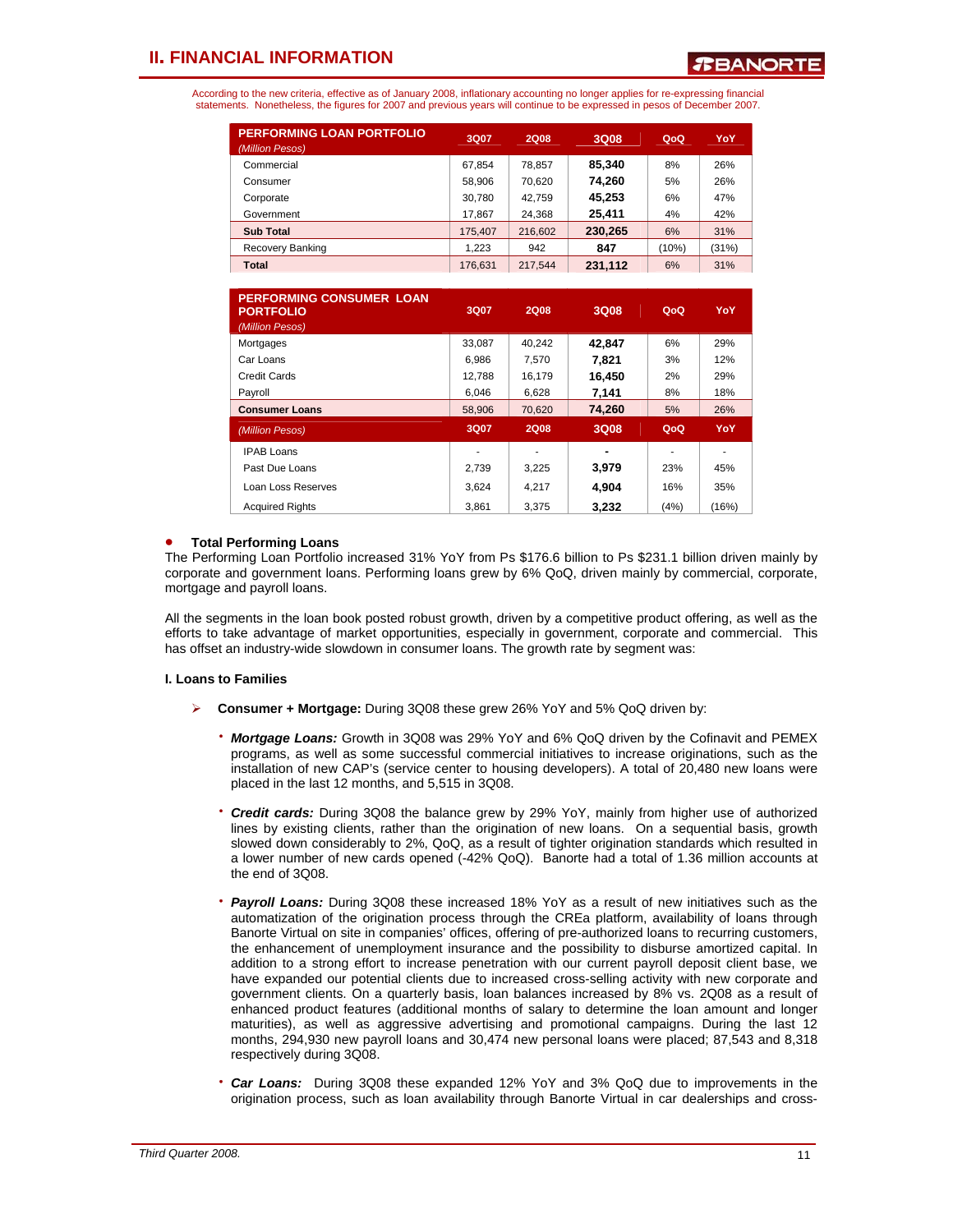According to the new criteria, effective as of January 2008, inflationary accounting no longer applies for re-expressing financial statements. Nonetheless, the figures for 2007 and previous years will continue to be expressed in pesos of December 2007.

| PERFORMING LOAN PORTFOLIO *(Million Pesos)* | 3Q07 | 2Q08 | 3Q08 | QoQ | YoY |
|---|---|---|---|---|---|
| Commercial | 67,854 | 78,857 | **85,340** | 8% | 26% |
| Consumer | 58,906 | 70,620 | **74,260** | 5% | 26% |
| Corporate | 30,780 | 42,759 | **45,253** | 6% | 47% |
| Government | 17,867 | 24,368 | **25,411** | 4% | 42% |
| **Sub Total** | 175,407 | 216,602 | **230,265** | 6% | 31% |
| Recovery Banking | 1,223 | 942 | **847** | (10%) | (31%) |
| **Total** | 176,631 | 217,544 | **231,112** | 6% | 31% |

| PERFORMING CONSUMER LOAN PORTFOLIO *(Million Pesos)* | 3Q07 | 2Q08 | 3Q08 | QoQ | YoY |
|---|---|---|---|---|---|
| Mortgages | 33,087 | 40,242 | **42,847** | 6% | 29% |
| Car Loans | 6,986 | 7,570 | **7,821** | 3% | 12% |
| Credit Cards | 12,788 | 16,179 | **16,450** | 2% | 29% |
| Payroll | 6,046 | 6,628 | **7,141** | 8% | 18% |
| **Consumer Loans** | 58,906 | 70,620 | **74,260** | 5% | 26% |

| *(Million Pesos)* | 3Q07 | 2Q08 | 3Q08 | QoQ | YoY |
|---|---|---|---|---|---|
| IPAB Loans | - | - | **-** | - | - |
| Past Due Loans | 2,739 | 3,225 | **3,979** | 23% | 45% |
| Loan Loss Reserves | 3,624 | 4,217 | **4,904** | 16% | 35% |
| Acquired Rights | 3,861 | 3,375 | **3,232** | (4%) | (16%) |

- **Total Performing Loans**

The Performing Loan Portfolio increased 31% YoY from Ps $176.6 billion to Ps $231.1 billion driven mainly by corporate and government loans. Performing loans grew by 6% QoQ, driven mainly by commercial, corporate, mortgage and payroll loans.

All the segments in the loan book posted robust growth, driven by a competitive product offering, as well as the efforts to take advantage of market opportunities, especially in government, corporate and commercial. This has offset an industry-wide slowdown in consumer loans. The growth rate by segment was:

**I. Loans to Families**

- **Consumer + Mortgage:** During 3Q08 these grew 26% YoY and 5% QoQ driven by:

  - ***Mortgage Loans:*** Growth in 3Q08 was 29% YoY and 6% QoQ driven by the Cofinavit and PEMEX programs, as well as some successful commercial initiatives to increase originations, such as the installation of new CAP's (service center to housing developers). A total of 20,480 new loans were placed in the last 12 months, and 5,515 in 3Q08.

  - ***Credit cards:*** During 3Q08 the balance grew by 29% YoY, mainly from higher use of authorized lines by existing clients, rather than the origination of new loans. On a sequential basis, growth slowed down considerably to 2%, QoQ, as a result of tighter origination standards which resulted in a lower number of new cards opened (-42% QoQ). Banorte had a total of 1.36 million accounts at the end of 3Q08.

  - ***Payroll Loans:*** During 3Q08 these increased 18% YoY as a result of new initiatives such as the automatization of the origination process through the CREa platform, availability of loans through Banorte Virtual on site in companies' offices, offering of pre-authorized loans to recurring customers, the enhancement of unemployment insurance and the possibility to disburse amortized capital. In addition to a strong effort to increase penetration with our current payroll deposit client base, we have expanded our potential clients due to increased cross-selling activity with new corporate and government clients. On a quarterly basis, loan balances increased by 8% vs. 2Q08 as a result of enhanced product features (additional months of salary to determine the loan amount and longer maturities), as well as aggressive advertising and promotional campaigns. During the last 12 months, 294,930 new payroll loans and 30,474 new personal loans were placed; 87,543 and 8,318 respectively during 3Q08.

  - ***Car Loans:*** During 3Q08 these expanded 12% YoY and 3% QoQ due to improvements in the origination process, such as loan availability through Banorte Virtual in car dealerships and cross-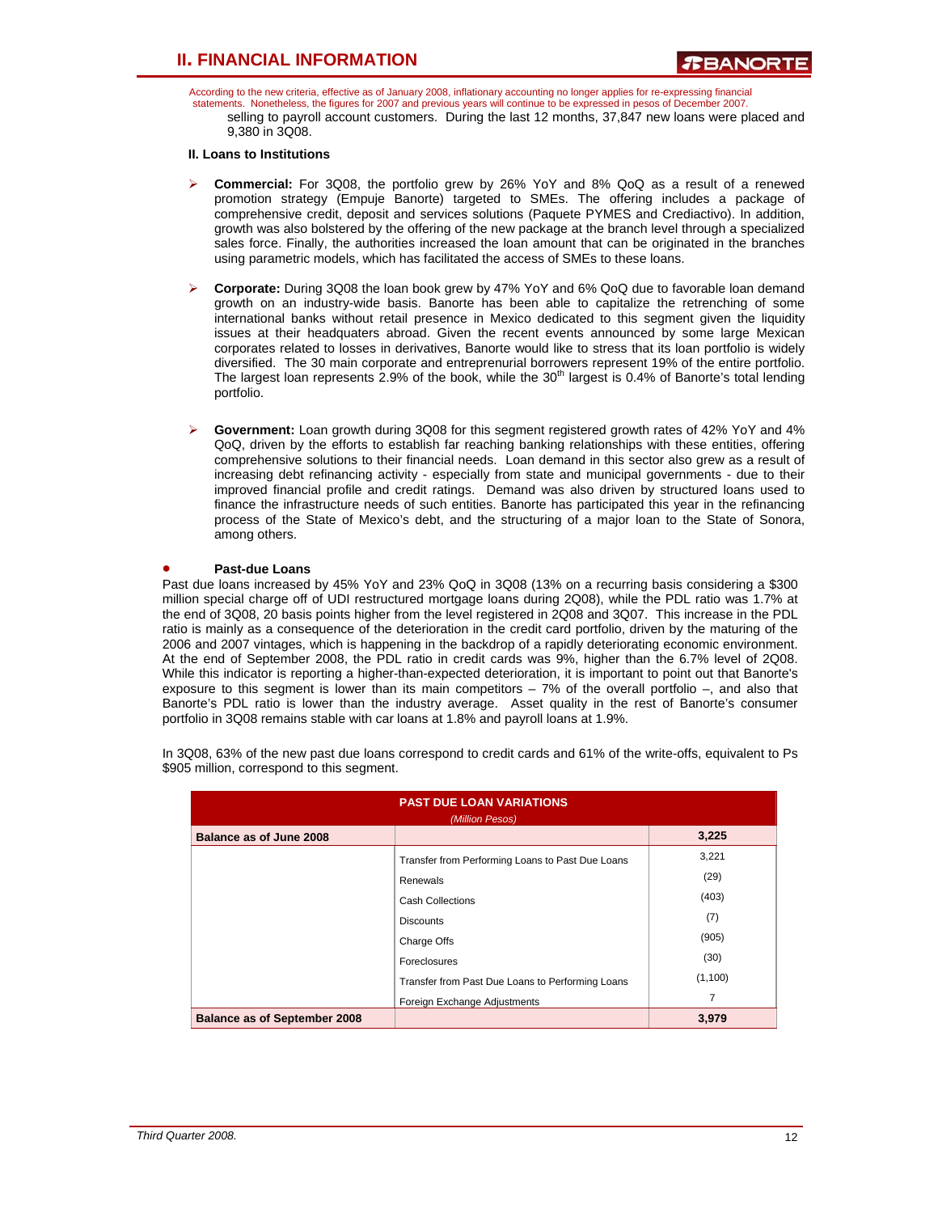According to the new criteria, effective as of January 2008, inflationary accounting no longer applies for re-expressing financial statements. Nonetheless, the figures for 2007 and previous years will continue to be expressed in pesos of December 2007.

selling to payroll account customers. During the last 12 months, 37,847 new loans were placed and 9,380 in 3Q08.

**II. Loans to Institutions**

- **Commercial:** For 3Q08, the portfolio grew by 26% YoY and 8% QoQ as a result of a renewed promotion strategy (Empuje Banorte) targeted to SMEs. The offering includes a package of comprehensive credit, deposit and services solutions (Paquete PYMES and Crediactivo). In addition, growth was also bolstered by the offering of the new package at the branch level through a specialized sales force. Finally, the authorities increased the loan amount that can be originated in the branches using parametric models, which has facilitated the access of SMEs to these loans.

- **Corporate:** During 3Q08 the loan book grew by 47% YoY and 6% QoQ due to favorable loan demand growth on an industry-wide basis. Banorte has been able to capitalize the retrenching of some international banks without retail presence in Mexico dedicated to this segment given the liquidity issues at their headquaters abroad. Given the recent events announced by some large Mexican corporates related to losses in derivatives, Banorte would like to stress that its loan portfolio is widely diversified. The 30 main corporate and entreprenurial borrowers represent 19% of the entire portfolio. The largest loan represents 2.9% of the book, while the 30th largest is 0.4% of Banorte's total lending portfolio.

- **Government:** Loan growth during 3Q08 for this segment registered growth rates of 42% YoY and 4% QoQ, driven by the efforts to establish far reaching banking relationships with these entities, offering comprehensive solutions to their financial needs. Loan demand in this sector also grew as a result of increasing debt refinancing activity - especially from state and municipal governments - due to their improved financial profile and credit ratings. Demand was also driven by structured loans used to finance the infrastructure needs of such entities. Banorte has participated this year in the refinancing process of the State of Mexico's debt, and the structuring of a major loan to the State of Sonora, among others.

- **Past-due Loans**

Past due loans increased by 45% YoY and 23% QoQ in 3Q08 (13% on a recurring basis considering a $300 million special charge off of UDI restructured mortgage loans during 2Q08), while the PDL ratio was 1.7% at the end of 3Q08, 20 basis points higher from the level registered in 2Q08 and 3Q07. This increase in the PDL ratio is mainly as a consequence of the deterioration in the credit card portfolio, driven by the maturing of the 2006 and 2007 vintages, which is happening in the backdrop of a rapidly deteriorating economic environment. At the end of September 2008, the PDL ratio in credit cards was 9%, higher than the 6.7% level of 2Q08. While this indicator is reporting a higher-than-expected deterioration, it is important to point out that Banorte's exposure to this segment is lower than its main competitors – 7% of the overall portfolio –, and also that Banorte's PDL ratio is lower than the industry average. Asset quality in the rest of Banorte's consumer portfolio in 3Q08 remains stable with car loans at 1.8% and payroll loans at 1.9%.

In 3Q08, 63% of the new past due loans correspond to credit cards and 61% of the write-offs, equivalent to Ps $905 million, correspond to this segment.

| PAST DUE LOAN VARIATIONS *(Million Pesos)* | | |
|---|---|---|
| **Balance as of June 2008** | | **3,225** |
| | Transfer from Performing Loans to Past Due Loans | 3,221 |
| | Renewals | (29) |
| | Cash Collections | (403) |
| | Discounts | (7) |
| | Charge Offs | (905) |
| | Foreclosures | (30) |
| | Transfer from Past Due Loans to Performing Loans | (1,100) |
| | Foreign Exchange Adjustments | 7 |
| **Balance as of September 2008** | | **3,979** |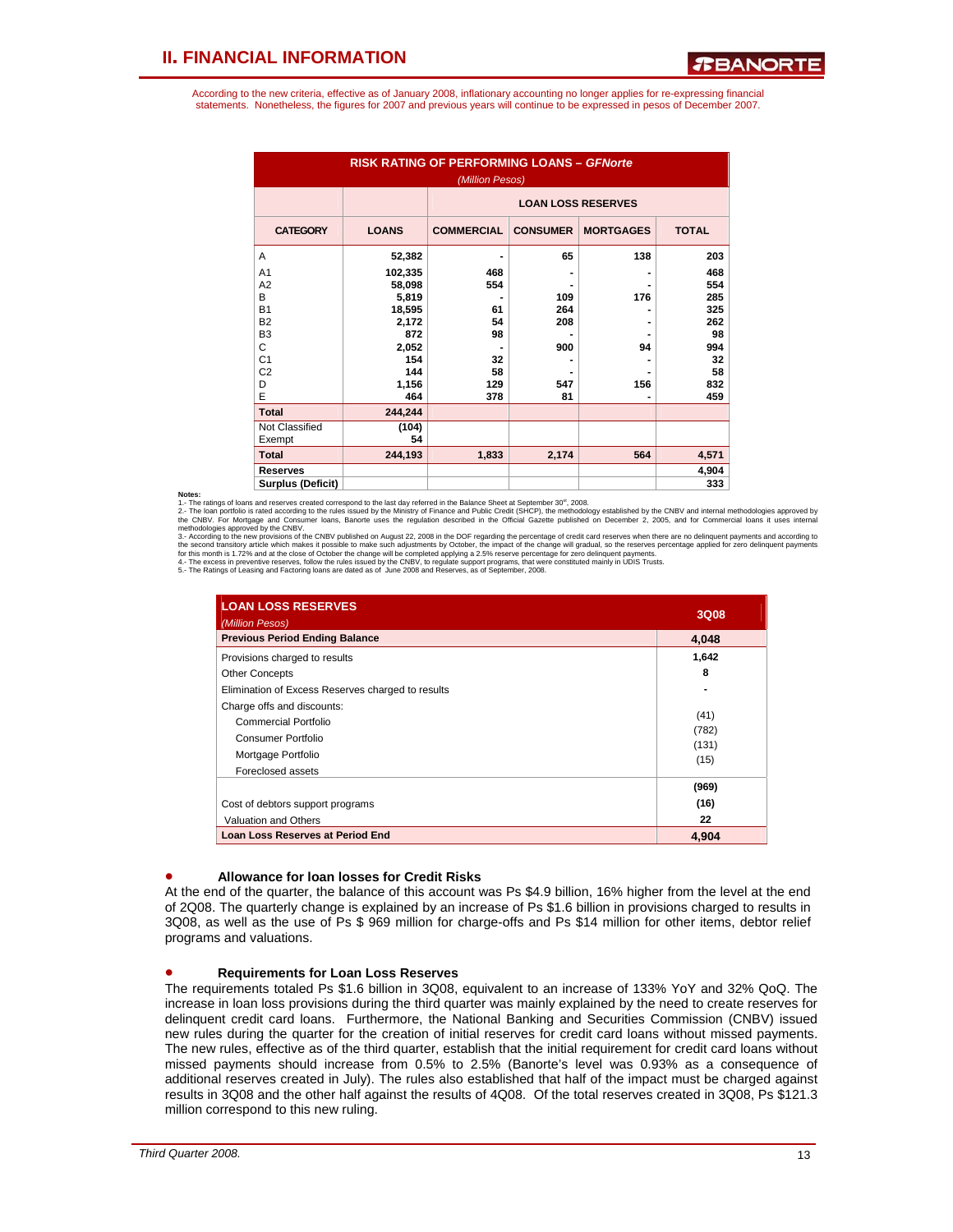## II. FINANCIAL INFORMATION

According to the new criteria, effective as of January 2008, inflationary accounting no longer applies for re-expressing financial statements. Nonetheless, the figures for 2007 and previous years will continue to be expressed in pesos of December 2007.

**RISK RATING OF PERFORMING LOANS – GFNorte**
*(Million Pesos)*

| | | LOAN LOSS RESERVES | | | |
|---|---|---|---|---|---|
| **CATEGORY** | **LOANS** | **COMMERCIAL** | **CONSUMER** | **MORTGAGES** | **TOTAL** |
| A | 52,382 | - | 65 | 138 | 203 |
| A1 | 102,335 | 468 | - | - | 468 |
| A2 | 58,098 | 554 | - | - | 554 |
| B | 5,819 | - | 109 | 176 | 285 |
| B1 | 18,595 | 61 | 264 | - | 325 |
| B2 | 2,172 | 54 | 208 | - | 262 |
| B3 | 872 | 98 | - | - | 98 |
| C | 2,052 | - | 900 | 94 | 994 |
| C1 | 154 | 32 | - | - | 32 |
| C2 | 144 | 58 | - | - | 58 |
| D | 1,156 | 129 | 547 | 156 | 832 |
| E | 464 | 378 | 81 | - | 459 |
| **Total** | **244,244** | | | | |
| Not Classified | (104) | | | | |
| Exempt | 54 | | | | |
| **Total** | **244,193** | **1,833** | **2,174** | **564** | **4,571** |
| **Reserves** | | | | | **4,904** |
| **Surplus (Deficit)** | | | | | **333** |

**Notes:**
1.- The ratings of loans and reserves created correspond to the last day referred in the Balance Sheet at September 30th, 2008.
2.- The loan portfolio is rated according to the rules issued by the Ministry of Finance and Public Credit (SHCP), the methodology established by the CNBV and internal methodologies approved by the CNBV. For Mortgage and Consumer loans, Banorte uses the regulation described in the Official Gazette published on December 2, 2005, and for Commercial loans it uses internal methodologies approved by the CNBV.
3.- According to the new provisions of the CNBV published on August 22, 2008 in the DOF regarding the percentage of credit card reserves when there are no delinquent payments and according to the second transitory article which makes it possible to make such adjustments by October, the impact of the change will gradual, so the reserves percentage applied for zero delinquent payments for this month is 1.72% and at the close of October the change will be completed applying a 2.5% reserve percentage for zero delinquent payments.
4.- The excess in preventive reserves, follow the rules issued by the CNBV, to regulate support programs, that were constituted mainly in UDIS Trusts.
5.- The Ratings of Leasing and Factoring loans are dated as of June 2008 and Reserves, as of September, 2008.

| **LOAN LOSS RESERVES** *(Million Pesos)* | **3Q08** |
|---|---|
| **Previous Period Ending Balance** | **4,048** |
| Provisions charged to results | 1,642 |
| Other Concepts | 8 |
| Elimination of Excess Reserves charged to results | - |
| Charge offs and discounts: | |
| Commercial Portfolio | (41) |
| Consumer Portfolio | (782) |
| Mortgage Portfolio | (131) |
| Foreclosed assets | (15) |
| | (969) |
| Cost of debtors support programs | (16) |
| Valuation and Others | 22 |
| **Loan Loss Reserves at Period End** | **4,904** |

- **Allowance for loan losses for Credit Risks**

At the end of the quarter, the balance of this account was Ps $4.9 billion, 16% higher from the level at the end of 2Q08. The quarterly change is explained by an increase of Ps $1.6 billion in provisions charged to results in 3Q08, as well as the use of Ps $ 969 million for charge-offs and Ps $14 million for other items, debtor relief programs and valuations.

- **Requirements for Loan Loss Reserves**

The requirements totaled Ps $1.6 billion in 3Q08, equivalent to an increase of 133% YoY and 32% QoQ. The increase in loan loss provisions during the third quarter was mainly explained by the need to create reserves for delinquent credit card loans. Furthermore, the National Banking and Securities Commission (CNBV) issued new rules during the quarter for the creation of initial reserves for credit card loans without missed payments. The new rules, effective as of the third quarter, establish that the initial requirement for credit card loans without missed payments should increase from 0.5% to 2.5% (Banorte's level was 0.93% as a consequence of additional reserves created in July). The rules also established that half of the impact must be charged against results in 3Q08 and the other half against the results of 4Q08. Of the total reserves created in 3Q08, Ps $121.3 million correspond to this new ruling.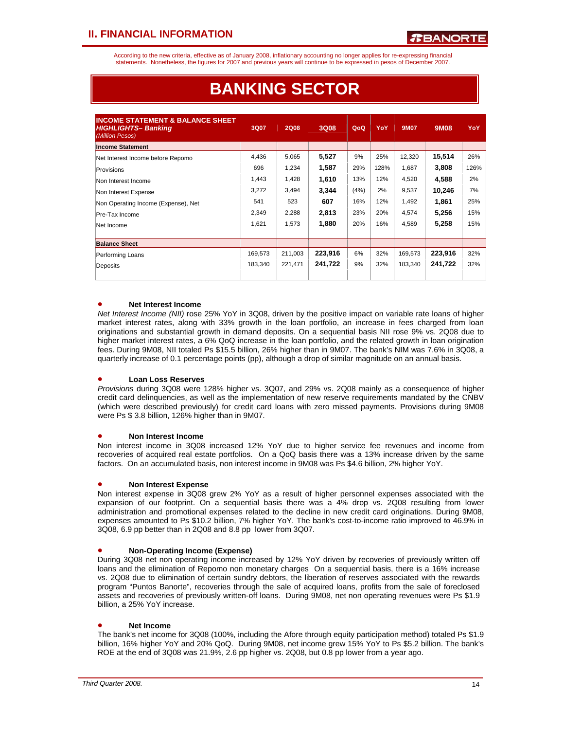According to the new criteria, effective as of January 2008, inflationary accounting no longer applies for re-expressing financial statements. Nonetheless, the figures for 2007 and previous years will continue to be expressed in pesos of December 2007.

# BANKING SECTOR

| **INCOME STATEMENT & BALANCE SHEET** ***HIGHLIGHTS– Banking*** *(Million Pesos)* | 3Q07 | 2Q08 | 3Q08 | QoQ | YoY | 9M07 | 9M08 | YoY |
|---|---|---|---|---|---|---|---|---|
| **Income Statement** | | | | | | | | |
| Net Interest Income before Repomo | 4,436 | 5,065 | **5,527** | 9% | 25% | 12,320 | **15,514** | 26% |
| Provisions | 696 | 1,234 | **1,587** | 29% | 128% | 1,687 | **3,808** | 126% |
| Non Interest Income | 1,443 | 1,428 | **1,610** | 13% | 12% | 4,520 | **4,588** | 2% |
| Non Interest Expense | 3,272 | 3,494 | **3,344** | (4%) | 2% | 9,537 | **10,246** | 7% |
| Non Operating Income (Expense), Net | 541 | 523 | **607** | 16% | 12% | 1,492 | **1,861** | 25% |
| Pre-Tax Income | 2,349 | 2,288 | **2,813** | 23% | 20% | 4,574 | **5,256** | 15% |
| Net Income | 1,621 | 1,573 | **1,880** | 20% | 16% | 4,589 | **5,258** | 15% |
| **Balance Sheet** | | | | | | | | |
| Performing Loans | 169,573 | 211,003 | **223,916** | 6% | 32% | 169,573 | **223,916** | 32% |
| Deposits | 183,340 | 221,471 | **241,722** | 9% | 32% | 183,340 | **241,722** | 32% |

- **Net Interest Income**

*Net Interest Income (NII)* rose 25% YoY in 3Q08, driven by the positive impact on variable rate loans of higher market interest rates, along with 33% growth in the loan portfolio, an increase in fees charged from loan originations and substantial growth in demand deposits. On a sequential basis NII rose 9% vs. 2Q08 due to higher market interest rates, a 6% QoQ increase in the loan portfolio, and the related growth in loan origination fees. During 9M08, NII totaled Ps $15.5 billion, 26% higher than in 9M07. The bank's NIM was 7.6% in 3Q08, a quarterly increase of 0.1 percentage points (pp), although a drop of similar magnitude on an annual basis.

- **Loan Loss Reserves**

*Provisions* during 3Q08 were 128% higher vs. 3Q07, and 29% vs. 2Q08 mainly as a consequence of higher credit card delinquencies, as well as the implementation of new reserve requirements mandated by the CNBV (which were described previously) for credit card loans with zero missed payments. Provisions during 9M08 were Ps $ 3.8 billion, 126% higher than in 9M07.

- **Non Interest Income**

Non interest income in 3Q08 increased 12% YoY due to higher service fee revenues and income from recoveries of acquired real estate portfolios. On a QoQ basis there was a 13% increase driven by the same factors. On an accumulated basis, non interest income in 9M08 was Ps $4.6 billion, 2% higher YoY.

- **Non Interest Expense**

Non interest expense in 3Q08 grew 2% YoY as a result of higher personnel expenses associated with the expansion of our footprint. On a sequential basis there was a 4% drop vs. 2Q08 resulting from lower administration and promotional expenses related to the decline in new credit card originations. During 9M08, expenses amounted to Ps $10.2 billion, 7% higher YoY. The bank's cost-to-income ratio improved to 46.9% in 3Q08, 6.9 pp better than in 2Q08 and 8.8 pp lower from 3Q07.

- **Non-Operating Income (Expense)**

During 3Q08 net non operating income increased by 12% YoY driven by recoveries of previously written off loans and the elimination of Repomo non monetary charges On a sequential basis, there is a 16% increase vs. 2Q08 due to elimination of certain sundry debtors, the liberation of reserves associated with the rewards program "Puntos Banorte", recoveries through the sale of acquired loans, profits from the sale of foreclosed assets and recoveries of previously written-off loans. During 9M08, net non operating revenues were Ps $1.9 billion, a 25% YoY increase.

- **Net Income**

The bank's net income for 3Q08 (100%, including the Afore through equity participation method) totaled Ps $1.9 billion, 16% higher YoY and 20% QoQ. During 9M08, net income grew 15% YoY to Ps $5.2 billion. The bank's ROE at the end of 3Q08 was 21.9%, 2.6 pp higher vs. 2Q08, but 0.8 pp lower from a year ago.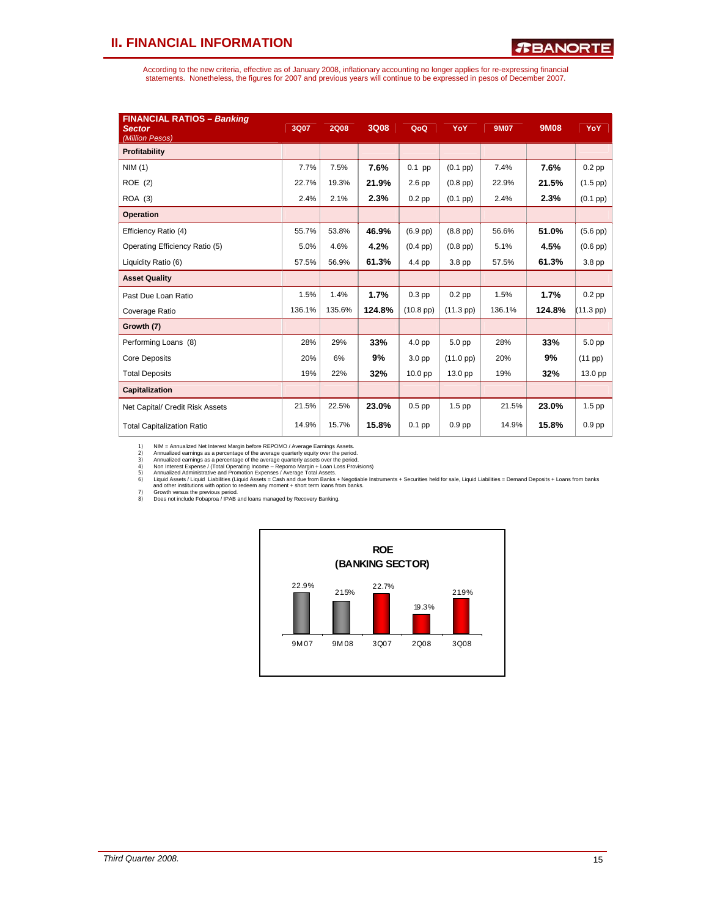## II. FINANCIAL INFORMATION

According to the new criteria, effective as of January 2008, inflationary accounting no longer applies for re-expressing financial statements. Nonetheless, the figures for 2007 and previous years will continue to be expressed in pesos of December 2007.

| FINANCIAL RATIOS – *Banking Sector* *(Million Pesos)* | 3Q07 | 2Q08 | 3Q08 | QoQ | YoY | 9M07 | 9M08 | YoY |
|---|---|---|---|---|---|---|---|---|
| **Profitability** | | | | | | | | |
| NIM (1) | 7.7% | 7.5% | **7.6%** | 0.1 pp | (0.1 pp) | 7.4% | **7.6%** | 0.2 pp |
| ROE (2) | 22.7% | 19.3% | **21.9%** | 2.6 pp | (0.8 pp) | 22.9% | **21.5%** | (1.5 pp) |
| ROA (3) | 2.4% | 2.1% | **2.3%** | 0.2 pp | (0.1 pp) | 2.4% | **2.3%** | (0.1 pp) |
| **Operation** | | | | | | | | |
| Efficiency Ratio (4) | 55.7% | 53.8% | **46.9%** | (6.9 pp) | (8.8 pp) | 56.6% | **51.0%** | (5.6 pp) |
| Operating Efficiency Ratio (5) | 5.0% | 4.6% | **4.2%** | (0.4 pp) | (0.8 pp) | 5.1% | **4.5%** | (0.6 pp) |
| Liquidity Ratio (6) | 57.5% | 56.9% | **61.3%** | 4.4 pp | 3.8 pp | 57.5% | **61.3%** | 3.8 pp |
| **Asset Quality** | | | | | | | | |
| Past Due Loan Ratio | 1.5% | 1.4% | **1.7%** | 0.3 pp | 0.2 pp | 1.5% | **1.7%** | 0.2 pp |
| Coverage Ratio | 136.1% | 135.6% | **124.8%** | (10.8 pp) | (11.3 pp) | 136.1% | **124.8%** | (11.3 pp) |
| **Growth (7)** | | | | | | | | |
| Performing Loans (8) | 28% | 29% | **33%** | 4.0 pp | 5.0 pp | 28% | **33%** | 5.0 pp |
| Core Deposits | 20% | 6% | **9%** | 3.0 pp | (11.0 pp) | 20% | **9%** | (11 pp) |
| Total Deposits | 19% | 22% | **32%** | 10.0 pp | 13.0 pp | 19% | **32%** | 13.0 pp |
| **Capitalization** | | | | | | | | |
| Net Capital/ Credit Risk Assets | 21.5% | 22.5% | **23.0%** | 0.5 pp | 1.5 pp | 21.5% | **23.0%** | 1.5 pp |
| Total Capitalization Ratio | 14.9% | 15.7% | **15.8%** | 0.1 pp | 0.9 pp | 14.9% | **15.8%** | 0.9 pp |

1) NIM = Annualized Net Interest Margin before REPOMO / Average Earnings Assets.
2) Annualized earnings as a percentage of the average quarterly equity over the period.
3) Annualized earnings as a percentage of the average quarterly assets over the period.
4) Non Interest Expense / (Total Operating Income – Repomo Margin + Loan Loss Provisions)
5) Annualized Administrative and Promotion Expenses / Average Total Assets.
6) Liquid Assets / Liquid Liabilities (Liquid Assets = Cash and due from Banks + Negotiable Instruments + Securities held for sale, Liquid Liabilities = Demand Deposits + Loans from banks and other institutions with option to redeem any moment + short term loans from banks.
7) Growth versus the previous period.
8) Does not include Fobaproa / IPAB and loans managed by Recovery Banking.

**ROE (BANKING SECTOR)**

| 9M07 | 9M08 | 3Q07 | 2Q08 | 3Q08 |
|---|---|---|---|---|
| 22.9% | 21.5% | 22.7% | 19.3% | 21.9% |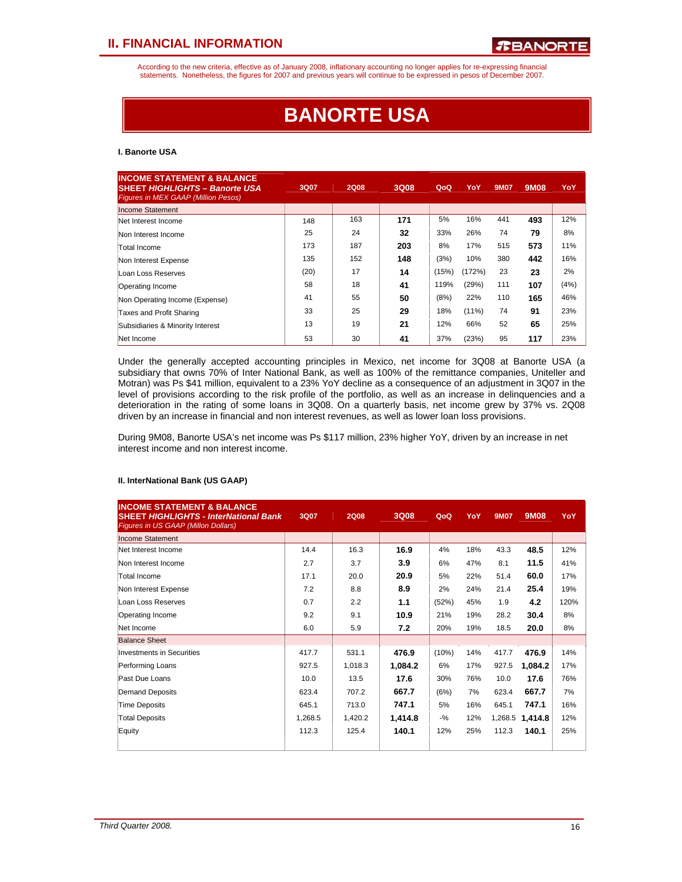According to the new criteria, effective as of January 2008, inflationary accounting no longer applies for re-expressing financial statements. Nonetheless, the figures for 2007 and previous years will continue to be expressed in pesos of December 2007.

# BANORTE USA

### I. Banorte USA

| INCOME STATEMENT & BALANCE SHEET *HIGHLIGHTS – Banorte USA* *Figures in MEX GAAP (Million Pesos)* | 3Q07 | 2Q08 | 3Q08 | QoQ | YoY | 9M07 | 9M08 | YoY |
|---|---|---|---|---|---|---|---|---|
| Income Statement | | | | | | | | |
| Net Interest Income | 148 | 163 | **171** | 5% | 16% | 441 | **493** | 12% |
| Non Interest Income | 25 | 24 | **32** | 33% | 26% | 74 | **79** | 8% |
| Total Income | 173 | 187 | **203** | 8% | 17% | 515 | **573** | 11% |
| Non Interest Expense | 135 | 152 | **148** | (3%) | 10% | 380 | **442** | 16% |
| Loan Loss Reserves | (20) | 17 | **14** | (15%) | (172%) | 23 | **23** | 2% |
| Operating Income | 58 | 18 | **41** | 119% | (29%) | 111 | **107** | (4%) |
| Non Operating Income (Expense) | 41 | 55 | **50** | (8%) | 22% | 110 | **165** | 46% |
| Taxes and Profit Sharing | 33 | 25 | **29** | 18% | (11%) | 74 | **91** | 23% |
| Subsidiaries & Minority Interest | 13 | 19 | **21** | 12% | 66% | 52 | **65** | 25% |
| Net Income | 53 | 30 | **41** | 37% | (23%) | 95 | **117** | 23% |

Under the generally accepted accounting principles in Mexico, net income for 3Q08 at Banorte USA (a subsidiary that owns 70% of Inter National Bank, as well as 100% of the remittance companies, Uniteller and Motran) was Ps $41 million, equivalent to a 23% YoY decline as a consequence of an adjustment in 3Q07 in the level of provisions according to the risk profile of the portfolio, as well as an increase in delinquencies and a deterioration in the rating of some loans in 3Q08. On a quarterly basis, net income grew by 37% vs. 2Q08 driven by an increase in financial and non interest revenues, as well as lower loan loss provisions.

During 9M08, Banorte USA's net income was Ps $117 million, 23% higher YoY, driven by an increase in net interest income and non interest income.

### II. InterNational Bank (US GAAP)

| INCOME STATEMENT & BALANCE SHEET *HIGHLIGHTS - InterNational Bank* *Figures in US GAAP (Millon Dollars)* | 3Q07 | 2Q08 | 3Q08 | QoQ | YoY | 9M07 | 9M08 | YoY |
|---|---|---|---|---|---|---|---|---|
| Income Statement | | | | | | | | |
| Net Interest Income | 14.4 | 16.3 | **16.9** | 4% | 18% | 43.3 | **48.5** | 12% |
| Non Interest Income | 2.7 | 3.7 | **3.9** | 6% | 47% | 8.1 | **11.5** | 41% |
| Total Income | 17.1 | 20.0 | **20.9** | 5% | 22% | 51.4 | **60.0** | 17% |
| Non Interest Expense | 7.2 | 8.8 | **8.9** | 2% | 24% | 21.4 | **25.4** | 19% |
| Loan Loss Reserves | 0.7 | 2.2 | **1.1** | (52%) | 45% | 1.9 | **4.2** | 120% |
| Operating Income | 9.2 | 9.1 | **10.9** | 21% | 19% | 28.2 | **30.4** | 8% |
| Net Income | 6.0 | 5.9 | **7.2** | 20% | 19% | 18.5 | **20.0** | 8% |
| Balance Sheet | | | | | | | | |
| Investments in Securities | 417.7 | 531.1 | **476.9** | (10%) | 14% | 417.7 | **476.9** | 14% |
| Performing Loans | 927.5 | 1,018.3 | **1,084.2** | 6% | 17% | 927.5 | **1,084.2** | 17% |
| Past Due Loans | 10.0 | 13.5 | **17.6** | 30% | 76% | 10.0 | **17.6** | 76% |
| Demand Deposits | 623.4 | 707.2 | **667.7** | (6%) | 7% | 623.4 | **667.7** | 7% |
| Time Deposits | 645.1 | 713.0 | **747.1** | 5% | 16% | 645.1 | **747.1** | 16% |
| Total Deposits | 1,268.5 | 1,420.2 | **1,414.8** | -% | 12% | 1,268.5 | **1,414.8** | 12% |
| Equity | 112.3 | 125.4 | **140.1** | 12% | 25% | 112.3 | **140.1** | 25% |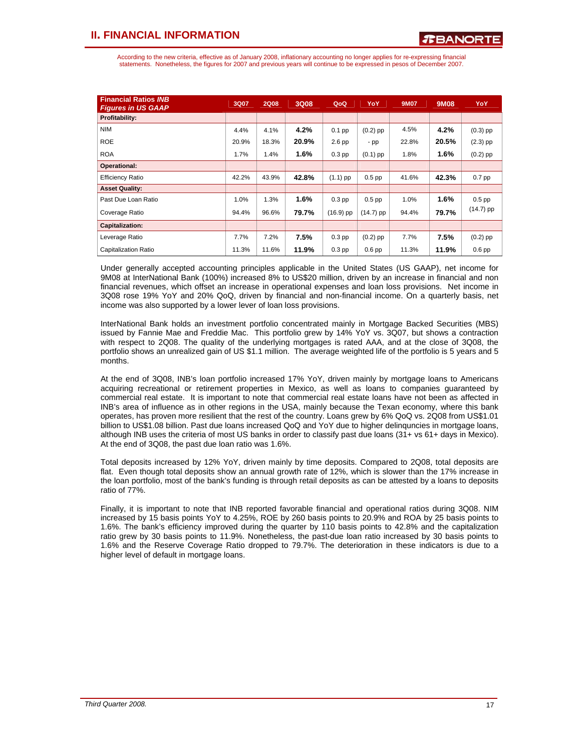# II. FINANCIAL INFORMATION

According to the new criteria, effective as of January 2008, inflationary accounting no longer applies for re-expressing financial statements. Nonetheless, the figures for 2007 and previous years will continue to be expressed in pesos of December 2007.

| ***Financial Ratios INB*** ***Figures in US GAAP*** | 3Q07 | 2Q08 | 3Q08 | QoQ | YoY | 9M07 | 9M08 | YoY |
|---|---|---|---|---|---|---|---|---|
| **Profitability:** | | | | | | | | |
| NIM | 4.4% | 4.1% | **4.2%** | 0.1 pp | (0.2) pp | 4.5% | **4.2%** | (0.3) pp |
| ROE | 20.9% | 18.3% | **20.9%** | 2.6 pp | - pp | 22.8% | **20.5%** | (2.3) pp |
| ROA | 1.7% | 1.4% | **1.6%** | 0.3 pp | (0.1) pp | 1.8% | **1.6%** | (0.2) pp |
| **Operational:** | | | | | | | | |
| Efficiency Ratio | 42.2% | 43.9% | **42.8%** | (1.1) pp | 0.5 pp | 41.6% | **42.3%** | 0.7 pp |
| **Asset Quality:** | | | | | | | | |
| Past Due Loan Ratio | 1.0% | 1.3% | **1.6%** | 0.3 pp | 0.5 pp | 1.0% | **1.6%** | 0.5 pp |
| Coverage Ratio | 94.4% | 96.6% | **79.7%** | (16.9) pp | (14.7) pp | 94.4% | **79.7%** | (14.7) pp |
| **Capitalization:** | | | | | | | | |
| Leverage Ratio | 7.7% | 7.2% | **7.5%** | 0.3 pp | (0.2) pp | 7.7% | **7.5%** | (0.2) pp |
| Capitalization Ratio | 11.3% | 11.6% | **11.9%** | 0.3 pp | 0.6 pp | 11.3% | **11.9%** | 0.6 pp |

Under generally accepted accounting principles applicable in the United States (US GAAP), net income for 9M08 at InterNational Bank (100%) increased 8% to US$20 million, driven by an increase in financial and non financial revenues, which offset an increase in operational expenses and loan loss provisions. Net income in 3Q08 rose 19% YoY and 20% QoQ, driven by financial and non-financial income. On a quarterly basis, net income was also supported by a lower lever of loan loss provisions.

InterNational Bank holds an investment portfolio concentrated mainly in Mortgage Backed Securities (MBS) issued by Fannie Mae and Freddie Mac. This portfolio grew by 14% YoY vs. 3Q07, but shows a contraction with respect to 2Q08. The quality of the underlying mortgages is rated AAA, and at the close of 3Q08, the portfolio shows an unrealized gain of US $1.1 million. The average weighted life of the portfolio is 5 years and 5 months.

At the end of 3Q08, INB's loan portfolio increased 17% YoY, driven mainly by mortgage loans to Americans acquiring recreational or retirement properties in Mexico, as well as loans to companies guaranteed by commercial real estate. It is important to note that commercial real estate loans have not been as affected in INB's area of influence as in other regions in the USA, mainly because the Texan economy, where this bank operates, has proven more resilient that the rest of the country. Loans grew by 6% QoQ vs. 2Q08 from US$1.01 billion to US$1.08 billion. Past due loans increased QoQ and YoY due to higher delinquncies in mortgage loans, although INB uses the criteria of most US banks in order to classify past due loans (31+ vs 61+ days in Mexico). At the end of 3Q08, the past due loan ratio was 1.6%.

Total deposits increased by 12% YoY, driven mainly by time deposits. Compared to 2Q08, total deposits are flat. Even though total deposits show an annual growth rate of 12%, which is slower than the 17% increase in the loan portfolio, most of the bank's funding is through retail deposits as can be attested by a loans to deposits ratio of 77%.

Finally, it is important to note that INB reported favorable financial and operational ratios during 3Q08. NIM increased by 15 basis points YoY to 4.25%, ROE by 260 basis points to 20.9% and ROA by 25 basis points to 1.6%. The bank's efficiency improved during the quarter by 110 basis points to 42.8% and the capitalization ratio grew by 30 basis points to 11.9%. Nonetheless, the past-due loan ratio increased by 30 basis points to 1.6% and the Reserve Coverage Ratio dropped to 79.7%. The deterioration in these indicators is due to a higher level of default in mortgage loans.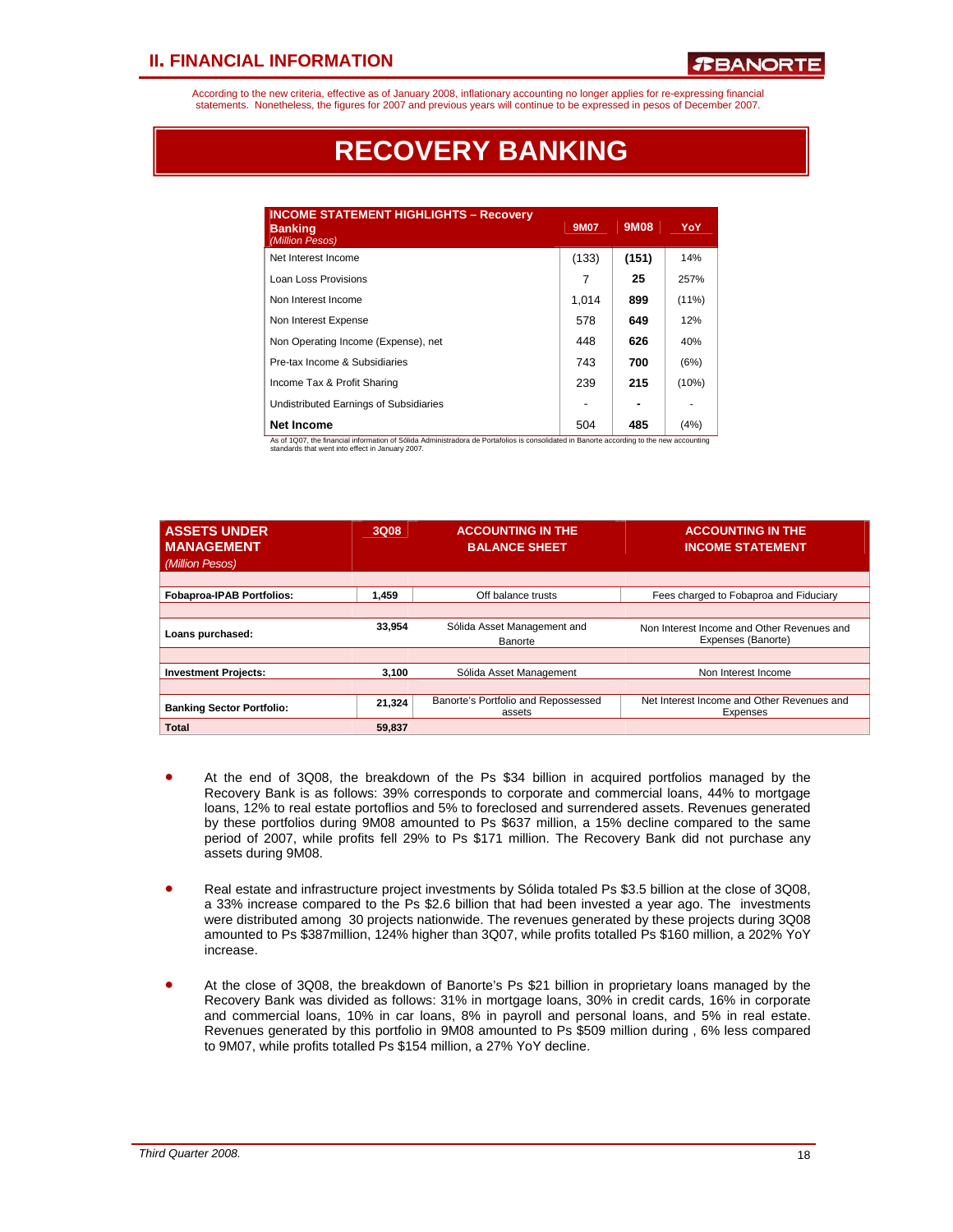According to the new criteria, effective as of January 2008, inflationary accounting no longer applies for re-expressing financial statements. Nonetheless, the figures for 2007 and previous years will continue to be expressed in pesos of December 2007.

# RECOVERY BANKING

| INCOME STATEMENT HIGHLIGHTS – Recovery Banking *(Million Pesos)* | 9M07 | 9M08 | YoY |
|---|---|---|---|
| Net Interest Income | (133) | **(151)** | 14% |
| Loan Loss Provisions | 7 | **25** | 257% |
| Non Interest Income | 1,014 | **899** | (11%) |
| Non Interest Expense | 578 | **649** | 12% |
| Non Operating Income (Expense), net | 448 | **626** | 40% |
| Pre-tax Income & Subsidiaries | 743 | **700** | (6%) |
| Income Tax & Profit Sharing | 239 | **215** | (10%) |
| Undistributed Earnings of Subsidiaries | - | **-** | - |
| **Net Income** | 504 | **485** | (4%) |

As of 1Q07, the financial information of Sólida Administradora de Portafolios is consolidated in Banorte according to the new accounting standards that went into effect in January 2007.

| ASSETS UNDER MANAGEMENT *(Million Pesos)* | 3Q08 | ACCOUNTING IN THE BALANCE SHEET | ACCOUNTING IN THE INCOME STATEMENT |
|---|---|---|---|
| **Fobaproa-IPAB Portfolios:** | 1,459 | Off balance trusts | Fees charged to Fobaproa and Fiduciary |
| **Loans purchased:** | 33,954 | Sólida Asset Management and Banorte | Non Interest Income and Other Revenues and Expenses (Banorte) |
| **Investment Projects:** | 3,100 | Sólida Asset Management | Non Interest Income |
| **Banking Sector Portfolio:** | 21,324 | Banorte's Portfolio and Repossessed assets | Net Interest Income and Other Revenues and Expenses |
| **Total** | 59,837 | | |

- At the end of 3Q08, the breakdown of the Ps $34 billion in acquired portfolios managed by the Recovery Bank is as follows: 39% corresponds to corporate and commercial loans, 44% to mortgage loans, 12% to real estate portoflios and 5% to foreclosed and surrendered assets. Revenues generated by these portfolios during 9M08 amounted to Ps $637 million, a 15% decline compared to the same period of 2007, while profits fell 29% to Ps $171 million. The Recovery Bank did not purchase any assets during 9M08.

- Real estate and infrastructure project investments by Sólida totaled Ps $3.5 billion at the close of 3Q08, a 33% increase compared to the Ps $2.6 billion that had been invested a year ago. The investments were distributed among 30 projects nationwide. The revenues generated by these projects during 3Q08 amounted to Ps $387million, 124% higher than 3Q07, while profits totalled Ps $160 million, a 202% YoY increase.

- At the close of 3Q08, the breakdown of Banorte's Ps $21 billion in proprietary loans managed by the Recovery Bank was divided as follows: 31% in mortgage loans, 30% in credit cards, 16% in corporate and commercial loans, 10% in car loans, 8% in payroll and personal loans, and 5% in real estate. Revenues generated by this portfolio in 9M08 amounted to Ps $509 million during , 6% less compared to 9M07, while profits totalled Ps $154 million, a 27% YoY decline.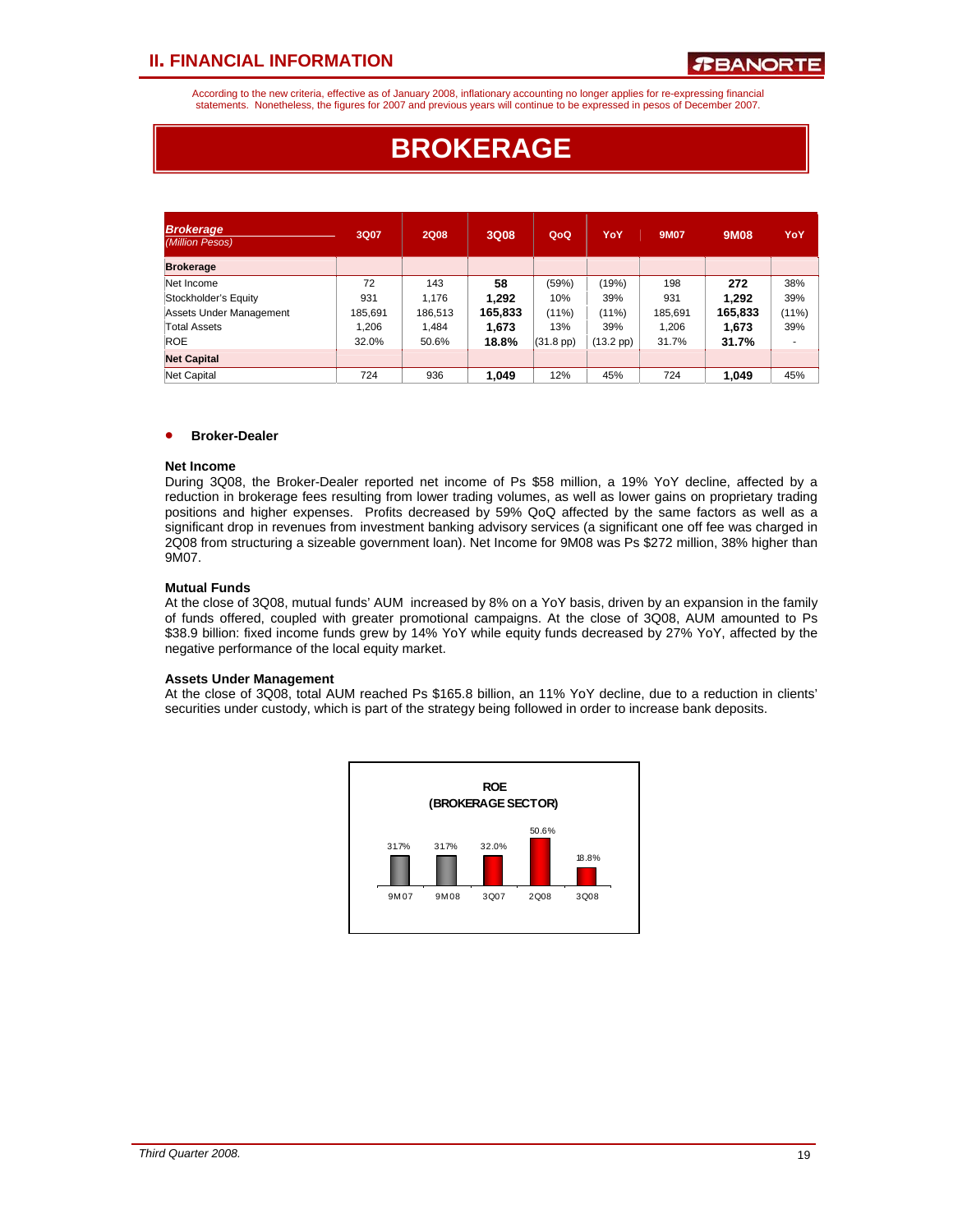## II. FINANCIAL INFORMATION

According to the new criteria, effective as of January 2008, inflationary accounting no longer applies for re-expressing financial statements. Nonetheless, the figures for 2007 and previous years will continue to be expressed in pesos of December 2007.

# BROKERAGE

| ***Brokerage*** *(Million Pesos)* | 3Q07 | 2Q08 | 3Q08 | QoQ | YoY | 9M07 | 9M08 | YoY |
|---|---|---|---|---|---|---|---|---|
| **Brokerage** | | | | | | | | |
| Net Income | 72 | 143 | **58** | (59%) | (19%) | 198 | **272** | 38% |
| Stockholder's Equity | 931 | 1,176 | **1,292** | 10% | 39% | 931 | **1,292** | 39% |
| Assets Under Management | 185,691 | 186,513 | **165,833** | (11%) | (11%) | 185,691 | **165,833** | (11%) |
| Total Assets | 1,206 | 1,484 | **1,673** | 13% | 39% | 1,206 | **1,673** | 39% |
| ROE | 32.0% | 50.6% | **18.8%** | (31.8 pp) | (13.2 pp) | 31.7% | **31.7%** | - |
| **Net Capital** | | | | | | | | |
| Net Capital | 724 | 936 | **1,049** | 12% | 45% | 724 | **1,049** | 45% |

- **Broker-Dealer**

**Net Income**

During 3Q08, the Broker-Dealer reported net income of Ps $58 million, a 19% YoY decline, affected by a reduction in brokerage fees resulting from lower trading volumes, as well as lower gains on proprietary trading positions and higher expenses. Profits decreased by 59% QoQ affected by the same factors as well as a significant drop in revenues from investment banking advisory services (a significant one off fee was charged in 2Q08 from structuring a sizeable government loan). Net Income for 9M08 was Ps $272 million, 38% higher than 9M07.

**Mutual Funds**

At the close of 3Q08, mutual funds' AUM increased by 8% on a YoY basis, driven by an expansion in the family of funds offered, coupled with greater promotional campaigns. At the close of 3Q08, AUM amounted to Ps $38.9 billion: fixed income funds grew by 14% YoY while equity funds decreased by 27% YoY, affected by the negative performance of the local equity market.

**Assets Under Management**

At the close of 3Q08, total AUM reached Ps $165.8 billion, an 11% YoY decline, due to a reduction in clients' securities under custody, which is part of the strategy being followed in order to increase bank deposits.

**ROE (BROKERAGE SECTOR)**

| 9M07 | 9M08 | 3Q07 | 2Q08 | 3Q08 |
|---|---|---|---|---|
| 31.7% | 31.7% | 32.0% | 50.6% | 18.8% |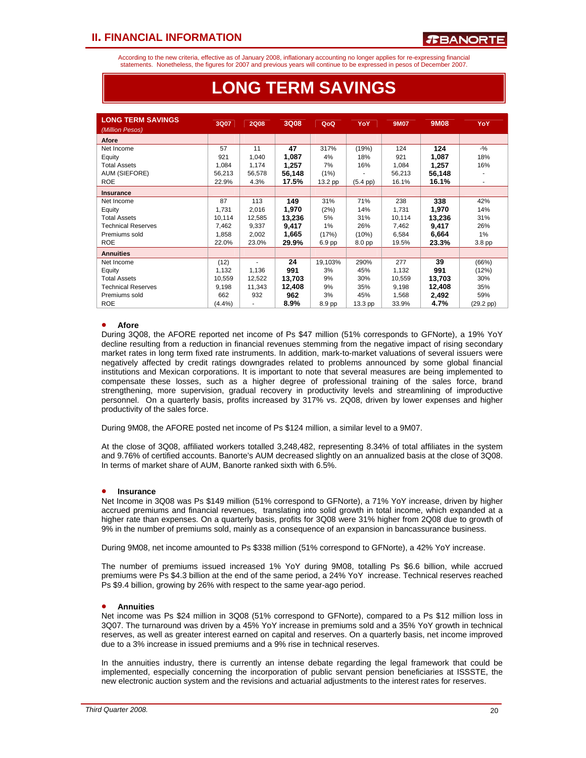According to the new criteria, effective as of January 2008, inflationary accounting no longer applies for re-expressing financial statements. Nonetheless, the figures for 2007 and previous years will continue to be expressed in pesos of December 2007.

# LONG TERM SAVINGS

| LONG TERM SAVINGS *(Million Pesos)* | 3Q07 | 2Q08 | 3Q08 | QoQ | YoY | 9M07 | 9M08 | YoY |
|---|---|---|---|---|---|---|---|---|
| **Afore** | | | | | | | | |
| Net Income | 57 | 11 | **47** | 317% | (19%) | 124 | **124** | -% |
| Equity | 921 | 1,040 | **1,087** | 4% | 18% | 921 | **1,087** | 18% |
| Total Assets | 1,084 | 1,174 | **1,257** | 7% | 16% | 1,084 | **1,257** | 16% |
| AUM (SIEFORE) | 56,213 | 56,578 | **56,148** | (1%) | - | 56,213 | **56,148** | - |
| ROE | 22.9% | 4.3% | **17.5%** | 13.2 pp | (5.4 pp) | 16.1% | **16.1%** | - |
| **Insurance** | | | | | | | | |
| Net Income | 87 | 113 | **149** | 31% | 71% | 238 | **338** | 42% |
| Equity | 1,731 | 2,016 | **1,970** | (2%) | 14% | 1,731 | **1,970** | 14% |
| Total Assets | 10,114 | 12,585 | **13,236** | 5% | 31% | 10,114 | **13,236** | 31% |
| Technical Reserves | 7,462 | 9,337 | **9,417** | 1% | 26% | 7,462 | **9,417** | 26% |
| Premiums sold | 1,858 | 2,002 | **1,665** | (17%) | (10%) | 6,584 | **6,664** | 1% |
| ROE | 22.0% | 23.0% | **29.9%** | 6.9 pp | 8.0 pp | 19.5% | **23.3%** | 3.8 pp |
| **Annuities** | | | | | | | | |
| Net Income | (12) | - | **24** | 19,103% | 290% | 277 | **39** | (66%) |
| Equity | 1,132 | 1,136 | **991** | 3% | 45% | 1,132 | **991** | (12%) |
| Total Assets | 10,559 | 12,522 | **13,703** | 9% | 30% | 10,559 | **13,703** | 30% |
| Technical Reserves | 9,198 | 11,343 | **12,408** | 9% | 35% | 9,198 | **12,408** | 35% |
| Premiums sold | 662 | 932 | **962** | 3% | 45% | 1,568 | **2,492** | 59% |
| ROE | (4.4%) | - | **8.9%** | 8.9 pp | 13.3 pp | 33.9% | **4.7%** | (29.2 pp) |

- **Afore**

During 3Q08, the AFORE reported net income of Ps $47 million (51% corresponds to GFNorte), a 19% YoY decline resulting from a reduction in financial revenues stemming from the negative impact of rising secondary market rates in long term fixed rate instruments. In addition, mark-to-market valuations of several issuers were negatively affected by credit ratings downgrades related to problems announced by some global financial institutions and Mexican corporations. It is important to note that several measures are being implemented to compensate these losses, such as a higher degree of professional training of the sales force, brand strengthening, more supervision, gradual recovery in productivity levels and streamlining of improductive personnel. On a quarterly basis, profits increased by 317% vs. 2Q08, driven by lower expenses and higher productivity of the sales force.

During 9M08, the AFORE posted net income of Ps $124 million, a similar level to a 9M07.

At the close of 3Q08, affiliated workers totalled 3,248,482, representing 8.34% of total affiliates in the system and 9.76% of certified accounts. Banorte's AUM decreased slightly on an annualized basis at the close of 3Q08. In terms of market share of AUM, Banorte ranked sixth with 6.5%.

- **Insurance**

Net Income in 3Q08 was Ps $149 million (51% correspond to GFNorte), a 71% YoY increase, driven by higher accrued premiums and financial revenues, translating into solid growth in total income, which expanded at a higher rate than expenses. On a quarterly basis, profits for 3Q08 were 31% higher from 2Q08 due to growth of 9% in the number of premiums sold, mainly as a consequence of an expansion in bancassurance business.

During 9M08, net income amounted to Ps $338 million (51% correspond to GFNorte), a 42% YoY increase.

The number of premiums issued increased 1% YoY during 9M08, totalling Ps $6.6 billion, while accrued premiums were Ps $4.3 billion at the end of the same period, a 24% YoY increase. Technical reserves reached Ps $9.4 billion, growing by 26% with respect to the same year-ago period.

- **Annuities**

Net income was Ps $24 million in 3Q08 (51% correspond to GFNorte), compared to a Ps $12 million loss in 3Q07. The turnaround was driven by a 45% YoY increase in premiums sold and a 35% YoY growth in technical reserves, as well as greater interest earned on capital and reserves. On a quarterly basis, net income improved due to a 3% increase in issued premiums and a 9% rise in technical reserves.

In the annuities industry, there is currently an intense debate regarding the legal framework that could be implemented, especially concerning the incorporation of public servant pension beneficiaries at ISSSTE, the new electronic auction system and the revisions and actuarial adjustments to the interest rates for reserves.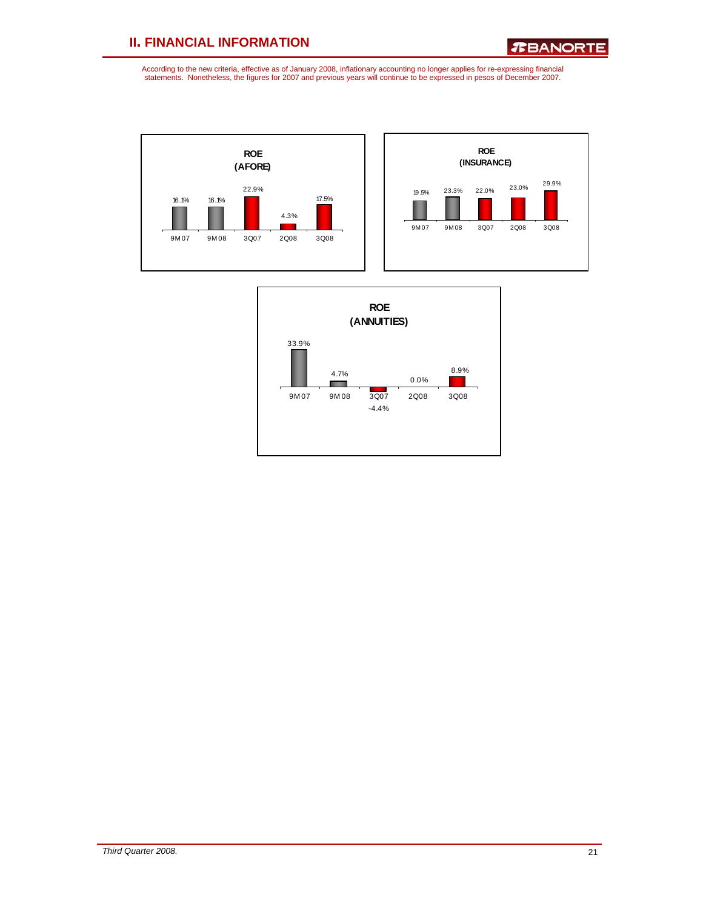## II. FINANCIAL INFORMATION

According to the new criteria, effective as of January 2008, inflationary accounting no longer applies for re-expressing financial statements. Nonetheless, the figures for 2007 and previous years will continue to be expressed in pesos of December 2007.

**ROE (AFORE)**

| 9M07 | 9M08 | 3Q07 | 2Q08 | 3Q08 |
|---|---|---|---|---|
| 16.1% | 16.1% | 22.9% | 4.3% | 17.5% |

**ROE (INSURANCE)**

| 9M07 | 9M08 | 3Q07 | 2Q08 | 3Q08 |
|---|---|---|---|---|
| 19.5% | 23.3% | 22.0% | 23.0% | 29.9% |

**ROE (ANNUITIES)**

| 9M07 | 9M08 | 3Q07 | 2Q08 | 3Q08 |
|---|---|---|---|---|
| 33.9% | 4.7% | -4.4% | 0.0% | 8.9% |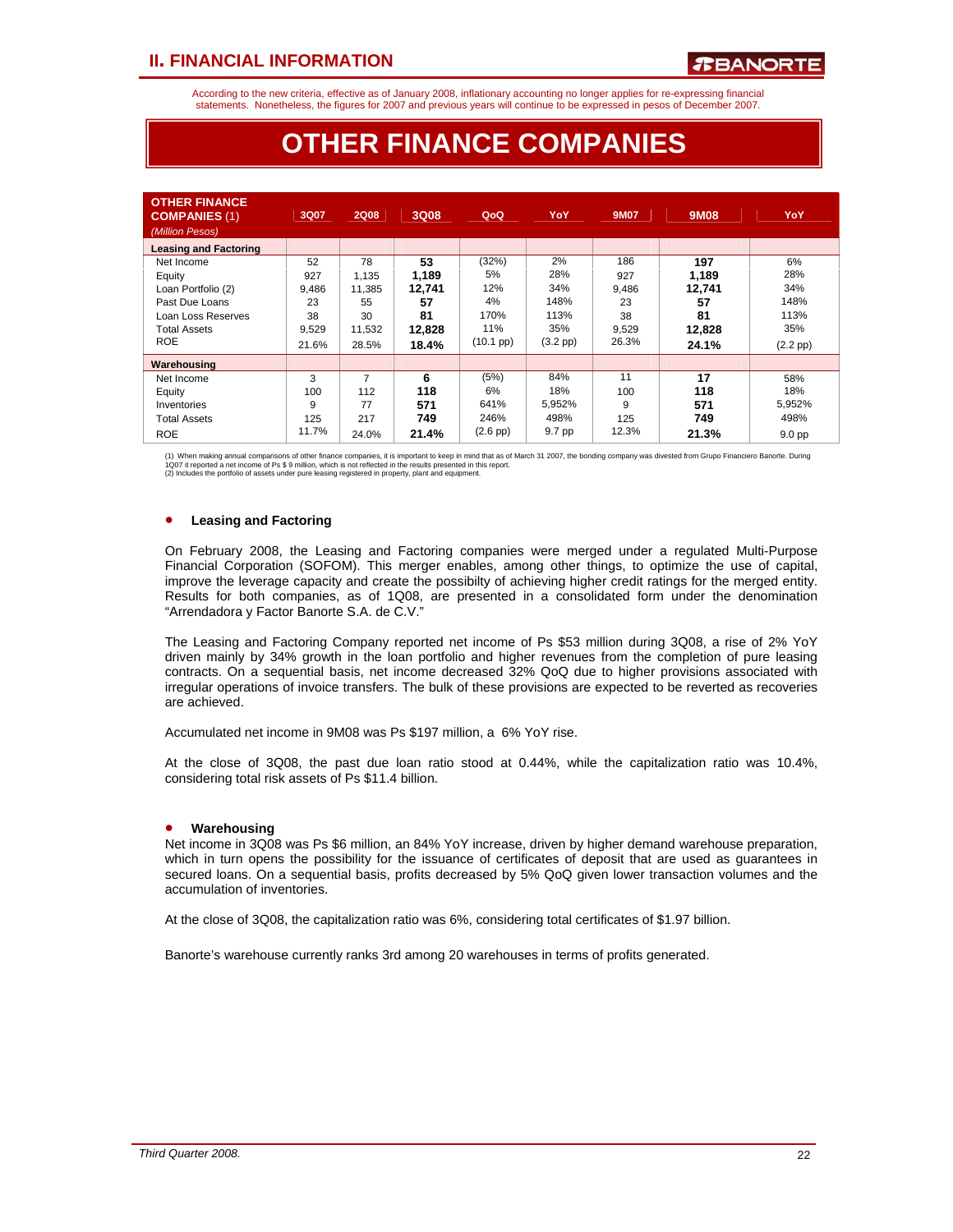According to the new criteria, effective as of January 2008, inflationary accounting no longer applies for re-expressing financial statements. Nonetheless, the figures for 2007 and previous years will continue to be expressed in pesos of December 2007.

# OTHER FINANCE COMPANIES

| OTHER FINANCE COMPANIES (1) *(Million Pesos)* | 3Q07 | 2Q08 | 3Q08 | QoQ | YoY | 9M07 | 9M08 | YoY |
|---|---|---|---|---|---|---|---|---|
| **Leasing and Factoring** | | | | | | | | |
| Net Income | 52 | 78 | **53** | (32%) | 2% | 186 | **197** | 6% |
| Equity | 927 | 1,135 | **1,189** | 5% | 28% | 927 | **1,189** | 28% |
| Loan Portfolio (2) | 9,486 | 11,385 | **12,741** | 12% | 34% | 9,486 | **12,741** | 34% |
| Past Due Loans | 23 | 55 | **57** | 4% | 148% | 23 | **57** | 148% |
| Loan Loss Reserves | 38 | 30 | **81** | 170% | 113% | 38 | **81** | 113% |
| Total Assets | 9,529 | 11,532 | **12,828** | 11% | 35% | 9,529 | **12,828** | 35% |
| ROE | 21.6% | 28.5% | **18.4%** | (10.1 pp) | (3.2 pp) | 26.3% | **24.1%** | (2.2 pp) |
| **Warehousing** | | | | | | | | |
| Net Income | 3 | 7 | **6** | (5%) | 84% | 11 | **17** | 58% |
| Equity | 100 | 112 | **118** | 6% | 18% | 100 | **118** | 18% |
| Inventories | 9 | 77 | **571** | 641% | 5,952% | 9 | **571** | 5,952% |
| Total Assets | 125 | 217 | **749** | 246% | 498% | 125 | **749** | 498% |
| ROE | 11.7% | 24.0% | **21.4%** | (2.6 pp) | 9.7 pp | 12.3% | **21.3%** | 9.0 pp |

(1) When making annual comparisons of other finance companies, it is important to keep in mind that as of March 31 2007, the bonding company was divested from Grupo Financiero Banorte. During 1Q07 it reported a net income of Ps $ 9 million, which is not reflected in the results presented in this report.
(2) Includes the portfolio of assets under pure leasing registered in property, plant and equipment.

- **Leasing and Factoring**

On February 2008, the Leasing and Factoring companies were merged under a regulated Multi-Purpose Financial Corporation (SOFOM). This merger enables, among other things, to optimize the use of capital, improve the leverage capacity and create the possibilty of achieving higher credit ratings for the merged entity. Results for both companies, as of 1Q08, are presented in a consolidated form under the denomination "Arrendadora y Factor Banorte S.A. de C.V."

The Leasing and Factoring Company reported net income of Ps $53 million during 3Q08, a rise of 2% YoY driven mainly by 34% growth in the loan portfolio and higher revenues from the completion of pure leasing contracts. On a sequential basis, net income decreased 32% QoQ due to higher provisions associated with irregular operations of invoice transfers. The bulk of these provisions are expected to be reverted as recoveries are achieved.

Accumulated net income in 9M08 was Ps $197 million, a 6% YoY rise.

At the close of 3Q08, the past due loan ratio stood at 0.44%, while the capitalization ratio was 10.4%, considering total risk assets of Ps $11.4 billion.

- **Warehousing**

Net income in 3Q08 was Ps $6 million, an 84% YoY increase, driven by higher demand warehouse preparation, which in turn opens the possibility for the issuance of certificates of deposit that are used as guarantees in secured loans. On a sequential basis, profits decreased by 5% QoQ given lower transaction volumes and the accumulation of inventories.

At the close of 3Q08, the capitalization ratio was 6%, considering total certificates of $1.97 billion.

Banorte's warehouse currently ranks 3rd among 20 warehouses in terms of profits generated.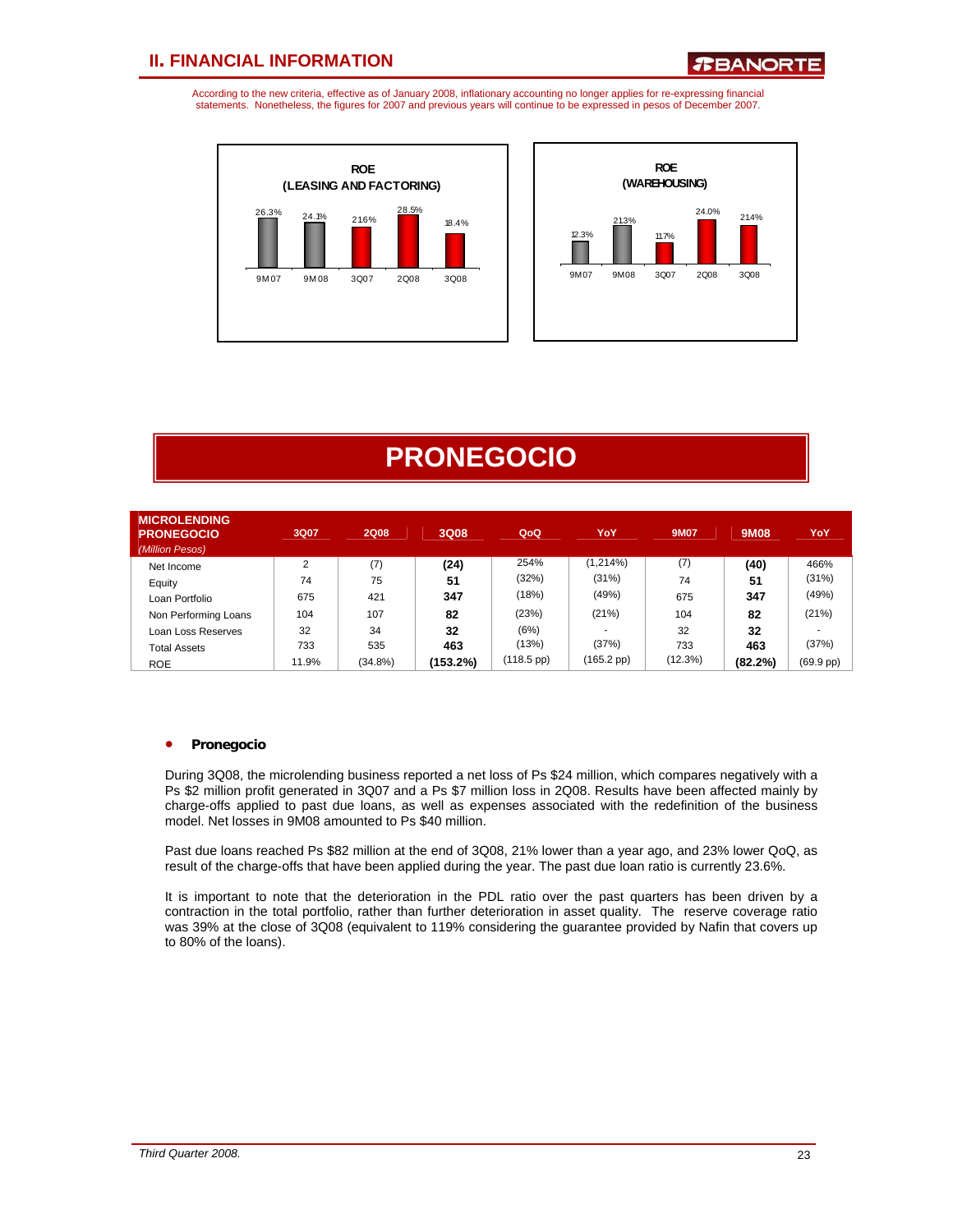According to the new criteria, effective as of January 2008, inflationary accounting no longer applies for re-expressing financial statements. Nonetheless, the figures for 2007 and previous years will continue to be expressed in pesos of December 2007.

**ROE (LEASING AND FACTORING)**

| 9M07 | 9M08 | 3Q07 | 2Q08 | 3Q08 |
|---|---|---|---|---|
| 26.3% | 24.1% | 21.6% | 28.5% | 18.4% |

**ROE (WAREHOUSING)**

| 9M07 | 9M08 | 3Q07 | 2Q08 | 3Q08 |
|---|---|---|---|---|
| 12.3% | 21.3% | 11.7% | 24.0% | 21.4% |

# PRONEGOCIO

| **MICROLENDING PRONEGOCIO** *(Million Pesos)* | 3Q07 | 2Q08 | 3Q08 | QoQ | YoY | 9M07 | 9M08 | YoY |
|---|---|---|---|---|---|---|---|---|
| Net Income | 2 | (7) | **(24)** | 254% | (1,214%) | (7) | **(40)** | 466% |
| Equity | 74 | 75 | **51** | (32%) | (31%) | 74 | **51** | (31%) |
| Loan Portfolio | 675 | 421 | **347** | (18%) | (49%) | 675 | **347** | (49%) |
| Non Performing Loans | 104 | 107 | **82** | (23%) | (21%) | 104 | **82** | (21%) |
| Loan Loss Reserves | 32 | 34 | **32** | (6%) | - | 32 | **32** | - |
| Total Assets | 733 | 535 | **463** | (13%) | (37%) | 733 | **463** | (37%) |
| ROE | 11.9% | (34.8%) | **(153.2%)** | (118.5 pp) | (165.2 pp) | (12.3%) | **(82.2%)** | (69.9 pp) |

- **Pronegocio**

During 3Q08, the microlending business reported a net loss of Ps $24 million, which compares negatively with a Ps $2 million profit generated in 3Q07 and a Ps $7 million loss in 2Q08. Results have been affected mainly by charge-offs applied to past due loans, as well as expenses associated with the redefinition of the business model. Net losses in 9M08 amounted to Ps $40 million.

Past due loans reached Ps $82 million at the end of 3Q08, 21% lower than a year ago, and 23% lower QoQ, as result of the charge-offs that have been applied during the year. The past due loan ratio is currently 23.6%.

It is important to note that the deterioration in the PDL ratio over the past quarters has been driven by a contraction in the total portfolio, rather than further deterioration in asset quality. The reserve coverage ratio was 39% at the close of 3Q08 (equivalent to 119% considering the guarantee provided by Nafin that covers up to 80% of the loans).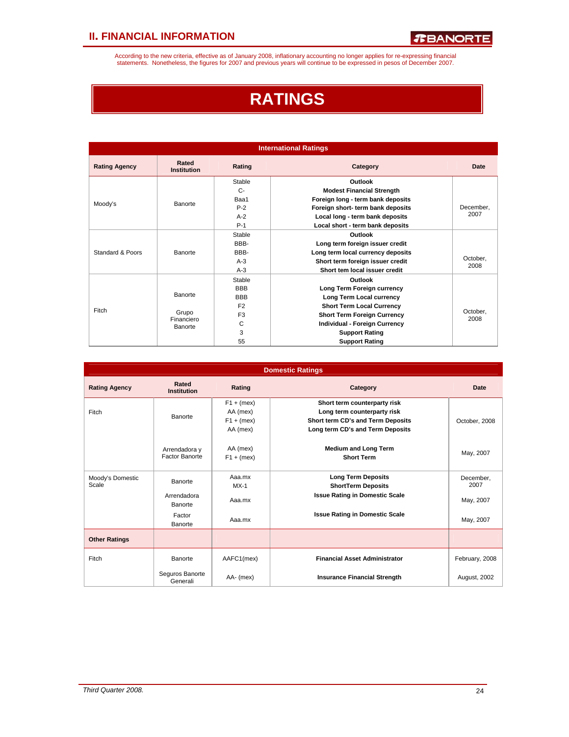According to the new criteria, effective as of January 2008, inflationary accounting no longer applies for re-expressing financial statements. Nonetheless, the figures for 2007 and previous years will continue to be expressed in pesos of December 2007.

# RATINGS

**International Ratings**

| Rating Agency | Rated Institution | Rating | Category | Date |
|---|---|---|---|---|
| Moody's | Banorte | Stable | **Outlook** | December, 2007 |
| | | C- | **Modest Financial Strength** | |
| | | Baa1 | **Foreign long - term bank deposits** | |
| | | P-2 | **Foreign short- term bank deposits** | |
| | | A-2 | **Local long - term bank deposits** | |
| | | P-1 | **Local short - term bank deposits** | |
| Standard & Poors | Banorte | Stable | **Outlook** | October, 2008 |
| | | BBB- | **Long term foreign issuer credit** | |
| | | BBB- | **Long term local currency deposits** | |
| | | A-3 | **Short term foreign issuer credit** | |
| | | A-3 | **Short tem local issuer credit** | |
| Fitch | Banorte | Stable | **Outlook** | October, 2008 |
| | | BBB | **Long Term Foreign currency** | |
| | | BBB | **Long Term Local currency** | |
| | | F2 | **Short Term Local Currency** | |
| | | F3 | **Short Term Foreign Currency** | |
| | | C | **Individual - Foreign Currency** | |
| | | 3 | **Support Rating** | |
| | Grupo Financiero Banorte | 55 | **Support Rating** | |

**Domestic Ratings**

| Rating Agency | Rated Institution | Rating | Category | Date |
|---|---|---|---|---|
| Fitch | Banorte | F1 + (mex) | **Short term counterparty risk** | October, 2008 |
| | | AA (mex) | **Long term counterparty risk** | |
| | | F1 + (mex) | **Short term CD's and Term Deposits** | |
| | | AA (mex) | **Long term CD's and Term Deposits** | |
| | Arrendadora y Factor Banorte | AA (mex) | **Medium and Long Term** | May, 2007 |
| | | F1 + (mex) | **Short Term** | |
| Moody's Domestic Scale | Banorte | Aaa.mx | **Long Term Deposits** | December, 2007 |
| | | MX-1 | **ShortTerm Deposits** | |
| | Arrendadora Banorte | Aaa.mx | **Issue Rating in Domestic Scale** | May, 2007 |
| | Factor Banorte | Aaa.mx | **Issue Rating in Domestic Scale** | May, 2007 |
| **Other Ratings** | | | | |
| Fitch | Banorte | AAFC1(mex) | **Financial Asset Administrator** | February, 2008 |
| | Seguros Banorte Generali | AA- (mex) | **Insurance Financial Strength** | August, 2002 |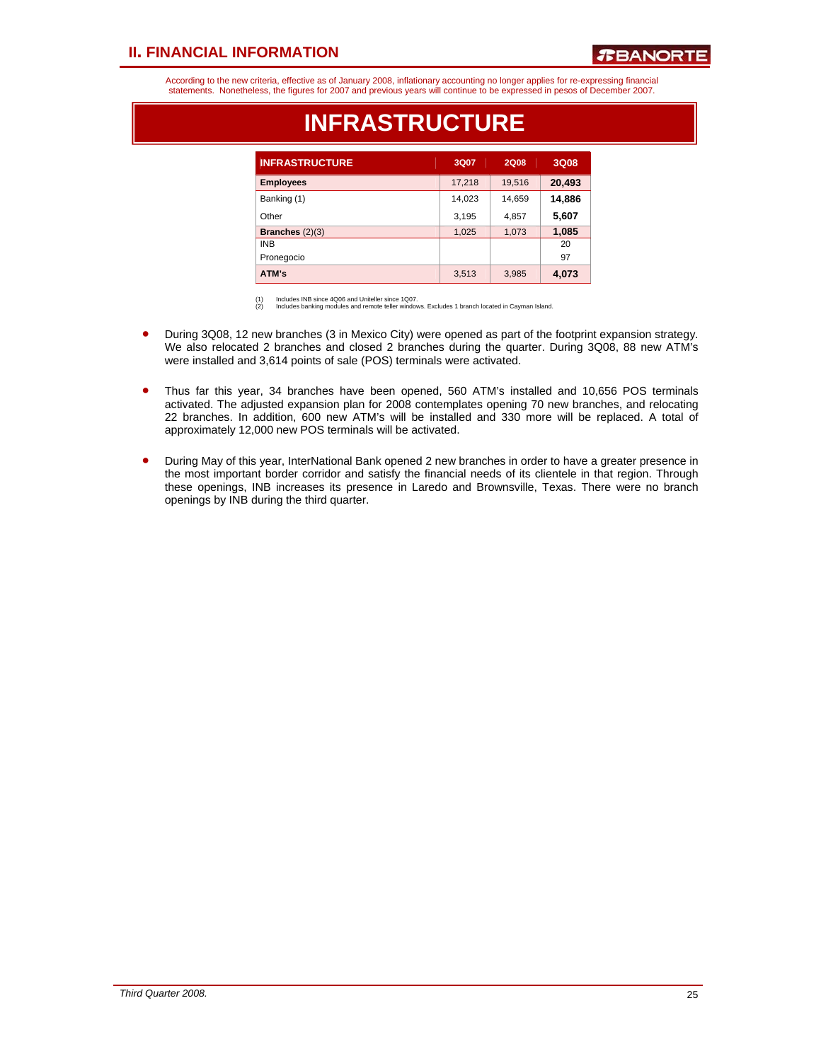According to the new criteria, effective as of January 2008, inflationary accounting no longer applies for re-expressing financial statements. Nonetheless, the figures for 2007 and previous years will continue to be expressed in pesos of December 2007.

# INFRASTRUCTURE

| INFRASTRUCTURE | 3Q07 | 2Q08 | 3Q08 |
|---|---|---|---|
| **Employees** | 17,218 | 19,516 | **20,493** |
| Banking (1) | 14,023 | 14,659 | **14,886** |
| Other | 3,195 | 4,857 | **5,607** |
| **Branches** (2)(3) | 1,025 | 1,073 | **1,085** |
| INB | | | 20 |
| Pronegocio | | | 97 |
| **ATM's** | 3,513 | 3,985 | **4,073** |

(1) Includes INB since 4Q06 and Uniteller since 1Q07.
(2) Includes banking modules and remote teller windows. Excludes 1 branch located in Cayman Island.

- During 3Q08, 12 new branches (3 in Mexico City) were opened as part of the footprint expansion strategy. We also relocated 2 branches and closed 2 branches during the quarter. During 3Q08, 88 new ATM's were installed and 3,614 points of sale (POS) terminals were activated.

- Thus far this year, 34 branches have been opened, 560 ATM's installed and 10,656 POS terminals activated. The adjusted expansion plan for 2008 contemplates opening 70 new branches, and relocating 22 branches. In addition, 600 new ATM's will be installed and 330 more will be replaced. A total of approximately 12,000 new POS terminals will be activated.

- During May of this year, InterNational Bank opened 2 new branches in order to have a greater presence in the most important border corridor and satisfy the financial needs of its clientele in that region. Through these openings, INB increases its presence in Laredo and Brownsville, Texas. There were no branch openings by INB during the third quarter.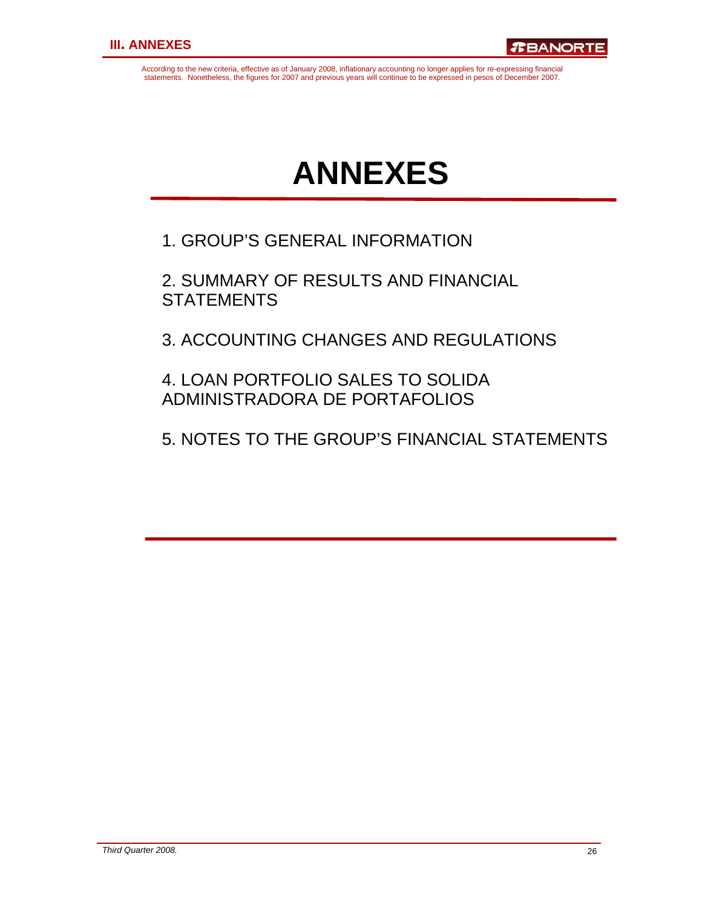# ANNEXES

1. GROUP'S GENERAL INFORMATION

2. SUMMARY OF RESULTS AND FINANCIAL STATEMENTS

3. ACCOUNTING CHANGES AND REGULATIONS

4. LOAN PORTFOLIO SALES TO SOLIDA ADMINISTRADORA DE PORTAFOLIOS

5. NOTES TO THE GROUP'S FINANCIAL STATEMENTS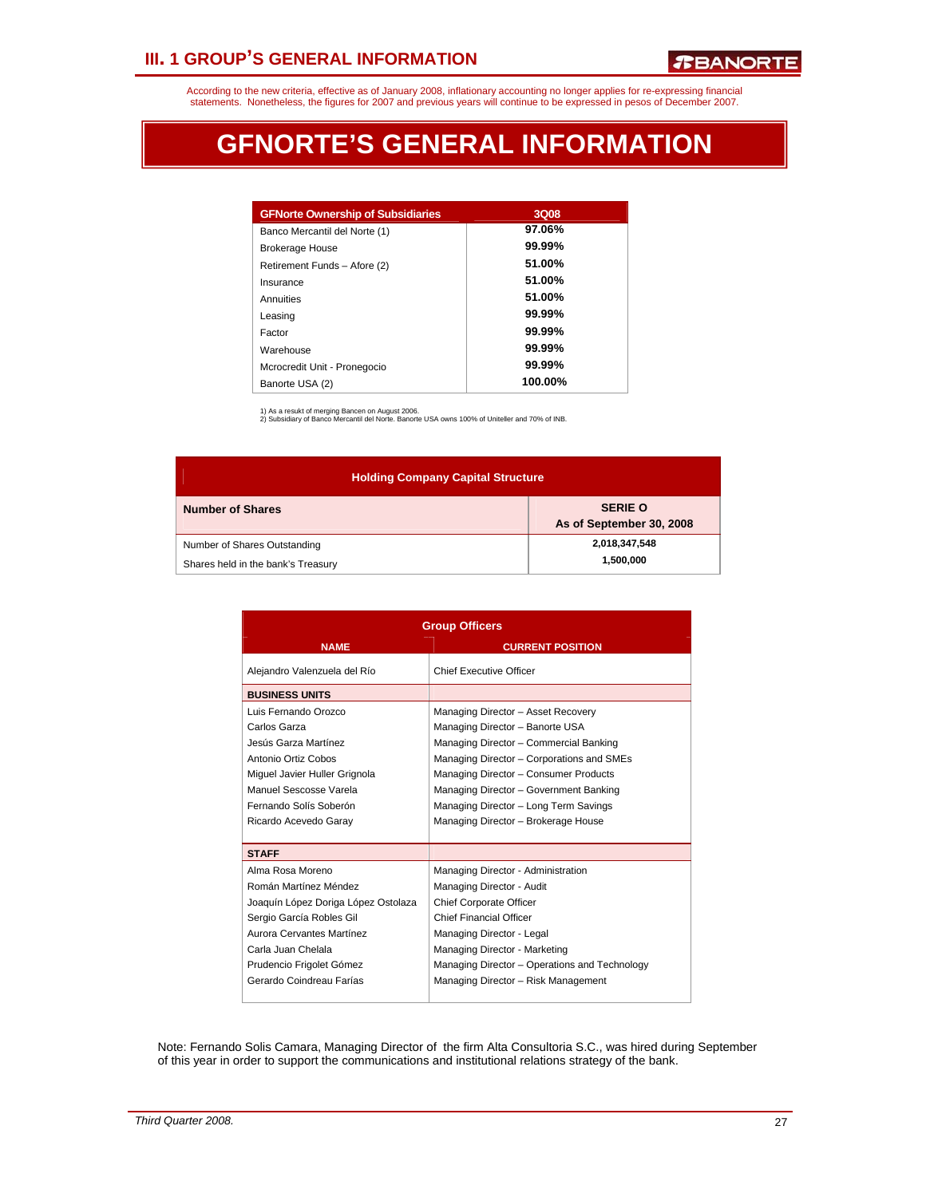According to the new criteria, effective as of January 2008, inflationary accounting no longer applies for re-expressing financial statements. Nonetheless, the figures for 2007 and previous years will continue to be expressed in pesos of December 2007.

# GFNORTE'S GENERAL INFORMATION

| GFNorte Ownership of Subsidiaries | 3Q08 |
|---|---|
| Banco Mercantil del Norte (1) | 97.06% |
| Brokerage House | 99.99% |
| Retirement Funds – Afore (2) | 51.00% |
| Insurance | 51.00% |
| Annuities | 51.00% |
| Leasing | 99.99% |
| Factor | 99.99% |
| Warehouse | 99.99% |
| Mcrocredit Unit - Pronegocio | 99.99% |
| Banorte USA (2) | 100.00% |

1) As a resukt of merging Bancen on August 2006.
2) Subsidiary of Banco Mercantil del Norte. Banorte USA owns 100% of Uniteller and 70% of INB.

| Holding Company Capital Structure | |
|---|---|
| **Number of Shares** | **SERIE O As of September 30, 2008** |
| Number of Shares Outstanding | 2,018,347,548 |
| Shares held in the bank's Treasury | 1,500,000 |

| Group Officers | |
|---|---|
| **NAME** | **CURRENT POSITION** |
| Alejandro Valenzuela del Río | Chief Executive Officer |
| **BUSINESS UNITS** | |
| Luis Fernando Orozco | Managing Director – Asset Recovery |
| Carlos Garza | Managing Director – Banorte USA |
| Jesús Garza Martínez | Managing Director – Commercial Banking |
| Antonio Ortiz Cobos | Managing Director – Corporations and SMEs |
| Miguel Javier Huller Grignola | Managing Director – Consumer Products |
| Manuel Sescosse Varela | Managing Director – Government Banking |
| Fernando Solís Soberón | Managing Director – Long Term Savings |
| Ricardo Acevedo Garay | Managing Director – Brokerage House |
| **STAFF** | |
| Alma Rosa Moreno | Managing Director - Administration |
| Román Martínez Méndez | Managing Director - Audit |
| Joaquín López Doriga López Ostolaza | Chief Corporate Officer |
| Sergio García Robles Gil | Chief Financial Officer |
| Aurora Cervantes Martínez | Managing Director - Legal |
| Carla Juan Chelala | Managing Director - Marketing |
| Prudencio Frigolet Gómez | Managing Director – Operations and Technology |
| Gerardo Coindreau Farías | Managing Director – Risk Management |

Note: Fernando Solis Camara, Managing Director of the firm Alta Consultoria S.C., was hired during September of this year in order to support the communications and institutional relations strategy of the bank.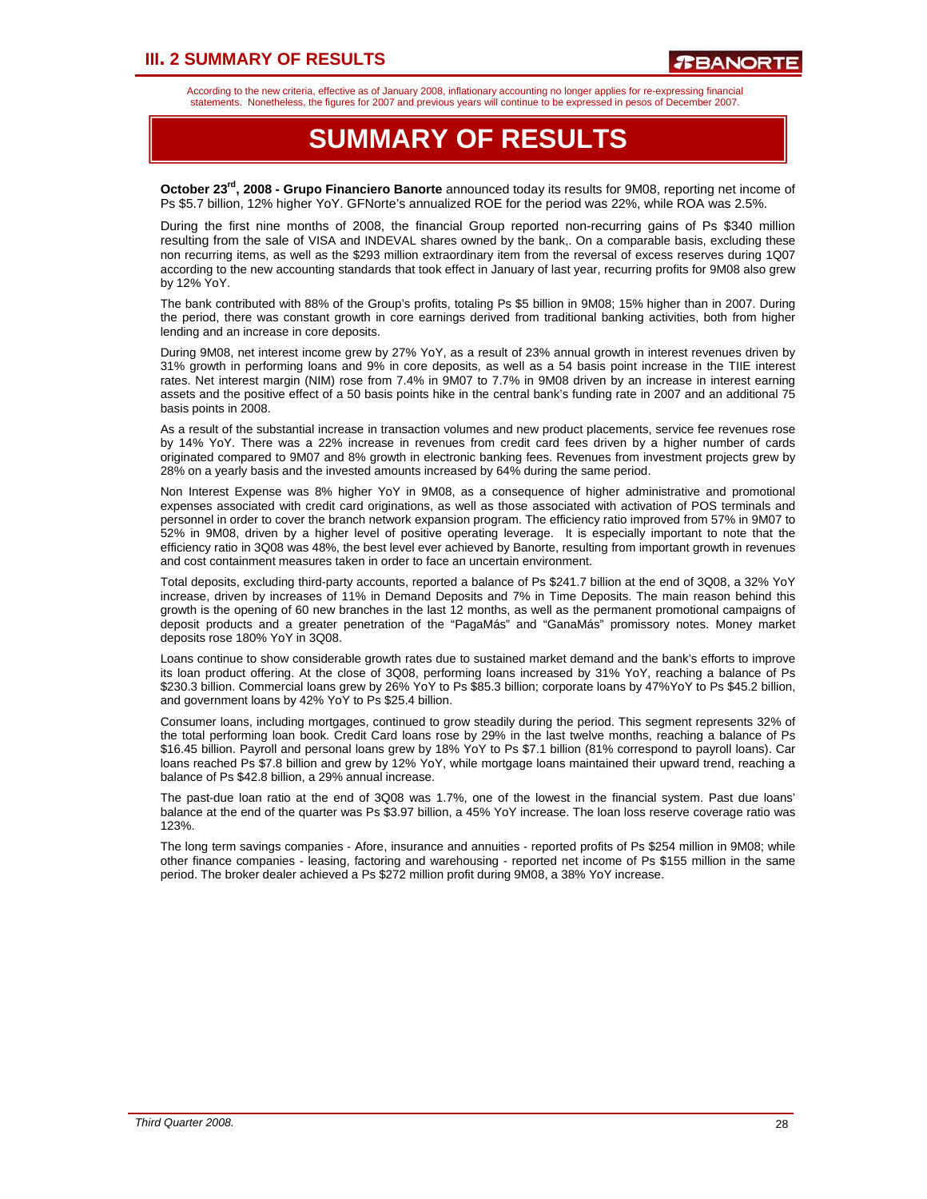According to the new criteria, effective as of January 2008, inflationary accounting no longer applies for re-expressing financial statements. Nonetheless, the figures for 2007 and previous years will continue to be expressed in pesos of December 2007.

# SUMMARY OF RESULTS

**October 23rd, 2008 - Grupo Financiero Banorte** announced today its results for 9M08, reporting net income of Ps $5.7 billion, 12% higher YoY. GFNorte's annualized ROE for the period was 22%, while ROA was 2.5%.

During the first nine months of 2008, the financial Group reported non-recurring gains of Ps $340 million resulting from the sale of VISA and INDEVAL shares owned by the bank,. On a comparable basis, excluding these non recurring items, as well as the $293 million extraordinary item from the reversal of excess reserves during 1Q07 according to the new accounting standards that took effect in January of last year, recurring profits for 9M08 also grew by 12% YoY.

The bank contributed with 88% of the Group's profits, totaling Ps $5 billion in 9M08; 15% higher than in 2007. During the period, there was constant growth in core earnings derived from traditional banking activities, both from higher lending and an increase in core deposits.

During 9M08, net interest income grew by 27% YoY, as a result of 23% annual growth in interest revenues driven by 31% growth in performing loans and 9% in core deposits, as well as a 54 basis point increase in the TIIE interest rates. Net interest margin (NIM) rose from 7.4% in 9M07 to 7.7% in 9M08 driven by an increase in interest earning assets and the positive effect of a 50 basis points hike in the central bank's funding rate in 2007 and an additional 75 basis points in 2008.

As a result of the substantial increase in transaction volumes and new product placements, service fee revenues rose by 14% YoY. There was a 22% increase in revenues from credit card fees driven by a higher number of cards originated compared to 9M07 and 8% growth in electronic banking fees. Revenues from investment projects grew by 28% on a yearly basis and the invested amounts increased by 64% during the same period.

Non Interest Expense was 8% higher YoY in 9M08, as a consequence of higher administrative and promotional expenses associated with credit card originations, as well as those associated with activation of POS terminals and personnel in order to cover the branch network expansion program. The efficiency ratio improved from 57% in 9M07 to 52% in 9M08, driven by a higher level of positive operating leverage. It is especially important to note that the efficiency ratio in 3Q08 was 48%, the best level ever achieved by Banorte, resulting from important growth in revenues and cost containment measures taken in order to face an uncertain environment.

Total deposits, excluding third-party accounts, reported a balance of Ps $241.7 billion at the end of 3Q08, a 32% YoY increase, driven by increases of 11% in Demand Deposits and 7% in Time Deposits. The main reason behind this growth is the opening of 60 new branches in the last 12 months, as well as the permanent promotional campaigns of deposit products and a greater penetration of the "PagaMás" and "GanaMás" promissory notes. Money market deposits rose 180% YoY in 3Q08.

Loans continue to show considerable growth rates due to sustained market demand and the bank's efforts to improve its loan product offering. At the close of 3Q08, performing loans increased by 31% YoY, reaching a balance of Ps $230.3 billion. Commercial loans grew by 26% YoY to Ps $85.3 billion; corporate loans by 47%YoY to Ps $45.2 billion, and government loans by 42% YoY to Ps $25.4 billion.

Consumer loans, including mortgages, continued to grow steadily during the period. This segment represents 32% of the total performing loan book. Credit Card loans rose by 29% in the last twelve months, reaching a balance of Ps $16.45 billion. Payroll and personal loans grew by 18% YoY to Ps $7.1 billion (81% correspond to payroll loans). Car loans reached Ps $7.8 billion and grew by 12% YoY, while mortgage loans maintained their upward trend, reaching a balance of Ps $42.8 billion, a 29% annual increase.

The past-due loan ratio at the end of 3Q08 was 1.7%, one of the lowest in the financial system. Past due loans' balance at the end of the quarter was Ps $3.97 billion, a 45% YoY increase. The loan loss reserve coverage ratio was 123%.

The long term savings companies - Afore, insurance and annuities - reported profits of Ps $254 million in 9M08; while other finance companies - leasing, factoring and warehousing - reported net income of Ps $155 million in the same period. The broker dealer achieved a Ps $272 million profit during 9M08, a 38% YoY increase.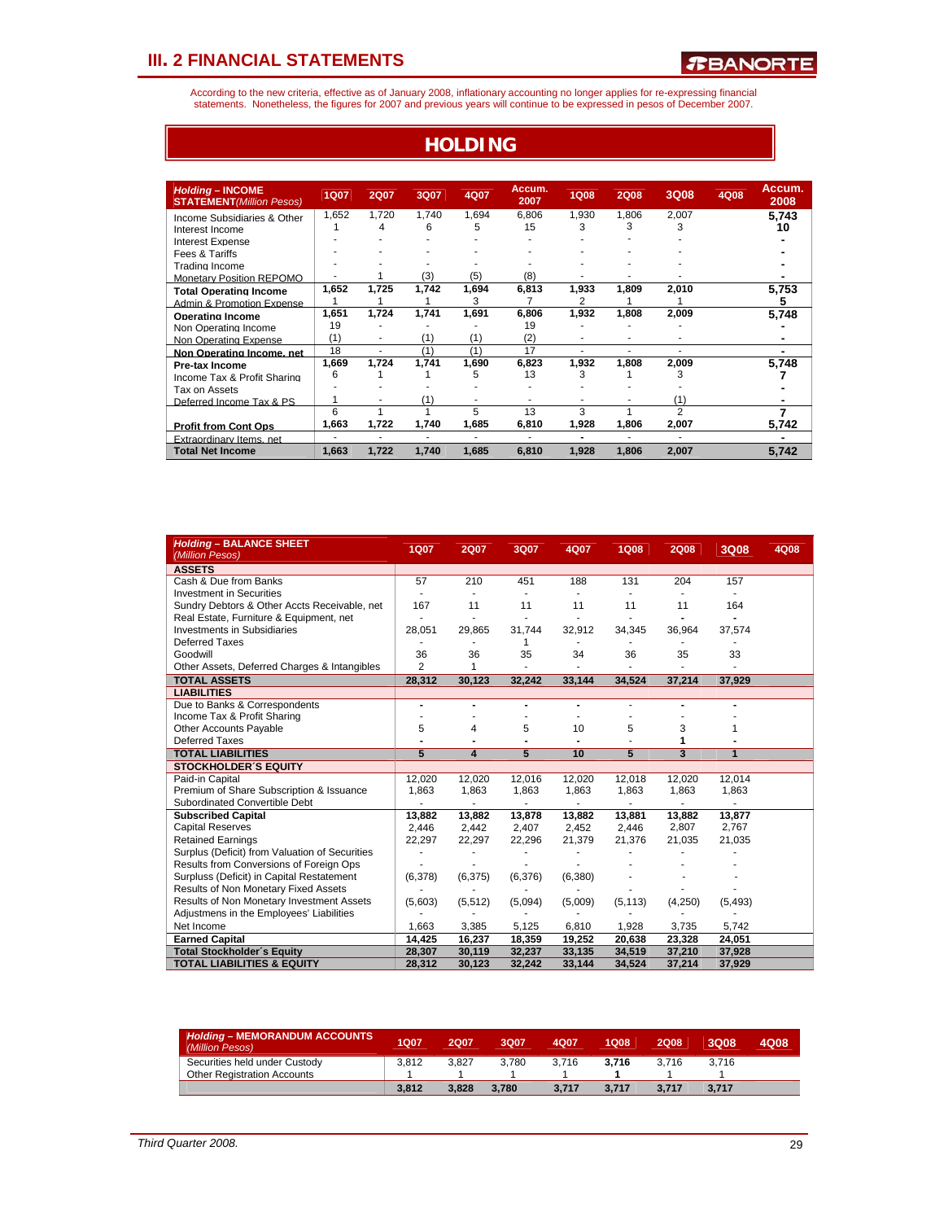# III. 2 FINANCIAL STATEMENTS

According to the new criteria, effective as of January 2008, inflationary accounting no longer applies for re-expressing financial statements. Nonetheless, the figures for 2007 and previous years will continue to be expressed in pesos of December 2007.

## HOLDING

| ***Holding* – INCOME STATEMENT** *(Million Pesos)* | 1Q07 | 2Q07 | 3Q07 | 4Q07 | Accum. 2007 | 1Q08 | 2Q08 | 3Q08 | 4Q08 | Accum. 2008 |
|---|---|---|---|---|---|---|---|---|---|---|
| Income Subsidiaries & Other | 1,652 | 1,720 | 1,740 | 1,694 | 6,806 | 1,930 | 1,806 | 2,007 | | **5,743** |
| Interest Income | 1 | 4 | 6 | 5 | 15 | 3 | 3 | 3 | | **10** |
| Interest Expense | - | - | - | - | - | - | - | - | | **-** |
| Fees & Tariffs | - | - | - | - | - | - | - | - | | **-** |
| Trading Income | - | - | - | - | - | - | - | - | | **-** |
| Monetary Position REPOMO | - | 1 | (3) | (5) | (8) | - | - | - | | **-** |
| **Total Operating Income** | **1,652** | **1,725** | **1,742** | **1,694** | **6,813** | **1,933** | **1,809** | **2,010** | | **5,753** |
| Admin & Promotion Expense | 1 | 1 | 1 | 3 | 7 | 2 | 1 | 1 | | **5** |
| **Operating Income** | **1,651** | **1,724** | **1,741** | **1,691** | **6,806** | **1,932** | **1,808** | **2,009** | | **5,748** |
| Non Operating Income | 19 | - | - | - | 19 | - | - | - | | **-** |
| Non Operating Expense | (1) | - | (1) | (1) | (2) | - | - | - | | **-** |
| **Non Operating Income, net** | 18 | - | (1) | (1) | 17 | - | - | - | | **-** |
| **Pre-tax Income** | **1,669** | **1,724** | **1,741** | **1,690** | **6,823** | **1,932** | **1,808** | **2,009** | | **5,748** |
| Income Tax & Profit Sharing | 6 | 1 | 1 | 5 | 13 | 3 | 1 | 3 | | **7** |
| Tax on Assets | - | - | - | - | - | - | - | - | | **-** |
| Deferred Income Tax & PS | 1 | - | (1) | - | - | - | - | (1) | | **-** |
| | 6 | 1 | 1 | 5 | 13 | 3 | 1 | 2 | | **7** |
| **Profit from Cont Ops** | **1,663** | **1,722** | **1,740** | **1,685** | **6,810** | **1,928** | **1,806** | **2,007** | | **5,742** |
| Extraordinary Items, net | - | - | - | - | - | - | - | - | | **-** |
| **Total Net Income** | **1,663** | **1,722** | **1,740** | **1,685** | **6,810** | **1,928** | **1,806** | **2,007** | | **5,742** |

| ***Holding* – BALANCE SHEET** *(Million Pesos)* | 1Q07 | 2Q07 | 3Q07 | 4Q07 | 1Q08 | 2Q08 | 3Q08 | 4Q08 |
|---|---|---|---|---|---|---|---|---|
| **ASSETS** | | | | | | | | |
| Cash & Due from Banks | 57 | 210 | 451 | 188 | 131 | 204 | 157 | |
| Investment in Securities | - | - | - | - | - | - | - | |
| Sundry Debtors & Other Accts Receivable, net | 167 | 11 | 11 | 11 | 11 | 11 | 164 | |
| Real Estate, Furniture & Equipment, net | - | - | - | - | - | - | - | |
| Investments in Subsidiaries | 28,051 | 29,865 | 31,744 | 32,912 | 34,345 | 36,964 | 37,574 | |
| Deferred Taxes | - | - | 1 | - | - | - | - | |
| Goodwill | 36 | 36 | 35 | 34 | 36 | 35 | 33 | |
| Other Assets, Deferred Charges & Intangibles | 2 | 1 | - | - | - | - | - | |
| **TOTAL ASSETS** | **28,312** | **30,123** | **32,242** | **33,144** | **34,524** | **37,214** | **37,929** | |
| **LIABILITIES** | | | | | | | | |
| Due to Banks & Correspondents | - | - | - | - | - | - | - | |
| Income Tax & Profit Sharing | - | - | - | - | - | - | - | |
| Other Accounts Payable | 5 | 4 | 5 | 10 | 5 | 3 | 1 | |
| Deferred Taxes | - | - | - | - | - | 1 | - | |
| **TOTAL LIABILITIES** | **5** | **4** | **5** | **10** | **5** | **3** | **1** | |
| **STOCKHOLDER´S EQUITY** | | | | | | | | |
| Paid-in Capital | 12,020 | 12,020 | 12,016 | 12,020 | 12,018 | 12,020 | 12,014 | |
| Premium of Share Subscription & Issuance | 1,863 | 1,863 | 1,863 | 1,863 | 1,863 | 1,863 | 1,863 | |
| Subordinated Convertible Debt | - | - | - | - | - | - | - | |
| **Subscribed Capital** | **13,882** | **13,882** | **13,878** | **13,882** | **13,881** | **13,882** | **13,877** | |
| Capital Reserves | 2,446 | 2,442 | 2,407 | 2,452 | 2,446 | 2,807 | 2,767 | |
| Retained Earnings | 22,297 | 22,297 | 22,296 | 21,379 | 21,376 | 21,035 | 21,035 | |
| Surplus (Deficit) from Valuation of Securities | - | - | - | - | - | - | - | |
| Results from Conversions of Foreign Ops | - | - | - | - | - | - | - | |
| Surplus (Deficit) in Capital Restatement | (6,378) | (6,375) | (6,376) | (6,380) | - | - | - | |
| Results of Non Monetary Fixed Assets | - | - | - | - | - | - | - | |
| Results of Non Monetary Investment Assets | (5,603) | (5,512) | (5,094) | (5,009) | (5,113) | (4,250) | (5,493) | |
| Adjustmens in the Employees' Liabilities | - | - | - | - | - | - | - | |
| Net Income | 1,663 | 3,385 | 5,125 | 6,810 | 1,928 | 3,735 | 5,742 | |
| **Earned Capital** | **14,425** | **16,237** | **18,359** | **19,252** | **20,638** | **23,328** | **24,051** | |
| **Total Stockholder´s Equity** | **28,307** | **30,119** | **32,237** | **33,135** | **34,519** | **37,210** | **37,928** | |
| **TOTAL LIABILITIES & EQUITY** | **28,312** | **30,123** | **32,242** | **33,144** | **34,524** | **37,214** | **37,929** | |

| ***Holding* – MEMORANDUM ACCOUNTS** *(Million Pesos)* | 1Q07 | 2Q07 | 3Q07 | 4Q07 | 1Q08 | 2Q08 | 3Q08 | 4Q08 |
|---|---|---|---|---|---|---|---|---|
| Securities held under Custody | 3,812 | 3,827 | 3,780 | 3,716 | **3,716** | 3,716 | 3,716 | |
| Other Registration Accounts | 1 | 1 | 1 | 1 | **1** | 1 | 1 | |
| | **3,812** | **3,828** | **3,780** | **3,717** | **3,717** | **3,717** | **3,717** | |

*Third Quarter 2008.*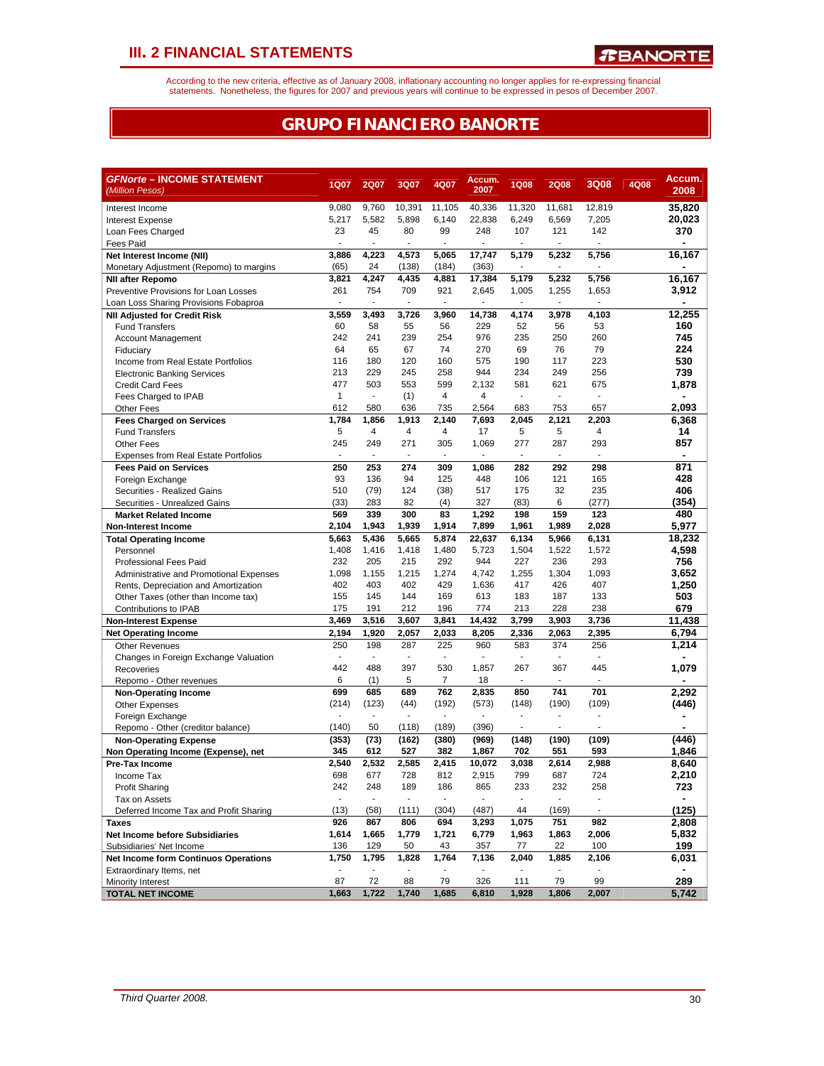# III. 2 FINANCIAL STATEMENTS

According to the new criteria, effective as of January 2008, inflationary accounting no longer applies for re-expressing financial statements. Nonetheless, the figures for 2007 and previous years will continue to be expressed in pesos of December 2007.

## GRUPO FINANCIERO BANORTE

| **GFNorte – INCOME STATEMENT** *(Million Pesos)* | 1Q07 | 2Q07 | 3Q07 | 4Q07 | Accum. 2007 | 1Q08 | 2Q08 | 3Q08 | 4Q08 | Accum. 2008 |
|---|---|---|---|---|---|---|---|---|---|---|
| Interest Income | 9,080 | 9,760 | 10,391 | 11,105 | 40,336 | 11,320 | 11,681 | 12,819 | | **35,820** |
| Interest Expense | 5,217 | 5,582 | 5,898 | 6,140 | 22,838 | 6,249 | 6,569 | 7,205 | | **20,023** |
| Loan Fees Charged | 23 | 45 | 80 | 99 | 248 | 107 | 121 | 142 | | **370** |
| Fees Paid | - | - | - | - | - | - | - | - | | **-** |
| **Net Interest Income (NII)** | **3,886** | **4,223** | **4,573** | **5,065** | **17,747** | **5,179** | **5,232** | **5,756** | | **16,167** |
| Monetary Adjustment (Repomo) to margins | (65) | 24 | (138) | (184) | (363) | - | - | - | | **-** |
| **NII after Repomo** | **3,821** | **4,247** | **4,435** | **4,881** | **17,384** | **5,179** | **5,232** | **5,756** | | **16,167** |
| Preventive Provisions for Loan Losses | 261 | 754 | 709 | 921 | 2,645 | 1,005 | 1,255 | 1,653 | | **3,912** |
| Loan Loss Sharing Provisions Fobaproa | - | - | - | - | - | - | - | - | | **-** |
| **NII Adjusted for Credit Risk** | **3,559** | **3,493** | **3,726** | **3,960** | **14,738** | **4,174** | **3,978** | **4,103** | | **12,255** |
| Fund Transfers | 60 | 58 | 55 | 56 | 229 | 52 | 56 | 53 | | **160** |
| Account Management | 242 | 241 | 239 | 254 | 976 | 235 | 250 | 260 | | **745** |
| Fiduciary | 64 | 65 | 67 | 74 | 270 | 69 | 76 | 79 | | **224** |
| Income from Real Estate Portfolios | 116 | 180 | 120 | 160 | 575 | 190 | 117 | 223 | | **530** |
| Electronic Banking Services | 213 | 229 | 245 | 258 | 944 | 234 | 249 | 256 | | **739** |
| Credit Card Fees | 477 | 503 | 553 | 599 | 2,132 | 581 | 621 | 675 | | **1,878** |
| Fees Charged to IPAB | 1 | - | (1) | 4 | 4 | - | - | - | | **-** |
| Other Fees | 612 | 580 | 636 | 735 | 2,564 | 683 | 753 | 657 | | **2,093** |
| **Fees Charged on Services** | **1,784** | **1,856** | **1,913** | **2,140** | **7,693** | **2,045** | **2,121** | **2,203** | | **6,368** |
| Fund Transfers | 5 | 4 | 4 | 4 | 17 | 5 | 5 | 4 | | **14** |
| Other Fees | 245 | 249 | 271 | 305 | 1,069 | 277 | 287 | 293 | | **857** |
| Expenses from Real Estate Portfolios | - | - | - | - | - | - | - | - | | **-** |
| **Fees Paid on Services** | **250** | **253** | **274** | **309** | **1,086** | **282** | **292** | **298** | | **871** |
| Foreign Exchange | 93 | 136 | 94 | 125 | 448 | 106 | 121 | 165 | | **428** |
| Securities - Realized Gains | 510 | (79) | 124 | (38) | 517 | 175 | 32 | 235 | | **406** |
| Securities - Unrealized Gains | (33) | 283 | 82 | (4) | 327 | (83) | 6 | (277) | | **(354)** |
| **Market Related Income** | **569** | **339** | **300** | **83** | **1,292** | **198** | **159** | **123** | | **480** |
| **Non-Interest Income** | **2,104** | **1,943** | **1,939** | **1,914** | **7,899** | **1,961** | **1,989** | **2,028** | | **5,977** |
| **Total Operating Income** | **5,663** | **5,436** | **5,665** | **5,874** | **22,637** | **6,134** | **5,966** | **6,131** | | **18,232** |
| Personnel | 1,408 | 1,416 | 1,418 | 1,480 | 5,723 | 1,504 | 1,522 | 1,572 | | **4,598** |
| Professional Fees Paid | 232 | 205 | 215 | 292 | 944 | 227 | 236 | 293 | | **756** |
| Administrative and Promotional Expenses | 1,098 | 1,155 | 1,215 | 1,274 | 4,742 | 1,255 | 1,304 | 1,093 | | **3,652** |
| Rents, Depreciation and Amortization | 402 | 403 | 402 | 429 | 1,636 | 417 | 426 | 407 | | **1,250** |
| Other Taxes (other than Income tax) | 155 | 145 | 144 | 169 | 613 | 183 | 187 | 133 | | **503** |
| Contributions to IPAB | 175 | 191 | 212 | 196 | 774 | 213 | 228 | 238 | | **679** |
| **Non-Interest Expense** | **3,469** | **3,516** | **3,607** | **3,841** | **14,432** | **3,799** | **3,903** | **3,736** | | **11,438** |
| **Net Operating Income** | **2,194** | **1,920** | **2,057** | **2,033** | **8,205** | **2,336** | **2,063** | **2,395** | | **6,794** |
| Other Revenues | 250 | 198 | 287 | 225 | 960 | 583 | 374 | 256 | | **1,214** |
| Changes in Foreign Exchange Valuation | - | - | - | - | - | - | - | - | | **-** |
| Recoveries | 442 | 488 | 397 | 530 | 1,857 | 267 | 367 | 445 | | **1,079** |
| Repomo - Other revenues | 6 | (1) | 5 | 7 | 18 | - | - | - | | **-** |
| **Non-Operating Income** | **699** | **685** | **689** | **762** | **2,835** | **850** | **741** | **701** | | **2,292** |
| Other Expenses | (214) | (123) | (44) | (192) | (573) | (148) | (190) | (109) | | **(446)** |
| Foreign Exchange | - | - | - | - | - | - | - | - | | **-** |
| Repomo - Other (creditor balance) | (140) | 50 | (118) | (189) | (396) | - | - | - | | **-** |
| **Non-Operating Expense** | **(353)** | **(73)** | **(162)** | **(380)** | **(969)** | **(148)** | **(190)** | **(109)** | | **(446)** |
| **Non Operating Income (Expense), net** | **345** | **612** | **527** | **382** | **1,867** | **702** | **551** | **593** | | **1,846** |
| **Pre-Tax Income** | **2,540** | **2,532** | **2,585** | **2,415** | **10,072** | **3,038** | **2,614** | **2,988** | | **8,640** |
| Income Tax | 698 | 677 | 728 | 812 | 2,915 | 799 | 687 | 724 | | **2,210** |
| Profit Sharing | 242 | 248 | 189 | 186 | 865 | 233 | 232 | 258 | | **723** |
| Tax on Assets | - | - | - | - | - | - | - | - | | **-** |
| Deferred Income Tax and Profit Sharing | (13) | (58) | (111) | (304) | (487) | 44 | (169) | - | | **(125)** |
| **Taxes** | **926** | **867** | **806** | **694** | **3,293** | **1,075** | **751** | **982** | | **2,808** |
| **Net Income before Subsidiaries** | **1,614** | **1,665** | **1,779** | **1,721** | **6,779** | **1,963** | **1,863** | **2,006** | | **5,832** |
| Subsidiaries' Net Income | 136 | 129 | 50 | 43 | 357 | 77 | 22 | 100 | | **199** |
| **Net Income form Continuos Operations** | **1,750** | **1,795** | **1,828** | **1,764** | **7,136** | **2,040** | **1,885** | **2,106** | | **6,031** |
| Extraordinary Items, net | - | - | - | - | - | - | - | - | | **-** |
| Minority Interest | 87 | 72 | 88 | 79 | 326 | 111 | 79 | 99 | | **289** |
| **TOTAL NET INCOME** | **1,663** | **1,722** | **1,740** | **1,685** | **6,810** | **1,928** | **1,806** | **2,007** | | **5,742** |

*Third Quarter 2008.*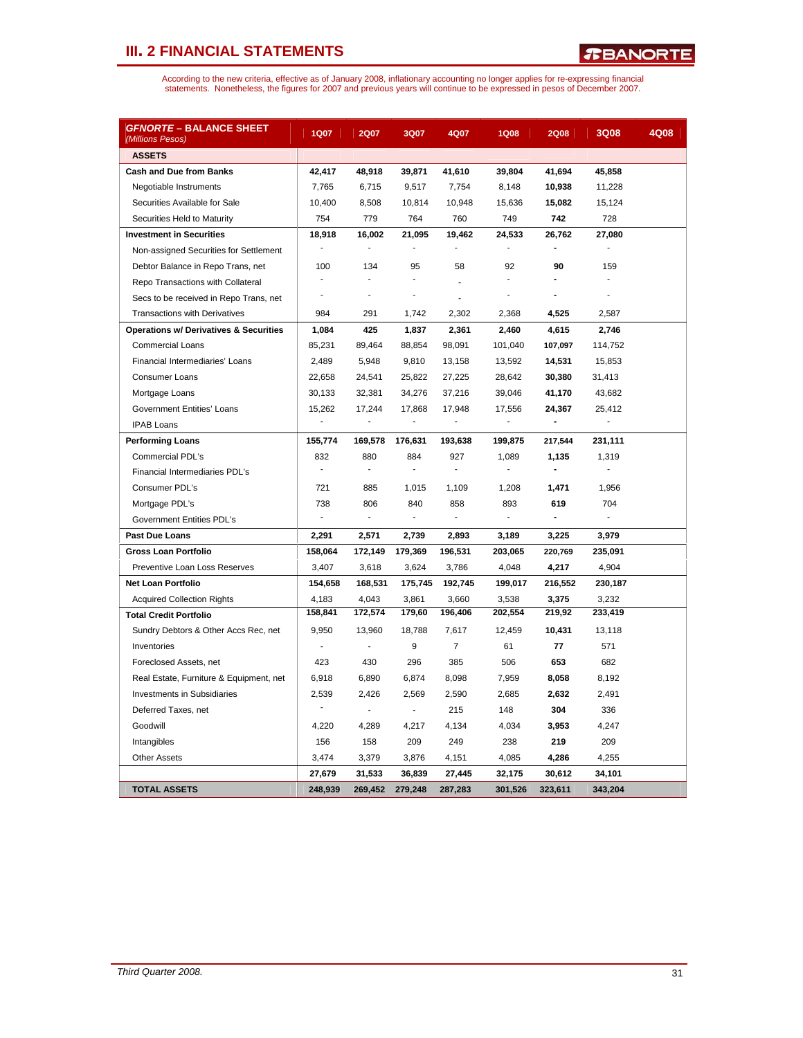## III. 2 FINANCIAL STATEMENTS

According to the new criteria, effective as of January 2008, inflationary accounting no longer applies for re-expressing financial statements. Nonetheless, the figures for 2007 and previous years will continue to be expressed in pesos of December 2007.

| ***GFNORTE* – BALANCE SHEET** *(Millions Pesos)* | 1Q07 | 2Q07 | 3Q07 | 4Q07 | 1Q08 | 2Q08 | 3Q08 | 4Q08 |
|---|---|---|---|---|---|---|---|---|
| **ASSETS** | | | | | | | | |
| **Cash and Due from Banks** | **42,417** | **48,918** | **39,871** | **41,610** | **39,804** | **41,694** | **45,858** | |
| Negotiable Instruments | 7,765 | 6,715 | 9,517 | 7,754 | 8,148 | **10,938** | 11,228 | |
| Securities Available for Sale | 10,400 | 8,508 | 10,814 | 10,948 | 15,636 | **15,082** | 15,124 | |
| Securities Held to Maturity | 754 | 779 | 764 | 760 | 749 | **742** | 728 | |
| **Investment in Securities** | **18,918** | **16,002** | **21,095** | **19,462** | **24,533** | **26,762** | **27,080** | |
| Non-assigned Securities for Settlement | - | - | - | - | - | - | - | |
| Debtor Balance in Repo Trans, net | 100 | 134 | 95 | 58 | 92 | **90** | 159 | |
| Repo Transactions with Collateral | - | - | - | - | - | - | - | |
| Secs to be received in Repo Trans, net | - | - | - | - | - | - | - | |
| Transactions with Derivatives | 984 | 291 | 1,742 | 2,302 | 2,368 | **4,525** | 2,587 | |
| **Operations w/ Derivatives & Securities** | **1,084** | **425** | **1,837** | **2,361** | **2,460** | **4,615** | **2,746** | |
| Commercial Loans | 85,231 | 89,464 | 88,854 | 98,091 | 101,040 | **107,097** | 114,752 | |
| Financial Intermediaries' Loans | 2,489 | 5,948 | 9,810 | 13,158 | 13,592 | **14,531** | 15,853 | |
| Consumer Loans | 22,658 | 24,541 | 25,822 | 27,225 | 28,642 | **30,380** | 31,413 | |
| Mortgage Loans | 30,133 | 32,381 | 34,276 | 37,216 | 39,046 | **41,170** | 43,682 | |
| Government Entities' Loans | 15,262 | 17,244 | 17,868 | 17,948 | 17,556 | **24,367** | 25,412 | |
| IPAB Loans | - | - | - | - | - | - | - | |
| **Performing Loans** | **155,774** | **169,578** | **176,631** | **193,638** | **199,875** | **217,544** | **231,111** | |
| Commercial PDL's | 832 | 880 | 884 | 927 | 1,089 | **1,135** | 1,319 | |
| Financial Intermediaries PDL's | - | - | - | - | - | - | - | |
| Consumer PDL's | 721 | 885 | 1,015 | 1,109 | 1,208 | **1,471** | 1,956 | |
| Mortgage PDL's | 738 | 806 | 840 | 858 | 893 | **619** | 704 | |
| Government Entities PDL's | - | - | - | - | - | - | - | |
| **Past Due Loans** | **2,291** | **2,571** | **2,739** | **2,893** | **3,189** | **3,225** | **3,979** | |
| **Gross Loan Portfolio** | **158,064** | **172,149** | **179,369** | **196,531** | **203,065** | **220,769** | **235,091** | |
| Preventive Loan Loss Reserves | 3,407 | 3,618 | 3,624 | 3,786 | 4,048 | **4,217** | 4,904 | |
| **Net Loan Portfolio** | **154,658** | **168,531** | **175,745** | **192,745** | **199,017** | **216,552** | **230,187** | |
| Acquired Collection Rights | 4,183 | 4,043 | 3,861 | 3,660 | 3,538 | **3,375** | 3,232 | |
| **Total Credit Portfolio** | **158,841** | **172,574** | **179,60** | **196,406** | **202,554** | **219,92** | **233,419** | |
| Sundry Debtors & Other Accs Rec, net | 9,950 | 13,960 | 18,788 | 7,617 | 12,459 | **10,431** | 13,118 | |
| Inventories | - | - | 9 | 7 | 61 | **77** | 571 | |
| Foreclosed Assets, net | 423 | 430 | 296 | 385 | 506 | **653** | 682 | |
| Real Estate, Furniture & Equipment, net | 6,918 | 6,890 | 6,874 | 8,098 | 7,959 | **8,058** | 8,192 | |
| Investments in Subsidiaries | 2,539 | 2,426 | 2,569 | 2,590 | 2,685 | **2,632** | 2,491 | |
| Deferred Taxes, net | - | - | - | 215 | 148 | **304** | 336 | |
| Goodwill | 4,220 | 4,289 | 4,217 | 4,134 | 4,034 | **3,953** | 4,247 | |
| Intangibles | 156 | 158 | 209 | 249 | 238 | **219** | 209 | |
| Other Assets | 3,474 | 3,379 | 3,876 | 4,151 | 4,085 | **4,286** | 4,255 | |
| | **27,679** | **31,533** | **36,839** | **27,445** | **32,175** | **30,612** | **34,101** | |
| **TOTAL ASSETS** | **248,939** | **269,452** | **279,248** | **287,283** | **301,526** | **323,611** | **343,204** | |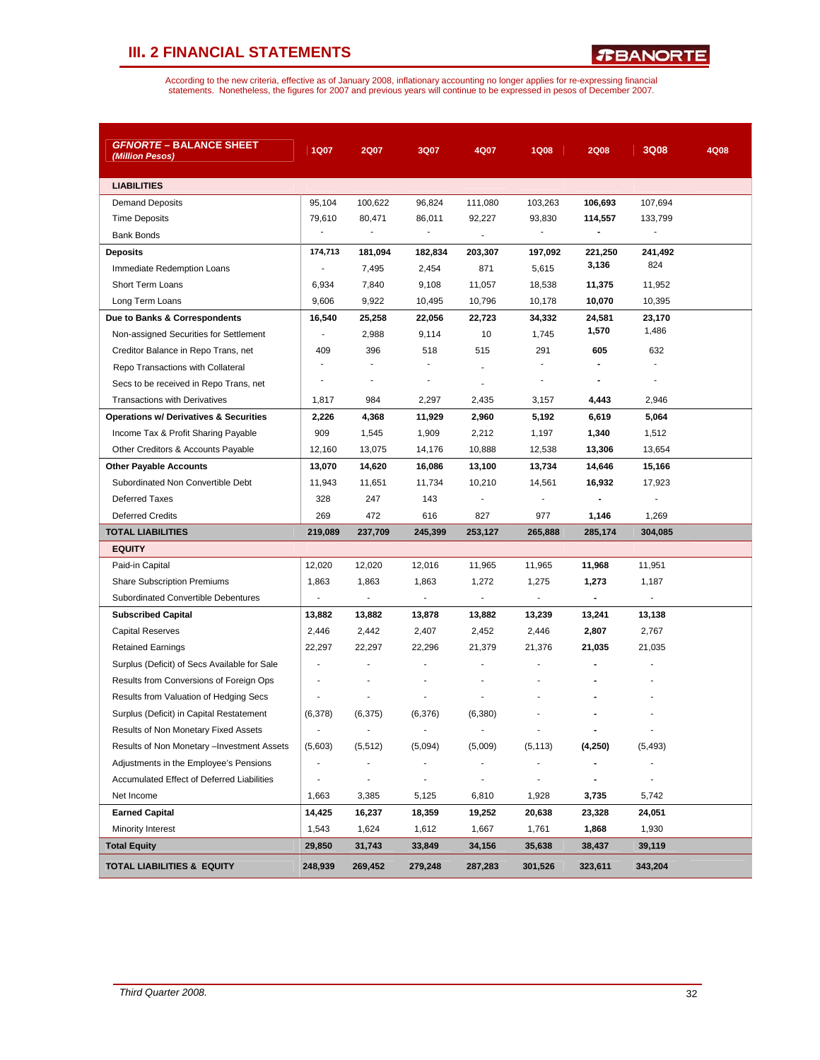# III. 2 FINANCIAL STATEMENTS

According to the new criteria, effective as of January 2008, inflationary accounting no longer applies for re-expressing financial statements. Nonetheless, the figures for 2007 and previous years will continue to be expressed in pesos of December 2007.

| *GFNORTE* – BALANCE SHEET *(Million Pesos)* | 1Q07 | 2Q07 | 3Q07 | 4Q07 | 1Q08 | 2Q08 | 3Q08 | 4Q08 |
|---|---|---|---|---|---|---|---|---|
| **LIABILITIES** | | | | | | | | |
| Demand Deposits | 95,104 | 100,622 | 96,824 | 111,080 | 103,263 | 106,693 | 107,694 | |
| Time Deposits | 79,610 | 80,471 | 86,011 | 92,227 | 93,830 | 114,557 | 133,799 | |
| Bank Bonds | - | - | - | - | - | - | - | |
| **Deposits** | **174,713** | **181,094** | **182,834** | **203,307** | **197,092** | **221,250** | **241,492** | |
| Immediate Redemption Loans | - | 7,495 | 2,454 | 871 | 5,615 | 3,136 | 824 | |
| Short Term Loans | 6,934 | 7,840 | 9,108 | 11,057 | 18,538 | 11,375 | 11,952 | |
| Long Term Loans | 9,606 | 9,922 | 10,495 | 10,796 | 10,178 | 10,070 | 10,395 | |
| **Due to Banks & Correspondents** | **16,540** | **25,258** | **22,056** | **22,723** | **34,332** | **24,581** | **23,170** | |
| Non-assigned Securities for Settlement | - | 2,988 | 9,114 | 10 | 1,745 | 1,570 | 1,486 | |
| Creditor Balance in Repo Trans, net | 409 | 396 | 518 | 515 | 291 | 605 | 632 | |
| Repo Transactions with Collateral | - | - | - | - | - | - | - | |
| Secs to be received in Repo Trans, net | - | - | - | - | - | - | - | |
| Transactions with Derivatives | 1,817 | 984 | 2,297 | 2,435 | 3,157 | 4,443 | 2,946 | |
| **Operations w/ Derivatives & Securities** | **2,226** | **4,368** | **11,929** | **2,960** | **5,192** | **6,619** | **5,064** | |
| Income Tax & Profit Sharing Payable | 909 | 1,545 | 1,909 | 2,212 | 1,197 | 1,340 | 1,512 | |
| Other Creditors & Accounts Payable | 12,160 | 13,075 | 14,176 | 10,888 | 12,538 | 13,306 | 13,654 | |
| **Other Payable Accounts** | **13,070** | **14,620** | **16,086** | **13,100** | **13,734** | **14,646** | **15,166** | |
| Subordinated Non Convertible Debt | 11,943 | 11,651 | 11,734 | 10,210 | 14,561 | 16,932 | 17,923 | |
| Deferred Taxes | 328 | 247 | 143 | - | - | - | - | |
| Deferred Credits | 269 | 472 | 616 | 827 | 977 | 1,146 | 1,269 | |
| **TOTAL LIABILITIES** | **219,089** | **237,709** | **245,399** | **253,127** | **265,888** | **285,174** | **304,085** | |
| **EQUITY** | | | | | | | | |
| Paid-in Capital | 12,020 | 12,020 | 12,016 | 11,965 | 11,965 | 11,968 | 11,951 | |
| Share Subscription Premiums | 1,863 | 1,863 | 1,863 | 1,272 | 1,275 | 1,273 | 1,187 | |
| Subordinated Convertible Debentures | - | - | - | - | - | - | - | |
| **Subscribed Capital** | **13,882** | **13,882** | **13,878** | **13,882** | **13,239** | **13,241** | **13,138** | |
| Capital Reserves | 2,446 | 2,442 | 2,407 | 2,452 | 2,446 | 2,807 | 2,767 | |
| Retained Earnings | 22,297 | 22,297 | 22,296 | 21,379 | 21,376 | 21,035 | 21,035 | |
| Surplus (Deficit) of Secs Available for Sale | - | - | - | - | - | - | - | |
| Results from Conversions of Foreign Ops | - | - | - | - | - | - | - | |
| Results from Valuation of Hedging Secs | - | - | - | - | - | - | - | |
| Surplus (Deficit) in Capital Restatement | (6,378) | (6,375) | (6,376) | (6,380) | - | - | - | |
| Results of Non Monetary Fixed Assets | - | - | - | - | - | - | - | |
| Results of Non Monetary –Investment Assets | (5,603) | (5,512) | (5,094) | (5,009) | (5,113) | (4,250) | (5,493) | |
| Adjustments in the Employee's Pensions | - | - | - | - | - | - | - | |
| Accumulated Effect of Deferred Liabilities | - | - | - | - | - | - | - | |
| Net Income | 1,663 | 3,385 | 5,125 | 6,810 | 1,928 | 3,735 | 5,742 | |
| **Earned Capital** | **14,425** | **16,237** | **18,359** | **19,252** | **20,638** | **23,328** | **24,051** | |
| Minority Interest | 1,543 | 1,624 | 1,612 | 1,667 | 1,761 | 1,868 | 1,930 | |
| **Total Equity** | **29,850** | **31,743** | **33,849** | **34,156** | **35,638** | **38,437** | **39,119** | |
| **TOTAL LIABILITIES & EQUITY** | **248,939** | **269,452** | **279,248** | **287,283** | **301,526** | **323,611** | **343,204** | |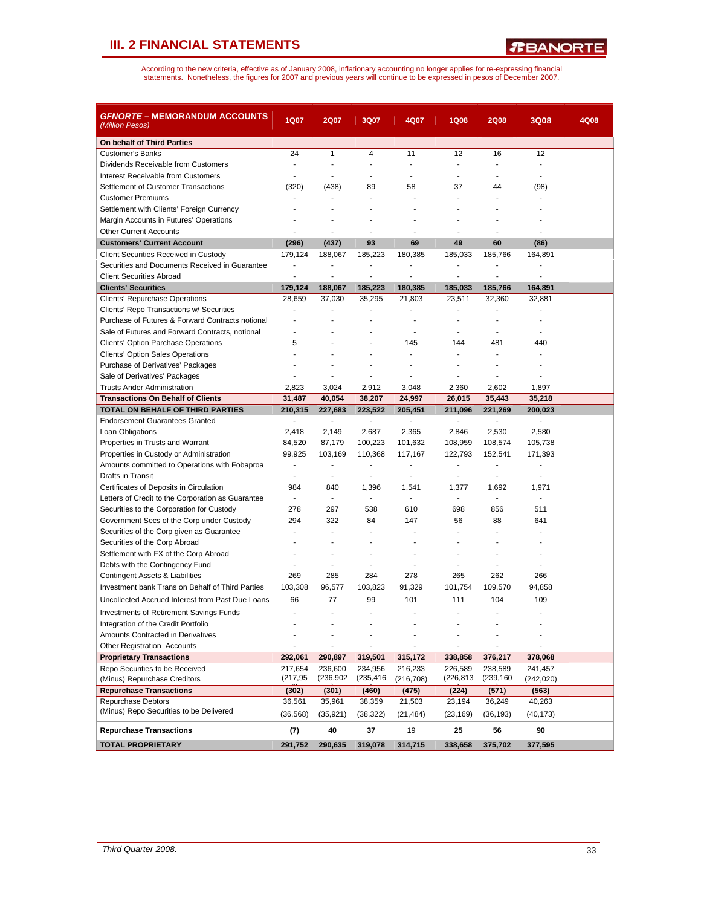# III. 2 FINANCIAL STATEMENTS

According to the new criteria, effective as of January 2008, inflationary accounting no longer applies for re-expressing financial statements. Nonetheless, the figures for 2007 and previous years will continue to be expressed in pesos of December 2007.

| ***GFNORTE* – MEMORANDUM ACCOUNTS** *(Million Pesos)* | 1Q07 | 2Q07 | 3Q07 | 4Q07 | 1Q08 | 2Q08 | 3Q08 | 4Q08 |
|---|---|---|---|---|---|---|---|---|
| **On behalf of Third Parties** | | | | | | | | |
| Customer's Banks | 24 | 1 | 4 | 11 | 12 | 16 | 12 | |
| Dividends Receivable from Customers | - | - | - | - | - | - | - | |
| Interest Receivable from Customers | - | - | - | - | - | - | - | |
| Settlement of Customer Transactions | (320) | (438) | 89 | 58 | 37 | 44 | (98) | |
| Customer Premiums | - | - | - | - | - | - | - | |
| Settlement with Clients' Foreign Currency | - | - | - | - | - | - | - | |
| Margin Accounts in Futures' Operations | - | - | - | - | - | - | - | |
| Other Current Accounts | - | - | - | - | - | - | - | |
| **Customers' Current Account** | **(296)** | **(437)** | **93** | **69** | **49** | **60** | **(86)** | |
| Client Securities Received in Custody | 179,124 | 188,067 | 185,223 | 180,385 | 185,033 | 185,766 | 164,891 | |
| Securities and Documents Received in Guarantee | - | - | - | - | - | - | - | |
| Client Securities Abroad | - | - | - | - | - | - | - | |
| **Clients' Securities** | **179,124** | **188,067** | **185,223** | **180,385** | **185,033** | **185,766** | **164,891** | |
| Clients' Repurchase Operations | 28,659 | 37,030 | 35,295 | 21,803 | 23,511 | 32,360 | 32,881 | |
| Clients' Repo Transactions w/ Securities | - | - | - | - | - | - | - | |
| Purchase of Futures & Forward Contracts notional | - | - | - | - | - | - | - | |
| Sale of Futures and Forward Contracts, notional | - | - | - | - | - | - | - | |
| Clients' Option Purchase Operations | 5 | - | - | 145 | 144 | 481 | 440 | |
| Clients' Option Sales Operations | - | - | - | - | - | - | - | |
| Purchase of Derivatives' Packages | - | - | - | - | - | - | - | |
| Sale of Derivatives' Packages | - | - | - | - | - | - | - | |
| Trusts Ander Administration | 2,823 | 3,024 | 2,912 | 3,048 | 2,360 | 2,602 | 1,897 | |
| **Transactions On Behalf of Clients** | **31,487** | **40,054** | **38,207** | **24,997** | **26,015** | **35,443** | **35,218** | |
| **TOTAL ON BEHALF OF THIRD PARTIES** | **210,315** | **227,683** | **223,522** | **205,451** | **211,096** | **221,269** | **200,023** | |
| Endorsement Guarantees Granted | - | - | - | - | - | - | - | |
| Loan Obligations | 2,418 | 2,149 | 2,687 | 2,365 | 2,846 | 2,530 | 2,580 | |
| Properties in Trusts and Warrant | 84,520 | 87,179 | 100,223 | 101,632 | 108,959 | 108,574 | 105,738 | |
| Properties in Custody or Administration | 99,925 | 103,169 | 110,368 | 117,167 | 122,793 | 152,541 | 171,393 | |
| Amounts committed to Operations with Fobaproa | - | - | - | - | - | - | - | |
| Drafts in Transit | - | - | - | - | - | - | - | |
| Certificates of Deposits in Circulation | 984 | 840 | 1,396 | 1,541 | 1,377 | 1,692 | 1,971 | |
| Letters of Credit to the Corporation as Guarantee | - | - | - | - | - | - | - | |
| Securities to the Corporation for Custody | 278 | 297 | 538 | 610 | 698 | 856 | 511 | |
| Government Secs of the Corp under Custody | 294 | 322 | 84 | 147 | 56 | 88 | 641 | |
| Securities of the Corp given as Guarantee | - | - | - | - | - | - | - | |
| Securities of the Corp Abroad | - | - | - | - | - | - | - | |
| Settlement with FX of the Corp Abroad | - | - | - | - | - | - | - | |
| Debts with the Contingency Fund | - | - | - | - | - | - | - | |
| Contingent Assets & Liabilities | 269 | 285 | 284 | 278 | 265 | 262 | 266 | |
| Investment bank Trans on Behalf of Third Parties | 103,308 | 96,577 | 103,823 | 91,329 | 101,754 | 109,570 | 94,858 | |
| Uncollected Accrued Interest from Past Due Loans | 66 | 77 | 99 | 101 | 111 | 104 | 109 | |
| Investments of Retirement Savings Funds | - | - | - | - | - | - | - | |
| Integration of the Credit Portfolio | - | - | - | - | - | - | - | |
| Amounts Contracted in Derivatives | - | - | - | - | - | - | - | |
| Other Registration Accounts | - | - | - | - | - | - | - | |
| **Proprietary Transactions** | **292,061** | **290,897** | **319,501** | **315,172** | **338,858** | **376,217** | **378,068** | |
| Repo Securities to be Received | 217,654 | 236,600 | 234,956 | 216,233 | 226,589 | 238,589 | 241,457 | |
| (Minus) Repurchase Creditors | (217,95 | (236,902 | (235,416 | (216,708) | (226,813 | (239,160 | (242,020) | |
| **Repurchase Transactions** | **(302)** | **(301)** | **(460)** | **(475)** | **(224)** | **(571)** | **(563)** | |
| Repurchase Debtors | 36,561 | 35,961 | 38,359 | 21,503 | 23,194 | 36,249 | 40,263 | |
| (Minus) Repo Securities to be Delivered | (36,568) | (35,921) | (38,322) | (21,484) | (23,169) | (36,193) | (40,173) | |
| **Repurchase Transactions** | **(7)** | **40** | **37** | 19 | **25** | **56** | **90** | |
| **TOTAL PROPRIETARY** | **291,752** | **290,635** | **319,078** | **314,715** | **338,658** | **375,702** | **377,595** | |

*Third Quarter 2008.*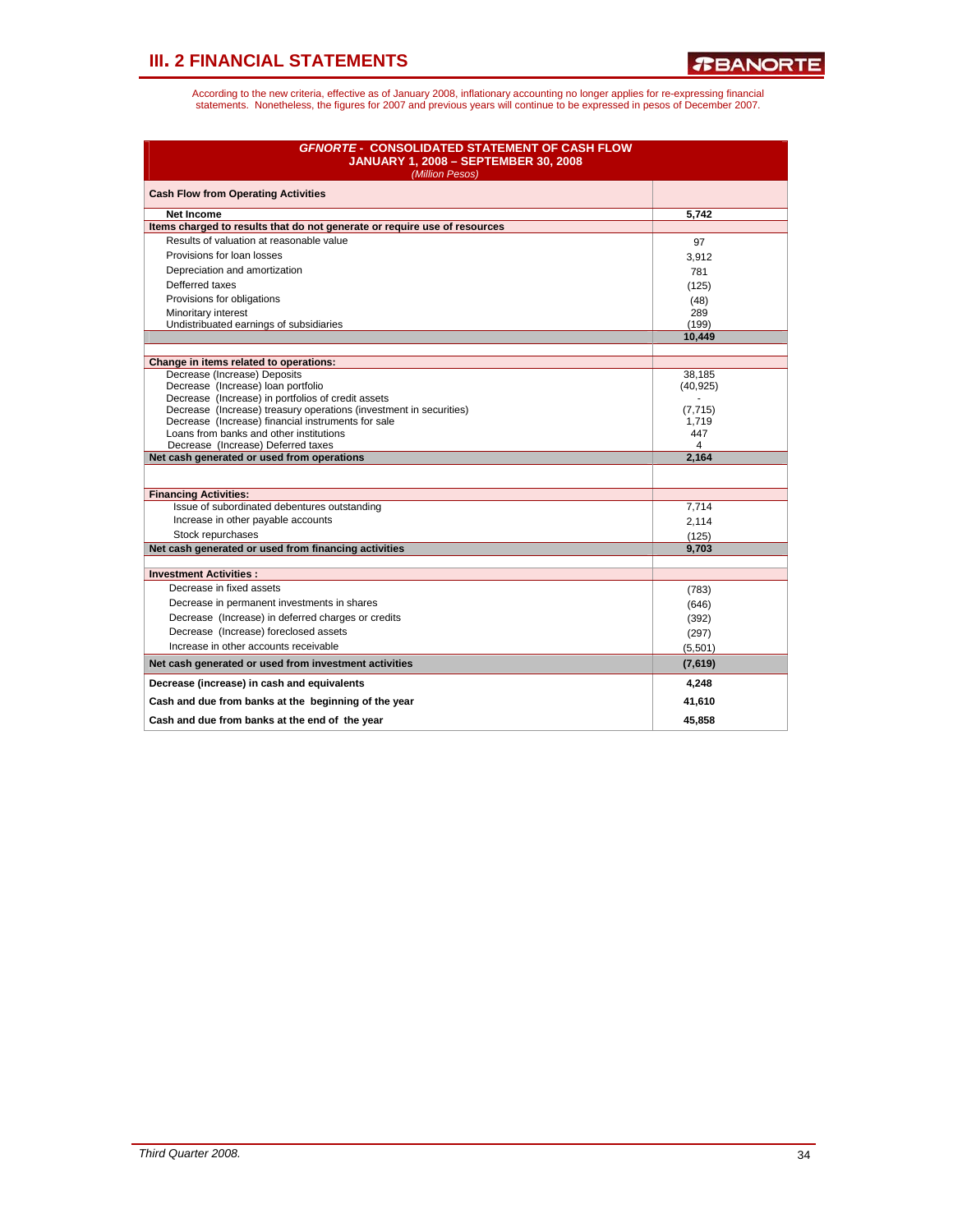# III. 2 FINANCIAL STATEMENTS

According to the new criteria, effective as of January 2008, inflationary accounting no longer applies for re-expressing financial statements. Nonetheless, the figures for 2007 and previous years will continue to be expressed in pesos of December 2007.

| ***GFNORTE* - CONSOLIDATED STATEMENT OF CASH FLOW JANUARY 1, 2008 – SEPTEMBER 30, 2008** *(Million Pesos)* | |
|---|---|
| **Cash Flow from Operating Activities** | |
| **Net Income** | **5,742** |
| **Items charged to results that do not generate or require use of resources** | |
| Results of valuation at reasonable value | 97 |
| Provisions for loan losses | 3,912 |
| Depreciation and amortization | 781 |
| Defferred taxes | (125) |
| Provisions for obligations | (48) |
| Minoritary interest | 289 |
| Undistribuated earnings of subsidiaries | (199) |
| | **10,449** |
| **Change in items related to operations:** | |
| Decrease (Increase) Deposits | 38,185 |
| Decrease (Increase) loan portfolio | (40,925) |
| Decrease (Increase) in portfolios of credit assets | - |
| Decrease (Increase) treasury operations (investment in securities) | (7,715) |
| Decrease (Increase) financial instruments for sale | 1,719 |
| Loans from banks and other institutions | 447 |
| Decrease (Increase) Deferred taxes | 4 |
| **Net cash generated or used from operations** | **2,164** |
| **Financing Activities:** | |
| Issue of subordinated debentures outstanding | 7,714 |
| Increase in other payable accounts | 2,114 |
| Stock repurchases | (125) |
| **Net cash generated or used from financing activities** | **9,703** |
| **Investment Activities :** | |
| Decrease in fixed assets | (783) |
| Decrease in permanent investments in shares | (646) |
| Decrease (Increase) in deferred charges or credits | (392) |
| Decrease (Increase) foreclosed assets | (297) |
| Increase in other accounts receivable | (5,501) |
| **Net cash generated or used from investment activities** | **(7,619)** |
| **Decrease (increase) in cash and equivalents** | **4,248** |
| **Cash and due from banks at the beginning of the year** | **41,610** |
| **Cash and due from banks at the end of the year** | **45,858** |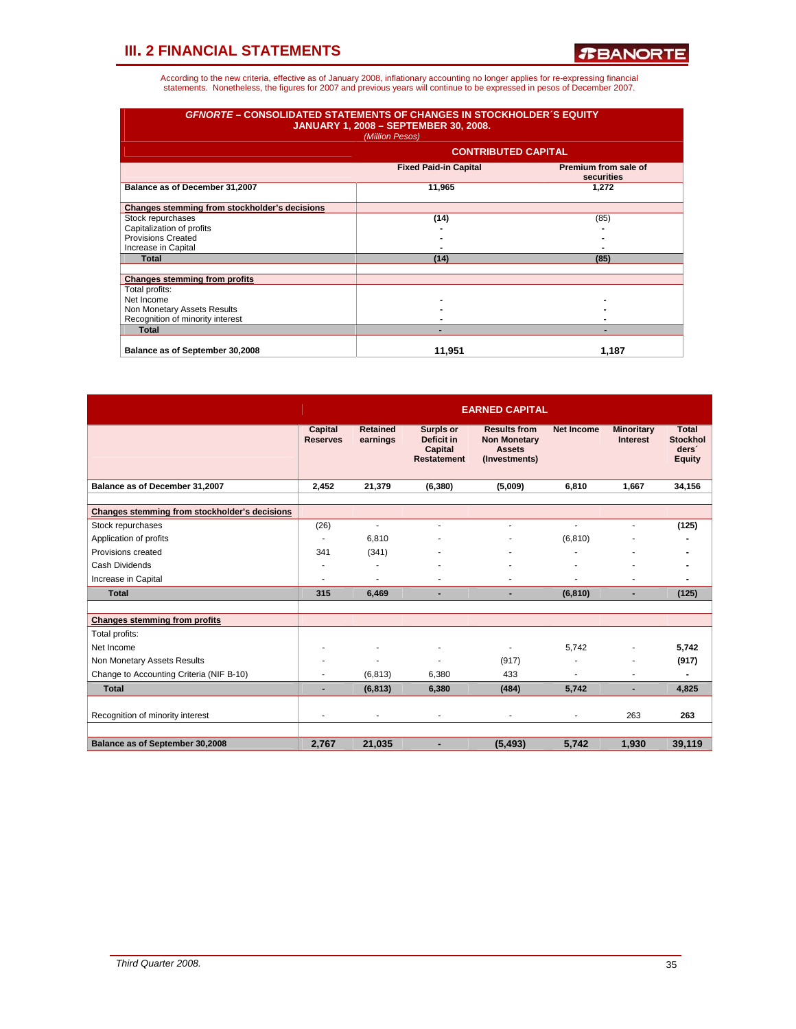## III. 2 FINANCIAL STATEMENTS

According to the new criteria, effective as of January 2008, inflationary accounting no longer applies for re-expressing financial statements. Nonetheless, the figures for 2007 and previous years will continue to be expressed in pesos of December 2007.

**GFNORTE – CONSOLIDATED STATEMENTS OF CHANGES IN STOCKHOLDER´S EQUITY**
**JANUARY 1, 2008 – SEPTEMBER 30, 2008.**
*(Million Pesos)*

| | CONTRIBUTED CAPITAL | |
|---|---|---|
| | **Fixed Paid-in Capital** | **Premium from sale of securities** |
| **Balance as of December 31,2007** | 11,965 | 1,272 |
| **Changes stemming from stockholder's decisions** | | |
| Stock repurchases | (14) | (85) |
| Capitalization of profits | - | - |
| Provisions Created | - | - |
| Increase in Capital | - | - |
| **Total** | **(14)** | **(85)** |
| **Changes stemming from profits** | | |
| Total profits: | | |
| Net Income | - | - |
| Non Monetary Assets Results | - | - |
| Recognition of minority interest | - | - |
| **Total** | **-** | **-** |
| **Balance as of September 30,2008** | **11,951** | **1,187** |

| | EARNED CAPITAL | | | | | | |
|---|---|---|---|---|---|---|---|
| | **Capital Reserves** | **Retained earnings** | **Surplus or Deficit in Capital Restatement** | **Results from Non Monetary Assets (Investments)** | **Net Income** | **Minoritary Interest** | **Total Stockholders´ Equity** |
| **Balance as of December 31,2007** | 2,452 | 21,379 | (6,380) | (5,009) | 6,810 | 1,667 | 34,156 |
| **Changes stemming from stockholder's decisions** | | | | | | | |
| Stock repurchases | (26) | - | - | - | - | - | **(125)** |
| Application of profits | - | 6,810 | - | - | (6,810) | - | **-** |
| Provisions created | 341 | (341) | - | - | - | - | **-** |
| Cash Dividends | - | - | - | - | - | - | **-** |
| Increase in Capital | - | - | - | - | - | - | **-** |
| **Total** | **315** | **6,469** | **-** | **-** | **(6,810)** | **-** | **(125)** |
| **Changes stemming from profits** | | | | | | | |
| Total profits: | | | | | | | |
| Net Income | - | - | - | - | 5,742 | - | **5,742** |
| Non Monetary Assets Results | - | - | - | (917) | - | - | **(917)** |
| Change to Accounting Criteria (NIF B-10) | - | (6,813) | 6,380 | 433 | - | - | **-** |
| **Total** | **-** | **(6,813)** | **6,380** | **(484)** | **5,742** | **-** | **4,825** |
| Recognition of minority interest | - | - | - | - | - | 263 | **263** |
| **Balance as of September 30,2008** | **2,767** | **21,035** | **-** | **(5,493)** | **5,742** | **1,930** | **39,119** |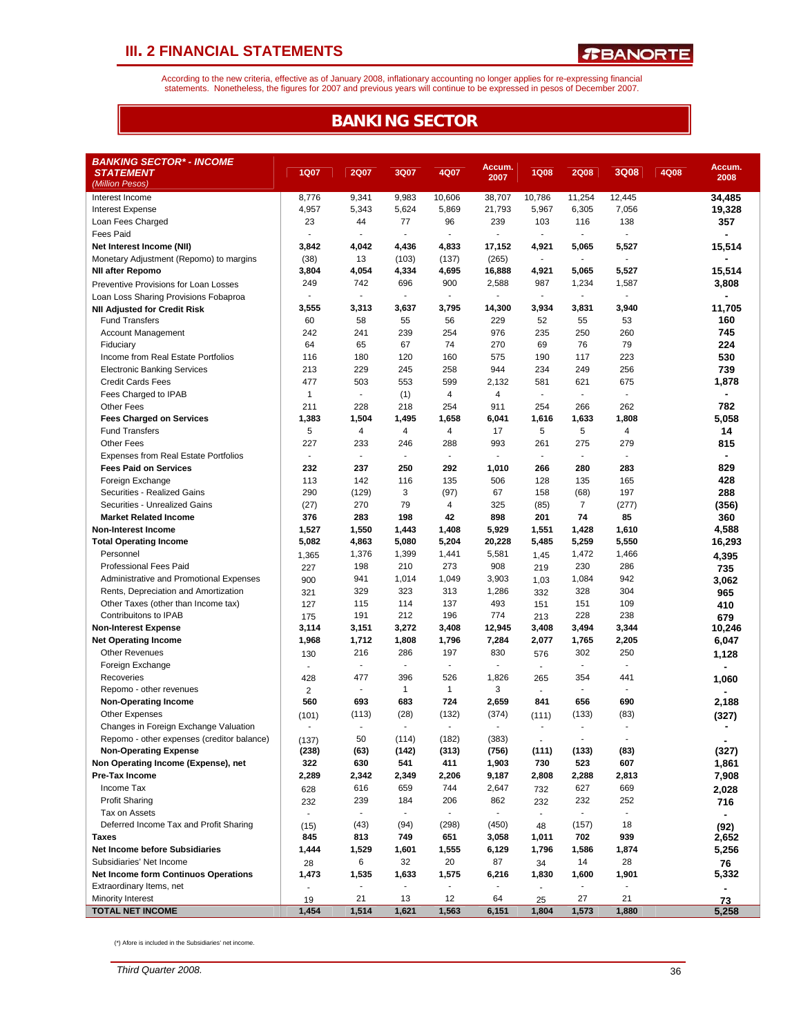## III. 2 FINANCIAL STATEMENTS

According to the new criteria, effective as of January 2008, inflationary accounting no longer applies for re-expressing financial statements. Nonetheless, the figures for 2007 and previous years will continue to be expressed in pesos of December 2007.

# BANKING SECTOR

| ***BANKING SECTOR\* - INCOME STATEMENT*** *(Million Pesos)* | 1Q07 | 2Q07 | 3Q07 | 4Q07 | Accum. 2007 | 1Q08 | 2Q08 | 3Q08 | 4Q08 | Accum. 2008 |
|---|---|---|---|---|---|---|---|---|---|---|
| Interest Income | 8,776 | 9,341 | 9,983 | 10,606 | 38,707 | 10,786 | 11,254 | 12,445 | | **34,485** |
| Interest Expense | 4,957 | 5,343 | 5,624 | 5,869 | 21,793 | 5,967 | 6,305 | 7,056 | | **19,328** |
| Loan Fees Charged | 23 | 44 | 77 | 96 | 239 | 103 | 116 | 138 | | **357** |
| Fees Paid | - | - | - | - | - | - | - | - | | **-** |
| **Net Interest Income (NII)** | **3,842** | **4,042** | **4,436** | **4,833** | **17,152** | **4,921** | **5,065** | **5,527** | | **15,514** |
| Monetary Adjustment (Repomo) to margins | (38) | 13 | (103) | (137) | (265) | - | - | - | | **-** |
| **NII after Repomo** | **3,804** | **4,054** | **4,334** | **4,695** | **16,888** | **4,921** | **5,065** | **5,527** | | **15,514** |
| Preventive Provisions for Loan Losses | 249 | 742 | 696 | 900 | 2,588 | 987 | 1,234 | 1,587 | | **3,808** |
| Loan Loss Sharing Provisions Fobaproa | - | - | - | - | - | - | - | - | | **-** |
| **NII Adjusted for Credit Risk** | **3,555** | **3,313** | **3,637** | **3,795** | **14,300** | **3,934** | **3,831** | **3,940** | | **11,705** |
| Fund Transfers | 60 | 58 | 55 | 56 | 229 | 52 | 55 | 53 | | **160** |
| Account Management | 242 | 241 | 239 | 254 | 976 | 235 | 250 | 260 | | **745** |
| Fiduciary | 64 | 65 | 67 | 74 | 270 | 69 | 76 | 79 | | **224** |
| Income from Real Estate Portfolios | 116 | 180 | 120 | 160 | 575 | 190 | 117 | 223 | | **530** |
| Electronic Banking Services | 213 | 229 | 245 | 258 | 944 | 234 | 249 | 256 | | **739** |
| Credit Cards Fees | 477 | 503 | 553 | 599 | 2,132 | 581 | 621 | 675 | | **1,878** |
| Fees Charged to IPAB | 1 | - | (1) | 4 | 4 | - | - | - | | **-** |
| Other Fees | 211 | 228 | 218 | 254 | 911 | 254 | 266 | 262 | | **782** |
| **Fees Charged on Services** | **1,383** | **1,504** | **1,495** | **1,658** | **6,041** | **1,616** | **1,633** | **1,808** | | **5,058** |
| Fund Transfers | 5 | 4 | 4 | 4 | 17 | 5 | 5 | 4 | | **14** |
| Other Fees | 227 | 233 | 246 | 288 | 993 | 261 | 275 | 279 | | **815** |
| Expenses from Real Estate Portfolios | - | - | - | - | - | - | - | - | | **-** |
| **Fees Paid on Services** | **232** | **237** | **250** | **292** | **1,010** | **266** | **280** | **283** | | **829** |
| Foreign Exchange | 113 | 142 | 116 | 135 | 506 | 128 | 135 | 165 | | **428** |
| Securities - Realized Gains | 290 | (129) | 3 | (97) | 67 | 158 | (68) | 197 | | **288** |
| Securities - Unrealized Gains | (27) | 270 | 79 | 4 | 325 | (85) | 7 | (277) | | **(356)** |
| **Market Related Income** | **376** | **283** | **198** | **42** | **898** | **201** | **74** | **85** | | **360** |
| **Non-Interest Income** | **1,527** | **1,550** | **1,443** | **1,408** | **5,929** | **1,551** | **1,428** | **1,610** | | **4,588** |
| **Total Operating Income** | **5,082** | **4,863** | **5,080** | **5,204** | **20,228** | **5,485** | **5,259** | **5,550** | | **16,293** |
| Personnel | 1,365 | 1,376 | 1,399 | 1,441 | 5,581 | 1,45 | 1,472 | 1,466 | | **4,395** |
| Professional Fees Paid | 227 | 198 | 210 | 273 | 908 | 219 | 230 | 286 | | **735** |
| Administrative and Promotional Expenses | 900 | 941 | 1,014 | 1,049 | 3,903 | 1,03 | 1,084 | 942 | | **3,062** |
| Rents, Depreciation and Amortization | 321 | 329 | 323 | 313 | 1,286 | 332 | 328 | 304 | | **965** |
| Other Taxes (other than Income tax) | 127 | 115 | 114 | 137 | 493 | 151 | 151 | 109 | | **410** |
| Contribuitons to IPAB | 175 | 191 | 212 | 196 | 774 | 213 | 228 | 238 | | **679** |
| **Non-Interest Expense** | **3,114** | **3,151** | **3,272** | **3,408** | **12,945** | **3,408** | **3,494** | **3,344** | | **10,246** |
| **Net Operating Income** | **1,968** | **1,712** | **1,808** | **1,796** | **7,284** | **2,077** | **1,765** | **2,205** | | **6,047** |
| Other Revenues | 130 | 216 | 286 | 197 | 830 | 576 | 302 | 250 | | **1,128** |
| Foreign Exchange | - | - | - | - | - | - | - | - | | **-** |
| Recoveries | 428 | 477 | 396 | 526 | 1,826 | 265 | 354 | 441 | | **1,060** |
| Repomo - other revenues | 2 | - | 1 | 1 | 3 | - | - | - | | **-** |
| **Non-Operating Income** | **560** | **693** | **683** | **724** | **2,659** | **841** | **656** | **690** | | **2,188** |
| Other Expenses | (101) | (113) | (28) | (132) | (374) | (111) | (133) | (83) | | **(327)** |
| Changes in Foreign Exchange Valuation | - | - | - | - | - | - | - | - | | **-** |
| Repomo - other expenses (creditor balance) | (137) | 50 | (114) | (182) | (383) | - | - | - | | **-** |
| **Non-Operating Expense** | **(238)** | **(63)** | **(142)** | **(313)** | **(756)** | **(111)** | **(133)** | **(83)** | | **(327)** |
| **Non Operating Income (Expense), net** | **322** | **630** | **541** | **411** | **1,903** | **730** | **523** | **607** | | **1,861** |
| **Pre-Tax Income** | **2,289** | **2,342** | **2,349** | **2,206** | **9,187** | **2,808** | **2,288** | **2,813** | | **7,908** |
| Income Tax | 628 | 616 | 659 | 744 | 2,647 | 732 | 627 | 669 | | **2,028** |
| Profit Sharing | 232 | 239 | 184 | 206 | 862 | 232 | 232 | 252 | | **716** |
| Tax on Assets | - | - | - | - | - | - | - | - | | **-** |
| Deferred Income Tax and Profit Sharing | (15) | (43) | (94) | (298) | (450) | 48 | (157) | 18 | | **(92)** |
| **Taxes** | **845** | **813** | **749** | **651** | **3,058** | **1,011** | **702** | **939** | | **2,652** |
| **Net Income before Subsidiaries** | **1,444** | **1,529** | **1,601** | **1,555** | **6,129** | **1,796** | **1,586** | **1,874** | | **5,256** |
| Subsidiaries' Net Income | 28 | 6 | 32 | 20 | 87 | 34 | 14 | 28 | | **76** |
| **Net Income form Continuos Operations** | **1,473** | **1,535** | **1,633** | **1,575** | **6,216** | **1,830** | **1,600** | **1,901** | | **5,332** |
| Extraordinary Items, net | - | - | - | - | - | - | - | - | | **-** |
| Minority Interest | 19 | 21 | 13 | 12 | 64 | 25 | 27 | 21 | | **73** |
| **TOTAL NET INCOME** | **1,454** | **1,514** | **1,621** | **1,563** | **6,151** | **1,804** | **1,573** | **1,880** | | **5,258** |

(\*) Afore is included in the Subsidiaries' net income.

*Third Quarter 2008.*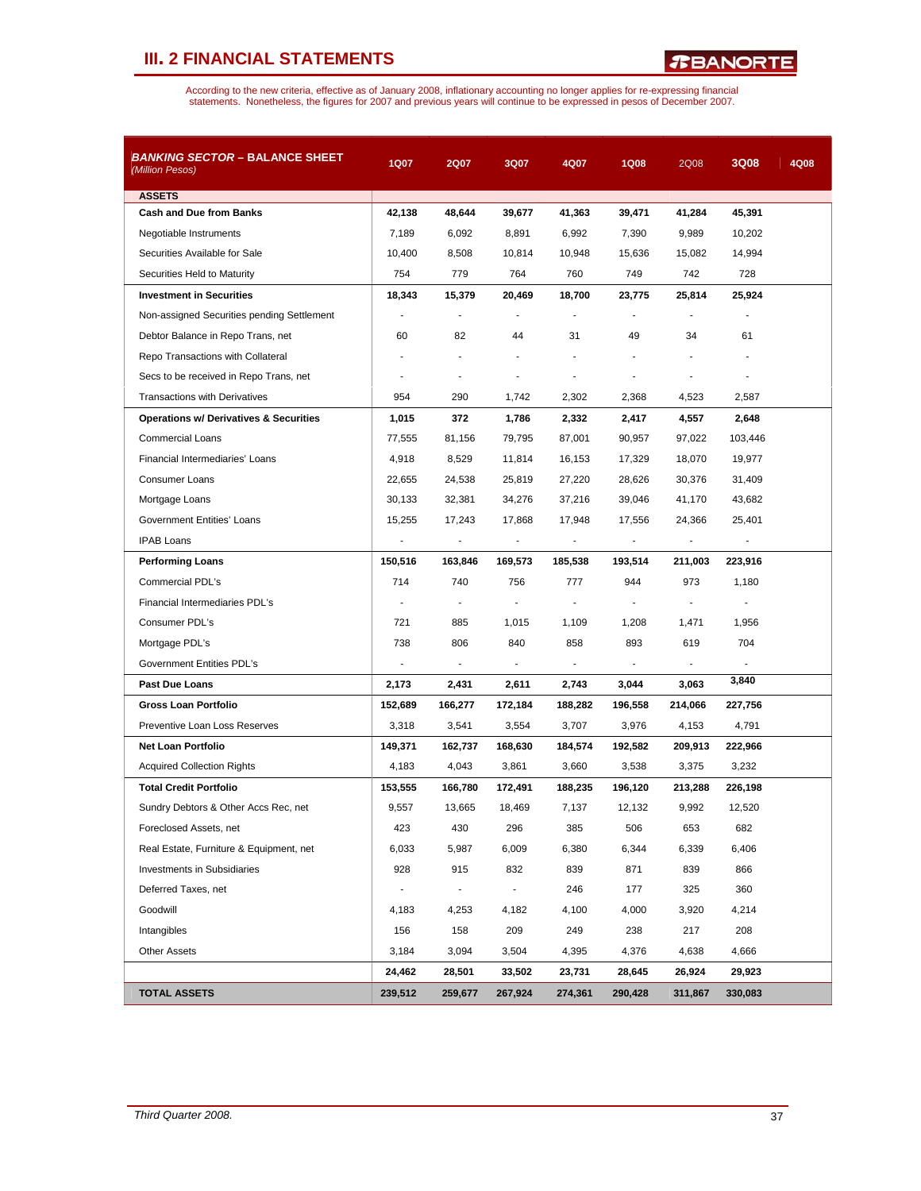## III. 2 FINANCIAL STATEMENTS

According to the new criteria, effective as of January 2008, inflationary accounting no longer applies for re-expressing financial statements. Nonetheless, the figures for 2007 and previous years will continue to be expressed in pesos of December 2007.

| ***BANKING SECTOR* – BALANCE SHEET** *(Million Pesos)* | 1Q07 | 2Q07 | 3Q07 | 4Q07 | 1Q08 | 2Q08 | 3Q08 | 4Q08 |
|---|---|---|---|---|---|---|---|---|
| **ASSETS** | | | | | | | | |
| **Cash and Due from Banks** | 42,138 | 48,644 | 39,677 | 41,363 | 39,471 | 41,284 | 45,391 | |
| Negotiable Instruments | 7,189 | 6,092 | 8,891 | 6,992 | 7,390 | 9,989 | 10,202 | |
| Securities Available for Sale | 10,400 | 8,508 | 10,814 | 10,948 | 15,636 | 15,082 | 14,994 | |
| Securities Held to Maturity | 754 | 779 | 764 | 760 | 749 | 742 | 728 | |
| **Investment in Securities** | 18,343 | 15,379 | 20,469 | 18,700 | 23,775 | 25,814 | 25,924 | |
| Non-assigned Securities pending Settlement | - | - | - | - | - | - | - | |
| Debtor Balance in Repo Trans, net | 60 | 82 | 44 | 31 | 49 | 34 | 61 | |
| Repo Transactions with Collateral | - | - | - | - | - | - | - | |
| Secs to be received in Repo Trans, net | - | - | - | - | - | - | - | |
| Transactions with Derivatives | 954 | 290 | 1,742 | 2,302 | 2,368 | 4,523 | 2,587 | |
| **Operations w/ Derivatives & Securities** | 1,015 | 372 | 1,786 | 2,332 | 2,417 | 4,557 | 2,648 | |
| Commercial Loans | 77,555 | 81,156 | 79,795 | 87,001 | 90,957 | 97,022 | 103,446 | |
| Financial Intermediaries' Loans | 4,918 | 8,529 | 11,814 | 16,153 | 17,329 | 18,070 | 19,977 | |
| Consumer Loans | 22,655 | 24,538 | 25,819 | 27,220 | 28,626 | 30,376 | 31,409 | |
| Mortgage Loans | 30,133 | 32,381 | 34,276 | 37,216 | 39,046 | 41,170 | 43,682 | |
| Government Entities' Loans | 15,255 | 17,243 | 17,868 | 17,948 | 17,556 | 24,366 | 25,401 | |
| IPAB Loans | - | - | - | - | - | - | - | |
| **Performing Loans** | 150,516 | 163,846 | 169,573 | 185,538 | 193,514 | 211,003 | 223,916 | |
| Commercial PDL's | 714 | 740 | 756 | 777 | 944 | 973 | 1,180 | |
| Financial Intermediaries PDL's | - | - | - | - | - | - | - | |
| Consumer PDL's | 721 | 885 | 1,015 | 1,109 | 1,208 | 1,471 | 1,956 | |
| Mortgage PDL's | 738 | 806 | 840 | 858 | 893 | 619 | 704 | |
| Government Entities PDL's | - | - | - | - | - | - | - | |
| **Past Due Loans** | 2,173 | 2,431 | 2,611 | 2,743 | 3,044 | 3,063 | 3,840 | |
| **Gross Loan Portfolio** | 152,689 | 166,277 | 172,184 | 188,282 | 196,558 | 214,066 | 227,756 | |
| Preventive Loan Loss Reserves | 3,318 | 3,541 | 3,554 | 3,707 | 3,976 | 4,153 | 4,791 | |
| **Net Loan Portfolio** | 149,371 | 162,737 | 168,630 | 184,574 | 192,582 | 209,913 | 222,966 | |
| Acquired Collection Rights | 4,183 | 4,043 | 3,861 | 3,660 | 3,538 | 3,375 | 3,232 | |
| **Total Credit Portfolio** | 153,555 | 166,780 | 172,491 | 188,235 | 196,120 | 213,288 | 226,198 | |
| Sundry Debtors & Other Accs Rec, net | 9,557 | 13,665 | 18,469 | 7,137 | 12,132 | 9,992 | 12,520 | |
| Foreclosed Assets, net | 423 | 430 | 296 | 385 | 506 | 653 | 682 | |
| Real Estate, Furniture & Equipment, net | 6,033 | 5,987 | 6,009 | 6,380 | 6,344 | 6,339 | 6,406 | |
| Investments in Subsidiaries | 928 | 915 | 832 | 839 | 871 | 839 | 866 | |
| Deferred Taxes, net | - | - | - | 246 | 177 | 325 | 360 | |
| Goodwill | 4,183 | 4,253 | 4,182 | 4,100 | 4,000 | 3,920 | 4,214 | |
| Intangibles | 156 | 158 | 209 | 249 | 238 | 217 | 208 | |
| Other Assets | 3,184 | 3,094 | 3,504 | 4,395 | 4,376 | 4,638 | 4,666 | |
| | 24,462 | 28,501 | 33,502 | 23,731 | 28,645 | 26,924 | 29,923 | |
| **TOTAL ASSETS** | 239,512 | 259,677 | 267,924 | 274,361 | 290,428 | 311,867 | 330,083 | |

*Third Quarter 2008.*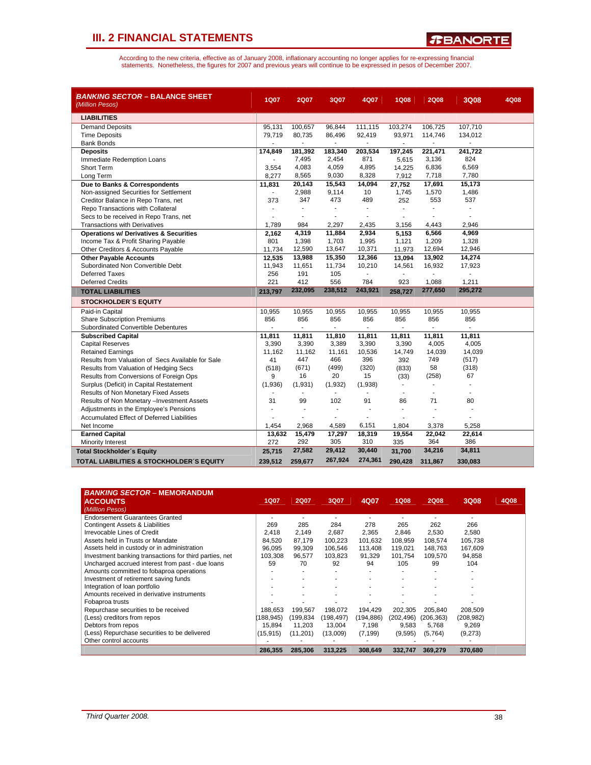## III. 2 FINANCIAL STATEMENTS

According to the new criteria, effective as of January 2008, inflationary accounting no longer applies for re-expressing financial statements. Nonetheless, the figures for 2007 and previous years will continue to be expressed in pesos of December 2007.

| ***BANKING SECTOR* – BALANCE SHEET** *(Million Pesos)* | 1Q07 | 2Q07 | 3Q07 | 4Q07 | 1Q08 | 2Q08 | 3Q08 | 4Q08 |
|---|---|---|---|---|---|---|---|---|
| **LIABILITIES** | | | | | | | | |
| Demand Deposits | 95,131 | 100,657 | 96,844 | 111,115 | 103,274 | 106,725 | 107,710 | |
| Time Deposits | 79,719 | 80,735 | 86,496 | 92,419 | 93,971 | 114,746 | 134,012 | |
| Bank Bonds | - | - | - | - | - | - | - | |
| **Deposits** | **174,849** | **181,392** | **183,340** | **203,534** | **197,245** | **221,471** | **241,722** | |
| Immediate Redemption Loans | - | 7,495 | 2,454 | 871 | 5,615 | 3,136 | 824 | |
| Short Term | 3,554 | 4,083 | 4,059 | 4,895 | 14,225 | 6,836 | 6,569 | |
| Long Term | 8,277 | 8,565 | 9,030 | 8,328 | 7,912 | 7,718 | 7,780 | |
| **Due to Banks & Correspondents** | **11,831** | **20,143** | **15,543** | **14,094** | **27,752** | **17,691** | **15,173** | |
| Non-assigned Securities for Settlement | - | 2,988 | 9,114 | 10 | 1,745 | 1,570 | 1,486 | |
| Creditor Balance in Repo Trans, net | 373 | 347 | 473 | 489 | 252 | 553 | 537 | |
| Repo Transactions with Collateral | - | - | - | - | - | - | - | |
| Secs to be received in Repo Trans, net | - | - | - | - | - | - | - | |
| Transactions with Derivatives | 1,789 | 984 | 2,297 | 2,435 | 3,156 | 4,443 | 2,946 | |
| **Operations w/ Derivatives & Securities** | **2,162** | **4,319** | **11,884** | **2,934** | **5,153** | **6,566** | **4,969** | |
| Income Tax & Profit Sharing Payable | 801 | 1,398 | 1,703 | 1,995 | 1,121 | 1,209 | 1,328 | |
| Other Creditors & Accounts Payable | 11,734 | 12,590 | 13,647 | 10,371 | 11,973 | 12,694 | 12,946 | |
| **Other Payable Accounts** | **12,535** | **13,988** | **15,350** | **12,366** | **13,094** | **13,902** | **14,274** | |
| Subordinated Non Convertible Debt | 11,943 | 11,651 | 11,734 | 10,210 | 14,561 | 16,932 | 17,923 | |
| Deferred Taxes | 256 | 191 | 105 | - | - | - | - | |
| Deferred Credits | 221 | 412 | 556 | 784 | 923 | 1,088 | 1,211 | |
| **TOTAL LIABILITIES** | **213,797** | **232,095** | **238,512** | **243,921** | **258,727** | **277,650** | **295,272** | |
| **STOCKHOLDER´S EQUITY** | | | | | | | | |
| Paid-in Capital | 10,955 | 10,955 | 10,955 | 10,955 | 10,955 | 10,955 | 10,955 | |
| Share Subscription Premiums | 856 | 856 | 856 | 856 | 856 | 856 | 856 | |
| Subordinated Convertible Debentures | - | - | - | - | - | - | - | |
| **Subscribed Capital** | **11,811** | **11,811** | **11,810** | **11,811** | **11,811** | **11,811** | **11,811** | |
| Capital Reserves | 3,390 | 3,390 | 3,389 | 3,390 | 3,390 | 4,005 | 4,005 | |
| Retained Earnings | 11,162 | 11,162 | 11,161 | 10,536 | 14,749 | 14,039 | 14,039 | |
| Results from Valuation of Secs Available for Sale | 41 | 447 | 466 | 396 | 392 | 749 | (517) | |
| Results from Valuation of Hedging Secs | (518) | (671) | (499) | (320) | (833) | 58 | (318) | |
| Results from Conversions of Foreign Ops | 9 | 16 | 20 | 15 | (33) | (258) | 67 | |
| Surplus (Deficit) in Capital Restatement | (1,936) | (1,931) | (1,932) | (1,938) | - | - | - | |
| Results of Non Monetary Fixed Assets | - | - | - | - | - | - | - | |
| Results of Non Monetary –Investment Assets | 31 | 99 | 102 | 91 | 86 | 71 | 80 | |
| Adjustments in the Employee's Pensions | - | - | - | - | - | - | - | |
| Accumulated Effect of Deferred Liabilities | - | - | - | - | - | - | - | |
| Net Income | 1,454 | 2,968 | 4,589 | 6,151 | 1,804 | 3,378 | 5,258 | |
| **Earned Capital** | **13,632** | **15,479** | **17,297** | **18,319** | **19,554** | **22,042** | **22,614** | |
| Minority Interest | 272 | 292 | 305 | 310 | 335 | 364 | 386 | |
| **Total Stockholder´s Equity** | **25,715** | **27,582** | **29,412** | **30,440** | **31,700** | **34,216** | **34,811** | |
| **TOTAL LIABILITIES & STOCKHOLDER´S EQUITY** | **239,512** | **259,677** | **267,924** | **274,361** | **290,428** | **311,867** | **330,083** | |

| ***BANKING SECTOR* – MEMORANDUM ACCOUNTS** *(Million Pesos)* | 1Q07 | 2Q07 | 3Q07 | 4Q07 | 1Q08 | 2Q08 | 3Q08 | 4Q08 |
|---|---|---|---|---|---|---|---|---|
| Endorsement Guarantees Granted | - | - | - | - | - | - | - | |
| Contingent Assets & Liabilities | 269 | 285 | 284 | 278 | 265 | 262 | 266 | |
| Irrevocable Lines of Credit | 2,418 | 2,149 | 2,687 | 2,365 | 2,846 | 2,530 | 2,580 | |
| Assets held in Trusts or Mandate | 84,520 | 87,179 | 100,223 | 101,632 | 108,959 | 108,574 | 105,738 | |
| Assets held in custody or in administration | 96,095 | 99,309 | 106,546 | 113,408 | 119,021 | 148,763 | 167,609 | |
| Investment banking transactions for third parties, net | 103,308 | 96,577 | 103,823 | 91,329 | 101,754 | 109,570 | 94,858 | |
| Uncharged accrued interest from past - due loans | 59 | 70 | 92 | 94 | 105 | 99 | 104 | |
| Amounts committed to fobaproa operations | - | - | - | - | - | - | - | |
| Investment of retirement saving funds | - | - | - | - | - | - | - | |
| Integration of loan portfolio | - | - | - | - | - | - | - | |
| Amounts received in derivative instruments | - | - | - | - | - | - | - | |
| Fobaproa trusts | - | - | - | - | - | - | - | |
| Repurchase securities to be received | 188,653 | 199,567 | 198,072 | 194,429 | 202,305 | 205,840 | 208,509 | |
| (Less) creditors from repos | (188,945) | (199,834 | (198,497) | (194,886) | (202,496) | (206,363) | (208,982) | |
| Debtors from repos | 15,894 | 11,203 | 13,004 | 7,198 | 9,583 | 5,768 | 9,269 | |
| (Less) Repurchase securities to be delivered | (15,915) | (11,201) | (13,009) | (7,199) | (9,595) | (5,764) | (9,273) | |
| Other control accounts | - | - | - | - | - | - | - | |
| | **286,355** | **285,306** | **313,225** | **308,649** | **332,747** | **369,279** | **370,680** | |

*Third Quarter 2008.*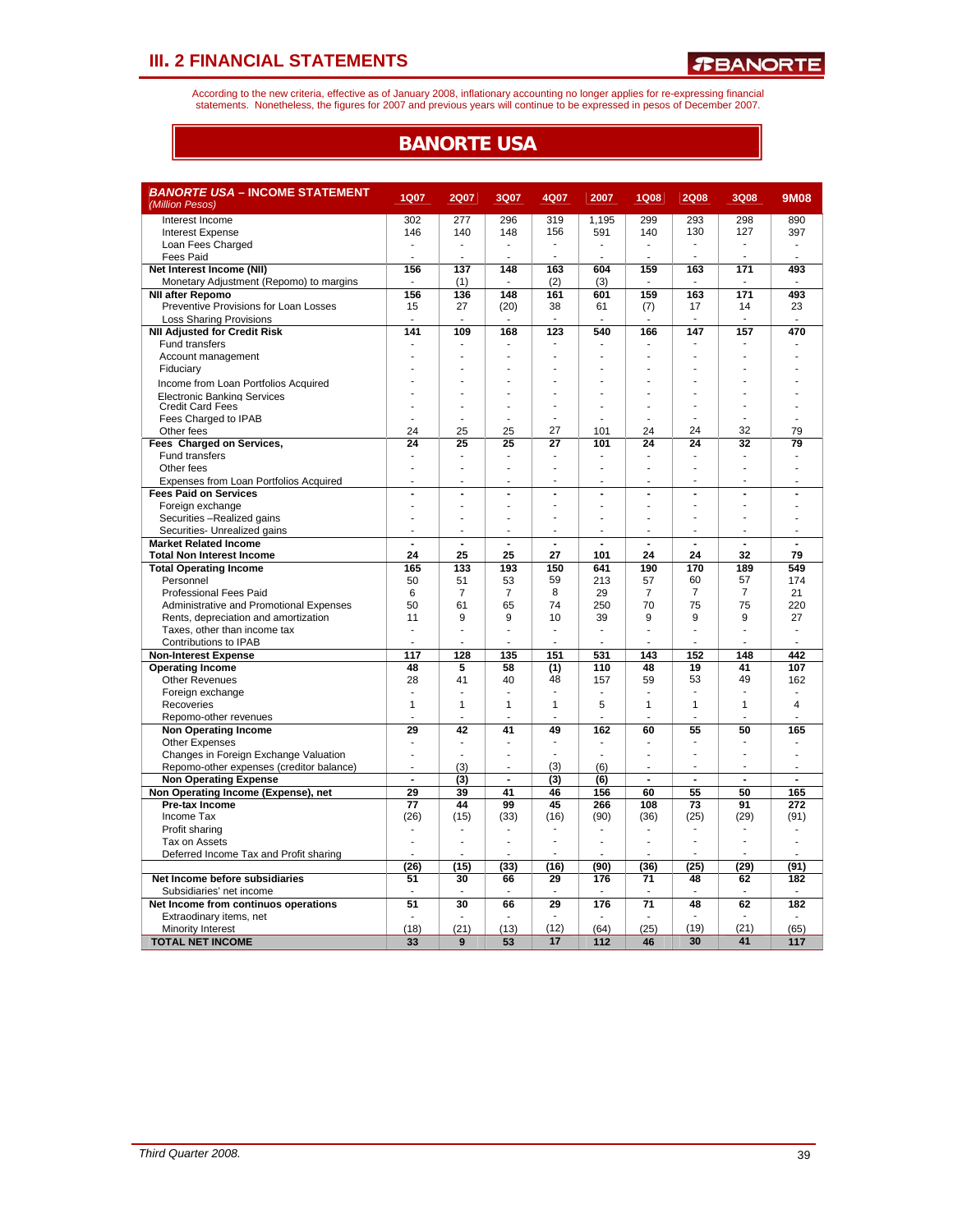## III. 2 FINANCIAL STATEMENTS

According to the new criteria, effective as of January 2008, inflationary accounting no longer applies for re-expressing financial statements. Nonetheless, the figures for 2007 and previous years will continue to be expressed in pesos of December 2007.

# BANORTE USA

| ***BANORTE USA* – INCOME STATEMENT** *(Million Pesos)* | 1Q07 | 2Q07 | 3Q07 | 4Q07 | 2007 | 1Q08 | 2Q08 | 3Q08 | 9M08 |
|---|---|---|---|---|---|---|---|---|---|
| Interest Income | 302 | 277 | 296 | 319 | 1,195 | 299 | 293 | 298 | 890 |
| Interest Expense | 146 | 140 | 148 | 156 | 591 | 140 | 130 | 127 | 397 |
| Loan Fees Charged | - | - | - | - | - | - | - | - | - |
| Fees Paid | - | - | - | - | - | - | - | - | - |
| **Net Interest Income (NII)** | **156** | **137** | **148** | **163** | **604** | **159** | **163** | **171** | **493** |
| Monetary Adjustment (Repomo) to margins | - | (1) | - | (2) | (3) | - | - | - | - |
| **NII after Repomo** | **156** | **136** | **148** | **161** | **601** | **159** | **163** | **171** | **493** |
| Preventive Provisions for Loan Losses | 15 | 27 | (20) | 38 | 61 | (7) | 17 | 14 | 23 |
| Loss Sharing Provisions | - | - | - | - | - | - | - | - | - |
| **NII Adjusted for Credit Risk** | **141** | **109** | **168** | **123** | **540** | **166** | **147** | **157** | **470** |
| Fund transfers | - | - | - | - | - | - | - | - | - |
| Account management | - | - | - | - | - | - | - | - | - |
| Fiduciary | - | - | - | - | - | - | - | - | - |
| Income from Loan Portfolios Acquired | - | - | - | - | - | - | - | - | - |
| Electronic Banking Services | - | - | - | - | - | - | - | - | - |
| Credit Card Fees | - | - | - | - | - | - | - | - | - |
| Fees Charged to IPAB | - | - | - | - | - | - | - | - | - |
| Other fees | 24 | 25 | 25 | 27 | 101 | 24 | 24 | 32 | 79 |
| **Fees Charged on Services,** | **24** | **25** | **25** | **27** | **101** | **24** | **24** | **32** | **79** |
| Fund transfers | - | - | - | - | - | - | - | - | - |
| Other fees | - | - | - | - | - | - | - | - | - |
| Expenses from Loan Portfolios Acquired | - | - | - | - | - | - | - | - | - |
| **Fees Paid on Services** | **-** | **-** | **-** | **-** | **-** | **-** | **-** | **-** | **-** |
| Foreign exchange | - | - | - | - | - | - | - | - | - |
| Securities –Realized gains | - | - | - | - | - | - | - | - | - |
| Securities- Unrealized gains | - | - | - | - | - | - | - | - | - |
| **Market Related Income** | **-** | **-** | **-** | **-** | **-** | **-** | **-** | **-** | **-** |
| **Total Non Interest Income** | **24** | **25** | **25** | **27** | **101** | **24** | **24** | **32** | **79** |
| **Total Operating Income** | **165** | **133** | **193** | **150** | **641** | **190** | **170** | **189** | **549** |
| Personnel | 50 | 51 | 53 | 59 | 213 | 57 | 60 | 57 | 174 |
| Professional Fees Paid | 6 | 7 | 7 | 8 | 29 | 7 | 7 | 7 | 21 |
| Administrative and Promotional Expenses | 50 | 61 | 65 | 74 | 250 | 70 | 75 | 75 | 220 |
| Rents, depreciation and amortization | 11 | 9 | 9 | 10 | 39 | 9 | 9 | 9 | 27 |
| Taxes, other than income tax | - | - | - | - | - | - | - | - | - |
| Contributions to IPAB | - | - | - | - | - | - | - | - | - |
| **Non-Interest Expense** | **117** | **128** | **135** | **151** | **531** | **143** | **152** | **148** | **442** |
| **Operating Income** | **48** | **5** | **58** | **(1)** | **110** | **48** | **19** | **41** | **107** |
| Other Revenues | 28 | 41 | 40 | 48 | 157 | 59 | 53 | 49 | 162 |
| Foreign exchange | - | - | - | - | - | - | - | - | - |
| Recoveries | 1 | 1 | 1 | 1 | 5 | 1 | 1 | 1 | 4 |
| Repomo-other revenues | - | - | - | - | - | - | - | - | - |
| **Non Operating Income** | **29** | **42** | **41** | **49** | **162** | **60** | **55** | **50** | **165** |
| Other Expenses | - | - | - | - | - | - | - | - | - |
| Changes in Foreign Exchange Valuation | - | - | - | - | - | - | - | - | - |
| Repomo-other expenses (creditor balance) | - | (3) | - | (3) | (6) | - | - | - | - |
| **Non Operating Expense** | **-** | **(3)** | **-** | **(3)** | **(6)** | **-** | **-** | **-** | **-** |
| **Non Operating Income (Expense), net** | **29** | **39** | **41** | **46** | **156** | **60** | **55** | **50** | **165** |
| **Pre-tax Income** | **77** | **44** | **99** | **45** | **266** | **108** | **73** | **91** | **272** |
| Income Tax | (26) | (15) | (33) | (16) | (90) | (36) | (25) | (29) | (91) |
| Profit sharing | - | - | - | - | - | - | - | - | - |
| Tax on Assets | - | - | - | - | - | - | - | - | - |
| Deferred Income Tax and Profit sharing | - | - | - | - | - | - | - | - | - |
| | **(26)** | **(15)** | **(33)** | **(16)** | **(90)** | **(36)** | **(25)** | **(29)** | **(91)** |
| **Net Income before subsidiaries** | **51** | **30** | **66** | **29** | **176** | **71** | **48** | **62** | **182** |
| Subsidiaries' net income | - | - | - | - | - | - | - | - | - |
| **Net Income from continuos operations** | **51** | **30** | **66** | **29** | **176** | **71** | **48** | **62** | **182** |
| Extraodinary items, net | - | - | - | - | - | - | - | - | - |
| Minority Interest | (18) | (21) | (13) | (12) | (64) | (25) | (19) | (21) | (65) |
| **TOTAL NET INCOME** | **33** | **9** | **53** | **17** | **112** | **46** | **30** | **41** | **117** |

*Third Quarter 2008.*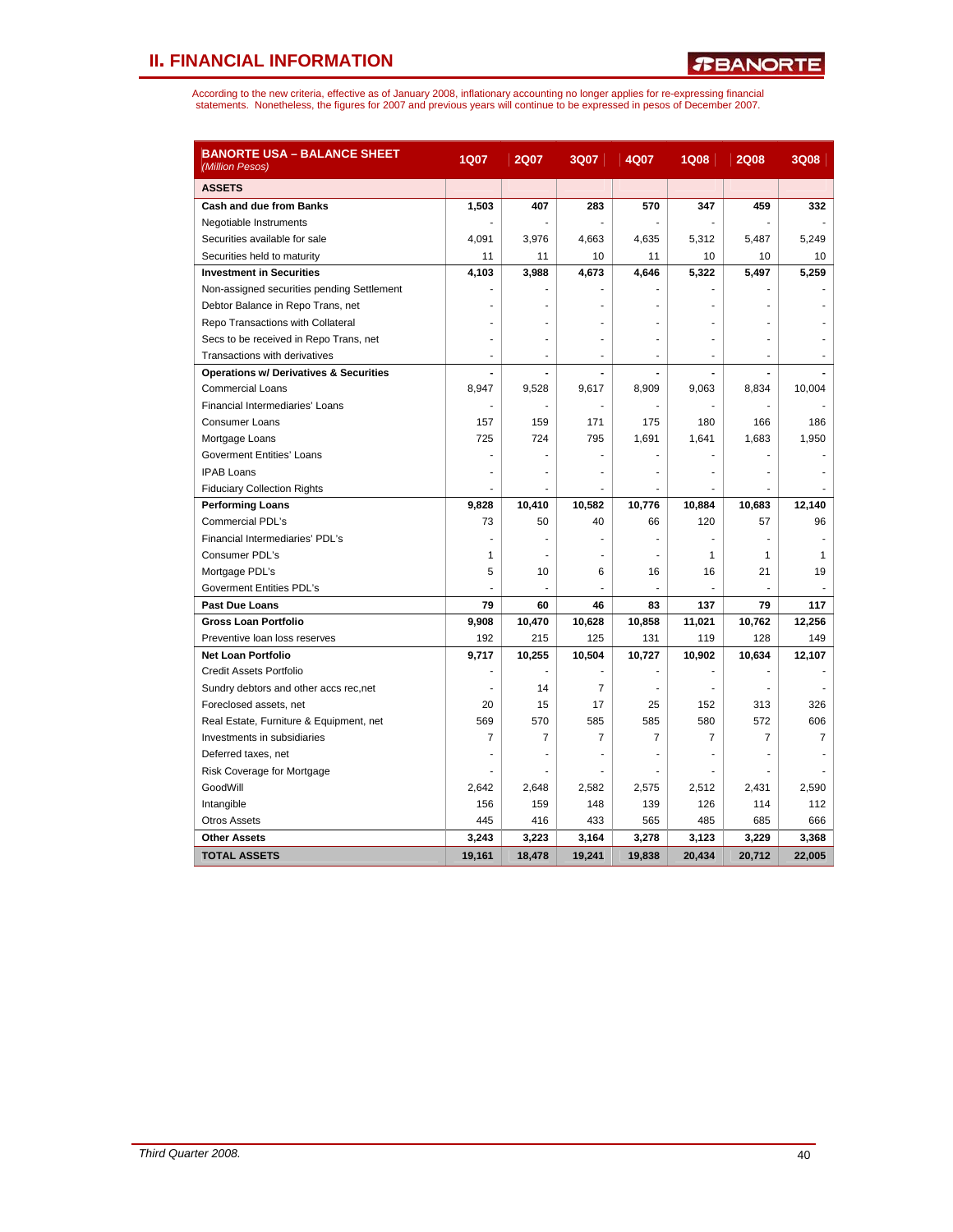## II. FINANCIAL INFORMATION

According to the new criteria, effective as of January 2008, inflationary accounting no longer applies for re-expressing financial statements. Nonetheless, the figures for 2007 and previous years will continue to be expressed in pesos of December 2007.

| **BANORTE USA – BALANCE SHEET** *(Million Pesos)* | **1Q07** | **2Q07** | **3Q07** | **4Q07** | **1Q08** | **2Q08** | **3Q08** |
|---|---|---|---|---|---|---|---|
| **ASSETS** | | | | | | | |
| **Cash and due from Banks** | **1,503** | **407** | **283** | **570** | **347** | **459** | **332** |
| Negotiable Instruments | - | - | - | - | - | - | - |
| Securities available for sale | 4,091 | 3,976 | 4,663 | 4,635 | 5,312 | 5,487 | 5,249 |
| Securities held to maturity | 11 | 11 | 10 | 11 | 10 | 10 | 10 |
| **Investment in Securities** | **4,103** | **3,988** | **4,673** | **4,646** | **5,322** | **5,497** | **5,259** |
| Non-assigned securities pending Settlement | - | - | - | - | - | - | - |
| Debtor Balance in Repo Trans, net | - | - | - | - | - | - | - |
| Repo Transactions with Collateral | - | - | - | - | - | - | - |
| Secs to be received in Repo Trans, net | - | - | - | - | - | - | - |
| Transactions with derivatives | - | - | - | - | - | - | - |
| **Operations w/ Derivatives & Securities** | **-** | **-** | **-** | **-** | **-** | **-** | **-** |
| Commercial Loans | 8,947 | 9,528 | 9,617 | 8,909 | 9,063 | 8,834 | 10,004 |
| Financial Intermediaries' Loans | - | - | - | - | - | - | - |
| Consumer Loans | 157 | 159 | 171 | 175 | 180 | 166 | 186 |
| Mortgage Loans | 725 | 724 | 795 | 1,691 | 1,641 | 1,683 | 1,950 |
| Goverment Entities' Loans | - | - | - | - | - | - | - |
| IPAB Loans | - | - | - | - | - | - | - |
| Fiduciary Collection Rights | - | - | - | - | - | - | - |
| **Performing Loans** | **9,828** | **10,410** | **10,582** | **10,776** | **10,884** | **10,683** | **12,140** |
| Commercial PDL's | 73 | 50 | 40 | 66 | 120 | 57 | 96 |
| Financial Intermediaries' PDL's | - | - | - | - | - | - | - |
| Consumer PDL's | 1 | - | - | - | 1 | 1 | 1 |
| Mortgage PDL's | 5 | 10 | 6 | 16 | 16 | 21 | 19 |
| Goverment Entities PDL's | - | - | - | - | - | - | - |
| **Past Due Loans** | **79** | **60** | **46** | **83** | **137** | **79** | **117** |
| **Gross Loan Portfolio** | **9,908** | **10,470** | **10,628** | **10,858** | **11,021** | **10,762** | **12,256** |
| Preventive loan loss reserves | 192 | 215 | 125 | 131 | 119 | 128 | 149 |
| **Net Loan Portfolio** | **9,717** | **10,255** | **10,504** | **10,727** | **10,902** | **10,634** | **12,107** |
| Credit Assets Portfolio | - | - | - | - | - | - | - |
| Sundry debtors and other accs rec,net | - | 14 | 7 | - | - | - | - |
| Foreclosed assets, net | 20 | 15 | 17 | 25 | 152 | 313 | 326 |
| Real Estate, Furniture & Equipment, net | 569 | 570 | 585 | 585 | 580 | 572 | 606 |
| Investments in subsidiaries | 7 | 7 | 7 | 7 | 7 | 7 | 7 |
| Deferred taxes, net | - | - | - | - | - | - | - |
| Risk Coverage for Mortgage | - | - | - | - | - | - | - |
| GoodWill | 2,642 | 2,648 | 2,582 | 2,575 | 2,512 | 2,431 | 2,590 |
| Intangible | 156 | 159 | 148 | 139 | 126 | 114 | 112 |
| Otros Assets | 445 | 416 | 433 | 565 | 485 | 685 | 666 |
| **Other Assets** | **3,243** | **3,223** | **3,164** | **3,278** | **3,123** | **3,229** | **3,368** |
| **TOTAL ASSETS** | **19,161** | **18,478** | **19,241** | **19,838** | **20,434** | **20,712** | **22,005** |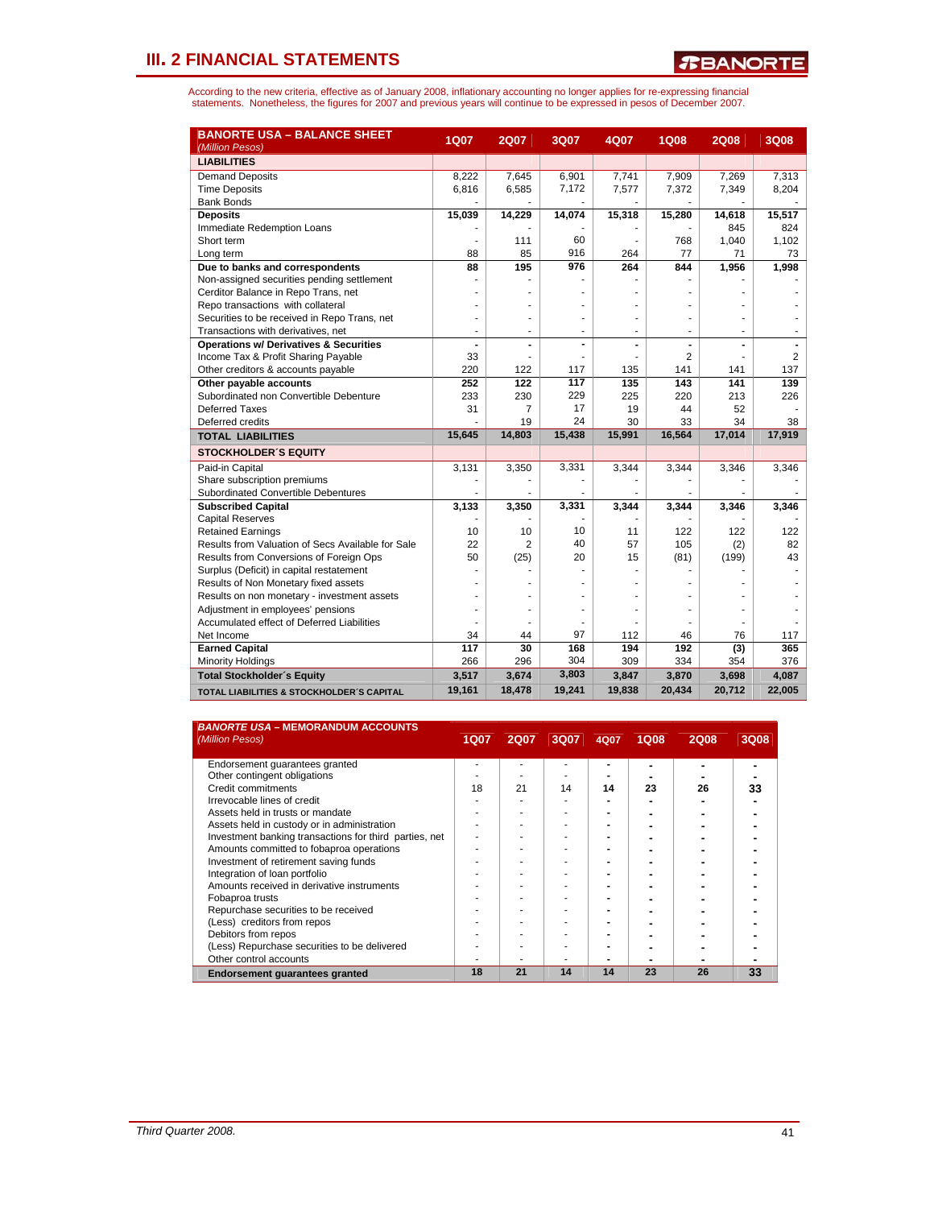## III. 2 FINANCIAL STATEMENTS

According to the new criteria, effective as of January 2008, inflationary accounting no longer applies for re-expressing financial statements. Nonetheless, the figures for 2007 and previous years will continue to be expressed in pesos of December 2007.

| BANORTE USA – BALANCE SHEET (Million Pesos) | 1Q07 | 2Q07 | 3Q07 | 4Q07 | 1Q08 | 2Q08 | 3Q08 |
|---|---|---|---|---|---|---|---|
| **LIABILITIES** | | | | | | | |
| Demand Deposits | 8,222 | 7,645 | 6,901 | 7,741 | 7,909 | 7,269 | 7,313 |
| Time Deposits | 6,816 | 6,585 | 7,172 | 7,577 | 7,372 | 7,349 | 8,204 |
| Bank Bonds | - | - | - | - | - | - | - |
| **Deposits** | **15,039** | **14,229** | **14,074** | **15,318** | **15,280** | **14,618** | **15,517** |
| Immediate Redemption Loans | - | - | - | - | - | 845 | 824 |
| Short term | - | 111 | 60 | - | 768 | 1,040 | 1,102 |
| Long term | 88 | 85 | 916 | 264 | 77 | 71 | 73 |
| **Due to banks and correspondents** | **88** | **195** | **976** | **264** | **844** | **1,956** | **1,998** |
| Non-assigned securities pending settlement | - | - | - | - | - | - | - |
| Cerditor Balance in Repo Trans, net | - | - | - | - | - | - | - |
| Repo transactions with collateral | - | - | - | - | - | - | - |
| Securities to be received in Repo Trans, net | - | - | - | - | - | - | - |
| Transactions with derivatives, net | - | - | - | - | - | - | - |
| **Operations w/ Derivatives & Securities** | **-** | **-** | **-** | **-** | **-** | **-** | **-** |
| Income Tax & Profit Sharing Payable | 33 | - | - | - | 2 | - | 2 |
| Other creditors & accounts payable | 220 | 122 | 117 | 135 | 141 | 141 | 137 |
| **Other payable accounts** | **252** | **122** | **117** | **135** | **143** | **141** | **139** |
| Subordinated non Convertible Debenture | 233 | 230 | 229 | 225 | 220 | 213 | 226 |
| Deferred Taxes | 31 | 7 | 17 | 19 | 44 | 52 | - |
| Deferred credits | - | 19 | 24 | 30 | 33 | 34 | 38 |
| **TOTAL LIABILITIES** | **15,645** | **14,803** | **15,438** | **15,991** | **16,564** | **17,014** | **17,919** |
| **STOCKHOLDER´S EQUITY** | | | | | | | |
| Paid-in Capital | 3,131 | 3,350 | 3,331 | 3,344 | 3,344 | 3,346 | 3,346 |
| Share subscription premiums | - | - | - | - | - | - | - |
| Subordinated Convertible Debentures | - | - | - | - | - | - | - |
| **Subscribed Capital** | **3,133** | **3,350** | **3,331** | **3,344** | **3,344** | **3,346** | **3,346** |
| Capital Reserves | - | - | - | - | - | - | - |
| Retained Earnings | 10 | 10 | 10 | 11 | 122 | 122 | 122 |
| Results from Valuation of Secs Available for Sale | 22 | 2 | 40 | 57 | 105 | (2) | 82 |
| Results from Conversions of Foreign Ops | 50 | (25) | 20 | 15 | (81) | (199) | 43 |
| Surplus (Deficit) in capital restatement | - | - | - | - | - | - | - |
| Results of Non Monetary fixed assets | - | - | - | - | - | - | - |
| Results on non monetary - investment assets | - | - | - | - | - | - | - |
| Adjustment in employees' pensions | - | - | - | - | - | - | - |
| Accumulated effect of Deferred Liabilities | - | - | - | - | - | - | - |
| Net Income | 34 | 44 | 97 | 112 | 46 | 76 | 117 |
| **Earned Capital** | **117** | **30** | **168** | **194** | **192** | **(3)** | **365** |
| Minority Holdings | 266 | 296 | 304 | 309 | 334 | 354 | 376 |
| **Total Stockholder´s Equity** | **3,517** | **3,674** | **3,803** | **3,847** | **3,870** | **3,698** | **4,087** |
| **TOTAL LIABILITIES & STOCKHOLDER´S CAPITAL** | **19,161** | **18,478** | **19,241** | **19,838** | **20,434** | **20,712** | **22,005** |

| BANORTE USA – MEMORANDUM ACCOUNTS (Million Pesos) | 1Q07 | 2Q07 | 3Q07 | 4Q07 | 1Q08 | 2Q08 | 3Q08 |
|---|---|---|---|---|---|---|---|
| Endorsement guarantees granted | - | - | - | - | - | - | - |
| Other contingent obligations | - | - | - | - | - | - | - |
| Credit commitments | 18 | 21 | 14 | 14 | 23 | 26 | 33 |
| Irrevocable lines of credit | - | - | - | - | - | - | - |
| Assets held in trusts or mandate | - | - | - | - | - | - | - |
| Assets held in custody or in administration | - | - | - | - | - | - | - |
| Investment banking transactions for third parties, net | - | - | - | - | - | - | - |
| Amounts committed to fobaproa operations | - | - | - | - | - | - | - |
| Investment of retirement saving funds | - | - | - | - | - | - | - |
| Integration of loan portfolio | - | - | - | - | - | - | - |
| Amounts received in derivative instruments | - | - | - | - | - | - | - |
| Fobaproa trusts | - | - | - | - | - | - | - |
| Repurchase securities to be received | - | - | - | - | - | - | - |
| (Less) creditors from repos | - | - | - | - | - | - | - |
| Debitors from repos | - | - | - | - | - | - | - |
| (Less) Repurchase securities to be delivered | - | - | - | - | - | - | - |
| Other control accounts | - | - | - | - | - | - | - |
| **Endorsement guarantees granted** | **18** | **21** | **14** | **14** | **23** | **26** | **33** |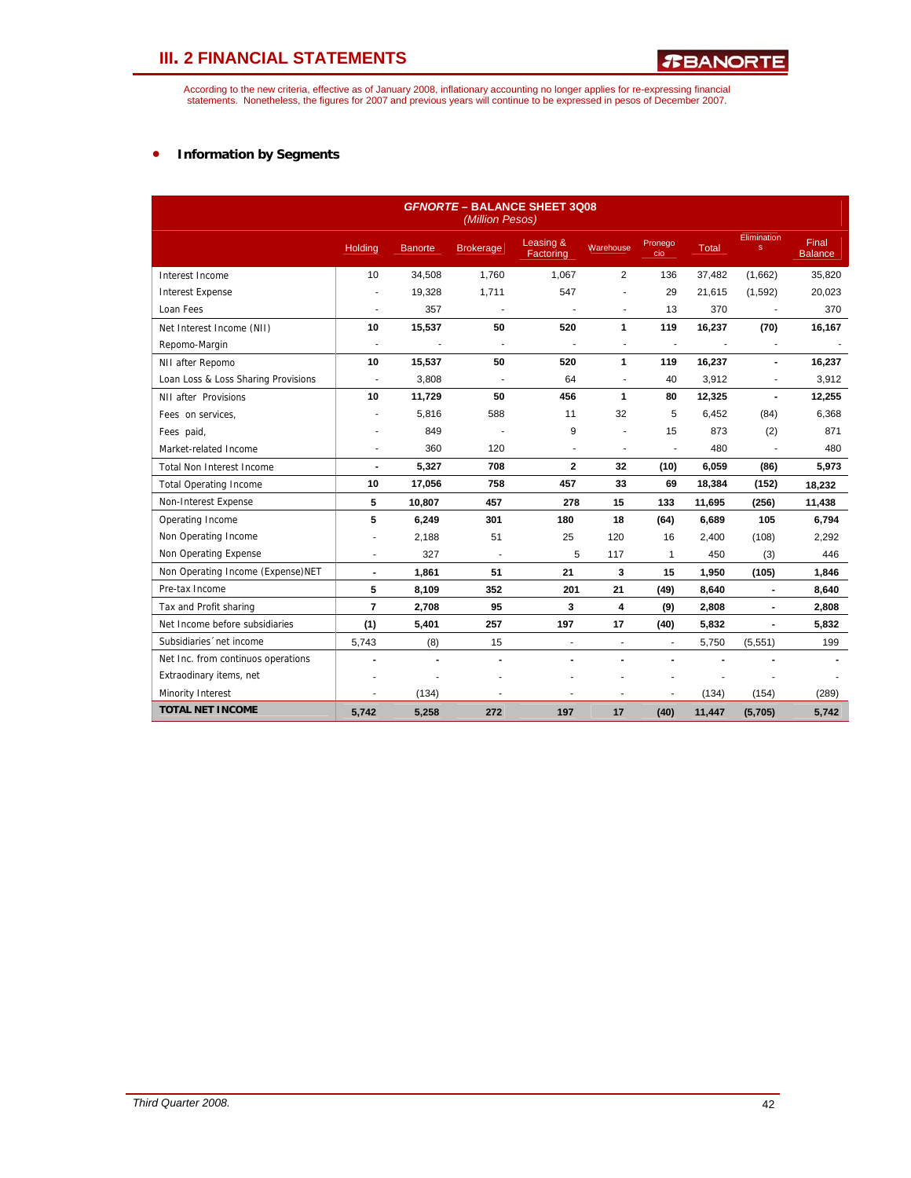## III. 2 FINANCIAL STATEMENTS

According to the new criteria, effective as of January 2008, inflationary accounting no longer applies for re-expressing financial statements. Nonetheless, the figures for 2007 and previous years will continue to be expressed in pesos of December 2007.

- **Information by Segments**

| GFNORTE – BALANCE SHEET 3Q08 (Million Pesos) | Holding | Banorte | Brokerage | Leasing & Factoring | Warehouse | Pronegocio | Total | Eliminations | Final Balance |
|---|---|---|---|---|---|---|---|---|---|
| Interest Income | 10 | 34,508 | 1,760 | 1,067 | 2 | 136 | 37,482 | (1,662) | 35,820 |
| Interest Expense | - | 19,328 | 1,711 | 547 | - | 29 | 21,615 | (1,592) | 20,023 |
| Loan Fees | - | 357 | - | - | - | 13 | 370 | - | 370 |
| **Net Interest Income (NII)** | **10** | **15,537** | **50** | **520** | **1** | **119** | **16,237** | **(70)** | **16,167** |
| Repomo-Margin | - | - | - | - | - | - | - | - | - |
| **NII after Repomo** | **10** | **15,537** | **50** | **520** | **1** | **119** | **16,237** | **-** | **16,237** |
| Loan Loss & Loss Sharing Provisions | - | 3,808 | - | 64 | - | 40 | 3,912 | - | 3,912 |
| **NII after Provisions** | **10** | **11,729** | **50** | **456** | **1** | **80** | **12,325** | **-** | **12,255** |
| Fees on services, | - | 5,816 | 588 | 11 | 32 | 5 | 6,452 | (84) | 6,368 |
| Fees paid, | - | 849 | - | 9 | - | 15 | 873 | (2) | 871 |
| Market-related Income | - | 360 | 120 | - | - | - | 480 | - | 480 |
| **Total Non Interest Income** | **-** | **5,327** | **708** | **2** | **32** | **(10)** | **6,059** | **(86)** | **5,973** |
| **Total Operating Income** | **10** | **17,056** | **758** | **457** | **33** | **69** | **18,384** | **(152)** | **18,232** |
| **Non-Interest Expense** | **5** | **10,807** | **457** | **278** | **15** | **133** | **11,695** | **(256)** | **11,438** |
| **Operating Income** | **5** | **6,249** | **301** | **180** | **18** | **(64)** | **6,689** | **105** | **6,794** |
| Non Operating Income | - | 2,188 | 51 | 25 | 120 | 16 | 2,400 | (108) | 2,292 |
| Non Operating Expense | - | 327 | - | 5 | 117 | 1 | 450 | (3) | 446 |
| **Non Operating Income (Expense)NET** | **-** | **1,861** | **51** | **21** | **3** | **15** | **1,950** | **(105)** | **1,846** |
| **Pre-tax Income** | **5** | **8,109** | **352** | **201** | **21** | **(49)** | **8,640** | **-** | **8,640** |
| **Tax and Profit sharing** | **7** | **2,708** | **95** | **3** | **4** | **(9)** | **2,808** | **-** | **2,808** |
| **Net Income before subsidiaries** | **(1)** | **5,401** | **257** | **197** | **17** | **(40)** | **5,832** | **-** | **5,832** |
| Subsidiaries´ net income | 5,743 | (8) | 15 | - | - | - | 5,750 | (5,551) | 199 |
| Net Inc. from continuos operations | - | - | - | - | - | - | - | - | - |
| Extraodinary items, net | - | - | - | - | - | - | - | - | - |
| Minority Interest | - | (134) | - | - | - | - | (134) | (154) | (289) |
| **TOTAL NET INCOME** | **5,742** | **5,258** | **272** | **197** | **17** | **(40)** | **11,447** | **(5,705)** | **5,742** |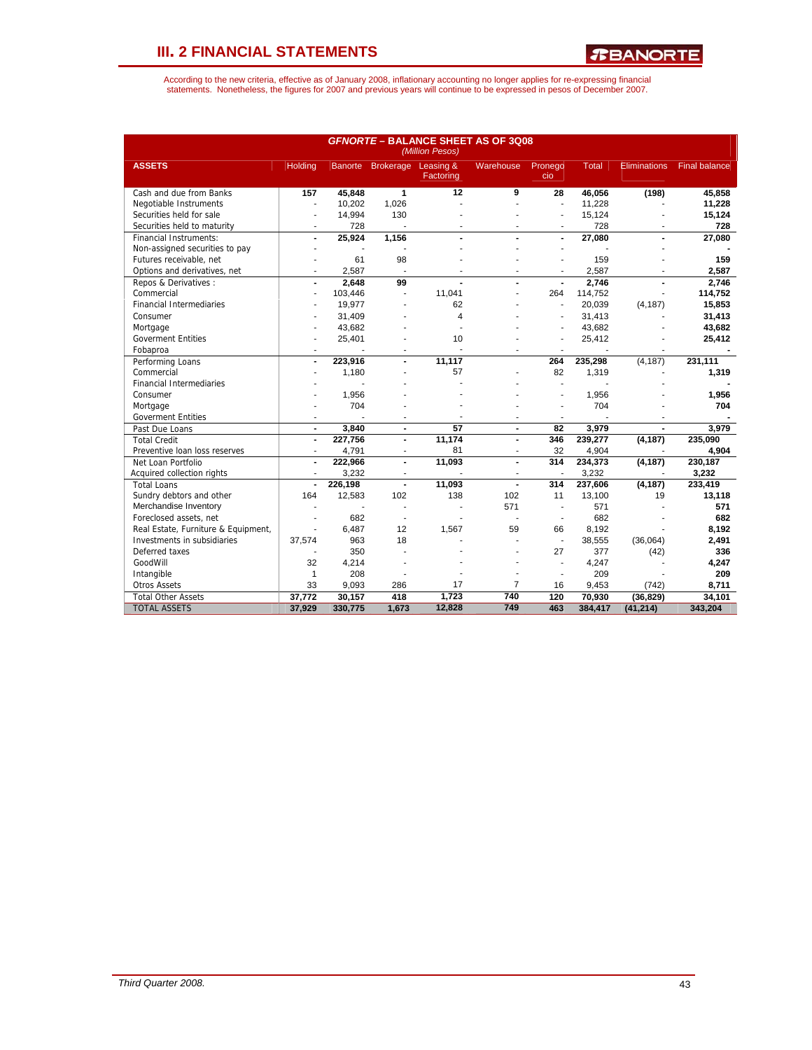# III. 2 FINANCIAL STATEMENTS

According to the new criteria, effective as of January 2008, inflationary accounting no longer applies for re-expressing financial statements. Nonetheless, the figures for 2007 and previous years will continue to be expressed in pesos of December 2007.

**GFNORTE – BALANCE SHEET AS OF 3Q08**
*(Million Pesos)*

| ASSETS | Holding | Banorte | Brokerage | Leasing & Factoring | Warehouse | Pronegocio | Total | Eliminations | Final balance |
|---|---|---|---|---|---|---|---|---|---|
| Cash and due from Banks | 157 | 45,848 | 1 | 12 | 9 | 28 | 46,056 | (198) | 45,858 |
| Negotiable Instruments | - | 10,202 | 1,026 | - | - | - | 11,228 | - | 11,228 |
| Securities held for sale | - | 14,994 | 130 | - | - | - | 15,124 | - | 15,124 |
| Securities held to maturity | - | 728 | - | - | - | - | 728 | - | 728 |
| Financial Instruments: | - | 25,924 | 1,156 | - | - | - | 27,080 | - | 27,080 |
| Non-assigned securities to pay | - | - | - | - | - | - | - | - | - |
| Futures receivable, net | - | 61 | 98 | - | - | - | 159 | - | 159 |
| Options and derivatives, net | - | 2,587 | - | - | - | - | 2,587 | - | 2,587 |
| Repos & Derivatives : | - | 2,648 | 99 | - | - | - | 2,746 | - | 2,746 |
| Commercial | - | 103,446 | - | 11,041 | - | 264 | 114,752 | - | 114,752 |
| Financial Intermediaries | - | 19,977 | - | 62 | - | - | 20,039 | (4,187) | 15,853 |
| Consumer | - | 31,409 | - | 4 | - | - | 31,413 | - | 31,413 |
| Mortgage | - | 43,682 | - | - | - | - | 43,682 | - | 43,682 |
| Goverment Entities | - | 25,401 | - | 10 | - | - | 25,412 | - | 25,412 |
| Fobaproa | - | - | - | - | - | - | - | - | - |
| Performing Loans | - | 223,916 | - | 11,117 | | 264 | 235,298 | (4,187) | 231,111 |
| Commercial | - | 1,180 | - | 57 | - | 82 | 1,319 | - | 1,319 |
| Financial Intermediaries | - | - | - | - | - | - | - | - | - |
| Consumer | - | 1,956 | - | - | - | - | 1,956 | - | 1,956 |
| Mortgage | - | 704 | - | - | - | - | 704 | - | 704 |
| Goverment Entities | - | - | - | - | - | - | - | - | - |
| Past Due Loans | - | 3,840 | - | 57 | - | 82 | 3,979 | - | 3,979 |
| Total Credit | - | 227,756 | - | 11,174 | - | 346 | 239,277 | (4,187) | 235,090 |
| Preventive loan loss reserves | - | 4,791 | - | 81 | - | 32 | 4,904 | - | 4,904 |
| Net Loan Portfolio | - | 222,966 | - | 11,093 | - | 314 | 234,373 | (4,187) | 230,187 |
| Acquired collection rights | - | 3,232 | - | - | - | - | 3,232 | - | 3,232 |
| Total Loans | - | 226,198 | - | 11,093 | - | 314 | 237,606 | (4,187) | 233,419 |
| Sundry debtors and other | 164 | 12,583 | 102 | 138 | 102 | 11 | 13,100 | 19 | 13,118 |
| Merchandise Inventory | - | - | - | - | 571 | - | 571 | - | 571 |
| Foreclosed assets, net | - | 682 | - | - | - | - | 682 | - | 682 |
| Real Estate, Furniture & Equipment, | - | 6,487 | 12 | 1,567 | 59 | 66 | 8,192 | - | 8,192 |
| Investments in subsidiaries | 37,574 | 963 | 18 | - | - | - | 38,555 | (36,064) | 2,491 |
| Deferred taxes | - | 350 | - | - | - | 27 | 377 | (42) | 336 |
| GoodWill | 32 | 4,214 | - | - | - | - | 4,247 | - | 4,247 |
| Intangible | 1 | 208 | - | - | - | - | 209 | - | 209 |
| Otros Assets | 33 | 9,093 | 286 | 17 | 7 | 16 | 9,453 | (742) | 8,711 |
| Total Other Assets | 37,772 | 30,157 | 418 | 1,723 | 740 | 120 | 70,930 | (36,829) | 34,101 |
| TOTAL ASSETS | 37,929 | 330,775 | 1,673 | 12,828 | 749 | 463 | 384,417 | (41,214) | 343,204 |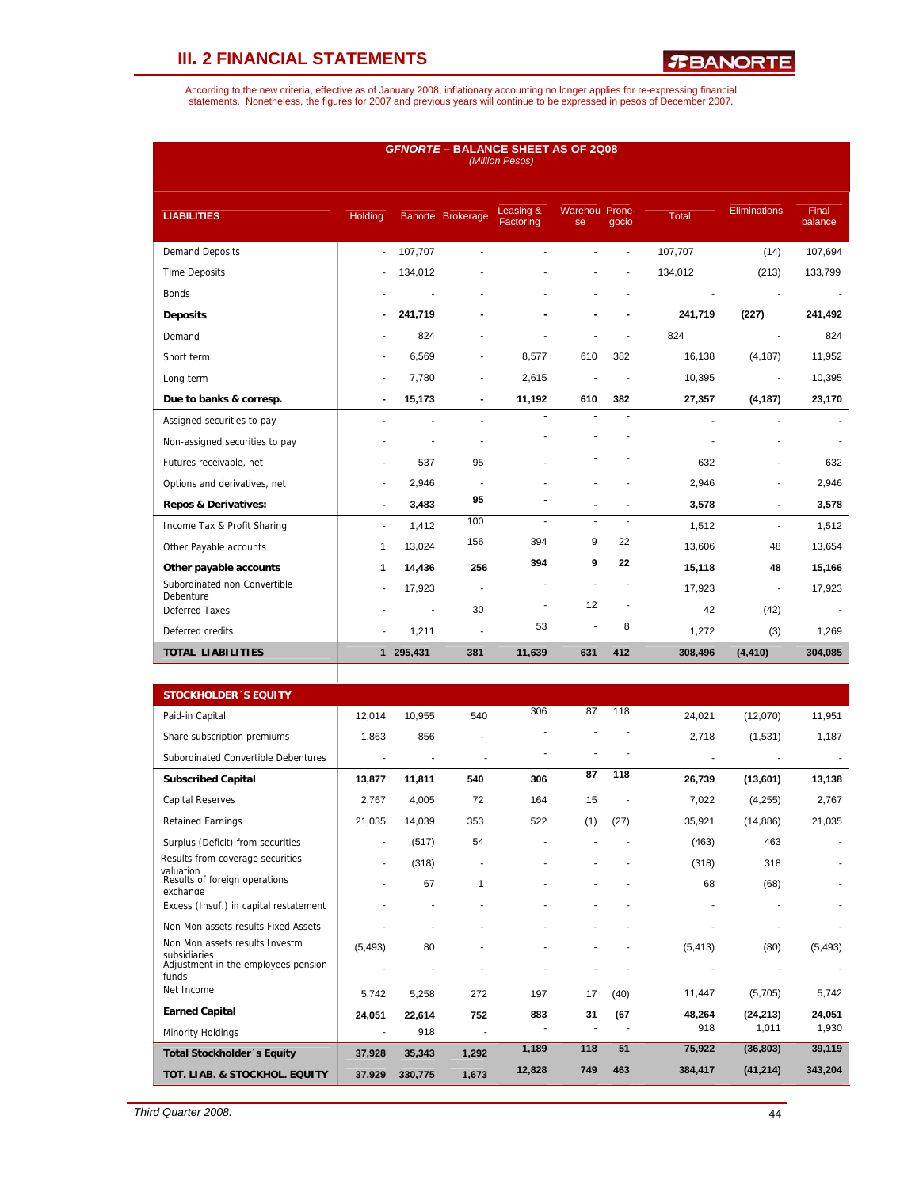## III. 2 FINANCIAL STATEMENTS

According to the new criteria, effective as of January 2008, inflationary accounting no longer applies for re-expressing financial statements. Nonetheless, the figures for 2007 and previous years will continue to be expressed in pesos of December 2007.

**GFNORTE – BALANCE SHEET AS OF 2Q08**
*(Million Pesos)*

| LIABILITIES | Holding | Banorte | Brokerage | Leasing & Factoring | Warehouse | Pronegocio | Total | Eliminations | Final balance |
|---|---|---|---|---|---|---|---|---|---|
| Demand Deposits | - | 107,707 | - | - | - | - | 107,707 | (14) | 107,694 |
| Time Deposits | - | 134,012 | - | - | - | - | 134,012 | (213) | 133,799 |
| Bonds | - | - | - | - | - | - | - | - | - |
| **Deposits** | **-** | **241,719** | **-** | **-** | **-** | **-** | **241,719** | **(227)** | **241,492** |
| Demand | - | 824 | - | - | - | - | 824 | - | 824 |
| Short term | - | 6,569 | - | 8,577 | 610 | 382 | 16,138 | (4,187) | 11,952 |
| Long term | - | 7,780 | - | 2,615 | - | - | 10,395 | - | 10,395 |
| **Due to banks & corresp.** | **-** | **15,173** | **-** | **11,192** | **610** | **382** | **27,357** | **(4,187)** | **23,170** |
| Assigned securities to pay | - | - | - | - | - | - | - | - | - |
| Non-assigned securities to pay | - | - | - | - | - | - | - | - | - |
| Futures receivable, net | - | 537 | 95 | - | - | - | 632 | - | 632 |
| Options and derivatives, net | - | 2,946 | - | - | - | - | 2,946 | - | 2,946 |
| **Repos & Derivatives:** | **-** | **3,483** | **95** | **-** | **-** | **-** | **3,578** | **-** | **3,578** |
| Income Tax & Profit Sharing | - | 1,412 | 100 | - | - | - | 1,512 | - | 1,512 |
| Other Payable accounts | 1 | 13,024 | 156 | 394 | 9 | 22 | 13,606 | 48 | 13,654 |
| **Other payable accounts** | **1** | **14,436** | **256** | **394** | **9** | **22** | **15,118** | **48** | **15,166** |
| Subordinated non Convertible Debenture | - | 17,923 | - | - | - | - | 17,923 | - | 17,923 |
| Deferred Taxes | - | - | 30 | - | 12 | - | 42 | (42) | - |
| Deferred credits | - | 1,211 | - | 53 | - | 8 | 1,272 | (3) | 1,269 |
| **TOTAL LIABILITIES** | **1** | **295,431** | **381** | **11,639** | **631** | **412** | **308,496** | **(4,410)** | **304,085** |
| **STOCKHOLDER´S EQUITY** | | | | | | | | | |
| Paid-in Capital | 12,014 | 10,955 | 540 | 306 | 87 | 118 | 24,021 | (12,070) | 11,951 |
| Share subscription premiums | 1,863 | 856 | - | - | - | - | 2,718 | (1,531) | 1,187 |
| Subordinated Convertible Debentures | - | - | - | - | - | - | - | - | - |
| **Subscribed Capital** | **13,877** | **11,811** | **540** | **306** | **87** | **118** | **26,739** | **(13,601)** | **13,138** |
| Capital Reserves | 2,767 | 4,005 | 72 | 164 | 15 | - | 7,022 | (4,255) | 2,767 |
| Retained Earnings | 21,035 | 14,039 | 353 | 522 | (1) | (27) | 35,921 | (14,886) | 21,035 |
| Surplus (Deficit) from securities | - | (517) | 54 | - | - | - | (463) | 463 | - |
| Results from coverage securities valuation | - | (318) | - | - | - | - | (318) | 318 | - |
| Results of foreign operations exchange | - | 67 | 1 | - | - | - | 68 | (68) | - |
| Excess (Insuf.) in capital restatement | - | - | - | - | - | - | - | - | - |
| Non Mon assets results Fixed Assets | - | - | - | - | - | - | - | - | - |
| Non Mon assets results Investm subsidiaries | (5,493) | 80 | - | - | - | - | (5,413) | (80) | (5,493) |
| Adjustment in the employees pension funds | - | - | - | - | - | - | - | - | - |
| Net Income | 5,742 | 5,258 | 272 | 197 | 17 | (40) | 11,447 | (5,705) | 5,742 |
| **Earned Capital** | **24,051** | **22,614** | **752** | **883** | **31** | **(67** | **48,264** | **(24,213)** | **24,051** |
| Minority Holdings | - | 918 | - | - | - | - | 918 | 1,011 | 1,930 |
| **Total Stockholder´s Equity** | **37,928** | **35,343** | **1,292** | **1,189** | **118** | **51** | **75,922** | **(36,803)** | **39,119** |
| **TOT. LIAB. & STOCKHOL. EQUITY** | **37,929** | **330,775** | **1,673** | **12,828** | **749** | **463** | **384,417** | **(41,214)** | **343,204** |

Third Quarter 2008.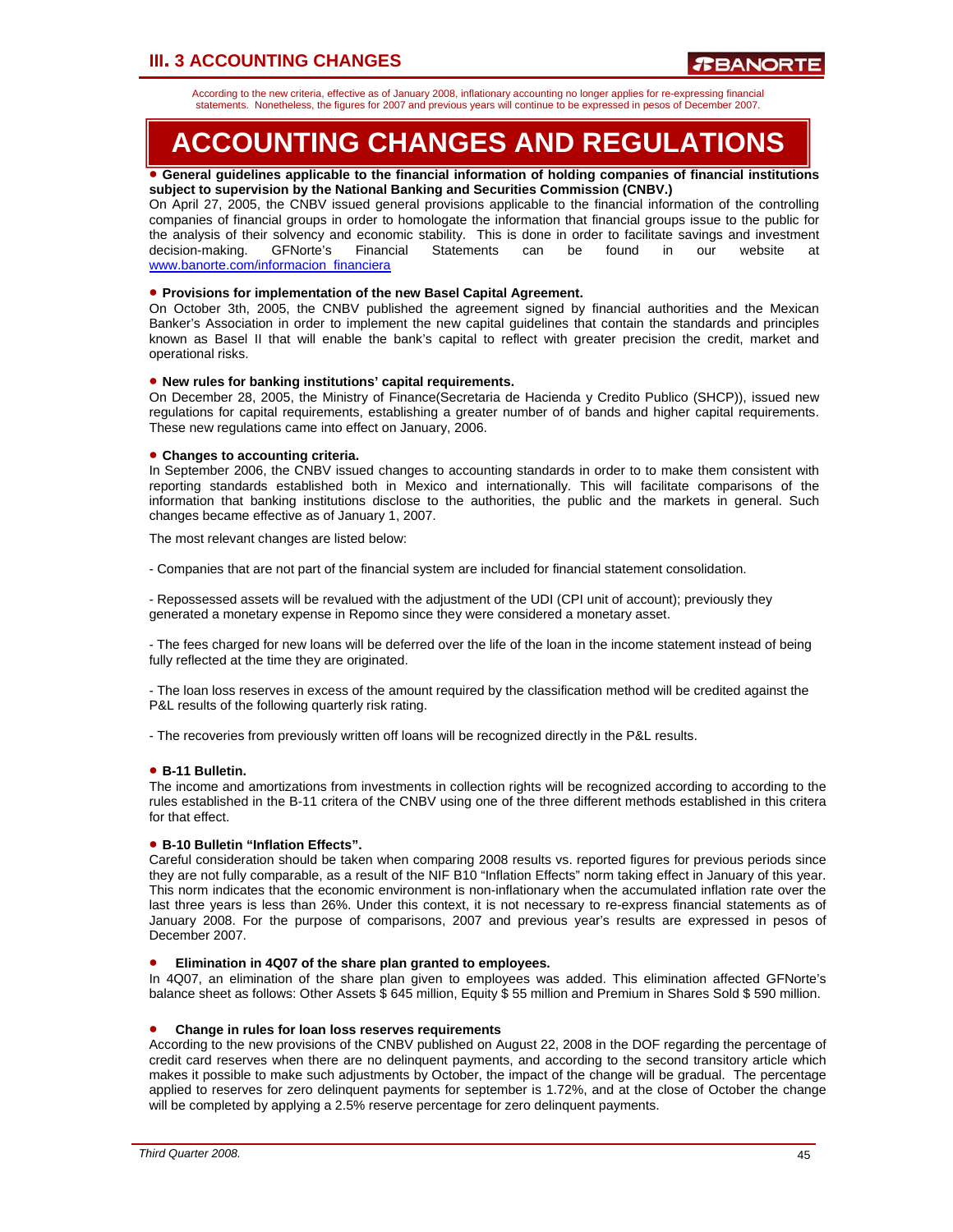# III. 3 ACCOUNTING CHANGES

According to the new criteria, effective as of January 2008, inflationary accounting no longer applies for re-expressing financial statements. Nonetheless, the figures for 2007 and previous years will continue to be expressed in pesos of December 2007.

# ACCOUNTING CHANGES AND REGULATIONS

- **General guidelines applicable to the financial information of holding companies of financial institutions subject to supervision by the National Banking and Securities Commission (CNBV.)**

On April 27, 2005, the CNBV issued general provisions applicable to the financial information of the controlling companies of financial groups in order to homologate the information that financial groups issue to the public for the analysis of their solvency and economic stability. This is done in order to facilitate savings and investment decision-making. GFNorte's Financial Statements can be found in our website at www.banorte.com/informacion_financiera

- **Provisions for implementation of the new Basel Capital Agreement.**

On October 3th, 2005, the CNBV published the agreement signed by financial authorities and the Mexican Banker's Association in order to implement the new capital guidelines that contain the standards and principles known as Basel II that will enable the bank's capital to reflect with greater precision the credit, market and operational risks.

- **New rules for banking institutions' capital requirements.**

On December 28, 2005, the Ministry of Finance(Secretaria de Hacienda y Credito Publico (SHCP)), issued new regulations for capital requirements, establishing a greater number of of bands and higher capital requirements. These new regulations came into effect on January, 2006.

- **Changes to accounting criteria.**

In September 2006, the CNBV issued changes to accounting standards in order to to make them consistent with reporting standards established both in Mexico and internationally. This will facilitate comparisons of the information that banking institutions disclose to the authorities, the public and the markets in general. Such changes became effective as of January 1, 2007.

The most relevant changes are listed below:

- Companies that are not part of the financial system are included for financial statement consolidation.

- Repossessed assets will be revalued with the adjustment of the UDI (CPI unit of account); previously they generated a monetary expense in Repomo since they were considered a monetary asset.

- The fees charged for new loans will be deferred over the life of the loan in the income statement instead of being fully reflected at the time they are originated.

- The loan loss reserves in excess of the amount required by the classification method will be credited against the P&L results of the following quarterly risk rating.

- The recoveries from previously written off loans will be recognized directly in the P&L results.

- **B-11 Bulletin.**

The income and amortizations from investments in collection rights will be recognized according to according to the rules established in the B-11 critera of the CNBV using one of the three different methods established in this critera for that effect.

- **B-10 Bulletin "Inflation Effects".**

Careful consideration should be taken when comparing 2008 results vs. reported figures for previous periods since they are not fully comparable, as a result of the NIF B10 "Inflation Effects" norm taking effect in January of this year. This norm indicates that the economic environment is non-inflationary when the accumulated inflation rate over the last three years is less than 26%. Under this context, it is not necessary to re-express financial statements as of January 2008. For the purpose of comparisons, 2007 and previous year's results are expressed in pesos of December 2007.

- **Elimination in 4Q07 of the share plan granted to employees.**

In 4Q07, an elimination of the share plan given to employees was added. This elimination affected GFNorte's balance sheet as follows: Other Assets $ 645 million, Equity $ 55 million and Premium in Shares Sold $ 590 million.

- **Change in rules for loan loss reserves requirements**

According to the new provisions of the CNBV published on August 22, 2008 in the DOF regarding the percentage of credit card reserves when there are no delinquent payments, and according to the second transitory article which makes it possible to make such adjustments by October, the impact of the change will be gradual. The percentage applied to reserves for zero delinquent payments for september is 1.72%, and at the close of October the change will be completed by applying a 2.5% reserve percentage for zero delinquent payments.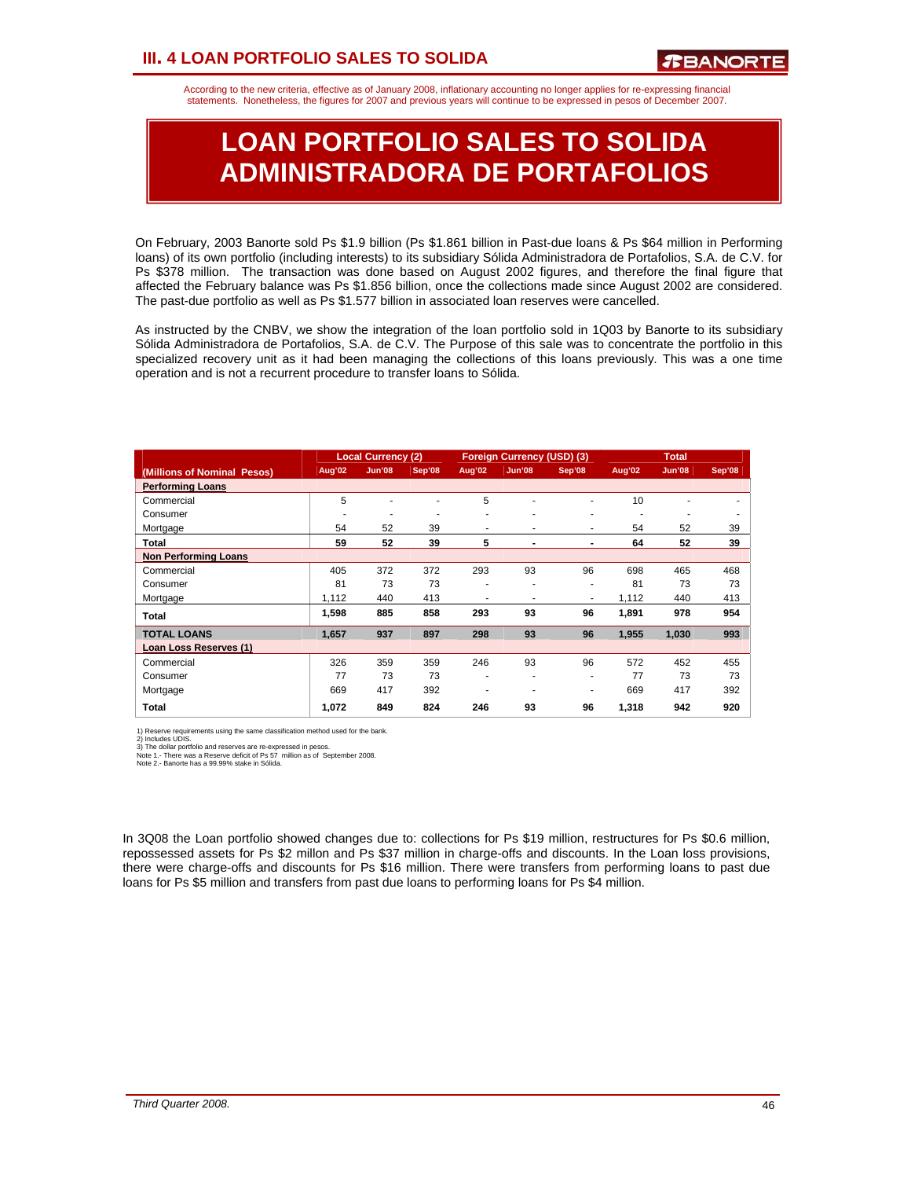# III. 4 LOAN PORTFOLIO SALES TO SOLIDA

According to the new criteria, effective as of January 2008, inflationary accounting no longer applies for re-expressing financial statements. Nonetheless, the figures for 2007 and previous years will continue to be expressed in pesos of December 2007.

# LOAN PORTFOLIO SALES TO SOLIDA ADMINISTRADORA DE PORTAFOLIOS

On February, 2003 Banorte sold Ps $1.9 billion (Ps $1.861 billion in Past-due loans & Ps $64 million in Performing loans) of its own portfolio (including interests) to its subsidiary Sólida Administradora de Portafolios, S.A. de C.V. for Ps $378 million. The transaction was done based on August 2002 figures, and therefore the final figure that affected the February balance was Ps $1.856 billion, once the collections made since August 2002 are considered. The past-due portfolio as well as Ps $1.577 billion in associated loan reserves were cancelled.

As instructed by the CNBV, we show the integration of the loan portfolio sold in 1Q03 by Banorte to its subsidiary Sólida Administradora de Portafolios, S.A. de C.V. The Purpose of this sale was to concentrate the portfolio in this specialized recovery unit as it had been managing the collections of this loans previously. This was a one time operation and is not a recurrent procedure to transfer loans to Sólida.

| | Local Currency (2) | | | Foreign Currency (USD) (3) | | | Total | | |
|---|---|---|---|---|---|---|---|---|---|
| (Millions of Nominal Pesos) | Aug'02 | Jun'08 | Sep'08 | Aug'02 | Jun'08 | Sep'08 | Aug'02 | Jun'08 | Sep'08 |
| **Performing Loans** | | | | | | | | | |
| Commercial | 5 | - | - | 5 | - | - | 10 | - | - |
| Consumer | - | - | - | - | - | - | - | - | - |
| Mortgage | 54 | 52 | 39 | - | - | - | 54 | 52 | 39 |
| **Total** | **59** | **52** | **39** | **5** | **-** | **-** | **64** | **52** | **39** |
| **Non Performing Loans** | | | | | | | | | |
| Commercial | 405 | 372 | 372 | 293 | 93 | 96 | 698 | 465 | 468 |
| Consumer | 81 | 73 | 73 | - | - | - | 81 | 73 | 73 |
| Mortgage | 1,112 | 440 | 413 | - | - | - | 1,112 | 440 | 413 |
| **Total** | **1,598** | **885** | **858** | **293** | **93** | **96** | **1,891** | **978** | **954** |
| **TOTAL LOANS** | **1,657** | **937** | **897** | **298** | **93** | **96** | **1,955** | **1,030** | **993** |
| **Loan Loss Reserves (1)** | | | | | | | | | |
| Commercial | 326 | 359 | 359 | 246 | 93 | 96 | 572 | 452 | 455 |
| Consumer | 77 | 73 | 73 | - | - | - | 77 | 73 | 73 |
| Mortgage | 669 | 417 | 392 | - | - | - | 669 | 417 | 392 |
| **Total** | **1,072** | **849** | **824** | **246** | **93** | **96** | **1,318** | **942** | **920** |

1) Reserve requirements using the same classification method used for the bank.
2) Includes UDIS.
3) The dollar portfolio and reserves are re-expressed in pesos.
Note 1.- There was a Reserve deficit of Ps 57 million as of September 2008.
Note 2.- Banorte has a 99.99% stake in Sólida.

In 3Q08 the Loan portfolio showed changes due to: collections for Ps $19 million, restructures for Ps $0.6 million, repossessed assets for Ps $2 millon and Ps $37 million in charge-offs and discounts. In the Loan loss provisions, there were charge-offs and discounts for Ps $16 million. There were transfers from performing loans to past due loans for Ps $5 million and transfers from past due loans to performing loans for Ps $4 million.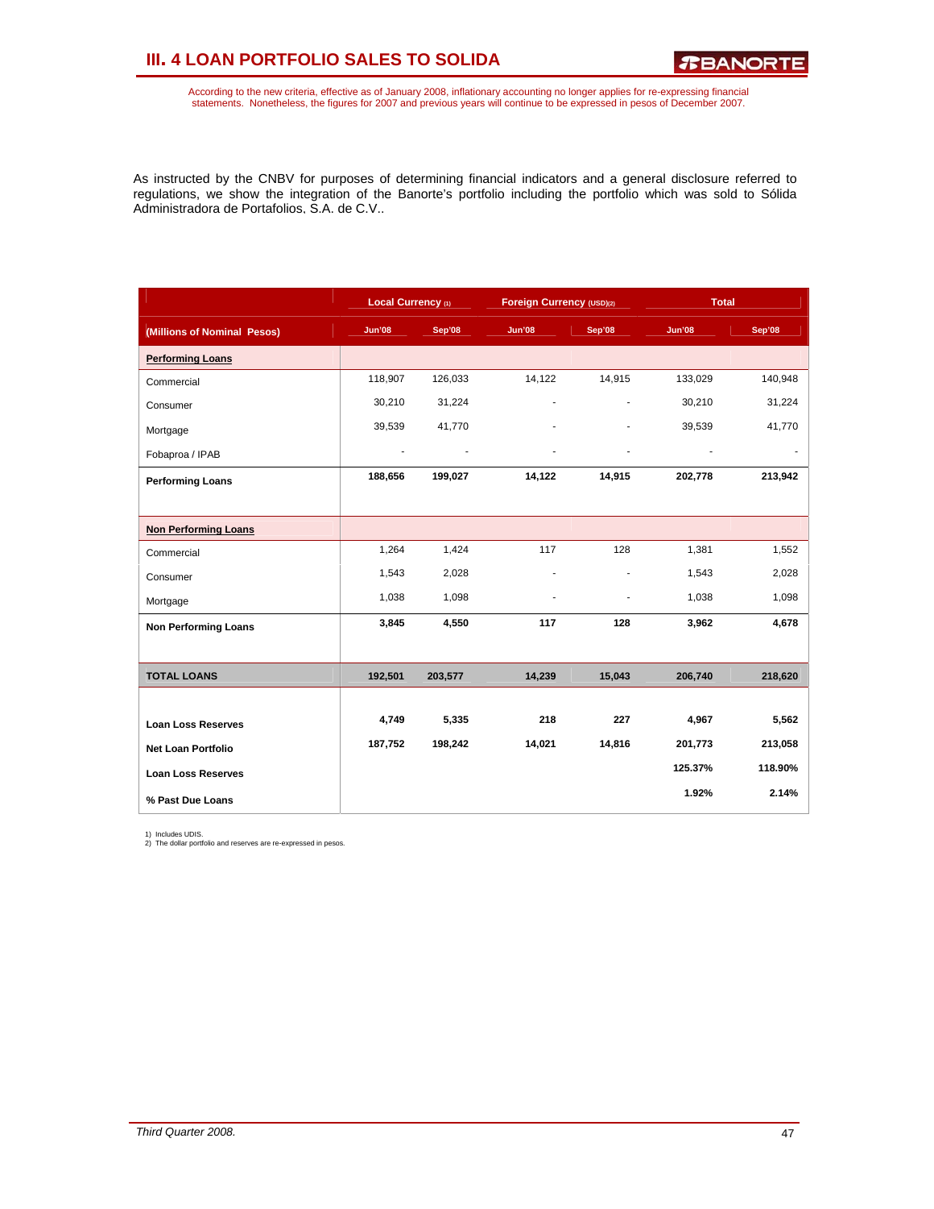# III. 4 LOAN PORTFOLIO SALES TO SOLIDA

According to the new criteria, effective as of January 2008, inflationary accounting no longer applies for re-expressing financial statements. Nonetheless, the figures for 2007 and previous years will continue to be expressed in pesos of December 2007.

As instructed by the CNBV for purposes of determining financial indicators and a general disclosure referred to regulations, we show the integration of the Banorte's portfolio including the portfolio which was sold to Sólida Administradora de Portafolios, S.A. de C.V..

| | Local Currency (1) | | Foreign Currency (USD)(2) | | Total | |
|---|---|---|---|---|---|---|
| **(Millions of Nominal Pesos)** | **Jun'08** | **Sep'08** | **Jun'08** | **Sep'08** | **Jun'08** | **Sep'08** |
| **Performing Loans** | | | | | | |
| Commercial | 118,907 | 126,033 | 14,122 | 14,915 | 133,029 | 140,948 |
| Consumer | 30,210 | 31,224 | - | - | 30,210 | 31,224 |
| Mortgage | 39,539 | 41,770 | - | - | 39,539 | 41,770 |
| Fobaproa / IPAB | - | - | - | - | - | - |
| **Performing Loans** | **188,656** | **199,027** | **14,122** | **14,915** | **202,778** | **213,942** |
| **Non Performing Loans** | | | | | | |
| Commercial | 1,264 | 1,424 | 117 | 128 | 1,381 | 1,552 |
| Consumer | 1,543 | 2,028 | - | - | 1,543 | 2,028 |
| Mortgage | 1,038 | 1,098 | - | - | 1,038 | 1,098 |
| **Non Performing Loans** | **3,845** | **4,550** | **117** | **128** | **3,962** | **4,678** |
| **TOTAL LOANS** | **192,501** | **203,577** | **14,239** | **15,043** | **206,740** | **218,620** |
| **Loan Loss Reserves** | **4,749** | **5,335** | **218** | **227** | **4,967** | **5,562** |
| **Net Loan Portfolio** | **187,752** | **198,242** | **14,021** | **14,816** | **201,773** | **213,058** |
| **Loan Loss Reserves** | | | | | **125.37%** | **118.90%** |
| **% Past Due Loans** | | | | | **1.92%** | **2.14%** |

1) Includes UDIS.
2) The dollar portfolio and reserves are re-expressed in pesos.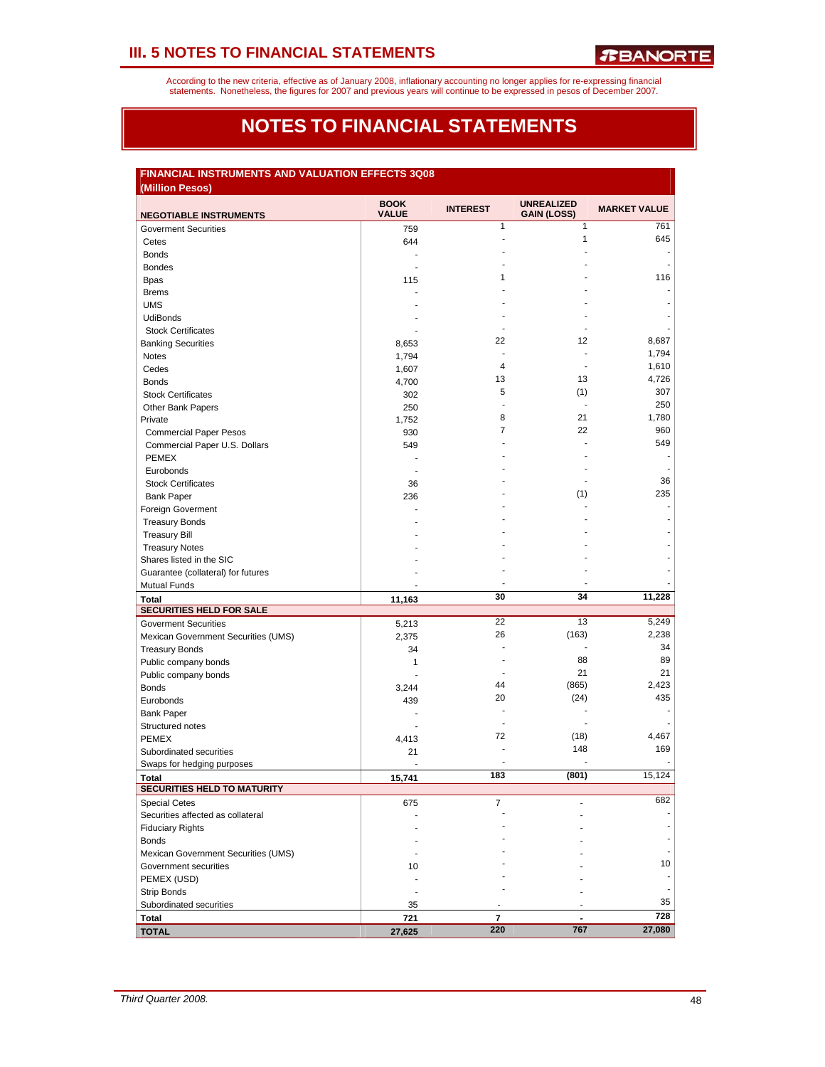# III. 5 NOTES TO FINANCIAL STATEMENTS

According to the new criteria, effective as of January 2008, inflationary accounting no longer applies for re-expressing financial statements. Nonetheless, the figures for 2007 and previous years will continue to be expressed in pesos of December 2007.

## NOTES TO FINANCIAL STATEMENTS

**FINANCIAL INSTRUMENTS AND VALUATION EFFECTS 3Q08**
**(Million Pesos)**

| NEGOTIABLE INSTRUMENTS | BOOK VALUE | INTEREST | UNREALIZED GAIN (LOSS) | MARKET VALUE |
|---|---|---|---|---|
| Goverment Securities | 759 | 1 | 1 | 761 |
| Cetes | 644 | - | 1 | 645 |
| Bonds | - | - | - | - |
| Bondes | - | - | - | - |
| Bpas | 115 | 1 | - | 116 |
| Brems | - | - | - | - |
| UMS | - | - | - | - |
| UdiBonds | - | - | - | - |
| Stock Certificates | - | - | - | - |
| Banking Securities | 8,653 | 22 | 12 | 8,687 |
| Notes | 1,794 | - | - | 1,794 |
| Cedes | 1,607 | 4 | - | 1,610 |
| Bonds | 4,700 | 13 | 13 | 4,726 |
| Stock Certificates | 302 | 5 | (1) | 307 |
| Other Bank Papers | 250 | - | - | 250 |
| Private | 1,752 | 8 | 21 | 1,780 |
| Commercial Paper Pesos | 930 | 7 | 22 | 960 |
| Commercial Paper U.S. Dollars | 549 | - | - | 549 |
| PEMEX | - | - | - | - |
| Eurobonds | - | - | - | - |
| Stock Certificates | 36 | - | - | 36 |
| Bank Paper | 236 | - | (1) | 235 |
| Foreign Goverment | - | - | - | - |
| Treasury Bonds | - | - | - | - |
| Treasury Bill | - | - | - | - |
| Treasury Notes | - | - | - | - |
| Shares listed in the SIC | - | - | - | - |
| Guarantee (collateral) for futures | - | - | - | - |
| Mutual Funds | - | - | - | - |
| **Total** | **11,163** | **30** | **34** | **11,228** |
| **SECURITIES HELD FOR SALE** | | | | |
| Goverment Securities | 5,213 | 22 | 13 | 5,249 |
| Mexican Government Securities (UMS) | 2,375 | 26 | (163) | 2,238 |
| Treasury Bonds | 34 | - | - | 34 |
| Public company bonds | 1 | - | 88 | 89 |
| Public company bonds | - | - | 21 | 21 |
| Bonds | 3,244 | 44 | (865) | 2,423 |
| Eurobonds | 439 | 20 | (24) | 435 |
| Bank Paper | - | - | - | - |
| Structured notes | - | - | - | - |
| PEMEX | 4,413 | 72 | (18) | 4,467 |
| Subordinated securities | 21 | - | 148 | 169 |
| Swaps for hedging purposes | - | - | - | - |
| **Total** | **15,741** | **183** | **(801)** | 15,124 |
| **SECURITIES HELD TO MATURITY** | | | | |
| Special Cetes | 675 | 7 | - | 682 |
| Securities affected as collateral | - | - | - | - |
| Fiduciary Rights | - | - | - | - |
| Bonds | - | - | - | - |
| Mexican Government Securities (UMS) | - | - | - | - |
| Government securities | 10 | - | - | 10 |
| PEMEX (USD) | - | - | - | - |
| Strip Bonds | - | - | - | - |
| Subordinated securities | 35 | - | - | 35 |
| **Total** | **721** | **7** | **-** | **728** |
| **TOTAL** | **27,625** | **220** | **767** | **27,080** |

*Third Quarter 2008.*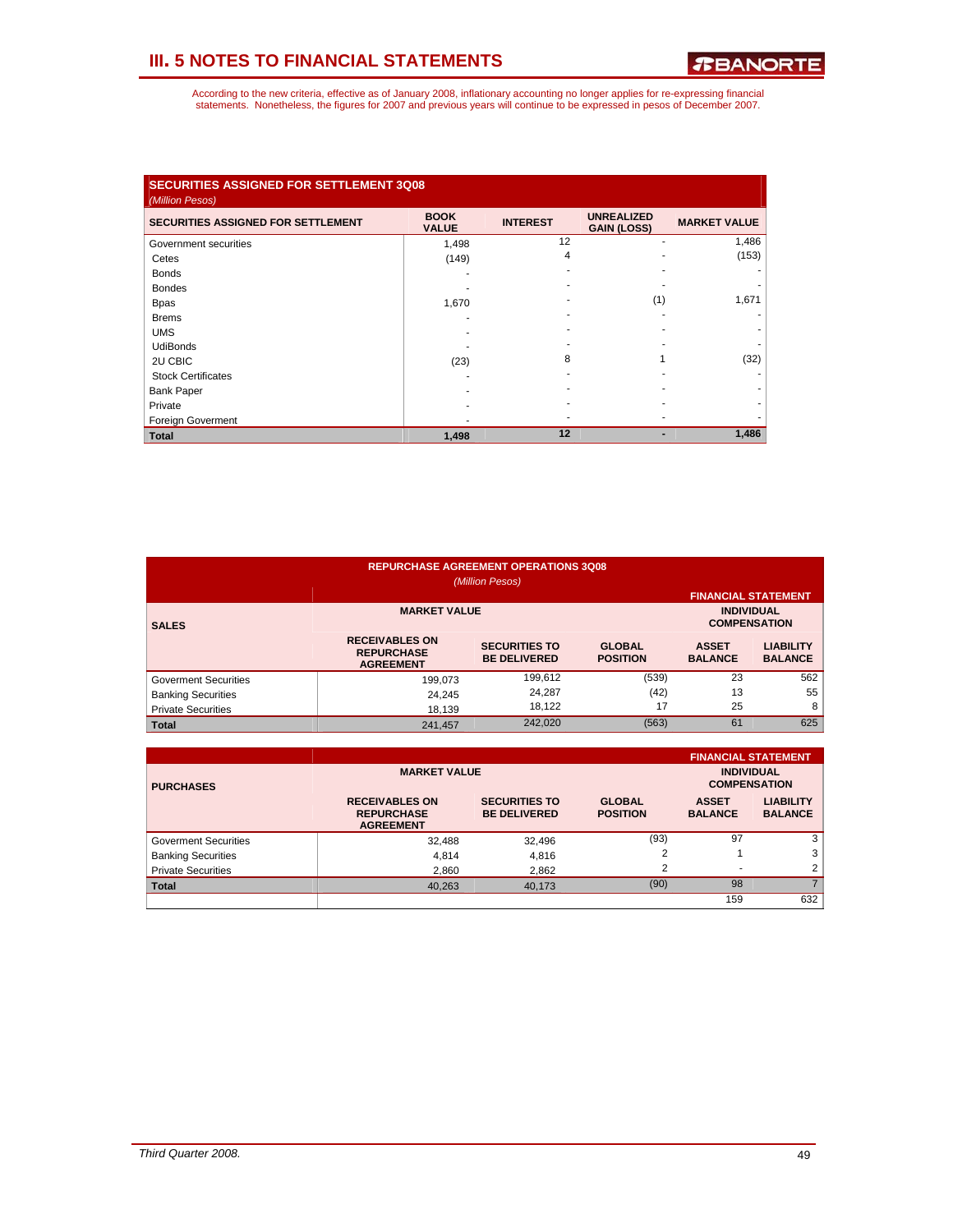## III. 5 NOTES TO FINANCIAL STATEMENTS

According to the new criteria, effective as of January 2008, inflationary accounting no longer applies for re-expressing financial statements. Nonetheless, the figures for 2007 and previous years will continue to be expressed in pesos of December 2007.

**SECURITIES ASSIGNED FOR SETTLEMENT 3Q08**
*(Million Pesos)*

| SECURITIES ASSIGNED FOR SETTLEMENT | BOOK VALUE | INTEREST | UNREALIZED GAIN (LOSS) | MARKET VALUE |
|---|---|---|---|---|
| Government securities | 1,498 | 12 | - | 1,486 |
| Cetes | (149) | 4 | - | (153) |
| Bonds | - | - | - | - |
| Bondes | - | - | - | - |
| Bpas | 1,670 | - | (1) | 1,671 |
| Brems | - | - | - | - |
| UMS | - | - | - | - |
| UdiBonds | - | - | - | - |
| 2U CBIC | (23) | 8 | 1 | (32) |
| Stock Certificates | - | - | - | - |
| Bank Paper | - | - | - | - |
| Private | - | - | - | - |
| Foreign Goverment | - | - | - | - |
| **Total** | **1,498** | **12** | **-** | **1,486** |

**REPURCHASE AGREEMENT OPERATIONS 3Q08**
*(Million Pesos)*

| SALES | MARKET VALUE | | | FINANCIAL STATEMENT INDIVIDUAL COMPENSATION | |
|---|---|---|---|---|---|
| | RECEIVABLES ON REPURCHASE AGREEMENT | SECURITIES TO BE DELIVERED | GLOBAL POSITION | ASSET BALANCE | LIABILITY BALANCE |
| Goverment Securities | 199,073 | 199,612 | (539) | 23 | 562 |
| Banking Securities | 24,245 | 24,287 | (42) | 13 | 55 |
| Private Securities | 18,139 | 18,122 | 17 | 25 | 8 |
| **Total** | 241,457 | 242,020 | (563) | 61 | 625 |

| PURCHASES | MARKET VALUE | | | FINANCIAL STATEMENT INDIVIDUAL COMPENSATION | |
|---|---|---|---|---|---|
| | RECEIVABLES ON REPURCHASE AGREEMENT | SECURITIES TO BE DELIVERED | GLOBAL POSITION | ASSET BALANCE | LIABILITY BALANCE |
| Goverment Securities | 32,488 | 32,496 | (93) | 97 | 3 |
| Banking Securities | 4,814 | 4,816 | 2 | 1 | 3 |
| Private Securities | 2,860 | 2,862 | 2 | - | 2 |
| **Total** | 40,263 | 40,173 | (90) | 98 | 7 |
| | | | | 159 | 632 |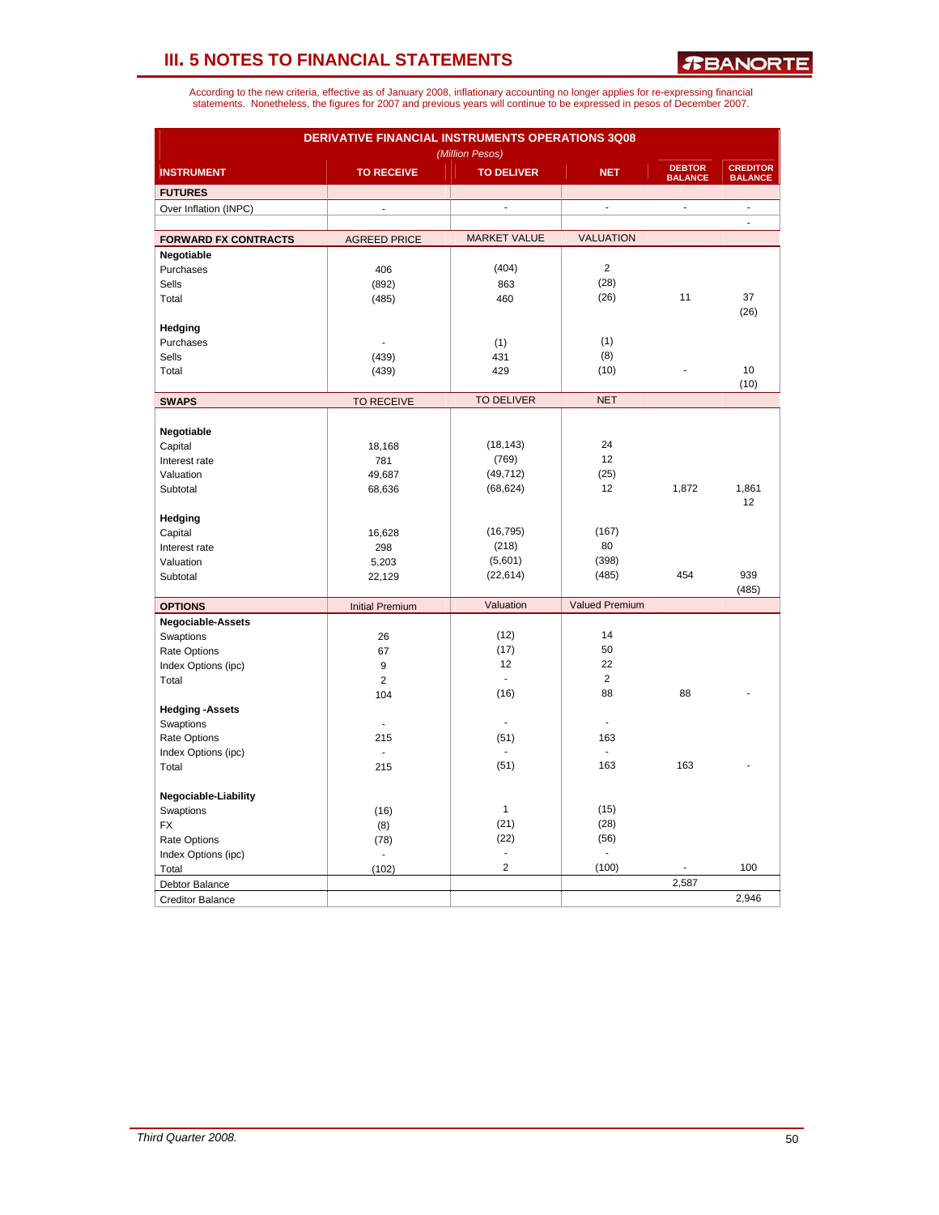## III. 5 NOTES TO FINANCIAL STATEMENTS

According to the new criteria, effective as of January 2008, inflationary accounting no longer applies for re-expressing financial statements. Nonetheless, the figures for 2007 and previous years will continue to be expressed in pesos of December 2007.

**DERIVATIVE FINANCIAL INSTRUMENTS OPERATIONS 3Q08**

*(Million Pesos)*

| INSTRUMENT | TO RECEIVE | TO DELIVER | NET | DEBTOR BALANCE | CREDITOR BALANCE |
|---|---|---|---|---|---|
| **FUTURES** | | | | | |
| Over Inflation (INPC) | - | - | - | - | - |
| | | | | | - |
| **FORWARD FX CONTRACTS** | AGREED PRICE | MARKET VALUE | VALUATION | | |
| **Negotiable** | | | | | |
| Purchases | 406 | (404) | 2 | | |
| Sells | (892) | 863 | (28) | | |
| Total | (485) | 460 | (26) | 11 | 37 |
| | | | | | (26) |
| **Hedging** | | | | | |
| Purchases | - | (1) | (1) | | |
| Sells | (439) | 431 | (8) | | |
| Total | (439) | 429 | (10) | - | 10 |
| | | | | | (10) |
| **SWAPS** | TO RECEIVE | TO DELIVER | NET | | |
| **Negotiable** | | | | | |
| Capital | 18,168 | (18,143) | 24 | | |
| Interest rate | 781 | (769) | 12 | | |
| Valuation | 49,687 | (49,712) | (25) | | |
| Subtotal | 68,636 | (68,624) | 12 | 1,872 | 1,861 |
| | | | | | 12 |
| **Hedging** | | | | | |
| Capital | 16,628 | (16,795) | (167) | | |
| Interest rate | 298 | (218) | 80 | | |
| Valuation | 5,203 | (5,601) | (398) | | |
| Subtotal | 22,129 | (22,614) | (485) | 454 | 939 |
| | | | | | (485) |
| **OPTIONS** | Initial Premium | Valuation | Valued Premium | | |
| **Negociable-Assets** | | | | | |
| Swaptions | 26 | (12) | 14 | | |
| Rate Options | 67 | (17) | 50 | | |
| Index Options (ipc) | 9 | 12 | 22 | | |
| Total | 2 | - | 2 | | |
| | 104 | (16) | 88 | 88 | - |
| **Hedging -Assets** | | | | | |
| Swaptions | - | - | - | | |
| Rate Options | 215 | (51) | 163 | | |
| Index Options (ipc) | - | - | - | | |
| Total | 215 | (51) | 163 | 163 | - |
| **Negociable-Liability** | | | | | |
| Swaptions | (16) | 1 | (15) | | |
| FX | (8) | (21) | (28) | | |
| Rate Options | (78) | (22) | (56) | | |
| Index Options (ipc) | - | - | - | | |
| Total | (102) | 2 | (100) | - | 100 |
| Debtor Balance | | | | 2,587 | |
| Creditor Balance | | | | | 2,946 |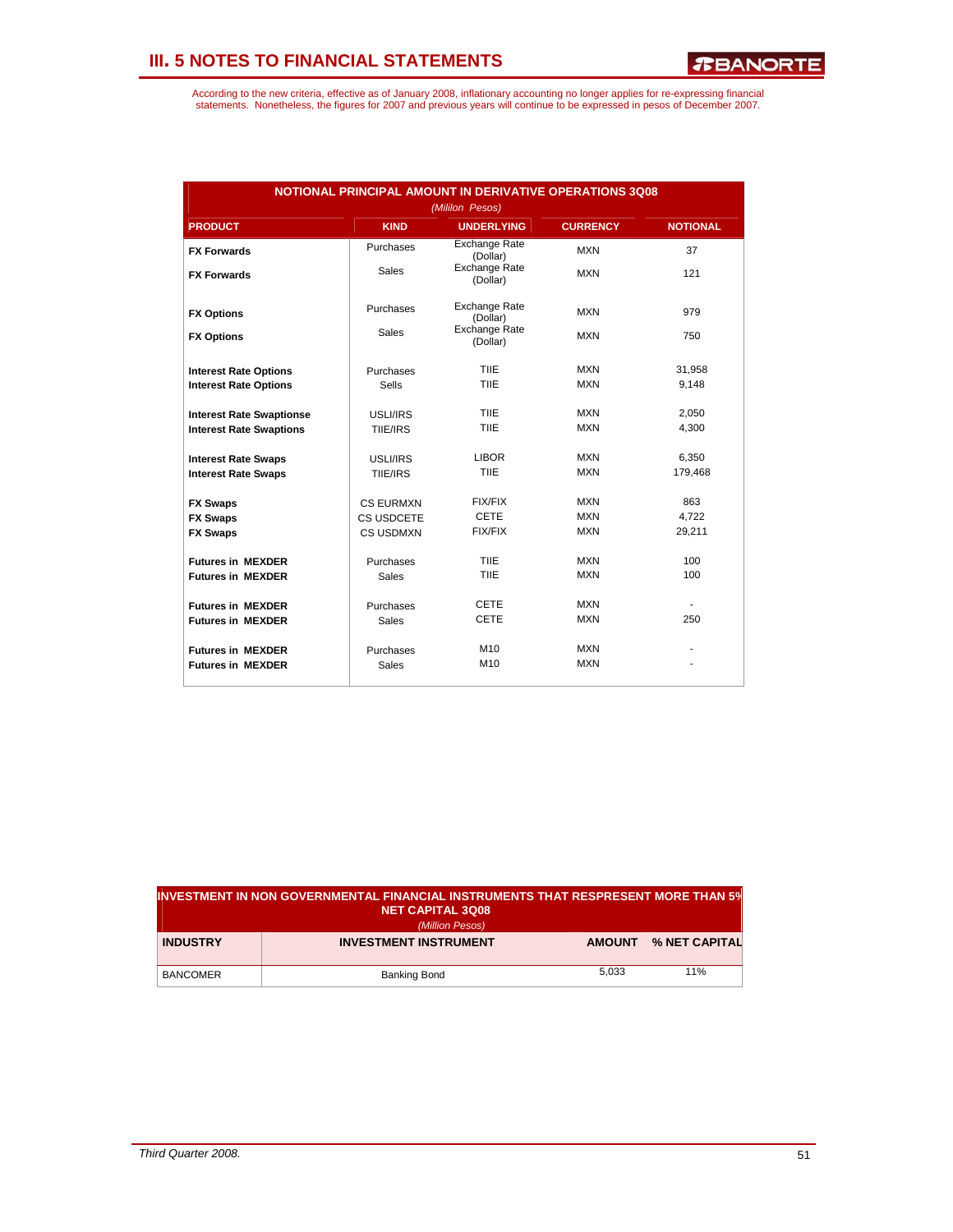# III. 5 NOTES TO FINANCIAL STATEMENTS

According to the new criteria, effective as of January 2008, inflationary accounting no longer applies for re-expressing financial statements. Nonetheless, the figures for 2007 and previous years will continue to be expressed in pesos of December 2007.

**NOTIONAL PRINCIPAL AMOUNT IN DERIVATIVE OPERATIONS 3Q08**
*(Mililon Pesos)*

| PRODUCT | KIND | UNDERLYING | CURRENCY | NOTIONAL |
|---|---|---|---|---|
| **FX Forwards** | Purchases | Exchange Rate (Dollar) | MXN | 37 |
| **FX Forwards** | Sales | Exchange Rate (Dollar) | MXN | 121 |
| **FX Options** | Purchases | Exchange Rate (Dollar) | MXN | 979 |
| **FX Options** | Sales | Exchange Rate (Dollar) | MXN | 750 |
| **Interest Rate Options** | Purchases | TIIE | MXN | 31,958 |
| **Interest Rate Options** | Sells | TIIE | MXN | 9,148 |
| **Interest Rate Swaptionse** | USLI/IRS | TIIE | MXN | 2,050 |
| **Interest Rate Swaptions** | TIIE/IRS | TIIE | MXN | 4,300 |
| **Interest Rate Swaps** | USLI/IRS | LIBOR | MXN | 6,350 |
| **Interest Rate Swaps** | TIIE/IRS | TIIE | MXN | 179,468 |
| **FX Swaps** | CS EURMXN | FIX/FIX | MXN | 863 |
| **FX Swaps** | CS USDCETE | CETE | MXN | 4,722 |
| **FX Swaps** | CS USDMXN | FIX/FIX | MXN | 29,211 |
| **Futures in MEXDER** | Purchases | TIIE | MXN | 100 |
| **Futures in MEXDER** | Sales | TIIE | MXN | 100 |
| **Futures in MEXDER** | Purchases | CETE | MXN | - |
| **Futures in MEXDER** | Sales | CETE | MXN | 250 |
| **Futures in MEXDER** | Purchases | M10 | MXN | - |
| **Futures in MEXDER** | Sales | M10 | MXN | - |

**INVESTMENT IN NON GOVERNMENTAL FINANCIAL INSTRUMENTS THAT RESPRESENT MORE THAN 5% NET CAPITAL 3Q08**
*(Million Pesos)*

| INDUSTRY | INVESTMENT INSTRUMENT | AMOUNT | % NET CAPITAL |
|---|---|---|---|
| BANCOMER | Banking Bond | 5,033 | 11% |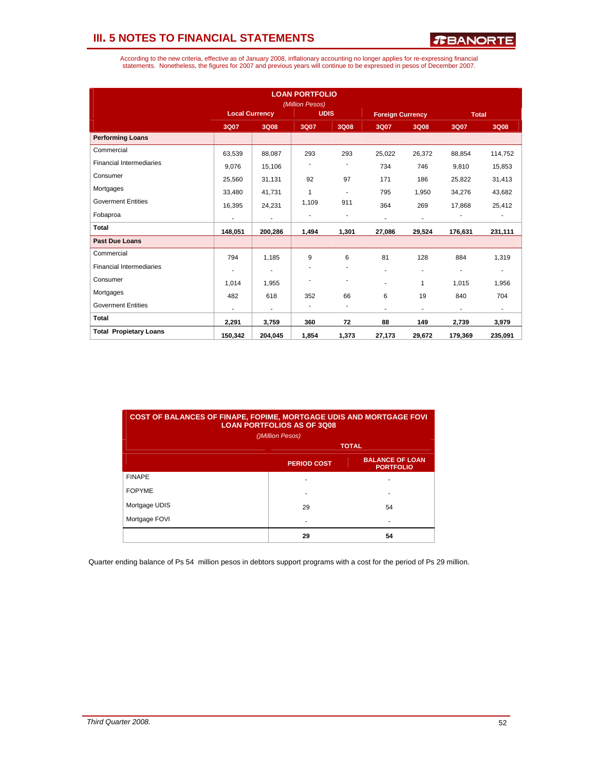# III. 5 NOTES TO FINANCIAL STATEMENTS

According to the new criteria, effective as of January 2008, inflationary accounting no longer applies for re-expressing financial statements. Nonetheless, the figures for 2007 and previous years will continue to be expressed in pesos of December 2007.

**LOAN PORTFOLIO**
*(Million Pesos)*

| | Local Currency | | UDIS | | Foreign Currency | | Total | |
|---|---|---|---|---|---|---|---|---|
| | 3Q07 | 3Q08 | 3Q07 | 3Q08 | 3Q07 | 3Q08 | 3Q07 | 3Q08 |
| **Performing Loans** | | | | | | | | |
| Commercial | 63,539 | 88,087 | 293 | 293 | 25,022 | 26,372 | 88,854 | 114,752 |
| Financial Intermediaries | 9,076 | 15,106 | - | - | 734 | 746 | 9,810 | 15,853 |
| Consumer | 25,560 | 31,131 | 92 | 97 | 171 | 186 | 25,822 | 31,413 |
| Mortgages | 33,480 | 41,731 | 1 | - | 795 | 1,950 | 34,276 | 43,682 |
| Goverment Entities | 16,395 | 24,231 | 1,109 | 911 | 364 | 269 | 17,868 | 25,412 |
| Fobaproa | - | - | - | - | - | - | - | - |
| **Total** | **148,051** | **200,286** | **1,494** | **1,301** | **27,086** | **29,524** | **176,631** | **231,111** |
| **Past Due Loans** | | | | | | | | |
| Commercial | 794 | 1,185 | 9 | 6 | 81 | 128 | 884 | 1,319 |
| Financial Intermediaries | - | - | - | - | - | - | - | - |
| Consumer | 1,014 | 1,955 | - | - | - | 1 | 1,015 | 1,956 |
| Mortgages | 482 | 618 | 352 | 66 | 6 | 19 | 840 | 704 |
| Goverment Entities | - | - | - | - | - | - | - | - |
| **Total** | **2,291** | **3,759** | **360** | **72** | **88** | **149** | **2,739** | **3,979** |
| **Total Propietary Loans** | **150,342** | **204,045** | **1,854** | **1,373** | **27,173** | **29,672** | **179,369** | **235,091** |

**COST OF BALANCES OF FINAPE, FOPIME, MORTGAGE UDIS AND MORTGAGE FOVI LOAN PORTFOLIOS AS OF 3Q08**
*()Million Pesos)*

| | TOTAL | |
|---|---|---|
| | PERIOD COST | BALANCE OF LOAN PORTFOLIO |
| FINAPE | - | - |
| FOPYME | - | - |
| Mortgage UDIS | 29 | 54 |
| Mortgage FOVI | - | - |
| | **29** | **54** |

Quarter ending balance of Ps 54 million pesos in debtors support programs with a cost for the period of Ps 29 million.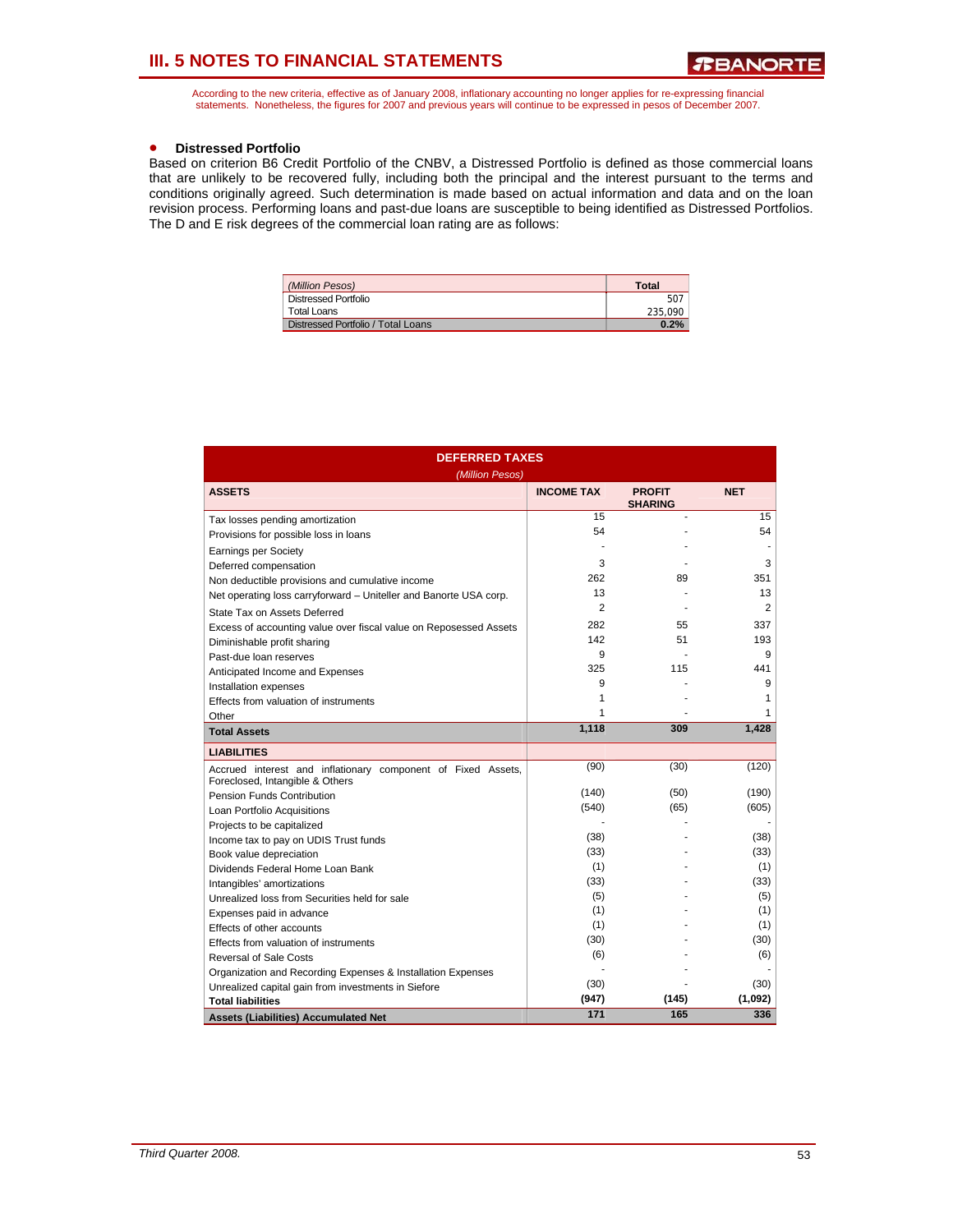# III. 5 NOTES TO FINANCIAL STATEMENTS

According to the new criteria, effective as of January 2008, inflationary accounting no longer applies for re-expressing financial statements. Nonetheless, the figures for 2007 and previous years will continue to be expressed in pesos of December 2007.

- **Distressed Portfolio**

Based on criterion B6 Credit Portfolio of the CNBV, a Distressed Portfolio is defined as those commercial loans that are unlikely to be recovered fully, including both the principal and the interest pursuant to the terms and conditions originally agreed. Such determination is made based on actual information and data and on the loan revision process. Performing loans and past-due loans are susceptible to being identified as Distressed Portfolios. The D and E risk degrees of the commercial loan rating are as follows:

| *(Million Pesos)* | **Total** |
|---|---|
| Distressed Portfolio | 507 |
| Total Loans | 235,090 |
| Distressed Portfolio / Total Loans | **0.2%** |

**DEFERRED TAXES**

*(Million Pesos)*

| **ASSETS** | **INCOME TAX** | **PROFIT SHARING** | **NET** |
|---|---|---|---|
| Tax losses pending amortization | 15 | - | 15 |
| Provisions for possible loss in loans | 54 | - | 54 |
| Earnings per Society | - | - | - |
| Deferred compensation | 3 | - | 3 |
| Non deductible provisions and cumulative income | 262 | 89 | 351 |
| Net operating loss carryforward – Uniteller and Banorte USA corp. | 13 | - | 13 |
| State Tax on Assets Deferred | 2 | - | 2 |
| Excess of accounting value over fiscal value on Reposessed Assets | 282 | 55 | 337 |
| Diminishable profit sharing | 142 | 51 | 193 |
| Past-due loan reserves | 9 | - | 9 |
| Anticipated Income and Expenses | 325 | 115 | 441 |
| Installation expenses | 9 | - | 9 |
| Effects from valuation of instruments | 1 | - | 1 |
| Other | 1 | - | 1 |
| **Total Assets** | **1,118** | **309** | **1,428** |
| **LIABILITIES** | | | |
| Accrued interest and inflationary component of Fixed Assets, Foreclosed, Intangible & Others | (90) | (30) | (120) |
| Pension Funds Contribution | (140) | (50) | (190) |
| Loan Portfolio Acquisitions | (540) | (65) | (605) |
| Projects to be capitalized | - | - | - |
| Income tax to pay on UDIS Trust funds | (38) | - | (38) |
| Book value depreciation | (33) | - | (33) |
| Dividends Federal Home Loan Bank | (1) | - | (1) |
| Intangibles' amortizations | (33) | - | (33) |
| Unrealized loss from Securities held for sale | (5) | - | (5) |
| Expenses paid in advance | (1) | - | (1) |
| Effects of other accounts | (1) | - | (1) |
| Effects from valuation of instruments | (30) | - | (30) |
| Reversal of Sale Costs | (6) | - | (6) |
| Organization and Recording Expenses & Installation Expenses | - | - | - |
| Unrealized capital gain from investments in Siefore | (30) | - | (30) |
| **Total liabilities** | **(947)** | **(145)** | **(1,092)** |
| **Assets (Liabilities) Accumulated Net** | **171** | **165** | **336** |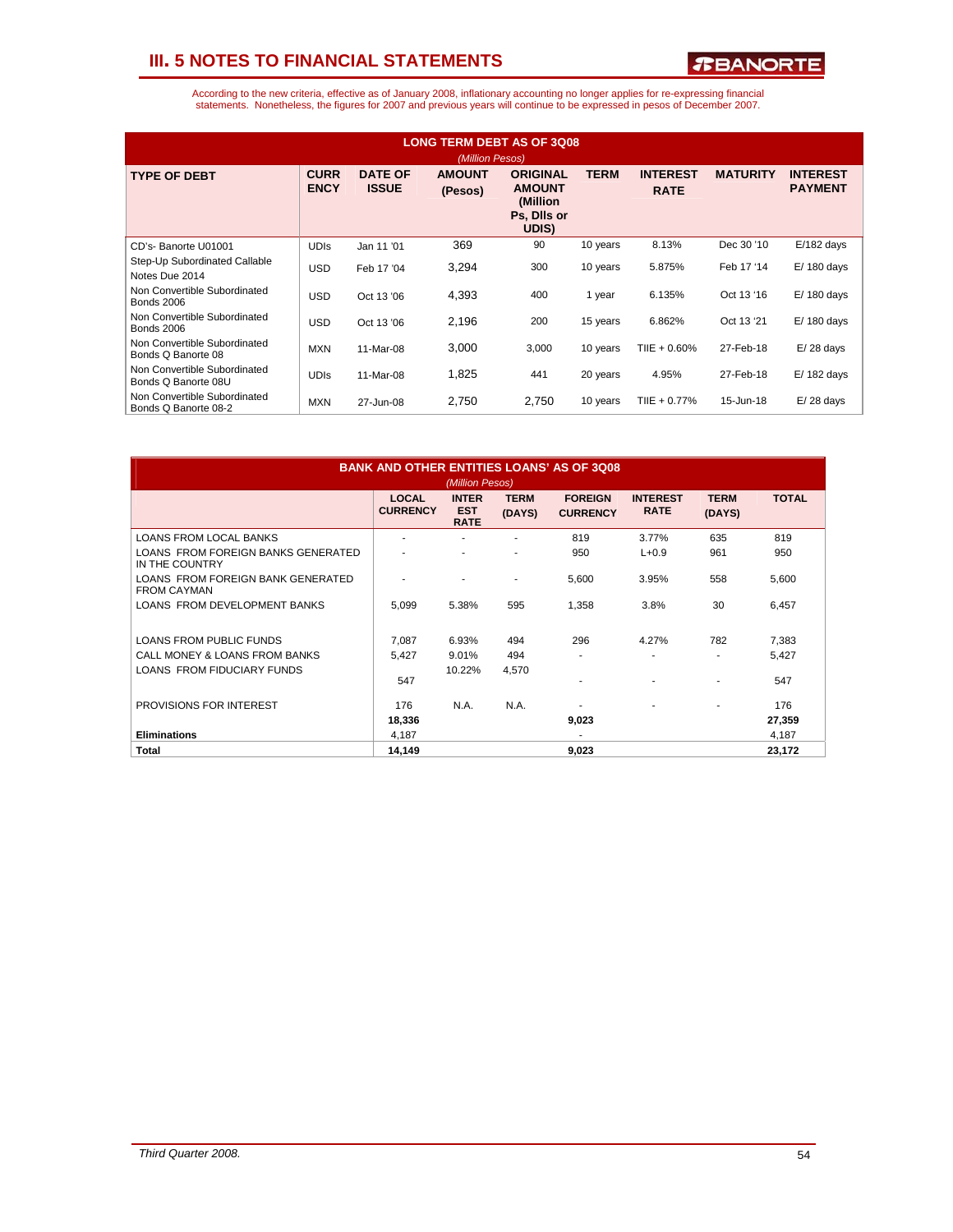## III. 5 NOTES TO FINANCIAL STATEMENTS

According to the new criteria, effective as of January 2008, inflationary accounting no longer applies for re-expressing financial statements. Nonetheless, the figures for 2007 and previous years will continue to be expressed in pesos of December 2007.

**LONG TERM DEBT AS OF 3Q08**
*(Million Pesos)*

| TYPE OF DEBT | CURRENCY | DATE OF ISSUE | AMOUNT (Pesos) | ORIGINAL AMOUNT (Million Ps, Dlls or UDIS) | TERM | INTEREST RATE | MATURITY | INTEREST PAYMENT |
|---|---|---|---|---|---|---|---|---|
| CD's- Banorte U01001 | UDIs | Jan 11 '01 | 369 | 90 | 10 years | 8.13% | Dec 30 '10 | E/182 days |
| Step-Up Subordinated Callable Notes Due 2014 | USD | Feb 17 '04 | 3,294 | 300 | 10 years | 5.875% | Feb 17 '14 | E/ 180 days |
| Non Convertible Subordinated Bonds 2006 | USD | Oct 13 '06 | 4,393 | 400 | 1 year | 6.135% | Oct 13 '16 | E/ 180 days |
| Non Convertible Subordinated Bonds 2006 | USD | Oct 13 '06 | 2,196 | 200 | 15 years | 6.862% | Oct 13 '21 | E/ 180 days |
| Non Convertible Subordinated Bonds Q Banorte 08 | MXN | 11-Mar-08 | 3,000 | 3,000 | 10 years | TIIE + 0.60% | 27-Feb-18 | E/ 28 days |
| Non Convertible Subordinated Bonds Q Banorte 08U | UDIs | 11-Mar-08 | 1,825 | 441 | 20 years | 4.95% | 27-Feb-18 | E/ 182 days |
| Non Convertible Subordinated Bonds Q Banorte 08-2 | MXN | 27-Jun-08 | 2,750 | 2,750 | 10 years | TIIE + 0.77% | 15-Jun-18 | E/ 28 days |

**BANK AND OTHER ENTITIES LOANS' AS OF 3Q08**
*(Million Pesos)*

| | LOCAL CURRENCY | INTEREST RATE | TERM (DAYS) | FOREIGN CURRENCY | INTEREST RATE | TERM (DAYS) | TOTAL |
|---|---|---|---|---|---|---|---|
| LOANS FROM LOCAL BANKS | - | - | - | 819 | 3.77% | 635 | 819 |
| LOANS FROM FOREIGN BANKS GENERATED IN THE COUNTRY | - | - | - | 950 | L+0.9 | 961 | 950 |
| LOANS FROM FOREIGN BANK GENERATED FROM CAYMAN | - | - | - | 5,600 | 3.95% | 558 | 5,600 |
| LOANS FROM DEVELOPMENT BANKS | 5,099 | 5.38% | 595 | 1,358 | 3.8% | 30 | 6,457 |
| LOANS FROM PUBLIC FUNDS | 7,087 | 6.93% | 494 | 296 | 4.27% | 782 | 7,383 |
| CALL MONEY & LOANS FROM BANKS | 5,427 | 9.01% | 494 | - | - | - | 5,427 |
| LOANS FROM FIDUCIARY FUNDS | 547 | 10.22% | 4,570 | - | - | - | 547 |
| PROVISIONS FOR INTEREST | 176 | N.A. | N.A. | - | - | - | 176 |
| | 18,336 | | | 9,023 | | | 27,359 |
| **Eliminations** | 4,187 | | | - | | | 4,187 |
| **Total** | 14,149 | | | 9,023 | | | 23,172 |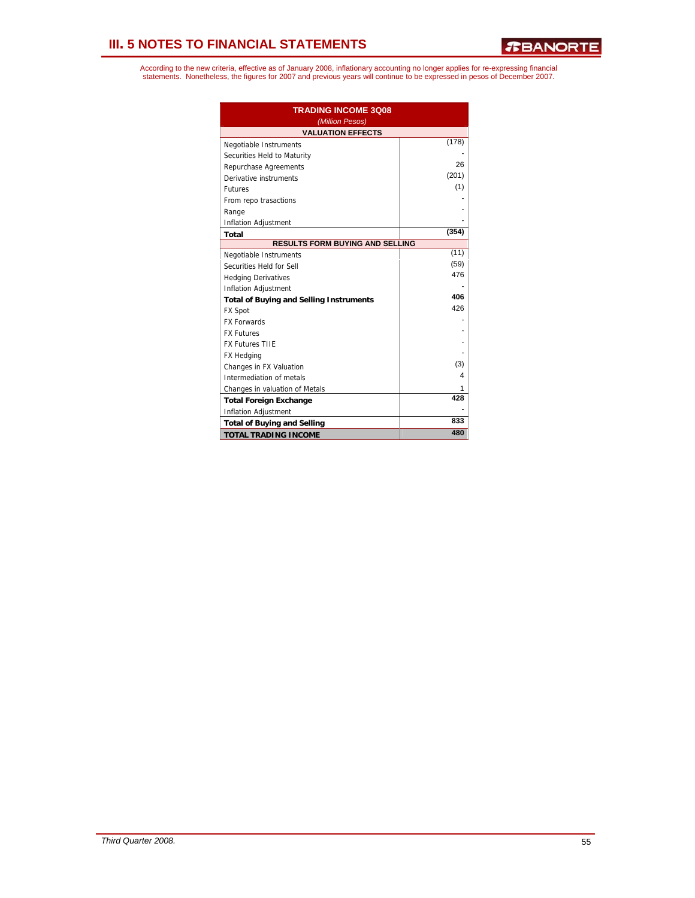# III. 5 NOTES TO FINANCIAL STATEMENTS

According to the new criteria, effective as of January 2008, inflationary accounting no longer applies for re-expressing financial statements. Nonetheless, the figures for 2007 and previous years will continue to be expressed in pesos of December 2007.

| TRADING INCOME 3Q08 *(Million Pesos)* | |
|---|---|
| **VALUATION EFFECTS** | |
| Negotiable Instruments | (178) |
| Securities Held to Maturity | - |
| Repurchase Agreements | 26 |
| Derivative instruments | (201) |
| Futures | (1) |
| From repo trasactions | - |
| Range | - |
| Inflation Adjustment | - |
| **Total** | **(354)** |
| **RESULTS FORM BUYING AND SELLING** | |
| Negotiable Instruments | (11) |
| Securities Held for Sell | (59) |
| Hedging Derivatives | 476 |
| Inflation Adjustment | - |
| **Total of Buying and Selling Instruments** | **406** |
| FX Spot | 426 |
| FX Forwards | - |
| FX Futures | - |
| FX Futures TIIE | - |
| FX Hedging | - |
| Changes in FX Valuation | (3) |
| Intermediation of metals | 4 |
| Changes in valuation of Metals | 1 |
| **Total Foreign Exchange** | **428** |
| Inflation Adjustment | **-** |
| **Total of Buying and Selling** | **833** |
| **TOTAL TRADING INCOME** | **480** |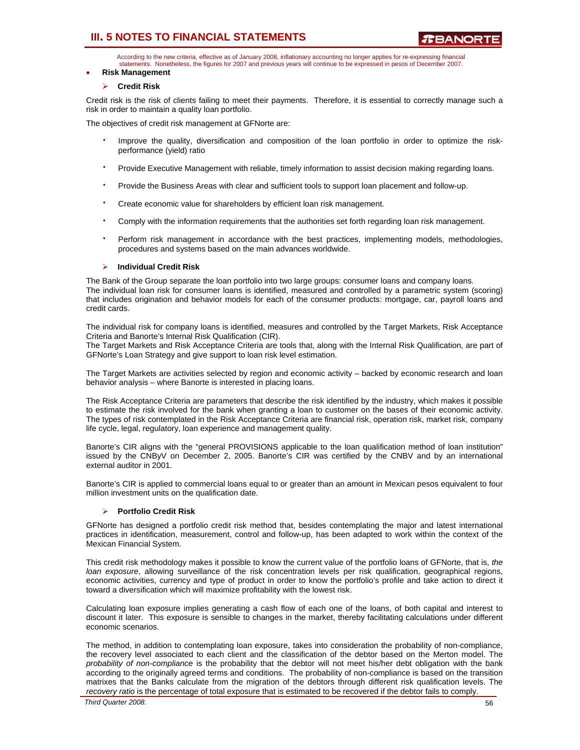According to the new criteria, effective as of January 2008, inflationary accounting no longer applies for re-expressing financial statements. Nonetheless, the figures for 2007 and previous years will continue to be expressed in pesos of December 2007.

- **Risk Management**

### Credit Risk

Credit risk is the risk of clients failing to meet their payments. Therefore, it is essential to correctly manage such a risk in order to maintain a quality loan portfolio.

The objectives of credit risk management at GFNorte are:

- Improve the quality, diversification and composition of the loan portfolio in order to optimize the risk-performance (yield) ratio
- Provide Executive Management with reliable, timely information to assist decision making regarding loans.
- Provide the Business Areas with clear and sufficient tools to support loan placement and follow-up.
- Create economic value for shareholders by efficient loan risk management.
- Comply with the information requirements that the authorities set forth regarding loan risk management.
- Perform risk management in accordance with the best practices, implementing models, methodologies, procedures and systems based on the main advances worldwide.

### Individual Credit Risk

The Bank of the Group separate the loan portfolio into two large groups: consumer loans and company loans.
The individual loan risk for consumer loans is identified, measured and controlled by a parametric system (scoring) that includes origination and behavior models for each of the consumer products: mortgage, car, payroll loans and credit cards.

The individual risk for company loans is identified, measures and controlled by the Target Markets, Risk Acceptance Criteria and Banorte's Internal Risk Qualification (CIR).
The Target Markets and Risk Acceptance Criteria are tools that, along with the Internal Risk Qualification, are part of GFNorte's Loan Strategy and give support to loan risk level estimation.

The Target Markets are activities selected by region and economic activity – backed by economic research and loan behavior analysis – where Banorte is interested in placing loans.

The Risk Acceptance Criteria are parameters that describe the risk identified by the industry, which makes it possible to estimate the risk involved for the bank when granting a loan to customer on the bases of their economic activity. The types of risk contemplated in the Risk Acceptance Criteria are financial risk, operation risk, market risk, company life cycle, legal, regulatory, loan experience and management quality.

Banorte's CIR aligns with the "general PROVISIONS applicable to the loan qualification method of loan institution" issued by the CNByV on December 2, 2005. Banorte's CIR was certified by the CNBV and by an international external auditor in 2001.

Banorte's CIR is applied to commercial loans equal to or greater than an amount in Mexican pesos equivalent to four million investment units on the qualification date.

### Portfolio Credit Risk

GFNorte has designed a portfolio credit risk method that, besides contemplating the major and latest international practices in identification, measurement, control and follow-up, has been adapted to work within the context of the Mexican Financial System.

This credit risk methodology makes it possible to know the current value of the portfolio loans of GFNorte, that is, *the loan exposure*, allowing surveillance of the risk concentration levels per risk qualification, geographical regions, economic activities, currency and type of product in order to know the portfolio's profile and take action to direct it toward a diversification which will maximize profitability with the lowest risk.

Calculating loan exposure implies generating a cash flow of each one of the loans, of both capital and interest to discount it later. This exposure is sensible to changes in the market, thereby facilitating calculations under different economic scenarios.

The method, in addition to contemplating loan exposure, takes into consideration the probability of non-compliance, the recovery level associated to each client and the classification of the debtor based on the Merton model. The *probability of non-compliance* is the probability that the debtor will not meet his/her debt obligation with the bank according to the originally agreed terms and conditions. The probability of non-compliance is based on the transition matrixes that the Banks calculate from the migration of the debtors through different risk qualification levels. The *recovery ratio* is the percentage of total exposure that is estimated to be recovered if the debtor fails to comply.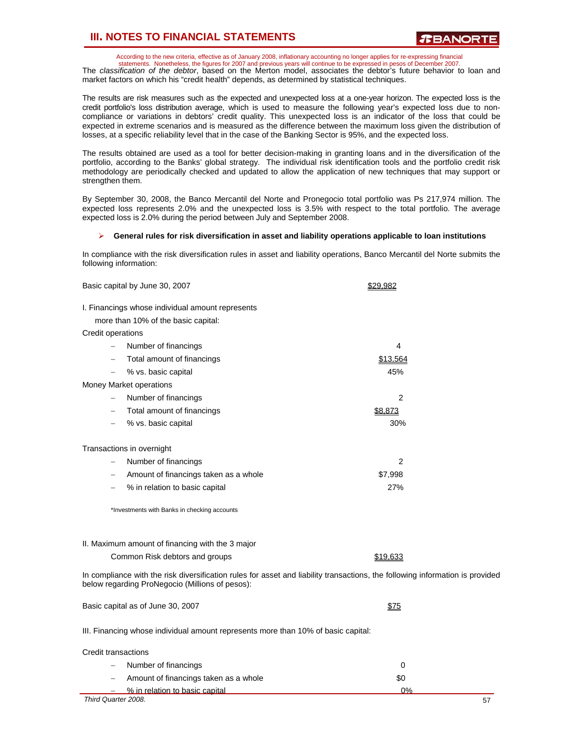According to the new criteria, effective as of January 2008, inflationary accounting no longer applies for re-expressing financial statements. Nonetheless, the figures for 2007 and previous years will continue to be expressed in pesos of December 2007.

The *classification of the debtor*, based on the Merton model, associates the debtor's future behavior to loan and market factors on which his "credit health" depends, as determined by statistical techniques.

The results are risk measures such as the expected and unexpected loss at a one-year horizon. The expected loss is the credit portfolio's loss distribution average, which is used to measure the following year's expected loss due to non-compliance or variations in debtors' credit quality. This unexpected loss is an indicator of the loss that could be expected in extreme scenarios and is measured as the difference between the maximum loss given the distribution of losses, at a specific reliability level that in the case of the Banking Sector is 95%, and the expected loss.

The results obtained are used as a tool for better decision-making in granting loans and in the diversification of the portfolio, according to the Banks' global strategy. The individual risk identification tools and the portfolio credit risk methodology are periodically checked and updated to allow the application of new techniques that may support or strengthen them.

By September 30, 2008, the Banco Mercantil del Norte and Pronegocio total portfolio was Ps 217,974 million. The expected loss represents 2.0% and the unexpected loss is 3.5% with respect to the total portfolio. The average expected loss is 2.0% during the period between July and September 2008.

- **General rules for risk diversification in asset and liability operations applicable to loan institutions**

In compliance with the risk diversification rules in asset and liability operations, Banco Mercantil del Norte submits the following information:

| | |
|---|---|
| Basic capital by June 30, 2007 | $29,982 |
| I. Financings whose individual amount represents more than 10% of the basic capital: | |
| Credit operations | |
| – Number of financings | 4 |
| – Total amount of financings | $13,564 |
| – % vs. basic capital | 45% |
| Money Market operations | |
| – Number of financings | 2 |
| – Total amount of financings | $8,873 |
| – % vs. basic capital | 30% |
| Transactions in overnight | |
| – Number of financings | 2 |
| – Amount of financings taken as a whole | $7,998 |
| – % in relation to basic capital | 27% |

*Investments with Banks in checking accounts

| | |
|---|---|
| II. Maximum amount of financing with the 3 major Common Risk debtors and groups | $19,633 |

In compliance with the risk diversification rules for asset and liability transactions, the following information is provided below regarding ProNegocio (Millions of pesos):

| | |
|---|---|
| Basic capital as of June 30, 2007 | $75 |
| III. Financing whose individual amount represents more than 10% of basic capital: | |
| Credit transactions | |
| – Number of financings | 0 |
| – Amount of financings taken as a whole | $0 |
| – % in relation to basic capital | 0% |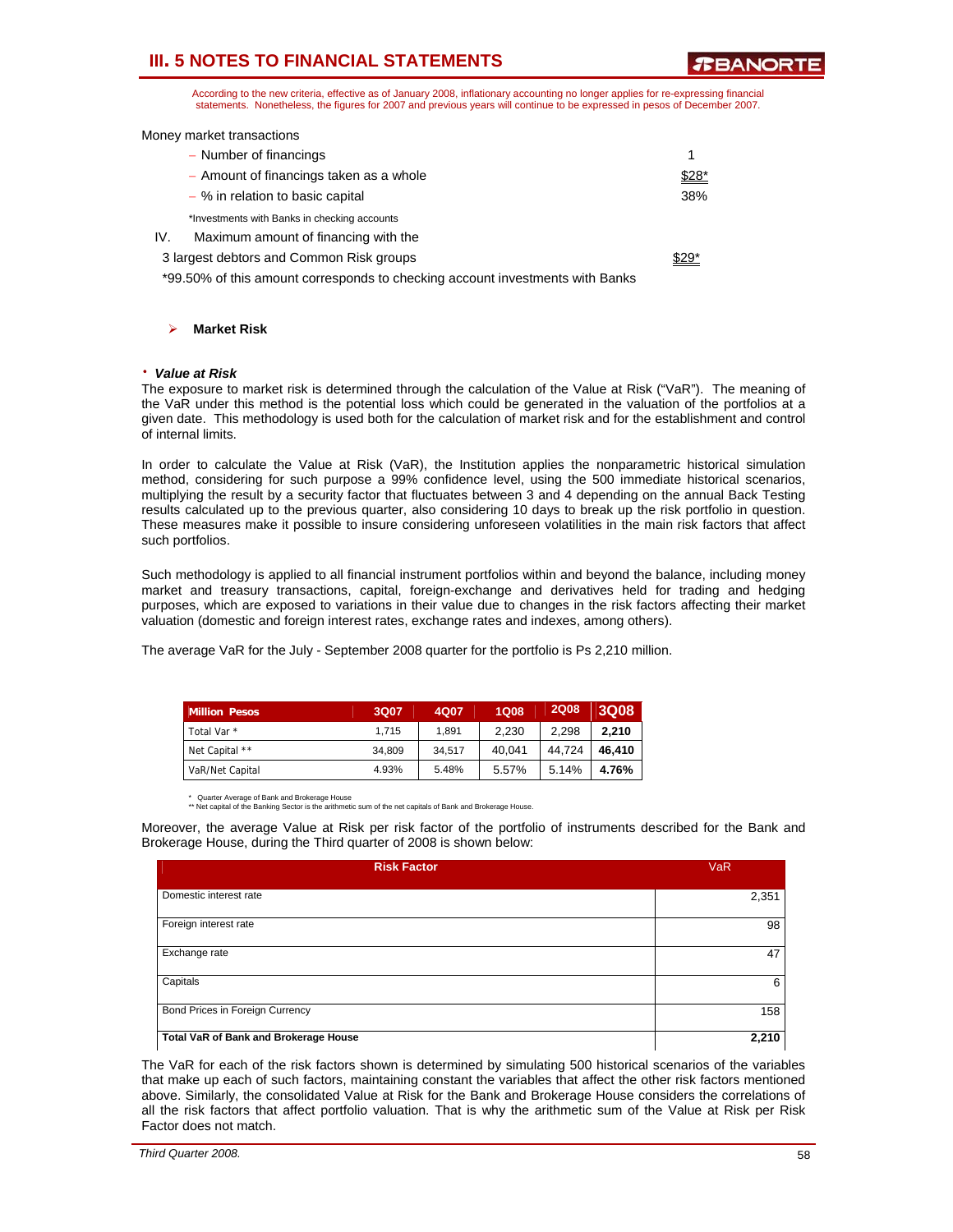According to the new criteria, effective as of January 2008, inflationary accounting no longer applies for re-expressing financial statements. Nonetheless, the figures for 2007 and previous years will continue to be expressed in pesos of December 2007.

Money market transactions

- Number of financings: 1
- Amount of financings taken as a whole: $28*
- % in relation to basic capital: 38%

*Investments with Banks in checking accounts

IV. Maximum amount of financing with the 3 largest debtors and Common Risk groups: $29*

*99.50% of this amount corresponds to checking account investments with Banks

- **Market Risk**

· ***Value at Risk***

The exposure to market risk is determined through the calculation of the Value at Risk ("VaR"). The meaning of the VaR under this method is the potential loss which could be generated in the valuation of the portfolios at a given date. This methodology is used both for the calculation of market risk and for the establishment and control of internal limits.

In order to calculate the Value at Risk (VaR), the Institution applies the nonparametric historical simulation method, considering for such purpose a 99% confidence level, using the 500 immediate historical scenarios, multiplying the result by a security factor that fluctuates between 3 and 4 depending on the annual Back Testing results calculated up to the previous quarter, also considering 10 days to break up the risk portfolio in question. These measures make it possible to insure considering unforeseen volatilities in the main risk factors that affect such portfolios.

Such methodology is applied to all financial instrument portfolios within and beyond the balance, including money market and treasury transactions, capital, foreign-exchange and derivatives held for trading and hedging purposes, which are exposed to variations in their value due to changes in the risk factors affecting their market valuation (domestic and foreign interest rates, exchange rates and indexes, among others).

The average VaR for the July - September 2008 quarter for the portfolio is Ps 2,210 million.

| Million Pesos | 3Q07 | 4Q07 | 1Q08 | 2Q08 | 3Q08 |
|---|---|---|---|---|---|
| Total Var * | 1,715 | 1,891 | 2,230 | 2,298 | **2,210** |
| Net Capital ** | 34,809 | 34,517 | 40,041 | 44,724 | **46,410** |
| VaR/Net Capital | 4.93% | 5.48% | 5.57% | 5.14% | **4.76%** |

\* Quarter Average of Bank and Brokerage House
** Net capital of the Banking Sector is the arithmetic sum of the net capitals of Bank and Brokerage House.

Moreover, the average Value at Risk per risk factor of the portfolio of instruments described for the Bank and Brokerage House, during the Third quarter of 2008 is shown below:

| Risk Factor | VaR |
|---|---|
| Domestic interest rate | 2,351 |
| Foreign interest rate | 98 |
| Exchange rate | 47 |
| Capitals | 6 |
| Bond Prices in Foreign Currency | 158 |
| **Total VaR of Bank and Brokerage House** | **2,210** |

The VaR for each of the risk factors shown is determined by simulating 500 historical scenarios of the variables that make up each of such factors, maintaining constant the variables that affect the other risk factors mentioned above. Similarly, the consolidated Value at Risk for the Bank and Brokerage House considers the correlations of all the risk factors that affect portfolio valuation. That is why the arithmetic sum of the Value at Risk per Risk Factor does not match.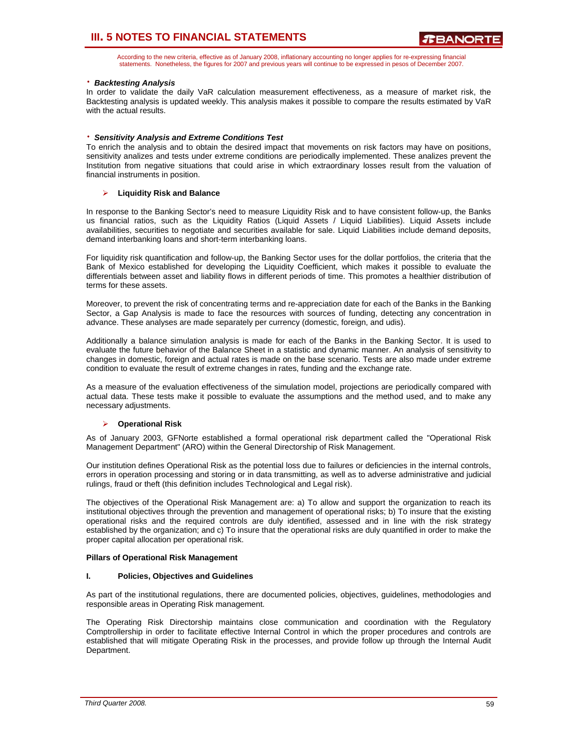According to the new criteria, effective as of January 2008, inflationary accounting no longer applies for re-expressing financial statements. Nonetheless, the figures for 2007 and previous years will continue to be expressed in pesos of December 2007.

· ***Backtesting Analysis***

In order to validate the daily VaR calculation measurement effectiveness, as a measure of market risk, the Backtesting analysis is updated weekly. This analysis makes it possible to compare the results estimated by VaR with the actual results.

· ***Sensitivity Analysis and Extreme Conditions Test***

To enrich the analysis and to obtain the desired impact that movements on risk factors may have on positions, sensitivity analizes and tests under extreme conditions are periodically implemented. These analizes prevent the Institution from negative situations that could arise in which extraordinary losses result from the valuation of financial instruments in position.

➢ **Liquidity Risk and Balance**

In response to the Banking Sector's need to measure Liquidity Risk and to have consistent follow-up, the Banks us financial ratios, such as the Liquidity Ratios (Liquid Assets / Liquid Liabilities). Liquid Assets include availabilities, securities to negotiate and securities available for sale. Liquid Liabilities include demand deposits, demand interbanking loans and short-term interbanking loans.

For liquidity risk quantification and follow-up, the Banking Sector uses for the dollar portfolios, the criteria that the Bank of Mexico established for developing the Liquidity Coefficient, which makes it possible to evaluate the differentials between asset and liability flows in different periods of time. This promotes a healthier distribution of terms for these assets.

Moreover, to prevent the risk of concentrating terms and re-appreciation date for each of the Banks in the Banking Sector, a Gap Analysis is made to face the resources with sources of funding, detecting any concentration in advance. These analyses are made separately per currency (domestic, foreign, and udis).

Additionally a balance simulation analysis is made for each of the Banks in the Banking Sector. It is used to evaluate the future behavior of the Balance Sheet in a statistic and dynamic manner. An analysis of sensitivity to changes in domestic, foreign and actual rates is made on the base scenario. Tests are also made under extreme condition to evaluate the result of extreme changes in rates, funding and the exchange rate.

As a measure of the evaluation effectiveness of the simulation model, projections are periodically compared with actual data. These tests make it possible to evaluate the assumptions and the method used, and to make any necessary adjustments.

➢ **Operational Risk**

As of January 2003, GFNorte established a formal operational risk department called the "Operational Risk Management Department" (ARO) within the General Directorship of Risk Management.

Our institution defines Operational Risk as the potential loss due to failures or deficiencies in the internal controls, errors in operation processing and storing or in data transmitting, as well as to adverse administrative and judicial rulings, fraud or theft (this definition includes Technological and Legal risk).

The objectives of the Operational Risk Management are: a) To allow and support the organization to reach its institutional objectives through the prevention and management of operational risks; b) To insure that the existing operational risks and the required controls are duly identified, assessed and in line with the risk strategy established by the organization; and c) To insure that the operational risks are duly quantified in order to make the proper capital allocation per operational risk.

**Pillars of Operational Risk Management**

**I. Policies, Objectives and Guidelines**

As part of the institutional regulations, there are documented policies, objectives, guidelines, methodologies and responsible areas in Operating Risk management.

The Operating Risk Directorship maintains close communication and coordination with the Regulatory Comptrollership in order to facilitate effective Internal Control in which the proper procedures and controls are established that will mitigate Operating Risk in the processes, and provide follow up through the Internal Audit Department.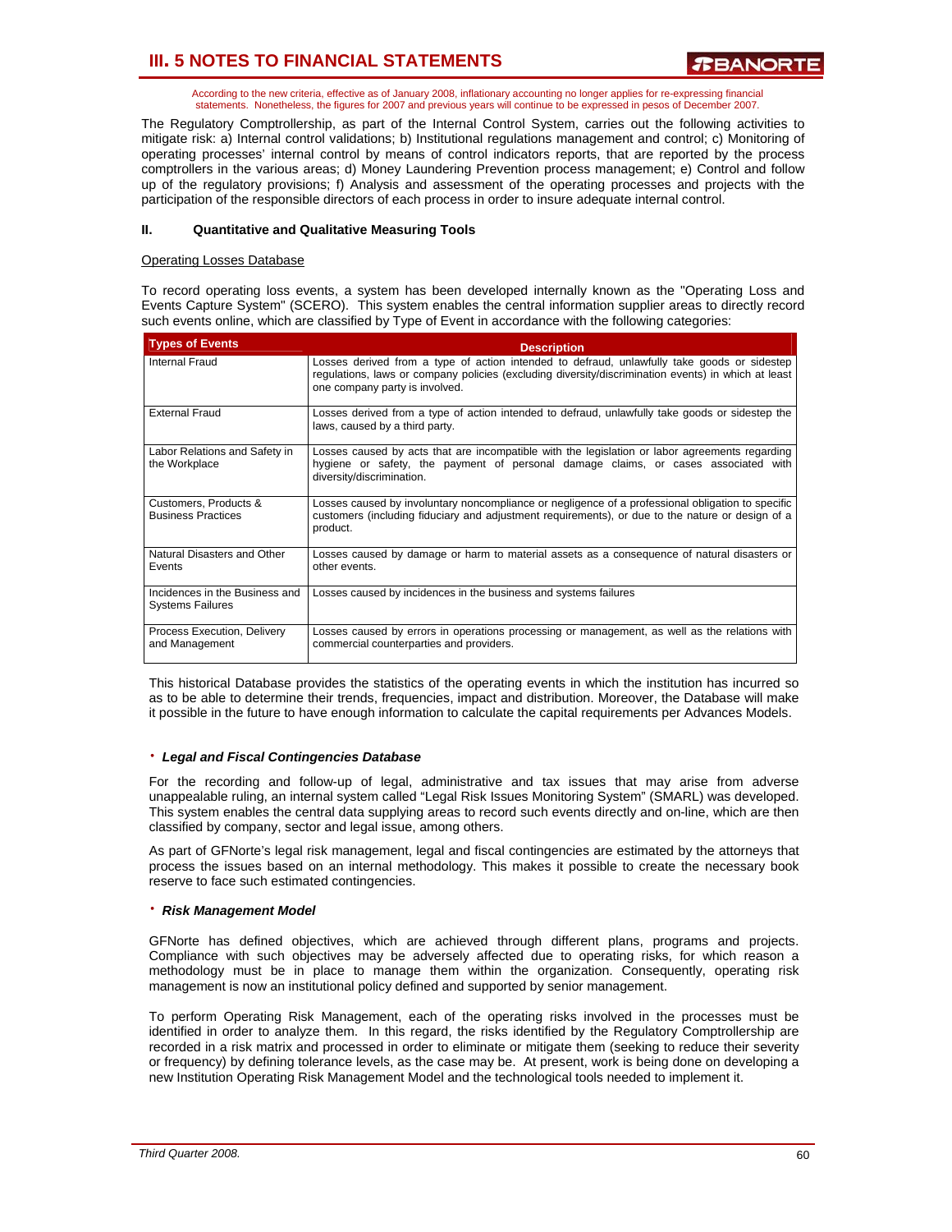According to the new criteria, effective as of January 2008, inflationary accounting no longer applies for re-expressing financial statements. Nonetheless, the figures for 2007 and previous years will continue to be expressed in pesos of December 2007.

The Regulatory Comptrollership, as part of the Internal Control System, carries out the following activities to mitigate risk: a) Internal control validations; b) Institutional regulations management and control; c) Monitoring of operating processes' internal control by means of control indicators reports, that are reported by the process comptrollers in the various areas; d) Money Laundering Prevention process management; e) Control and follow up of the regulatory provisions; f) Analysis and assessment of the operating processes and projects with the participation of the responsible directors of each process in order to insure adequate internal control.

#### II. Quantitative and Qualitative Measuring Tools

Operating Losses Database

To record operating loss events, a system has been developed internally known as the "Operating Loss and Events Capture System" (SCERO). This system enables the central information supplier areas to directly record such events online, which are classified by Type of Event in accordance with the following categories:

| Types of Events | Description |
|---|---|
| Internal Fraud | Losses derived from a type of action intended to defraud, unlawfully take goods or sidestep regulations, laws or company policies (excluding diversity/discrimination events) in which at least one company party is involved. |
| External Fraud | Losses derived from a type of action intended to defraud, unlawfully take goods or sidestep the laws, caused by a third party. |
| Labor Relations and Safety in the Workplace | Losses caused by acts that are incompatible with the legislation or labor agreements regarding hygiene or safety, the payment of personal damage claims, or cases associated with diversity/discrimination. |
| Customers, Products & Business Practices | Losses caused by involuntary noncompliance or negligence of a professional obligation to specific customers (including fiduciary and adjustment requirements), or due to the nature or design of a product. |
| Natural Disasters and Other Events | Losses caused by damage or harm to material assets as a consequence of natural disasters or other events. |
| Incidences in the Business and Systems Failures | Losses caused by incidences in the business and systems failures |
| Process Execution, Delivery and Management | Losses caused by errors in operations processing or management, as well as the relations with commercial counterparties and providers. |

This historical Database provides the statistics of the operating events in which the institution has incurred so as to be able to determine their trends, frequencies, impact and distribution. Moreover, the Database will make it possible in the future to have enough information to calculate the capital requirements per Advances Models.

- ***Legal and Fiscal Contingencies Database***

For the recording and follow-up of legal, administrative and tax issues that may arise from adverse unappealable ruling, an internal system called "Legal Risk Issues Monitoring System" (SMARL) was developed. This system enables the central data supplying areas to record such events directly and on-line, which are then classified by company, sector and legal issue, among others.

As part of GFNorte's legal risk management, legal and fiscal contingencies are estimated by the attorneys that process the issues based on an internal methodology. This makes it possible to create the necessary book reserve to face such estimated contingencies.

- ***Risk Management Model***

GFNorte has defined objectives, which are achieved through different plans, programs and projects. Compliance with such objectives may be adversely affected due to operating risks, for which reason a methodology must be in place to manage them within the organization. Consequently, operating risk management is now an institutional policy defined and supported by senior management.

To perform Operating Risk Management, each of the operating risks involved in the processes must be identified in order to analyze them. In this regard, the risks identified by the Regulatory Comptrollership are recorded in a risk matrix and processed in order to eliminate or mitigate them (seeking to reduce their severity or frequency) by defining tolerance levels, as the case may be. At present, work is being done on developing a new Institution Operating Risk Management Model and the technological tools needed to implement it.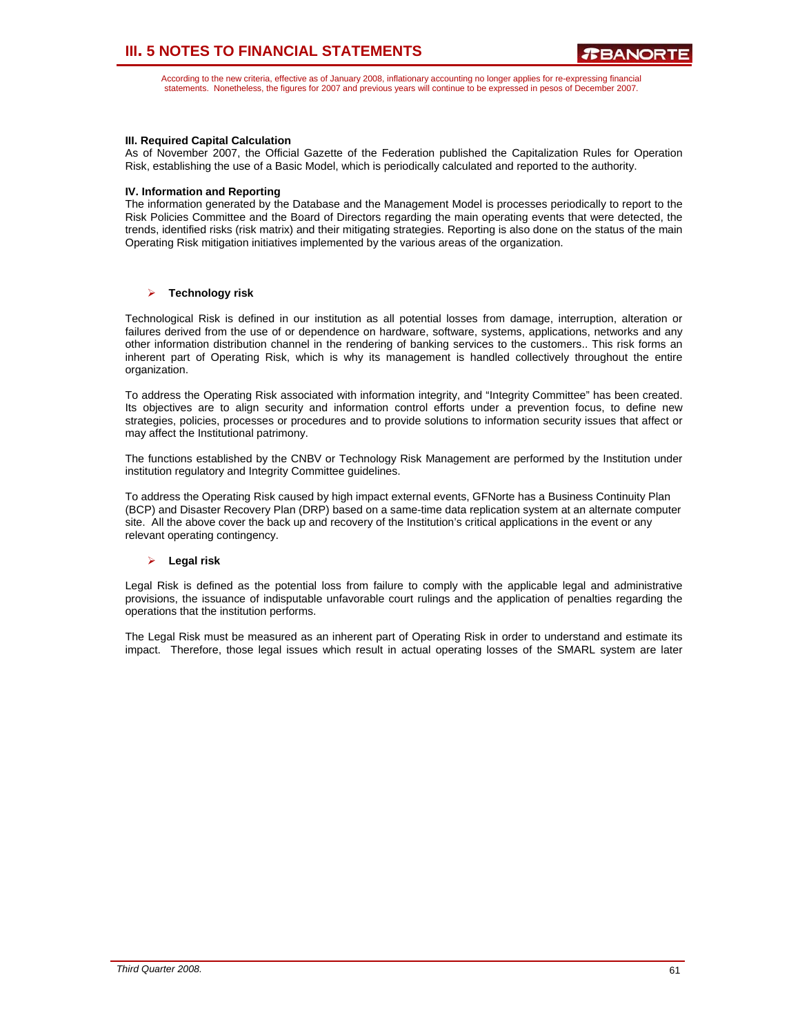According to the new criteria, effective as of January 2008, inflationary accounting no longer applies for re-expressing financial statements. Nonetheless, the figures for 2007 and previous years will continue to be expressed in pesos of December 2007.

**III. Required Capital Calculation**
As of November 2007, the Official Gazette of the Federation published the Capitalization Rules for Operation Risk, establishing the use of a Basic Model, which is periodically calculated and reported to the authority.

**IV. Information and Reporting**
The information generated by the Database and the Management Model is processes periodically to report to the Risk Policies Committee and the Board of Directors regarding the main operating events that were detected, the trends, identified risks (risk matrix) and their mitigating strategies. Reporting is also done on the status of the main Operating Risk mitigation initiatives implemented by the various areas of the organization.

- **Technology risk**

Technological Risk is defined in our institution as all potential losses from damage, interruption, alteration or failures derived from the use of or dependence on hardware, software, systems, applications, networks and any other information distribution channel in the rendering of banking services to the customers.. This risk forms an inherent part of Operating Risk, which is why its management is handled collectively throughout the entire organization.

To address the Operating Risk associated with information integrity, and "Integrity Committee" has been created. Its objectives are to align security and information control efforts under a prevention focus, to define new strategies, policies, processes or procedures and to provide solutions to information security issues that affect or may affect the Institutional patrimony.

The functions established by the CNBV or Technology Risk Management are performed by the Institution under institution regulatory and Integrity Committee guidelines.

To address the Operating Risk caused by high impact external events, GFNorte has a Business Continuity Plan (BCP) and Disaster Recovery Plan (DRP) based on a same-time data replication system at an alternate computer site. All the above cover the back up and recovery of the Institution's critical applications in the event or any relevant operating contingency.

- **Legal risk**

Legal Risk is defined as the potential loss from failure to comply with the applicable legal and administrative provisions, the issuance of indisputable unfavorable court rulings and the application of penalties regarding the operations that the institution performs.

The Legal Risk must be measured as an inherent part of Operating Risk in order to understand and estimate its impact. Therefore, those legal issues which result in actual operating losses of the SMARL system are later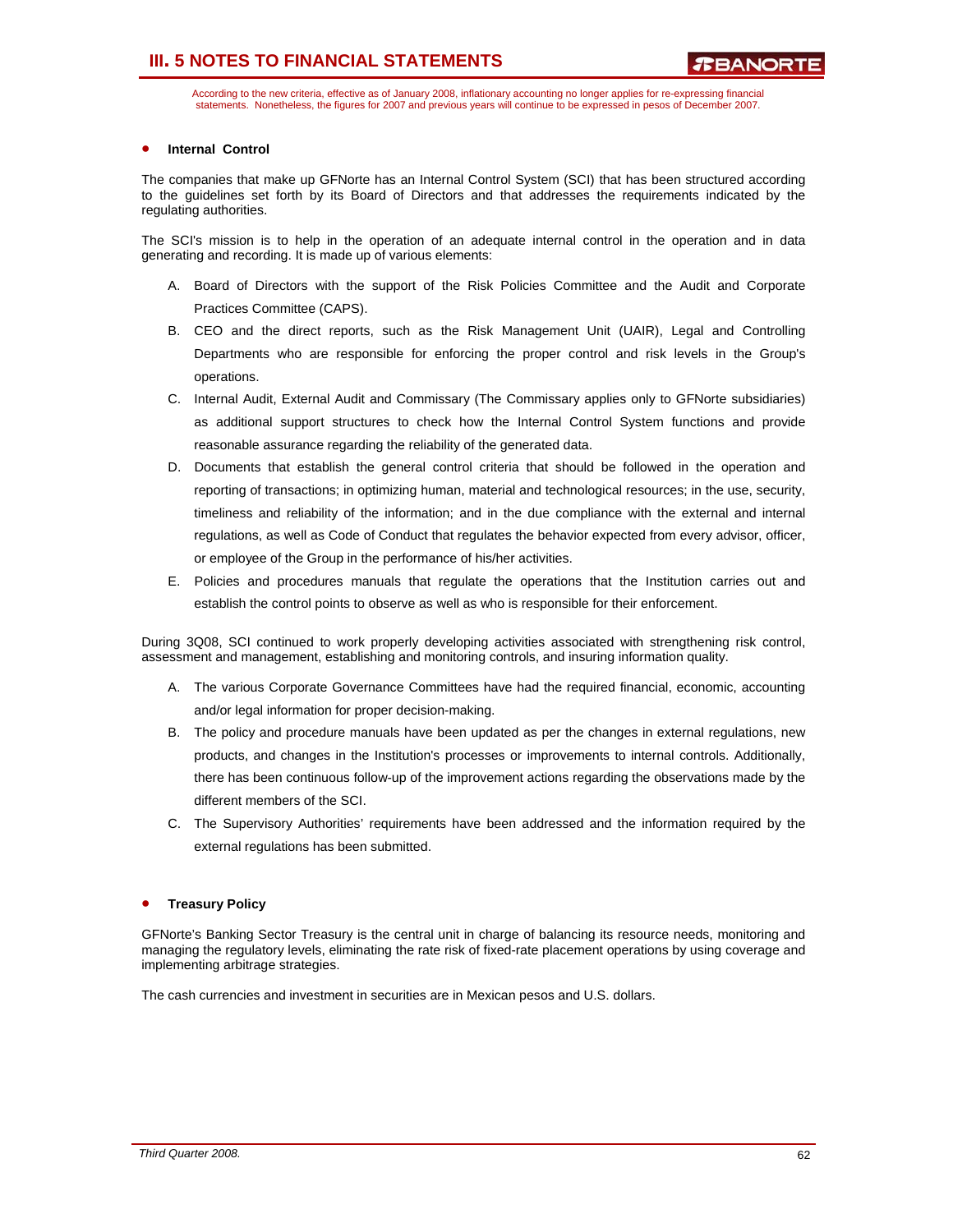According to the new criteria, effective as of January 2008, inflationary accounting no longer applies for re-expressing financial statements. Nonetheless, the figures for 2007 and previous years will continue to be expressed in pesos of December 2007.

- **Internal Control**

The companies that make up GFNorte has an Internal Control System (SCI) that has been structured according to the guidelines set forth by its Board of Directors and that addresses the requirements indicated by the regulating authorities.

The SCI's mission is to help in the operation of an adequate internal control in the operation and in data generating and recording. It is made up of various elements:

A. Board of Directors with the support of the Risk Policies Committee and the Audit and Corporate Practices Committee (CAPS).

B. CEO and the direct reports, such as the Risk Management Unit (UAIR), Legal and Controlling Departments who are responsible for enforcing the proper control and risk levels in the Group's operations.

C. Internal Audit, External Audit and Commissary (The Commissary applies only to GFNorte subsidiaries) as additional support structures to check how the Internal Control System functions and provide reasonable assurance regarding the reliability of the generated data.

D. Documents that establish the general control criteria that should be followed in the operation and reporting of transactions; in optimizing human, material and technological resources; in the use, security, timeliness and reliability of the information; and in the due compliance with the external and internal regulations, as well as Code of Conduct that regulates the behavior expected from every advisor, officer, or employee of the Group in the performance of his/her activities.

E. Policies and procedures manuals that regulate the operations that the Institution carries out and establish the control points to observe as well as who is responsible for their enforcement.

During 3Q08, SCI continued to work properly developing activities associated with strengthening risk control, assessment and management, establishing and monitoring controls, and insuring information quality.

A. The various Corporate Governance Committees have had the required financial, economic, accounting and/or legal information for proper decision-making.

B. The policy and procedure manuals have been updated as per the changes in external regulations, new products, and changes in the Institution's processes or improvements to internal controls. Additionally, there has been continuous follow-up of the improvement actions regarding the observations made by the different members of the SCI.

C. The Supervisory Authorities' requirements have been addressed and the information required by the external regulations has been submitted.

- **Treasury Policy**

GFNorte's Banking Sector Treasury is the central unit in charge of balancing its resource needs, monitoring and managing the regulatory levels, eliminating the rate risk of fixed-rate placement operations by using coverage and implementing arbitrage strategies.

The cash currencies and investment in securities are in Mexican pesos and U.S. dollars.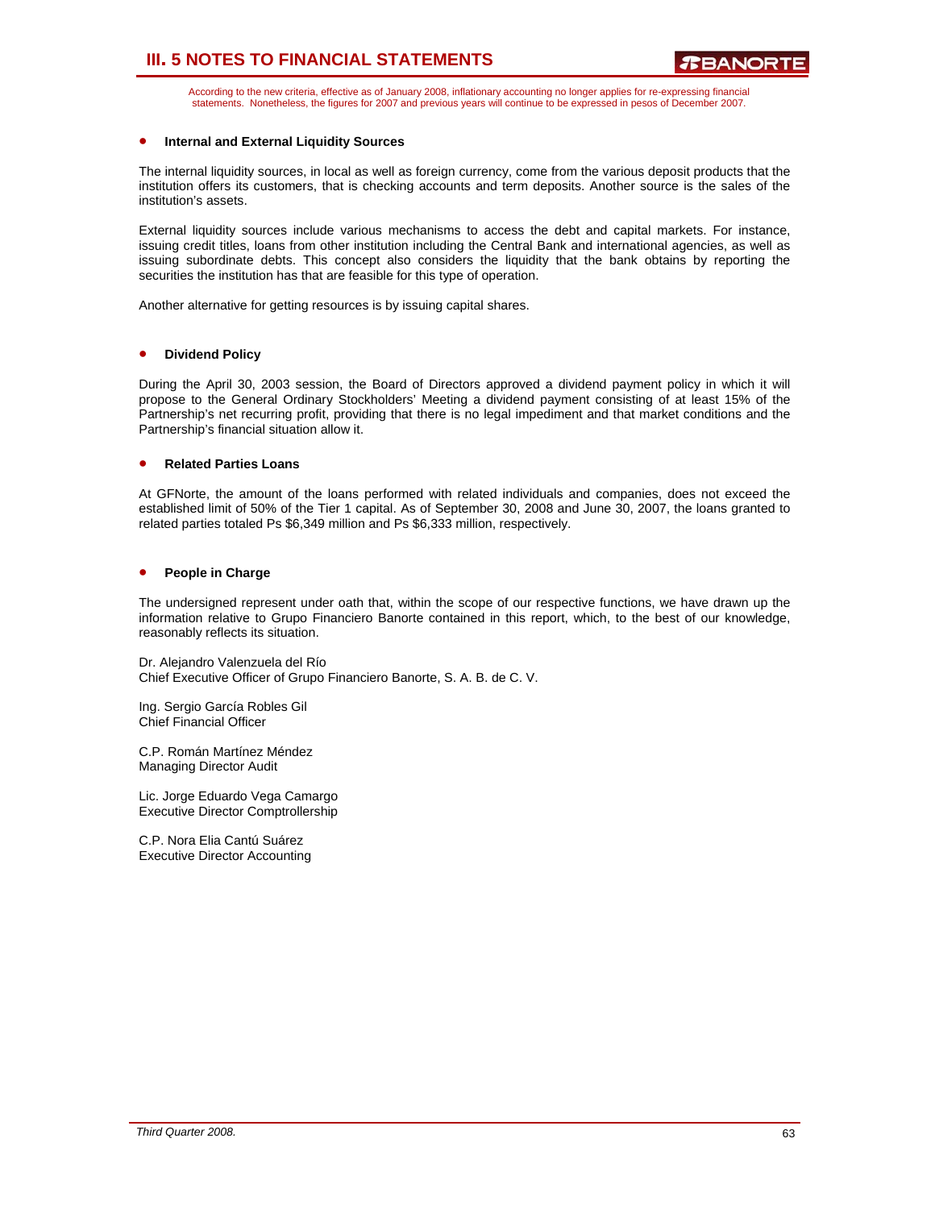According to the new criteria, effective as of January 2008, inflationary accounting no longer applies for re-expressing financial statements. Nonetheless, the figures for 2007 and previous years will continue to be expressed in pesos of December 2007.

- **Internal and External Liquidity Sources**

The internal liquidity sources, in local as well as foreign currency, come from the various deposit products that the institution offers its customers, that is checking accounts and term deposits. Another source is the sales of the institution's assets.

External liquidity sources include various mechanisms to access the debt and capital markets. For instance, issuing credit titles, loans from other institution including the Central Bank and international agencies, as well as issuing subordinate debts. This concept also considers the liquidity that the bank obtains by reporting the securities the institution has that are feasible for this type of operation.

Another alternative for getting resources is by issuing capital shares.

- **Dividend Policy**

During the April 30, 2003 session, the Board of Directors approved a dividend payment policy in which it will propose to the General Ordinary Stockholders' Meeting a dividend payment consisting of at least 15% of the Partnership's net recurring profit, providing that there is no legal impediment and that market conditions and the Partnership's financial situation allow it.

- **Related Parties Loans**

At GFNorte, the amount of the loans performed with related individuals and companies, does not exceed the established limit of 50% of the Tier 1 capital. As of September 30, 2008 and June 30, 2007, the loans granted to related parties totaled Ps $6,349 million and Ps $6,333 million, respectively.

- **People in Charge**

The undersigned represent under oath that, within the scope of our respective functions, we have drawn up the information relative to Grupo Financiero Banorte contained in this report, which, to the best of our knowledge, reasonably reflects its situation.

Dr. Alejandro Valenzuela del Río
Chief Executive Officer of Grupo Financiero Banorte, S. A. B. de C. V.

Ing. Sergio García Robles Gil
Chief Financial Officer

C.P. Román Martínez Méndez
Managing Director Audit

Lic. Jorge Eduardo Vega Camargo
Executive Director Comptrollership

C.P. Nora Elia Cantú Suárez
Executive Director Accounting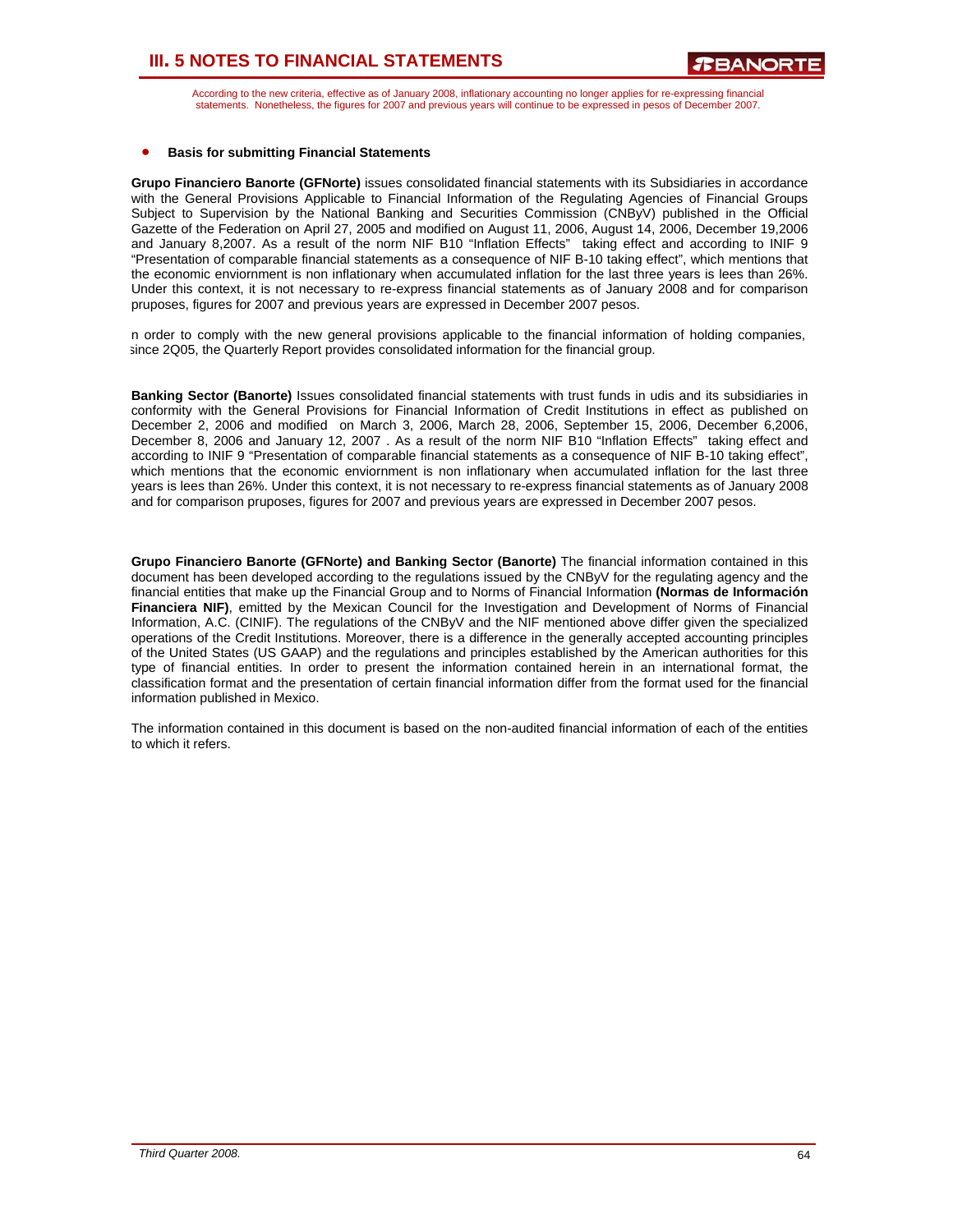According to the new criteria, effective as of January 2008, inflationary accounting no longer applies for re-expressing financial statements. Nonetheless, the figures for 2007 and previous years will continue to be expressed in pesos of December 2007.

- **Basis for submitting Financial Statements**

**Grupo Financiero Banorte (GFNorte)** issues consolidated financial statements with its Subsidiaries in accordance with the General Provisions Applicable to Financial Information of the Regulating Agencies of Financial Groups Subject to Supervision by the National Banking and Securities Commission (CNByV) published in the Official Gazette of the Federation on April 27, 2005 and modified on August 11, 2006, August 14, 2006, December 19,2006 and January 8,2007. As a result of the norm NIF B10 "Inflation Effects" taking effect and according to INIF 9 "Presentation of comparable financial statements as a consequence of NIF B-10 taking effect", which mentions that the economic enviornment is non inflationary when accumulated inflation for the last three years is lees than 26%. Under this context, it is not necessary to re-express financial statements as of January 2008 and for comparison pruposes, figures for 2007 and previous years are expressed in December 2007 pesos.

n order to comply with the new general provisions applicable to the financial information of holding companies, since 2Q05, the Quarterly Report provides consolidated information for the financial group.

**Banking Sector (Banorte)** Issues consolidated financial statements with trust funds in udis and its subsidiaries in conformity with the General Provisions for Financial Information of Credit Institutions in effect as published on December 2, 2006 and modified on March 3, 2006, March 28, 2006, September 15, 2006, December 6,2006, December 8, 2006 and January 12, 2007 . As a result of the norm NIF B10 "Inflation Effects" taking effect and according to INIF 9 "Presentation of comparable financial statements as a consequence of NIF B-10 taking effect", which mentions that the economic enviornment is non inflationary when accumulated inflation for the last three years is lees than 26%. Under this context, it is not necessary to re-express financial statements as of January 2008 and for comparison pruposes, figures for 2007 and previous years are expressed in December 2007 pesos.

**Grupo Financiero Banorte (GFNorte) and Banking Sector (Banorte)** The financial information contained in this document has been developed according to the regulations issued by the CNByV for the regulating agency and the financial entities that make up the Financial Group and to Norms of Financial Information **(Normas de Información Financiera NIF)**, emitted by the Mexican Council for the Investigation and Development of Norms of Financial Information, A.C. (CINIF). The regulations of the CNByV and the NIF mentioned above differ given the specialized operations of the Credit Institutions. Moreover, there is a difference in the generally accepted accounting principles of the United States (US GAAP) and the regulations and principles established by the American authorities for this type of financial entities. In order to present the information contained herein in an international format, the classification format and the presentation of certain financial information differ from the format used for the financial information published in Mexico.

The information contained in this document is based on the non-audited financial information of each of the entities to which it refers.